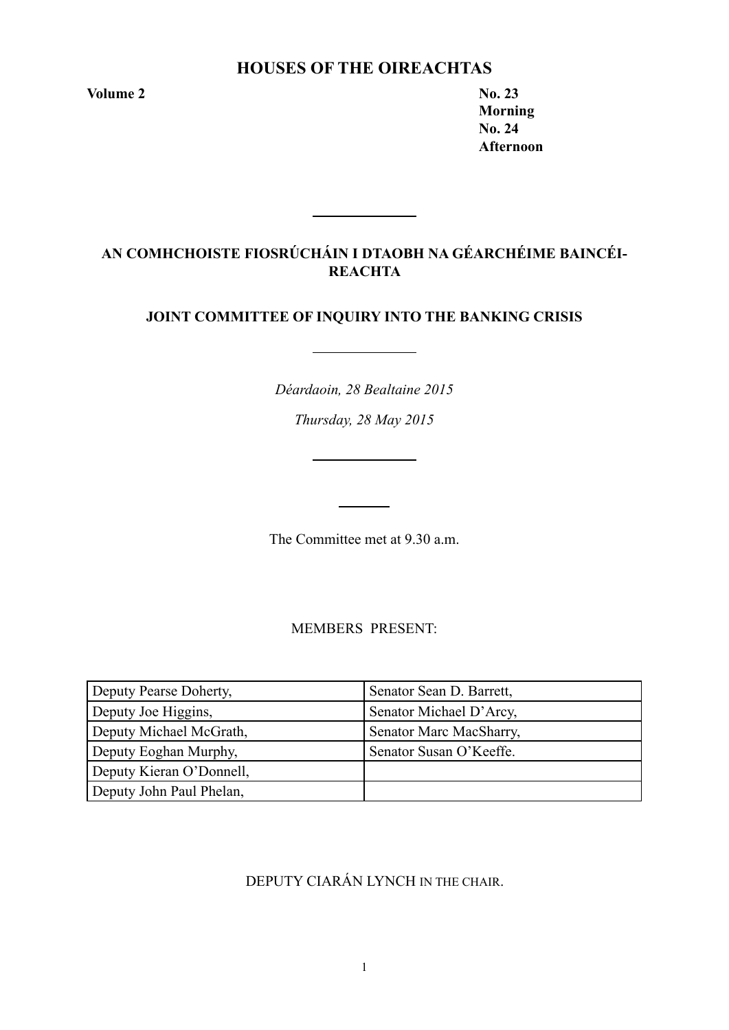# HOUSES OF THE OIREACHTAS

**Volume 2** 

**No. 23**
**Morning**
**No. 24**
**Afternoon**

---

## AN COMHCHOISTE FIOSRÚCHÁIN I DTAOBH NA GÉARCHÉIME BAINCÉIREACHTA

## JOINT COMMITTEE OF INQUIRY INTO THE BANKING CRISIS

---

*Déardaoin, 28 Bealtaine 2015*

*Thursday, 28 May 2015*

---

The Committee met at 9.30 a.m.

MEMBERS PRESENT:

| | |
|---|---|
| Deputy Pearse Doherty, | Senator Sean D. Barrett, |
| Deputy Joe Higgins, | Senator Michael D'Arcy, |
| Deputy Michael McGrath, | Senator Marc MacSharry, |
| Deputy Eoghan Murphy, | Senator Susan O'Keeffe. |
| Deputy Kieran O'Donnell, | |
| Deputy John Paul Phelan, | |

DEPUTY CIARÁN LYNCH IN THE CHAIR.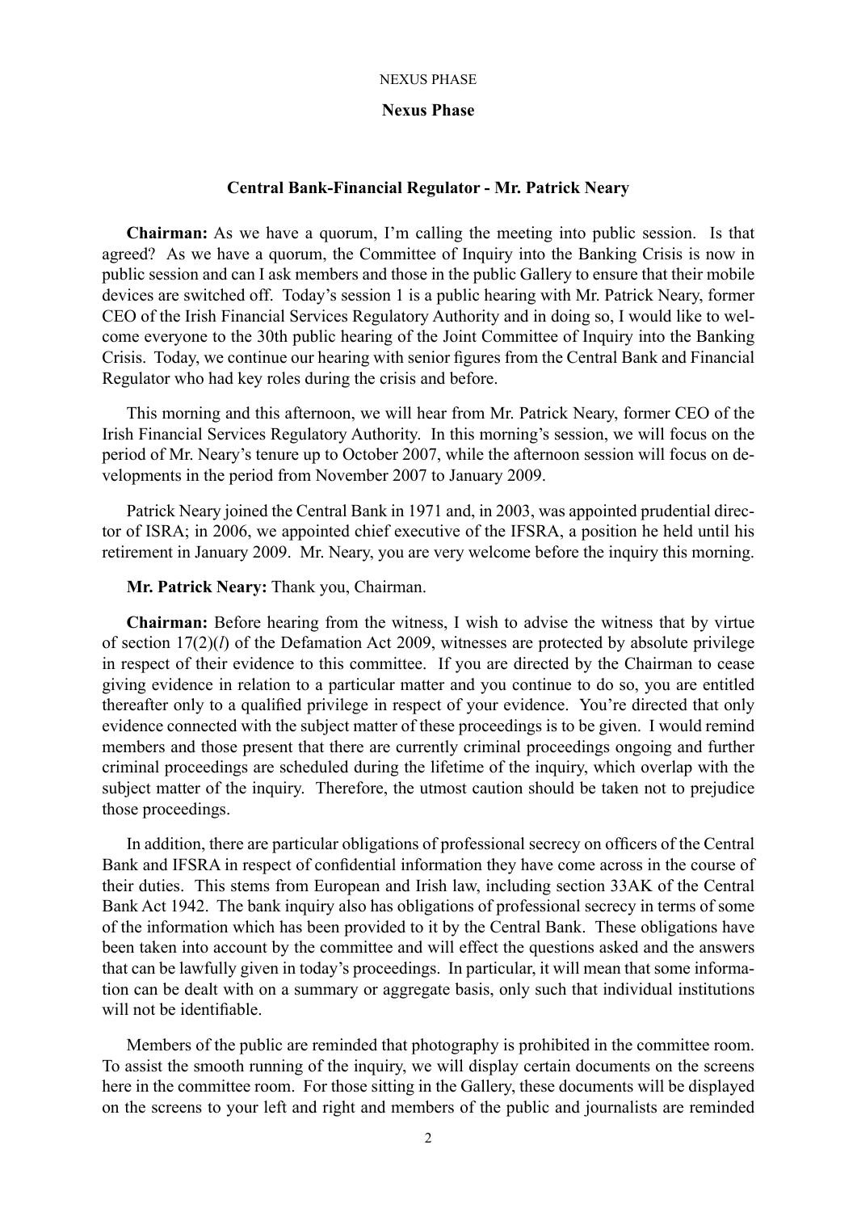NEXUS PHASE

## Nexus Phase

### Central Bank-Financial Regulator - Mr. Patrick Neary

**Chairman:** As we have a quorum, I'm calling the meeting into public session. Is that agreed? As we have a quorum, the Committee of Inquiry into the Banking Crisis is now in public session and can I ask members and those in the public Gallery to ensure that their mobile devices are switched off. Today's session 1 is a public hearing with Mr. Patrick Neary, former CEO of the Irish Financial Services Regulatory Authority and in doing so, I would like to welcome everyone to the 30th public hearing of the Joint Committee of Inquiry into the Banking Crisis. Today, we continue our hearing with senior figures from the Central Bank and Financial Regulator who had key roles during the crisis and before.

This morning and this afternoon, we will hear from Mr. Patrick Neary, former CEO of the Irish Financial Services Regulatory Authority. In this morning's session, we will focus on the period of Mr. Neary's tenure up to October 2007, while the afternoon session will focus on developments in the period from November 2007 to January 2009.

Patrick Neary joined the Central Bank in 1971 and, in 2003, was appointed prudential director of ISRA; in 2006, we appointed chief executive of the IFSRA, a position he held until his retirement in January 2009. Mr. Neary, you are very welcome before the inquiry this morning.

**Mr. Patrick Neary:** Thank you, Chairman.

**Chairman:** Before hearing from the witness, I wish to advise the witness that by virtue of section 17(2)(*l*) of the Defamation Act 2009, witnesses are protected by absolute privilege in respect of their evidence to this committee. If you are directed by the Chairman to cease giving evidence in relation to a particular matter and you continue to do so, you are entitled thereafter only to a qualified privilege in respect of your evidence. You're directed that only evidence connected with the subject matter of these proceedings is to be given. I would remind members and those present that there are currently criminal proceedings ongoing and further criminal proceedings are scheduled during the lifetime of the inquiry, which overlap with the subject matter of the inquiry. Therefore, the utmost caution should be taken not to prejudice those proceedings.

In addition, there are particular obligations of professional secrecy on officers of the Central Bank and IFSRA in respect of confidential information they have come across in the course of their duties. This stems from European and Irish law, including section 33AK of the Central Bank Act 1942. The bank inquiry also has obligations of professional secrecy in terms of some of the information which has been provided to it by the Central Bank. These obligations have been taken into account by the committee and will effect the questions asked and the answers that can be lawfully given in today's proceedings. In particular, it will mean that some information can be dealt with on a summary or aggregate basis, only such that individual institutions will not be identifiable.

Members of the public are reminded that photography is prohibited in the committee room. To assist the smooth running of the inquiry, we will display certain documents on the screens here in the committee room. For those sitting in the Gallery, these documents will be displayed on the screens to your left and right and members of the public and journalists are reminded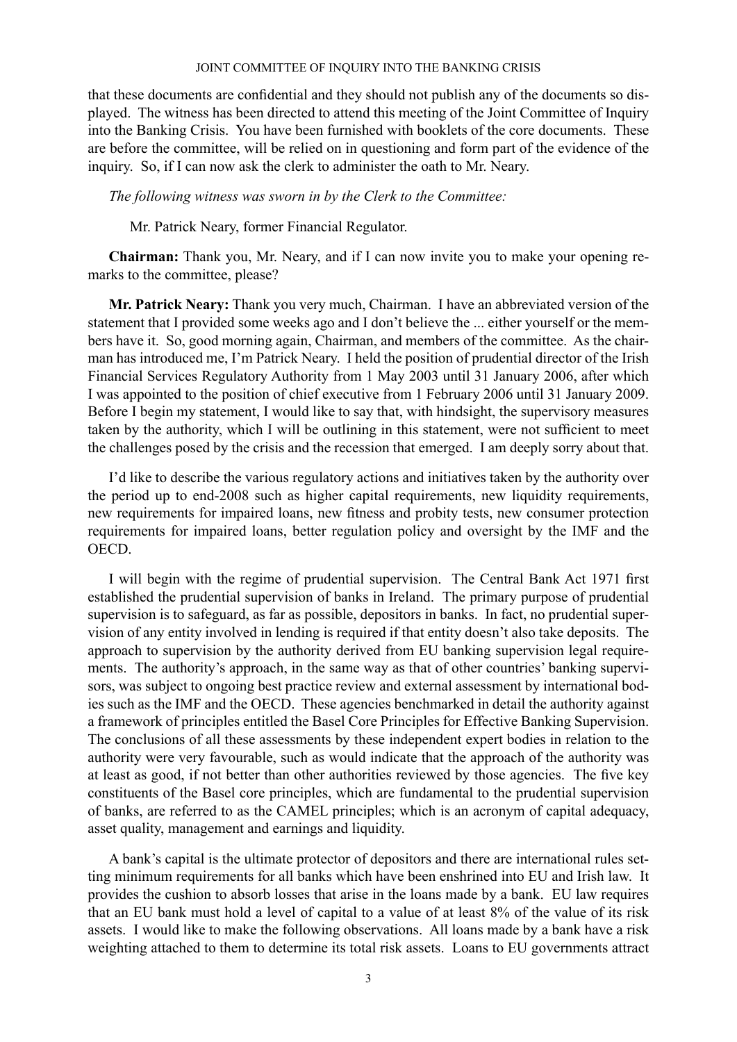that these documents are confidential and they should not publish any of the documents so displayed. The witness has been directed to attend this meeting of the Joint Committee of Inquiry into the Banking Crisis. You have been furnished with booklets of the core documents. These are before the committee, will be relied on in questioning and form part of the evidence of the inquiry. So, if I can now ask the clerk to administer the oath to Mr. Neary.

*The following witness was sworn in by the Clerk to the Committee:*

Mr. Patrick Neary, former Financial Regulator.

**Chairman:** Thank you, Mr. Neary, and if I can now invite you to make your opening remarks to the committee, please?

**Mr. Patrick Neary:** Thank you very much, Chairman. I have an abbreviated version of the statement that I provided some weeks ago and I don't believe the ... either yourself or the members have it. So, good morning again, Chairman, and members of the committee. As the chairman has introduced me, I'm Patrick Neary. I held the position of prudential director of the Irish Financial Services Regulatory Authority from 1 May 2003 until 31 January 2006, after which I was appointed to the position of chief executive from 1 February 2006 until 31 January 2009. Before I begin my statement, I would like to say that, with hindsight, the supervisory measures taken by the authority, which I will be outlining in this statement, were not sufficient to meet the challenges posed by the crisis and the recession that emerged. I am deeply sorry about that.

I'd like to describe the various regulatory actions and initiatives taken by the authority over the period up to end-2008 such as higher capital requirements, new liquidity requirements, new requirements for impaired loans, new fitness and probity tests, new consumer protection requirements for impaired loans, better regulation policy and oversight by the IMF and the OECD.

I will begin with the regime of prudential supervision. The Central Bank Act 1971 first established the prudential supervision of banks in Ireland. The primary purpose of prudential supervision is to safeguard, as far as possible, depositors in banks. In fact, no prudential supervision of any entity involved in lending is required if that entity doesn't also take deposits. The approach to supervision by the authority derived from EU banking supervision legal requirements. The authority's approach, in the same way as that of other countries' banking supervisors, was subject to ongoing best practice review and external assessment by international bodies such as the IMF and the OECD. These agencies benchmarked in detail the authority against a framework of principles entitled the Basel Core Principles for Effective Banking Supervision. The conclusions of all these assessments by these independent expert bodies in relation to the authority were very favourable, such as would indicate that the approach of the authority was at least as good, if not better than other authorities reviewed by those agencies. The five key constituents of the Basel core principles, which are fundamental to the prudential supervision of banks, are referred to as the CAMEL principles; which is an acronym of capital adequacy, asset quality, management and earnings and liquidity.

A bank's capital is the ultimate protector of depositors and there are international rules setting minimum requirements for all banks which have been enshrined into EU and Irish law. It provides the cushion to absorb losses that arise in the loans made by a bank. EU law requires that an EU bank must hold a level of capital to a value of at least 8% of the value of its risk assets. I would like to make the following observations. All loans made by a bank have a risk weighting attached to them to determine its total risk assets. Loans to EU governments attract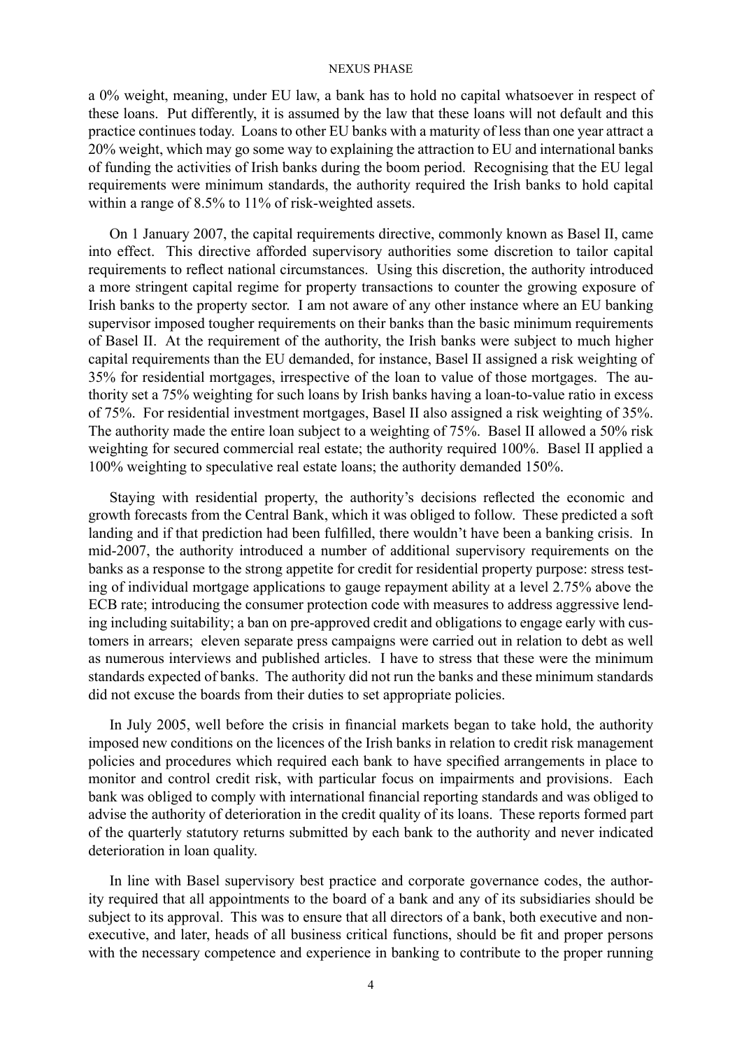a 0% weight, meaning, under EU law, a bank has to hold no capital whatsoever in respect of these loans. Put differently, it is assumed by the law that these loans will not default and this practice continues today. Loans to other EU banks with a maturity of less than one year attract a 20% weight, which may go some way to explaining the attraction to EU and international banks of funding the activities of Irish banks during the boom period. Recognising that the EU legal requirements were minimum standards, the authority required the Irish banks to hold capital within a range of 8.5% to 11% of risk-weighted assets.

On 1 January 2007, the capital requirements directive, commonly known as Basel II, came into effect. This directive afforded supervisory authorities some discretion to tailor capital requirements to reflect national circumstances. Using this discretion, the authority introduced a more stringent capital regime for property transactions to counter the growing exposure of Irish banks to the property sector. I am not aware of any other instance where an EU banking supervisor imposed tougher requirements on their banks than the basic minimum requirements of Basel II. At the requirement of the authority, the Irish banks were subject to much higher capital requirements than the EU demanded, for instance, Basel II assigned a risk weighting of 35% for residential mortgages, irrespective of the loan to value of those mortgages. The authority set a 75% weighting for such loans by Irish banks having a loan-to-value ratio in excess of 75%. For residential investment mortgages, Basel II also assigned a risk weighting of 35%. The authority made the entire loan subject to a weighting of 75%. Basel II allowed a 50% risk weighting for secured commercial real estate; the authority required 100%. Basel II applied a 100% weighting to speculative real estate loans; the authority demanded 150%.

Staying with residential property, the authority's decisions reflected the economic and growth forecasts from the Central Bank, which it was obliged to follow. These predicted a soft landing and if that prediction had been fulfilled, there wouldn't have been a banking crisis. In mid-2007, the authority introduced a number of additional supervisory requirements on the banks as a response to the strong appetite for credit for residential property purpose: stress testing of individual mortgage applications to gauge repayment ability at a level 2.75% above the ECB rate; introducing the consumer protection code with measures to address aggressive lending including suitability; a ban on pre-approved credit and obligations to engage early with customers in arrears; eleven separate press campaigns were carried out in relation to debt as well as numerous interviews and published articles. I have to stress that these were the minimum standards expected of banks. The authority did not run the banks and these minimum standards did not excuse the boards from their duties to set appropriate policies.

In July 2005, well before the crisis in financial markets began to take hold, the authority imposed new conditions on the licences of the Irish banks in relation to credit risk management policies and procedures which required each bank to have specified arrangements in place to monitor and control credit risk, with particular focus on impairments and provisions. Each bank was obliged to comply with international financial reporting standards and was obliged to advise the authority of deterioration in the credit quality of its loans. These reports formed part of the quarterly statutory returns submitted by each bank to the authority and never indicated deterioration in loan quality.

In line with Basel supervisory best practice and corporate governance codes, the authority required that all appointments to the board of a bank and any of its subsidiaries should be subject to its approval. This was to ensure that all directors of a bank, both executive and non-executive, and later, heads of all business critical functions, should be fit and proper persons with the necessary competence and experience in banking to contribute to the proper running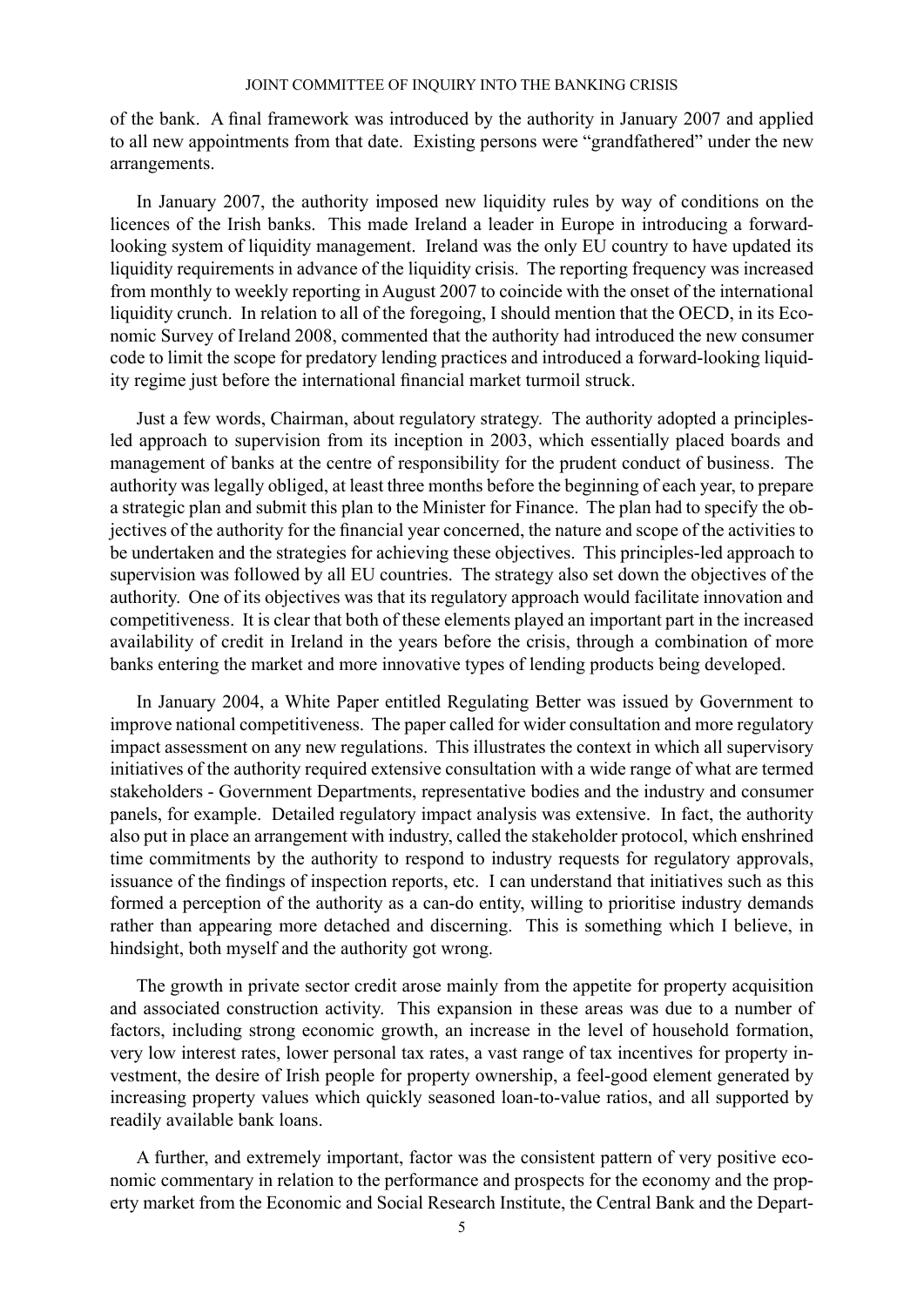of the bank. A final framework was introduced by the authority in January 2007 and applied to all new appointments from that date. Existing persons were "grandfathered" under the new arrangements.

In January 2007, the authority imposed new liquidity rules by way of conditions on the licences of the Irish banks. This made Ireland a leader in Europe in introducing a forward-looking system of liquidity management. Ireland was the only EU country to have updated its liquidity requirements in advance of the liquidity crisis. The reporting frequency was increased from monthly to weekly reporting in August 2007 to coincide with the onset of the international liquidity crunch. In relation to all of the foregoing, I should mention that the OECD, in its Economic Survey of Ireland 2008, commented that the authority had introduced the new consumer code to limit the scope for predatory lending practices and introduced a forward-looking liquidity regime just before the international financial market turmoil struck.

Just a few words, Chairman, about regulatory strategy. The authority adopted a principles-led approach to supervision from its inception in 2003, which essentially placed boards and management of banks at the centre of responsibility for the prudent conduct of business. The authority was legally obliged, at least three months before the beginning of each year, to prepare a strategic plan and submit this plan to the Minister for Finance. The plan had to specify the objectives of the authority for the financial year concerned, the nature and scope of the activities to be undertaken and the strategies for achieving these objectives. This principles-led approach to supervision was followed by all EU countries. The strategy also set down the objectives of the authority. One of its objectives was that its regulatory approach would facilitate innovation and competitiveness. It is clear that both of these elements played an important part in the increased availability of credit in Ireland in the years before the crisis, through a combination of more banks entering the market and more innovative types of lending products being developed.

In January 2004, a White Paper entitled Regulating Better was issued by Government to improve national competitiveness. The paper called for wider consultation and more regulatory impact assessment on any new regulations. This illustrates the context in which all supervisory initiatives of the authority required extensive consultation with a wide range of what are termed stakeholders - Government Departments, representative bodies and the industry and consumer panels, for example. Detailed regulatory impact analysis was extensive. In fact, the authority also put in place an arrangement with industry, called the stakeholder protocol, which enshrined time commitments by the authority to respond to industry requests for regulatory approvals, issuance of the findings of inspection reports, etc. I can understand that initiatives such as this formed a perception of the authority as a can-do entity, willing to prioritise industry demands rather than appearing more detached and discerning. This is something which I believe, in hindsight, both myself and the authority got wrong.

The growth in private sector credit arose mainly from the appetite for property acquisition and associated construction activity. This expansion in these areas was due to a number of factors, including strong economic growth, an increase in the level of household formation, very low interest rates, lower personal tax rates, a vast range of tax incentives for property investment, the desire of Irish people for property ownership, a feel-good element generated by increasing property values which quickly seasoned loan-to-value ratios, and all supported by readily available bank loans.

A further, and extremely important, factor was the consistent pattern of very positive economic commentary in relation to the performance and prospects for the economy and the property market from the Economic and Social Research Institute, the Central Bank and the Depart-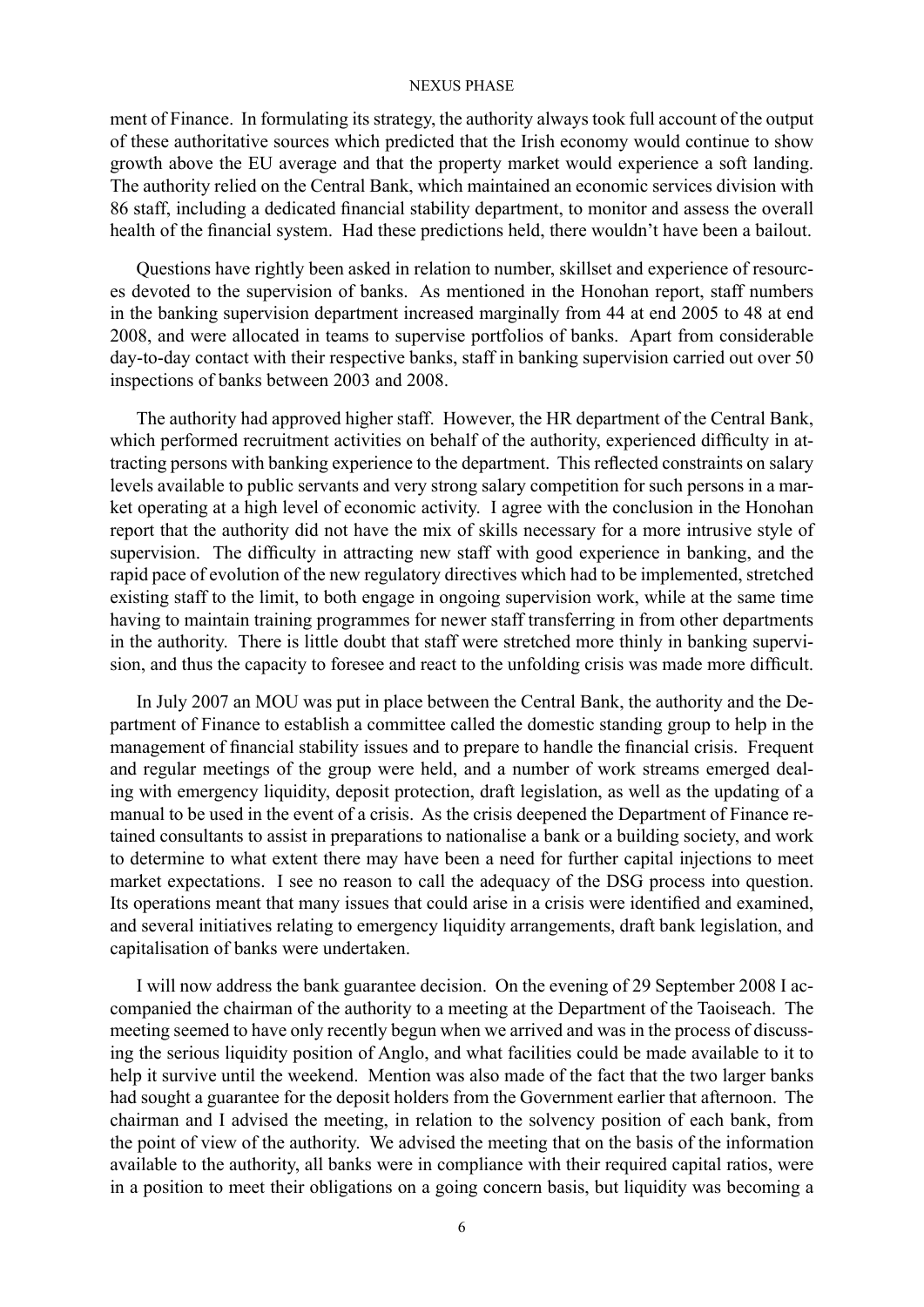ment of Finance. In formulating its strategy, the authority always took full account of the output of these authoritative sources which predicted that the Irish economy would continue to show growth above the EU average and that the property market would experience a soft landing. The authority relied on the Central Bank, which maintained an economic services division with 86 staff, including a dedicated financial stability department, to monitor and assess the overall health of the financial system. Had these predictions held, there wouldn't have been a bailout.

Questions have rightly been asked in relation to number, skillset and experience of resources devoted to the supervision of banks. As mentioned in the Honohan report, staff numbers in the banking supervision department increased marginally from 44 at end 2005 to 48 at end 2008, and were allocated in teams to supervise portfolios of banks. Apart from considerable day-to-day contact with their respective banks, staff in banking supervision carried out over 50 inspections of banks between 2003 and 2008.

The authority had approved higher staff. However, the HR department of the Central Bank, which performed recruitment activities on behalf of the authority, experienced difficulty in attracting persons with banking experience to the department. This reflected constraints on salary levels available to public servants and very strong salary competition for such persons in a market operating at a high level of economic activity. I agree with the conclusion in the Honohan report that the authority did not have the mix of skills necessary for a more intrusive style of supervision. The difficulty in attracting new staff with good experience in banking, and the rapid pace of evolution of the new regulatory directives which had to be implemented, stretched existing staff to the limit, to both engage in ongoing supervision work, while at the same time having to maintain training programmes for newer staff transferring in from other departments in the authority. There is little doubt that staff were stretched more thinly in banking supervision, and thus the capacity to foresee and react to the unfolding crisis was made more difficult.

In July 2007 an MOU was put in place between the Central Bank, the authority and the Department of Finance to establish a committee called the domestic standing group to help in the management of financial stability issues and to prepare to handle the financial crisis. Frequent and regular meetings of the group were held, and a number of work streams emerged dealing with emergency liquidity, deposit protection, draft legislation, as well as the updating of a manual to be used in the event of a crisis. As the crisis deepened the Department of Finance retained consultants to assist in preparations to nationalise a bank or a building society, and work to determine to what extent there may have been a need for further capital injections to meet market expectations. I see no reason to call the adequacy of the DSG process into question. Its operations meant that many issues that could arise in a crisis were identified and examined, and several initiatives relating to emergency liquidity arrangements, draft bank legislation, and capitalisation of banks were undertaken.

I will now address the bank guarantee decision. On the evening of 29 September 2008 I accompanied the chairman of the authority to a meeting at the Department of the Taoiseach. The meeting seemed to have only recently begun when we arrived and was in the process of discussing the serious liquidity position of Anglo, and what facilities could be made available to it to help it survive until the weekend. Mention was also made of the fact that the two larger banks had sought a guarantee for the deposit holders from the Government earlier that afternoon. The chairman and I advised the meeting, in relation to the solvency position of each bank, from the point of view of the authority. We advised the meeting that on the basis of the information available to the authority, all banks were in compliance with their required capital ratios, were in a position to meet their obligations on a going concern basis, but liquidity was becoming a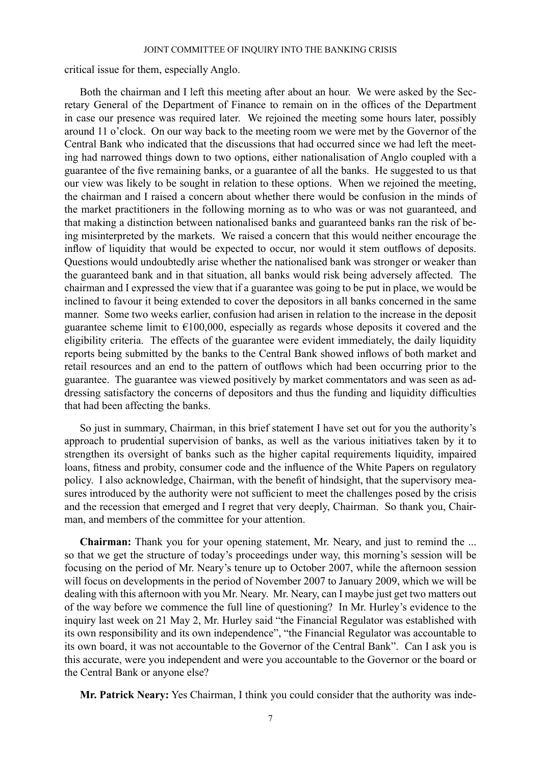critical issue for them, especially Anglo.

Both the chairman and I left this meeting after about an hour. We were asked by the Secretary General of the Department of Finance to remain on in the offices of the Department in case our presence was required later. We rejoined the meeting some hours later, possibly around 11 o'clock. On our way back to the meeting room we were met by the Governor of the Central Bank who indicated that the discussions that had occurred since we had left the meeting had narrowed things down to two options, either nationalisation of Anglo coupled with a guarantee of the five remaining banks, or a guarantee of all the banks. He suggested to us that our view was likely to be sought in relation to these options. When we rejoined the meeting, the chairman and I raised a concern about whether there would be confusion in the minds of the market practitioners in the following morning as to who was or was not guaranteed, and that making a distinction between nationalised banks and guaranteed banks ran the risk of being misinterpreted by the markets. We raised a concern that this would neither encourage the inflow of liquidity that would be expected to occur, nor would it stem outflows of deposits. Questions would undoubtedly arise whether the nationalised bank was stronger or weaker than the guaranteed bank and in that situation, all banks would risk being adversely affected. The chairman and I expressed the view that if a guarantee was going to be put in place, we would be inclined to favour it being extended to cover the depositors in all banks concerned in the same manner. Some two weeks earlier, confusion had arisen in relation to the increase in the deposit guarantee scheme limit to €100,000, especially as regards whose deposits it covered and the eligibility criteria. The effects of the guarantee were evident immediately, the daily liquidity reports being submitted by the banks to the Central Bank showed inflows of both market and retail resources and an end to the pattern of outflows which had been occurring prior to the guarantee. The guarantee was viewed positively by market commentators and was seen as addressing satisfactory the concerns of depositors and thus the funding and liquidity difficulties that had been affecting the banks.

So just in summary, Chairman, in this brief statement I have set out for you the authority's approach to prudential supervision of banks, as well as the various initiatives taken by it to strengthen its oversight of banks such as the higher capital requirements liquidity, impaired loans, fitness and probity, consumer code and the influence of the White Papers on regulatory policy. I also acknowledge, Chairman, with the benefit of hindsight, that the supervisory measures introduced by the authority were not sufficient to meet the challenges posed by the crisis and the recession that emerged and I regret that very deeply, Chairman. So thank you, Chairman, and members of the committee for your attention.

**Chairman:** Thank you for your opening statement, Mr. Neary, and just to remind the ... so that we get the structure of today's proceedings under way, this morning's session will be focusing on the period of Mr. Neary's tenure up to October 2007, while the afternoon session will focus on developments in the period of November 2007 to January 2009, which we will be dealing with this afternoon with you Mr. Neary. Mr. Neary, can I maybe just get two matters out of the way before we commence the full line of questioning? In Mr. Hurley's evidence to the inquiry last week on 21 May 2, Mr. Hurley said "the Financial Regulator was established with its own responsibility and its own independence", "the Financial Regulator was accountable to its own board, it was not accountable to the Governor of the Central Bank". Can I ask you is this accurate, were you independent and were you accountable to the Governor or the board or the Central Bank or anyone else?

**Mr. Patrick Neary:** Yes Chairman, I think you could consider that the authority was inde-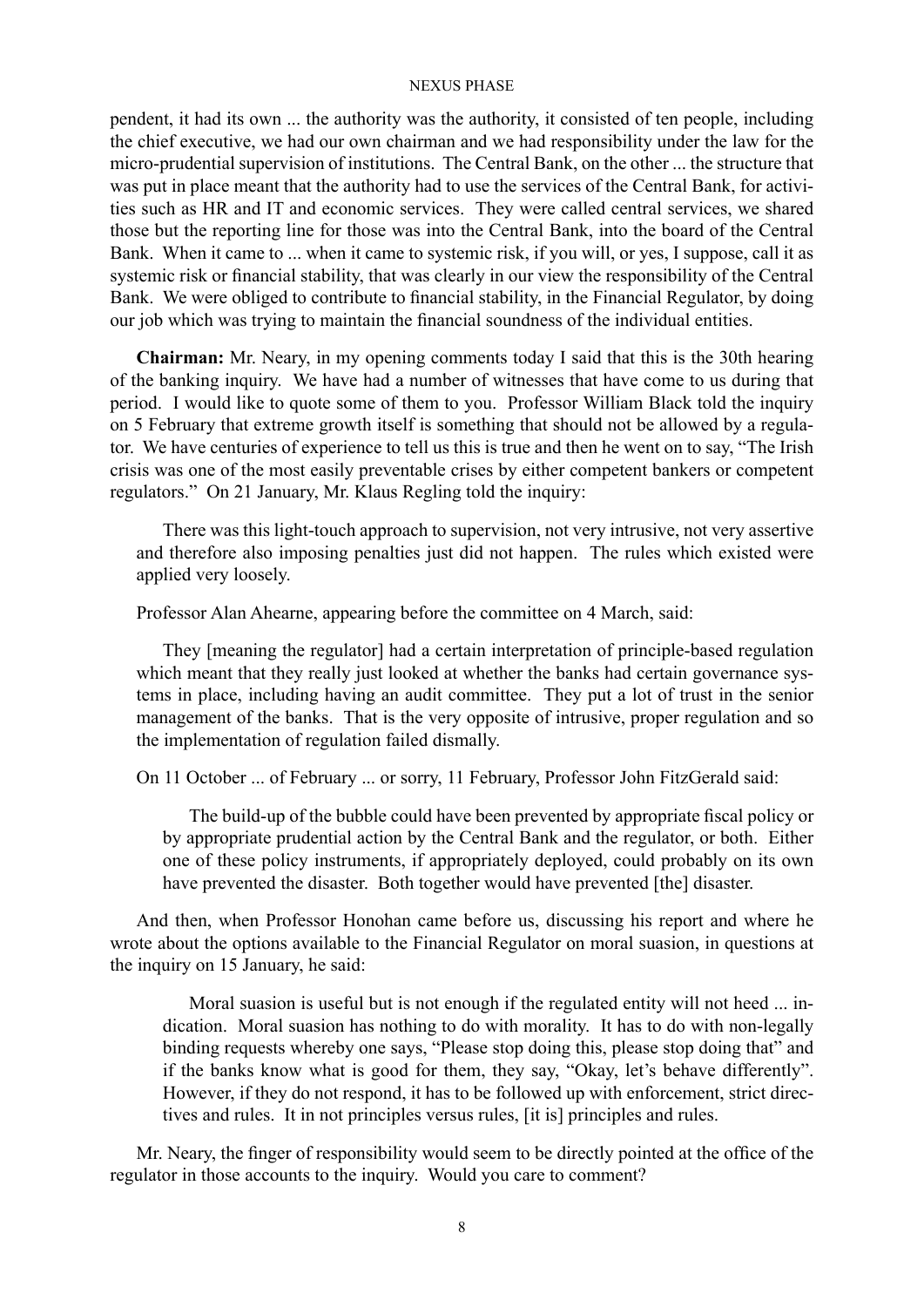pendent, it had its own ... the authority was the authority, it consisted of ten people, including the chief executive, we had our own chairman and we had responsibility under the law for the micro-prudential supervision of institutions. The Central Bank, on the other ... the structure that was put in place meant that the authority had to use the services of the Central Bank, for activities such as HR and IT and economic services. They were called central services, we shared those but the reporting line for those was into the Central Bank, into the board of the Central Bank. When it came to ... when it came to systemic risk, if you will, or yes, I suppose, call it as systemic risk or financial stability, that was clearly in our view the responsibility of the Central Bank. We were obliged to contribute to financial stability, in the Financial Regulator, by doing our job which was trying to maintain the financial soundness of the individual entities.

**Chairman:** Mr. Neary, in my opening comments today I said that this is the 30th hearing of the banking inquiry. We have had a number of witnesses that have come to us during that period. I would like to quote some of them to you. Professor William Black told the inquiry on 5 February that extreme growth itself is something that should not be allowed by a regulator. We have centuries of experience to tell us this is true and then he went on to say, "The Irish crisis was one of the most easily preventable crises by either competent bankers or competent regulators." On 21 January, Mr. Klaus Regling told the inquiry:

> There was this light-touch approach to supervision, not very intrusive, not very assertive and therefore also imposing penalties just did not happen. The rules which existed were applied very loosely.

Professor Alan Ahearne, appearing before the committee on 4 March, said:

> They [meaning the regulator] had a certain interpretation of principle-based regulation which meant that they really just looked at whether the banks had certain governance systems in place, including having an audit committee. They put a lot of trust in the senior management of the banks. That is the very opposite of intrusive, proper regulation and so the implementation of regulation failed dismally.

On 11 October ... of February ... or sorry, 11 February, Professor John FitzGerald said:

> The build-up of the bubble could have been prevented by appropriate fiscal policy or by appropriate prudential action by the Central Bank and the regulator, or both. Either one of these policy instruments, if appropriately deployed, could probably on its own have prevented the disaster. Both together would have prevented [the] disaster.

And then, when Professor Honohan came before us, discussing his report and where he wrote about the options available to the Financial Regulator on moral suasion, in questions at the inquiry on 15 January, he said:

> Moral suasion is useful but is not enough if the regulated entity will not heed ... indication. Moral suasion has nothing to do with morality. It has to do with non-legally binding requests whereby one says, "Please stop doing this, please stop doing that" and if the banks know what is good for them, they say, "Okay, let's behave differently". However, if they do not respond, it has to be followed up with enforcement, strict directives and rules. It in not principles versus rules, [it is] principles and rules.

Mr. Neary, the finger of responsibility would seem to be directly pointed at the office of the regulator in those accounts to the inquiry. Would you care to comment?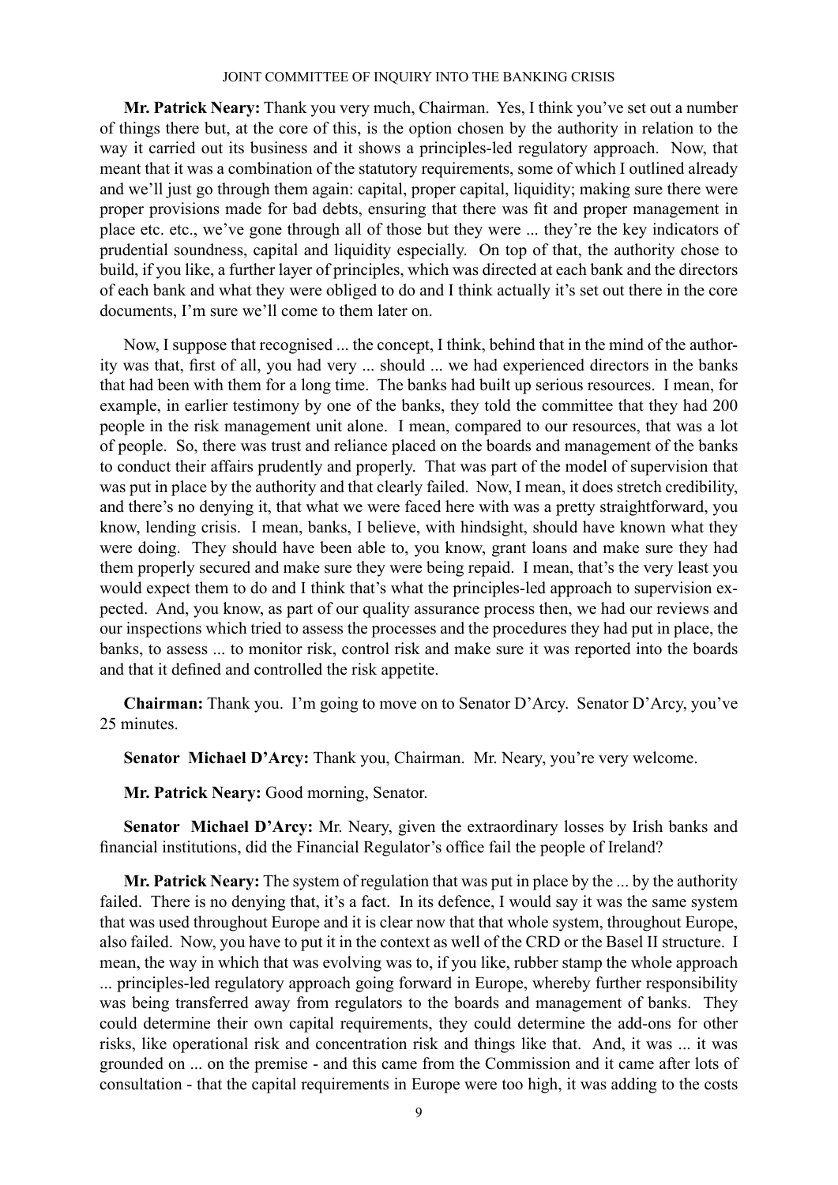**Mr. Patrick Neary:** Thank you very much, Chairman. Yes, I think you've set out a number of things there but, at the core of this, is the option chosen by the authority in relation to the way it carried out its business and it shows a principles-led regulatory approach. Now, that meant that it was a combination of the statutory requirements, some of which I outlined already and we'll just go through them again: capital, proper capital, liquidity; making sure there were proper provisions made for bad debts, ensuring that there was fit and proper management in place etc. etc., we've gone through all of those but they were ... they're the key indicators of prudential soundness, capital and liquidity especially. On top of that, the authority chose to build, if you like, a further layer of principles, which was directed at each bank and the directors of each bank and what they were obliged to do and I think actually it's set out there in the core documents, I'm sure we'll come to them later on.

Now, I suppose that recognised ... the concept, I think, behind that in the mind of the authority was that, first of all, you had very ... should ... we had experienced directors in the banks that had been with them for a long time. The banks had built up serious resources. I mean, for example, in earlier testimony by one of the banks, they told the committee that they had 200 people in the risk management unit alone. I mean, compared to our resources, that was a lot of people. So, there was trust and reliance placed on the boards and management of the banks to conduct their affairs prudently and properly. That was part of the model of supervision that was put in place by the authority and that clearly failed. Now, I mean, it does stretch credibility, and there's no denying it, that what we were faced here with was a pretty straightforward, you know, lending crisis. I mean, banks, I believe, with hindsight, should have known what they were doing. They should have been able to, you know, grant loans and make sure they had them properly secured and make sure they were being repaid. I mean, that's the very least you would expect them to do and I think that's what the principles-led approach to supervision expected. And, you know, as part of our quality assurance process then, we had our reviews and our inspections which tried to assess the processes and the procedures they had put in place, the banks, to assess ... to monitor risk, control risk and make sure it was reported into the boards and that it defined and controlled the risk appetite.

**Chairman:** Thank you. I'm going to move on to Senator D'Arcy. Senator D'Arcy, you've 25 minutes.

**Senator Michael D'Arcy:** Thank you, Chairman. Mr. Neary, you're very welcome.

**Mr. Patrick Neary:** Good morning, Senator.

**Senator Michael D'Arcy:** Mr. Neary, given the extraordinary losses by Irish banks and financial institutions, did the Financial Regulator's office fail the people of Ireland?

**Mr. Patrick Neary:** The system of regulation that was put in place by the ... by the authority failed. There is no denying that, it's a fact. In its defence, I would say it was the same system that was used throughout Europe and it is clear now that that whole system, throughout Europe, also failed. Now, you have to put it in the context as well of the CRD or the Basel II structure. I mean, the way in which that was evolving was to, if you like, rubber stamp the whole approach ... principles-led regulatory approach going forward in Europe, whereby further responsibility was being transferred away from regulators to the boards and management of banks. They could determine their own capital requirements, they could determine the add-ons for other risks, like operational risk and concentration risk and things like that. And, it was ... it was grounded on ... on the premise - and this came from the Commission and it came after lots of consultation - that the capital requirements in Europe were too high, it was adding to the costs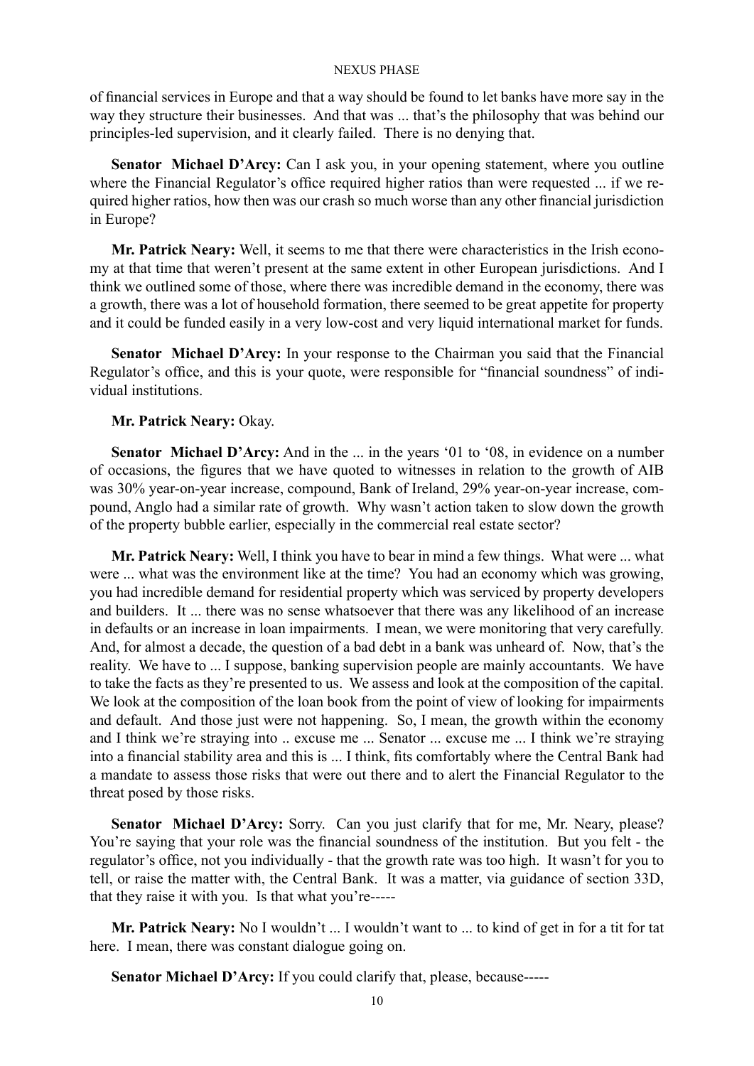of financial services in Europe and that a way should be found to let banks have more say in the way they structure their businesses. And that was ... that's the philosophy that was behind our principles-led supervision, and it clearly failed. There is no denying that.

**Senator Michael D'Arcy:** Can I ask you, in your opening statement, where you outline where the Financial Regulator's office required higher ratios than were requested ... if we required higher ratios, how then was our crash so much worse than any other financial jurisdiction in Europe?

**Mr. Patrick Neary:** Well, it seems to me that there were characteristics in the Irish economy at that time that weren't present at the same extent in other European jurisdictions. And I think we outlined some of those, where there was incredible demand in the economy, there was a growth, there was a lot of household formation, there seemed to be great appetite for property and it could be funded easily in a very low-cost and very liquid international market for funds.

**Senator Michael D'Arcy:** In your response to the Chairman you said that the Financial Regulator's office, and this is your quote, were responsible for "financial soundness" of individual institutions.

**Mr. Patrick Neary:** Okay.

**Senator Michael D'Arcy:** And in the ... in the years '01 to '08, in evidence on a number of occasions, the figures that we have quoted to witnesses in relation to the growth of AIB was 30% year-on-year increase, compound, Bank of Ireland, 29% year-on-year increase, compound, Anglo had a similar rate of growth. Why wasn't action taken to slow down the growth of the property bubble earlier, especially in the commercial real estate sector?

**Mr. Patrick Neary:** Well, I think you have to bear in mind a few things. What were ... what were ... what was the environment like at the time? You had an economy which was growing, you had incredible demand for residential property which was serviced by property developers and builders. It ... there was no sense whatsoever that there was any likelihood of an increase in defaults or an increase in loan impairments. I mean, we were monitoring that very carefully. And, for almost a decade, the question of a bad debt in a bank was unheard of. Now, that's the reality. We have to ... I suppose, banking supervision people are mainly accountants. We have to take the facts as they're presented to us. We assess and look at the composition of the capital. We look at the composition of the loan book from the point of view of looking for impairments and default. And those just were not happening. So, I mean, the growth within the economy and I think we're straying into .. excuse me ... Senator ... excuse me ... I think we're straying into a financial stability area and this is ... I think, fits comfortably where the Central Bank had a mandate to assess those risks that were out there and to alert the Financial Regulator to the threat posed by those risks.

**Senator Michael D'Arcy:** Sorry. Can you just clarify that for me, Mr. Neary, please? You're saying that your role was the financial soundness of the institution. But you felt - the regulator's office, not you individually - that the growth rate was too high. It wasn't for you to tell, or raise the matter with, the Central Bank. It was a matter, via guidance of section 33D, that they raise it with you. Is that what you're-----

**Mr. Patrick Neary:** No I wouldn't ... I wouldn't want to ... to kind of get in for a tit for tat here. I mean, there was constant dialogue going on.

**Senator Michael D'Arcy:** If you could clarify that, please, because-----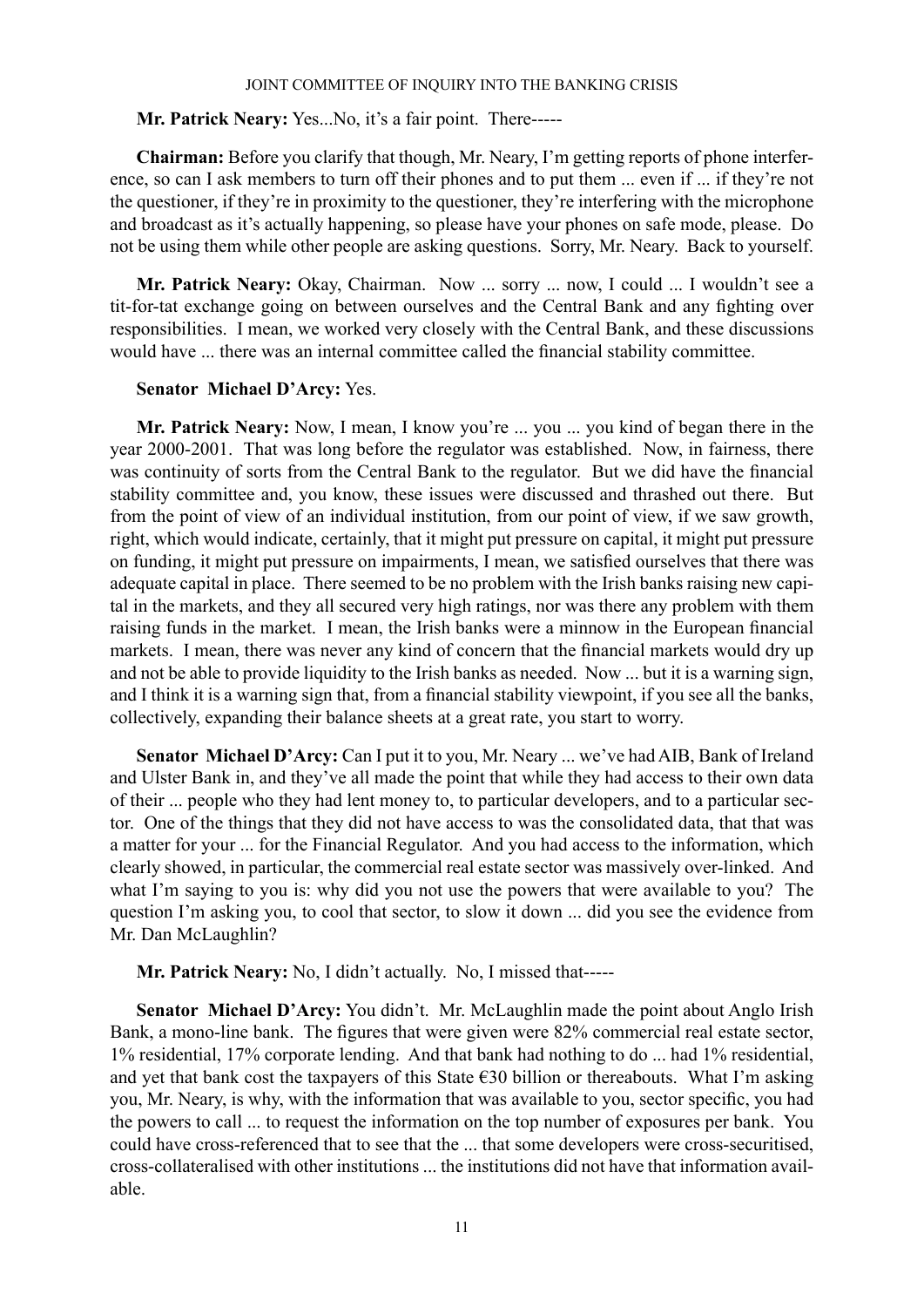**Mr. Patrick Neary:** Yes...No, it's a fair point. There-----

**Chairman:** Before you clarify that though, Mr. Neary, I'm getting reports of phone interference, so can I ask members to turn off their phones and to put them ... even if ... if they're not the questioner, if they're in proximity to the questioner, they're interfering with the microphone and broadcast as it's actually happening, so please have your phones on safe mode, please. Do not be using them while other people are asking questions. Sorry, Mr. Neary. Back to yourself.

**Mr. Patrick Neary:** Okay, Chairman. Now ... sorry ... now, I could ... I wouldn't see a tit-for-tat exchange going on between ourselves and the Central Bank and any fighting over responsibilities. I mean, we worked very closely with the Central Bank, and these discussions would have ... there was an internal committee called the financial stability committee.

**Senator Michael D'Arcy:** Yes.

**Mr. Patrick Neary:** Now, I mean, I know you're ... you ... you kind of began there in the year 2000-2001. That was long before the regulator was established. Now, in fairness, there was continuity of sorts from the Central Bank to the regulator. But we did have the financial stability committee and, you know, these issues were discussed and thrashed out there. But from the point of view of an individual institution, from our point of view, if we saw growth, right, which would indicate, certainly, that it might put pressure on capital, it might put pressure on funding, it might put pressure on impairments, I mean, we satisfied ourselves that there was adequate capital in place. There seemed to be no problem with the Irish banks raising new capital in the markets, and they all secured very high ratings, nor was there any problem with them raising funds in the market. I mean, the Irish banks were a minnow in the European financial markets. I mean, there was never any kind of concern that the financial markets would dry up and not be able to provide liquidity to the Irish banks as needed. Now ... but it is a warning sign, and I think it is a warning sign that, from a financial stability viewpoint, if you see all the banks, collectively, expanding their balance sheets at a great rate, you start to worry.

**Senator Michael D'Arcy:** Can I put it to you, Mr. Neary ... we've had AIB, Bank of Ireland and Ulster Bank in, and they've all made the point that while they had access to their own data of their ... people who they had lent money to, to particular developers, and to a particular sector. One of the things that they did not have access to was the consolidated data, that that was a matter for your ... for the Financial Regulator. And you had access to the information, which clearly showed, in particular, the commercial real estate sector was massively over-linked. And what I'm saying to you is: why did you not use the powers that were available to you? The question I'm asking you, to cool that sector, to slow it down ... did you see the evidence from Mr. Dan McLaughlin?

**Mr. Patrick Neary:** No, I didn't actually. No, I missed that-----

**Senator Michael D'Arcy:** You didn't. Mr. McLaughlin made the point about Anglo Irish Bank, a mono-line bank. The figures that were given were 82% commercial real estate sector, 1% residential, 17% corporate lending. And that bank had nothing to do ... had 1% residential, and yet that bank cost the taxpayers of this State €30 billion or thereabouts. What I'm asking you, Mr. Neary, is why, with the information that was available to you, sector specific, you had the powers to call ... to request the information on the top number of exposures per bank. You could have cross-referenced that to see that the ... that some developers were cross-securitised, cross-collateralised with other institutions ... the institutions did not have that information available.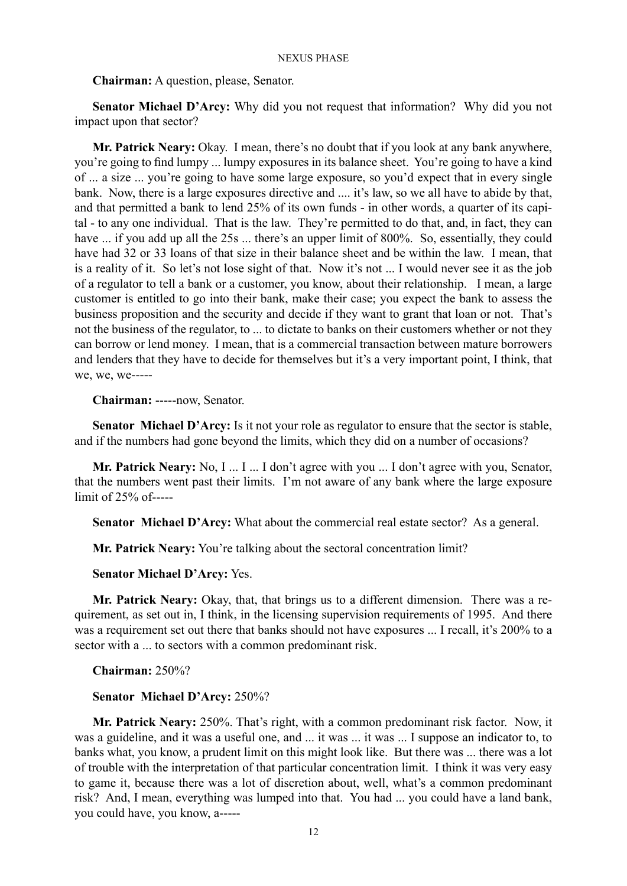**Chairman:** A question, please, Senator.

**Senator Michael D'Arcy:** Why did you not request that information? Why did you not impact upon that sector?

**Mr. Patrick Neary:** Okay. I mean, there's no doubt that if you look at any bank anywhere, you're going to find lumpy ... lumpy exposures in its balance sheet. You're going to have a kind of ... a size ... you're going to have some large exposure, so you'd expect that in every single bank. Now, there is a large exposures directive and .... it's law, so we all have to abide by that, and that permitted a bank to lend 25% of its own funds - in other words, a quarter of its capital - to any one individual. That is the law. They're permitted to do that, and, in fact, they can have ... if you add up all the 25s ... there's an upper limit of 800%. So, essentially, they could have had 32 or 33 loans of that size in their balance sheet and be within the law. I mean, that is a reality of it. So let's not lose sight of that. Now it's not ... I would never see it as the job of a regulator to tell a bank or a customer, you know, about their relationship. I mean, a large customer is entitled to go into their bank, make their case; you expect the bank to assess the business proposition and the security and decide if they want to grant that loan or not. That's not the business of the regulator, to ... to dictate to banks on their customers whether or not they can borrow or lend money. I mean, that is a commercial transaction between mature borrowers and lenders that they have to decide for themselves but it's a very important point, I think, that we, we, we-----

**Chairman:** -----now, Senator.

**Senator Michael D'Arcy:** Is it not your role as regulator to ensure that the sector is stable, and if the numbers had gone beyond the limits, which they did on a number of occasions?

**Mr. Patrick Neary:** No, I ... I ... I don't agree with you ... I don't agree with you, Senator, that the numbers went past their limits. I'm not aware of any bank where the large exposure limit of 25% of-----

**Senator Michael D'Arcy:** What about the commercial real estate sector? As a general.

**Mr. Patrick Neary:** You're talking about the sectoral concentration limit?

**Senator Michael D'Arcy:** Yes.

**Mr. Patrick Neary:** Okay, that, that brings us to a different dimension. There was a requirement, as set out in, I think, in the licensing supervision requirements of 1995. And there was a requirement set out there that banks should not have exposures ... I recall, it's 200% to a sector with a ... to sectors with a common predominant risk.

**Chairman:** 250%?

**Senator Michael D'Arcy:** 250%?

**Mr. Patrick Neary:** 250%. That's right, with a common predominant risk factor. Now, it was a guideline, and it was a useful one, and ... it was ... it was ... I suppose an indicator to, to banks what, you know, a prudent limit on this might look like. But there was ... there was a lot of trouble with the interpretation of that particular concentration limit. I think it was very easy to game it, because there was a lot of discretion about, well, what's a common predominant risk? And, I mean, everything was lumped into that. You had ... you could have a land bank, you could have, you know, a-----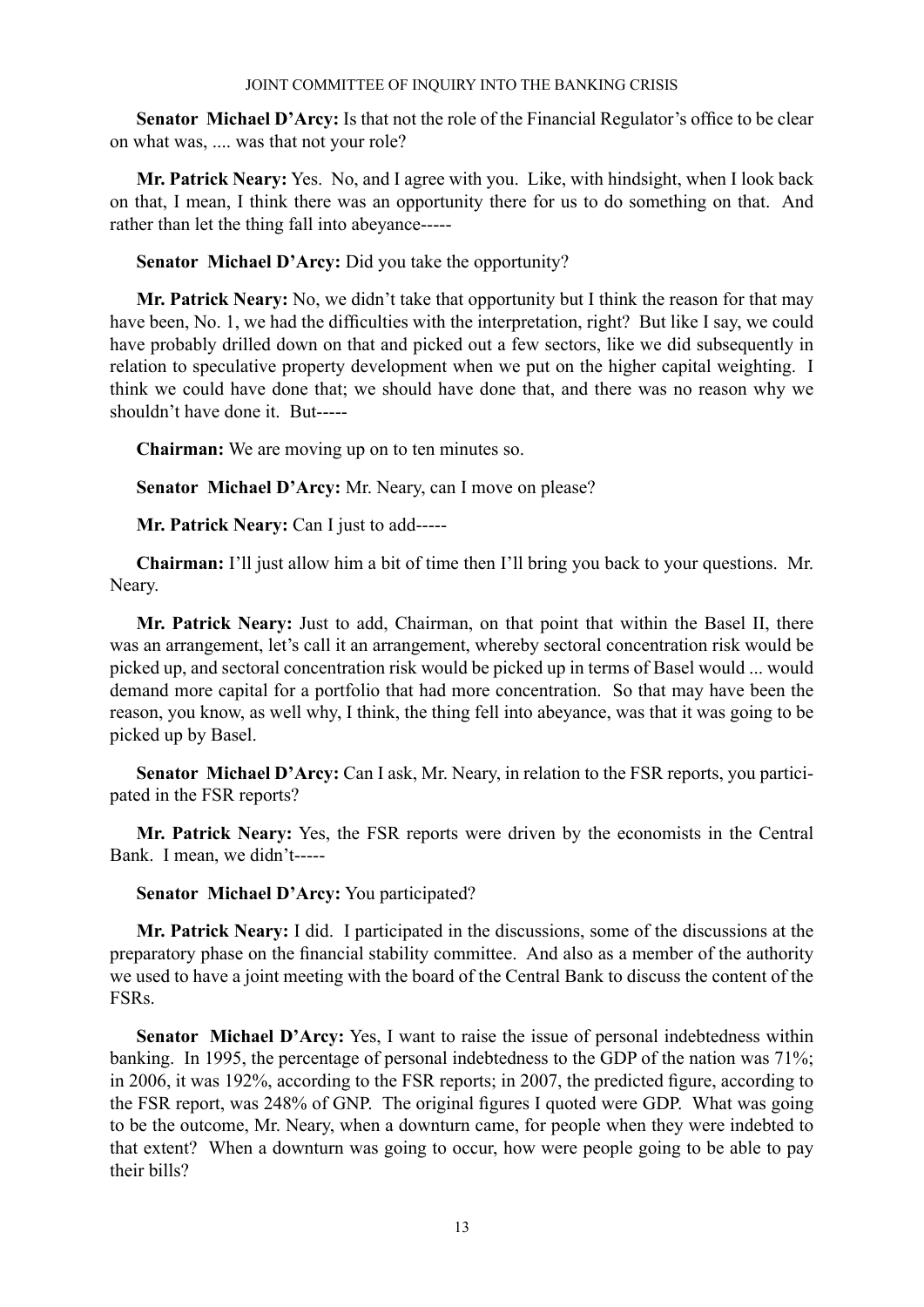**Senator Michael D'Arcy:** Is that not the role of the Financial Regulator's office to be clear on what was, .... was that not your role?

**Mr. Patrick Neary:** Yes. No, and I agree with you. Like, with hindsight, when I look back on that, I mean, I think there was an opportunity there for us to do something on that. And rather than let the thing fall into abeyance-----

**Senator Michael D'Arcy:** Did you take the opportunity?

**Mr. Patrick Neary:** No, we didn't take that opportunity but I think the reason for that may have been, No. 1, we had the difficulties with the interpretation, right? But like I say, we could have probably drilled down on that and picked out a few sectors, like we did subsequently in relation to speculative property development when we put on the higher capital weighting. I think we could have done that; we should have done that, and there was no reason why we shouldn't have done it. But-----

**Chairman:** We are moving up on to ten minutes so.

**Senator Michael D'Arcy:** Mr. Neary, can I move on please?

**Mr. Patrick Neary:** Can I just to add-----

**Chairman:** I'll just allow him a bit of time then I'll bring you back to your questions. Mr. Neary.

**Mr. Patrick Neary:** Just to add, Chairman, on that point that within the Basel II, there was an arrangement, let's call it an arrangement, whereby sectoral concentration risk would be picked up, and sectoral concentration risk would be picked up in terms of Basel would ... would demand more capital for a portfolio that had more concentration. So that may have been the reason, you know, as well why, I think, the thing fell into abeyance, was that it was going to be picked up by Basel.

**Senator Michael D'Arcy:** Can I ask, Mr. Neary, in relation to the FSR reports, you participated in the FSR reports?

**Mr. Patrick Neary:** Yes, the FSR reports were driven by the economists in the Central Bank. I mean, we didn't-----

**Senator Michael D'Arcy:** You participated?

**Mr. Patrick Neary:** I did. I participated in the discussions, some of the discussions at the preparatory phase on the financial stability committee. And also as a member of the authority we used to have a joint meeting with the board of the Central Bank to discuss the content of the FSRs.

**Senator Michael D'Arcy:** Yes, I want to raise the issue of personal indebtedness within banking. In 1995, the percentage of personal indebtedness to the GDP of the nation was 71%; in 2006, it was 192%, according to the FSR reports; in 2007, the predicted figure, according to the FSR report, was 248% of GNP. The original figures I quoted were GDP. What was going to be the outcome, Mr. Neary, when a downturn came, for people when they were indebted to that extent? When a downturn was going to occur, how were people going to be able to pay their bills?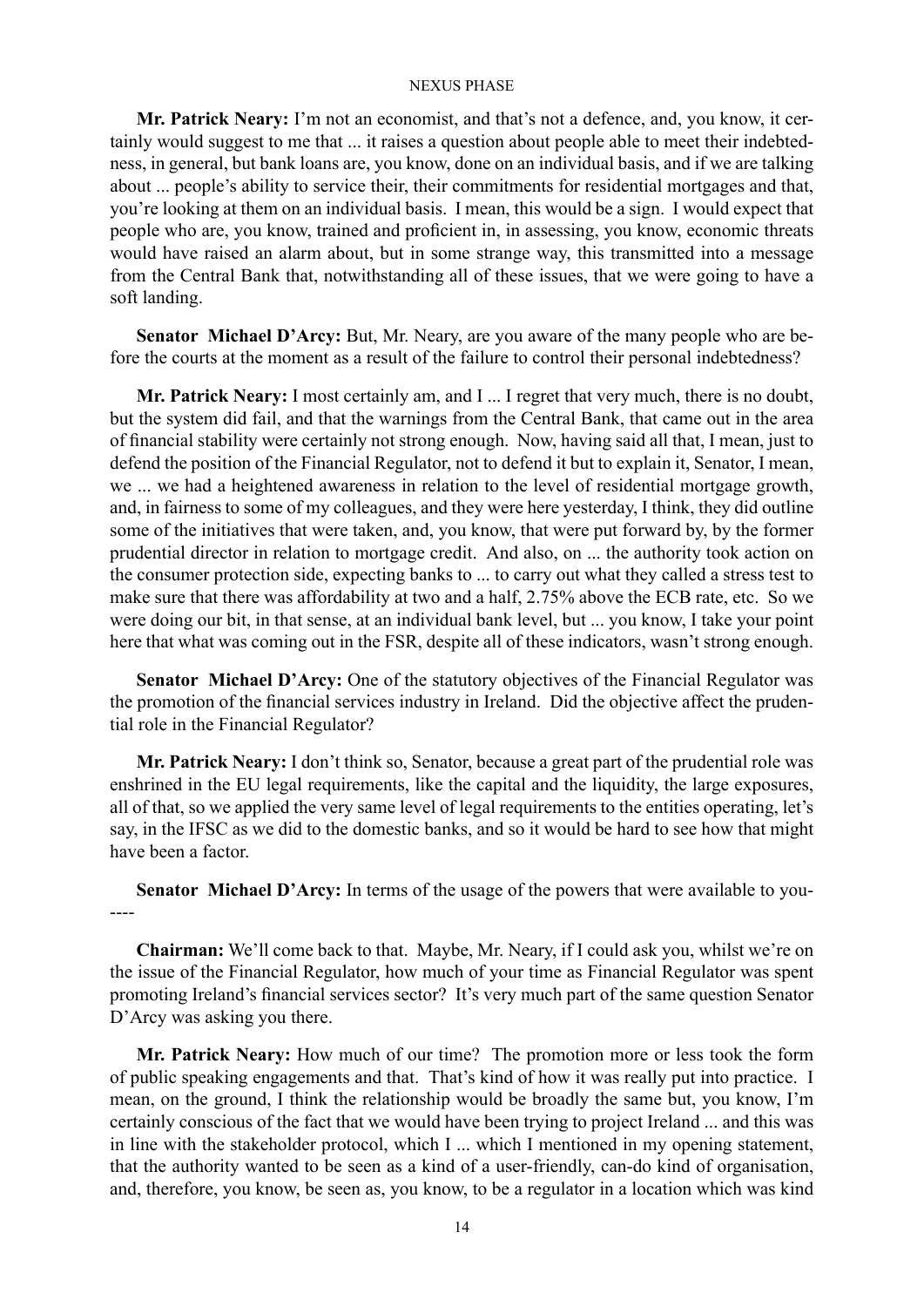**Mr. Patrick Neary:** I'm not an economist, and that's not a defence, and, you know, it certainly would suggest to me that ... it raises a question about people able to meet their indebtedness, in general, but bank loans are, you know, done on an individual basis, and if we are talking about ... people's ability to service their, their commitments for residential mortgages and that, you're looking at them on an individual basis. I mean, this would be a sign. I would expect that people who are, you know, trained and proficient in, in assessing, you know, economic threats would have raised an alarm about, but in some strange way, this transmitted into a message from the Central Bank that, notwithstanding all of these issues, that we were going to have a soft landing.

**Senator Michael D'Arcy:** But, Mr. Neary, are you aware of the many people who are before the courts at the moment as a result of the failure to control their personal indebtedness?

**Mr. Patrick Neary:** I most certainly am, and I ... I regret that very much, there is no doubt, but the system did fail, and that the warnings from the Central Bank, that came out in the area of financial stability were certainly not strong enough. Now, having said all that, I mean, just to defend the position of the Financial Regulator, not to defend it but to explain it, Senator, I mean, we ... we had a heightened awareness in relation to the level of residential mortgage growth, and, in fairness to some of my colleagues, and they were here yesterday, I think, they did outline some of the initiatives that were taken, and, you know, that were put forward by, by the former prudential director in relation to mortgage credit. And also, on ... the authority took action on the consumer protection side, expecting banks to ... to carry out what they called a stress test to make sure that there was affordability at two and a half, 2.75% above the ECB rate, etc. So we were doing our bit, in that sense, at an individual bank level, but ... you know, I take your point here that what was coming out in the FSR, despite all of these indicators, wasn't strong enough.

**Senator Michael D'Arcy:** One of the statutory objectives of the Financial Regulator was the promotion of the financial services industry in Ireland. Did the objective affect the prudential role in the Financial Regulator?

**Mr. Patrick Neary:** I don't think so, Senator, because a great part of the prudential role was enshrined in the EU legal requirements, like the capital and the liquidity, the large exposures, all of that, so we applied the very same level of legal requirements to the entities operating, let's say, in the IFSC as we did to the domestic banks, and so it would be hard to see how that might have been a factor.

**Senator Michael D'Arcy:** In terms of the usage of the powers that were available to you----

**Chairman:** We'll come back to that. Maybe, Mr. Neary, if I could ask you, whilst we're on the issue of the Financial Regulator, how much of your time as Financial Regulator was spent promoting Ireland's financial services sector? It's very much part of the same question Senator D'Arcy was asking you there.

**Mr. Patrick Neary:** How much of our time? The promotion more or less took the form of public speaking engagements and that. That's kind of how it was really put into practice. I mean, on the ground, I think the relationship would be broadly the same but, you know, I'm certainly conscious of the fact that we would have been trying to project Ireland ... and this was in line with the stakeholder protocol, which I ... which I mentioned in my opening statement, that the authority wanted to be seen as a kind of a user-friendly, can-do kind of organisation, and, therefore, you know, be seen as, you know, to be a regulator in a location which was kind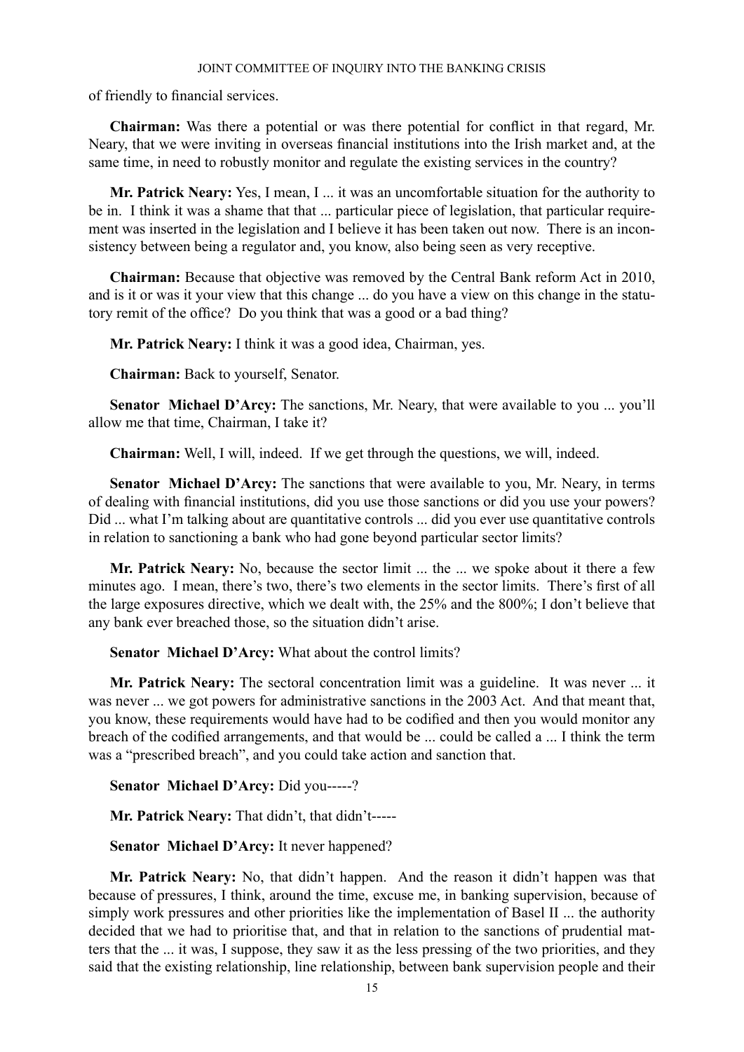of friendly to financial services.

**Chairman:** Was there a potential or was there potential for conflict in that regard, Mr. Neary, that we were inviting in overseas financial institutions into the Irish market and, at the same time, in need to robustly monitor and regulate the existing services in the country?

**Mr. Patrick Neary:** Yes, I mean, I ... it was an uncomfortable situation for the authority to be in. I think it was a shame that that ... particular piece of legislation, that particular requirement was inserted in the legislation and I believe it has been taken out now. There is an inconsistency between being a regulator and, you know, also being seen as very receptive.

**Chairman:** Because that objective was removed by the Central Bank reform Act in 2010, and is it or was it your view that this change ... do you have a view on this change in the statutory remit of the office? Do you think that was a good or a bad thing?

**Mr. Patrick Neary:** I think it was a good idea, Chairman, yes.

**Chairman:** Back to yourself, Senator.

**Senator Michael D'Arcy:** The sanctions, Mr. Neary, that were available to you ... you'll allow me that time, Chairman, I take it?

**Chairman:** Well, I will, indeed. If we get through the questions, we will, indeed.

**Senator Michael D'Arcy:** The sanctions that were available to you, Mr. Neary, in terms of dealing with financial institutions, did you use those sanctions or did you use your powers? Did ... what I'm talking about are quantitative controls ... did you ever use quantitative controls in relation to sanctioning a bank who had gone beyond particular sector limits?

**Mr. Patrick Neary:** No, because the sector limit ... the ... we spoke about it there a few minutes ago. I mean, there's two, there's two elements in the sector limits. There's first of all the large exposures directive, which we dealt with, the 25% and the 800%; I don't believe that any bank ever breached those, so the situation didn't arise.

**Senator Michael D'Arcy:** What about the control limits?

**Mr. Patrick Neary:** The sectoral concentration limit was a guideline. It was never ... it was never ... we got powers for administrative sanctions in the 2003 Act. And that meant that, you know, these requirements would have had to be codified and then you would monitor any breach of the codified arrangements, and that would be ... could be called a ... I think the term was a "prescribed breach", and you could take action and sanction that.

**Senator Michael D'Arcy:** Did you-----?

**Mr. Patrick Neary:** That didn't, that didn't-----

**Senator Michael D'Arcy:** It never happened?

**Mr. Patrick Neary:** No, that didn't happen. And the reason it didn't happen was that because of pressures, I think, around the time, excuse me, in banking supervision, because of simply work pressures and other priorities like the implementation of Basel II ... the authority decided that we had to prioritise that, and that in relation to the sanctions of prudential matters that the ... it was, I suppose, they saw it as the less pressing of the two priorities, and they said that the existing relationship, line relationship, between bank supervision people and their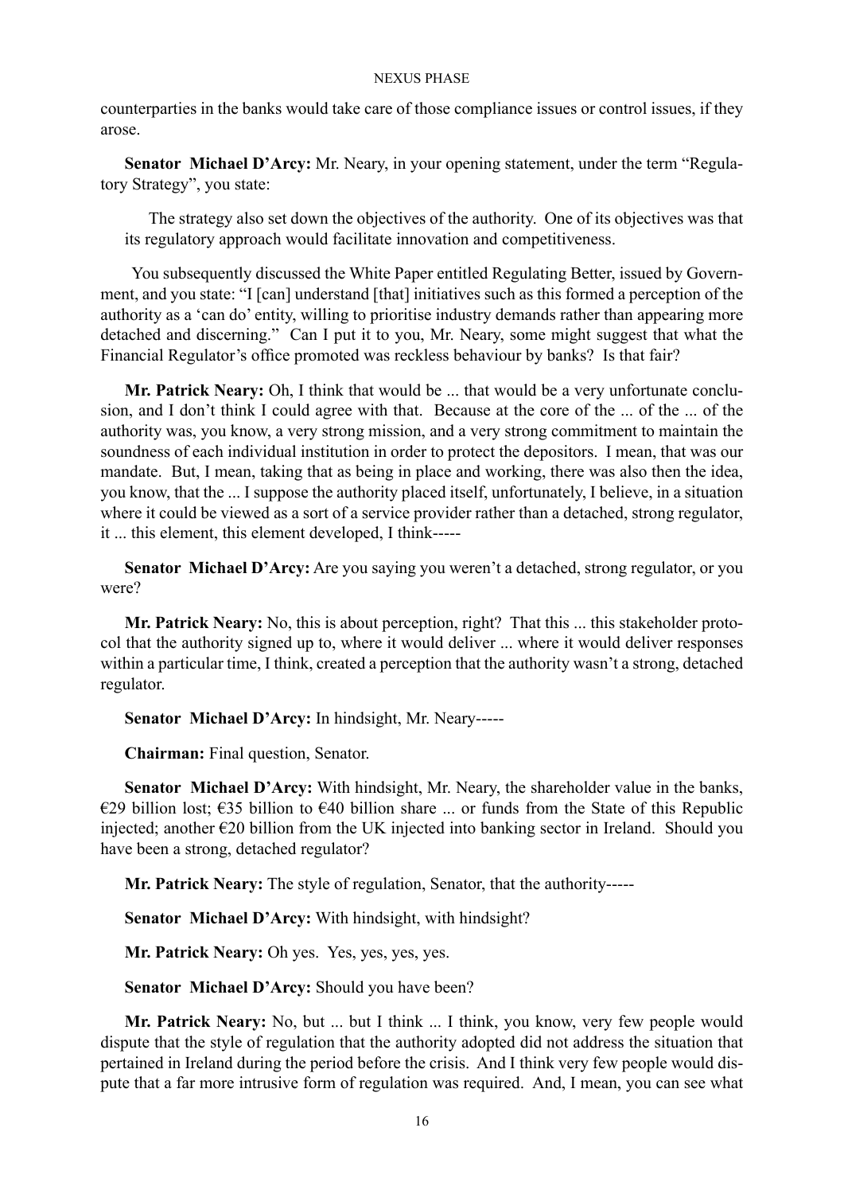counterparties in the banks would take care of those compliance issues or control issues, if they arose.

**Senator Michael D'Arcy:** Mr. Neary, in your opening statement, under the term "Regulatory Strategy", you state:

> The strategy also set down the objectives of the authority. One of its objectives was that its regulatory approach would facilitate innovation and competitiveness.

You subsequently discussed the White Paper entitled Regulating Better, issued by Government, and you state: "I [can] understand [that] initiatives such as this formed a perception of the authority as a 'can do' entity, willing to prioritise industry demands rather than appearing more detached and discerning." Can I put it to you, Mr. Neary, some might suggest that what the Financial Regulator's office promoted was reckless behaviour by banks? Is that fair?

**Mr. Patrick Neary:** Oh, I think that would be ... that would be a very unfortunate conclusion, and I don't think I could agree with that. Because at the core of the ... of the ... of the authority was, you know, a very strong mission, and a very strong commitment to maintain the soundness of each individual institution in order to protect the depositors. I mean, that was our mandate. But, I mean, taking that as being in place and working, there was also then the idea, you know, that the ... I suppose the authority placed itself, unfortunately, I believe, in a situation where it could be viewed as a sort of a service provider rather than a detached, strong regulator, it ... this element, this element developed, I think-----

**Senator Michael D'Arcy:** Are you saying you weren't a detached, strong regulator, or you were?

**Mr. Patrick Neary:** No, this is about perception, right? That this ... this stakeholder protocol that the authority signed up to, where it would deliver ... where it would deliver responses within a particular time, I think, created a perception that the authority wasn't a strong, detached regulator.

**Senator Michael D'Arcy:** In hindsight, Mr. Neary-----

**Chairman:** Final question, Senator.

**Senator Michael D'Arcy:** With hindsight, Mr. Neary, the shareholder value in the banks, €29 billion lost; €35 billion to €40 billion share ... or funds from the State of this Republic injected; another €20 billion from the UK injected into banking sector in Ireland. Should you have been a strong, detached regulator?

**Mr. Patrick Neary:** The style of regulation, Senator, that the authority-----

**Senator Michael D'Arcy:** With hindsight, with hindsight?

**Mr. Patrick Neary:** Oh yes. Yes, yes, yes, yes.

**Senator Michael D'Arcy:** Should you have been?

**Mr. Patrick Neary:** No, but ... but I think ... I think, you know, very few people would dispute that the style of regulation that the authority adopted did not address the situation that pertained in Ireland during the period before the crisis. And I think very few people would dispute that a far more intrusive form of regulation was required. And, I mean, you can see what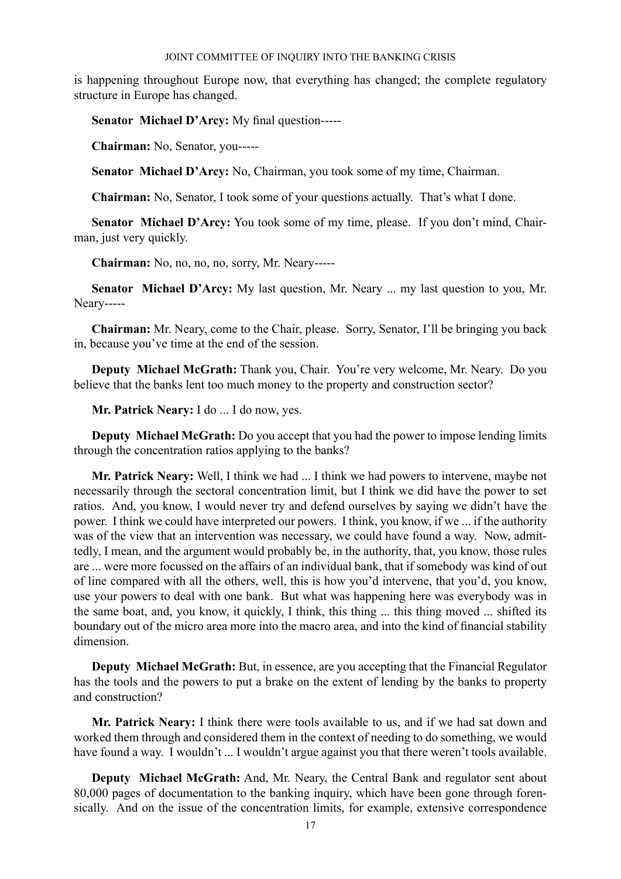is happening throughout Europe now, that everything has changed; the complete regulatory structure in Europe has changed.

**Senator Michael D'Arcy:** My final question-----

**Chairman:** No, Senator, you-----

**Senator Michael D'Arcy:** No, Chairman, you took some of my time, Chairman.

**Chairman:** No, Senator, I took some of your questions actually. That's what I done.

**Senator Michael D'Arcy:** You took some of my time, please. If you don't mind, Chairman, just very quickly.

**Chairman:** No, no, no, no, sorry, Mr. Neary-----

**Senator Michael D'Arcy:** My last question, Mr. Neary ... my last question to you, Mr. Neary-----

**Chairman:** Mr. Neary, come to the Chair, please. Sorry, Senator, I'll be bringing you back in, because you've time at the end of the session.

**Deputy Michael McGrath:** Thank you, Chair. You're very welcome, Mr. Neary. Do you believe that the banks lent too much money to the property and construction sector?

**Mr. Patrick Neary:** I do ... I do now, yes.

**Deputy Michael McGrath:** Do you accept that you had the power to impose lending limits through the concentration ratios applying to the banks?

**Mr. Patrick Neary:** Well, I think we had ... I think we had powers to intervene, maybe not necessarily through the sectoral concentration limit, but I think we did have the power to set ratios. And, you know, I would never try and defend ourselves by saying we didn't have the power. I think we could have interpreted our powers. I think, you know, if we ... if the authority was of the view that an intervention was necessary, we could have found a way. Now, admittedly, I mean, and the argument would probably be, in the authority, that, you know, those rules are ... were more focussed on the affairs of an individual bank, that if somebody was kind of out of line compared with all the others, well, this is how you'd intervene, that you'd, you know, use your powers to deal with one bank. But what was happening here was everybody was in the same boat, and, you know, it quickly, I think, this thing ... this thing moved ... shifted its boundary out of the micro area more into the macro area, and into the kind of financial stability dimension.

**Deputy Michael McGrath:** But, in essence, are you accepting that the Financial Regulator has the tools and the powers to put a brake on the extent of lending by the banks to property and construction?

**Mr. Patrick Neary:** I think there were tools available to us, and if we had sat down and worked them through and considered them in the context of needing to do something, we would have found a way. I wouldn't ... I wouldn't argue against you that there weren't tools available.

**Deputy Michael McGrath:** And, Mr. Neary, the Central Bank and regulator sent about 80,000 pages of documentation to the banking inquiry, which have been gone through forensically. And on the issue of the concentration limits, for example, extensive correspondence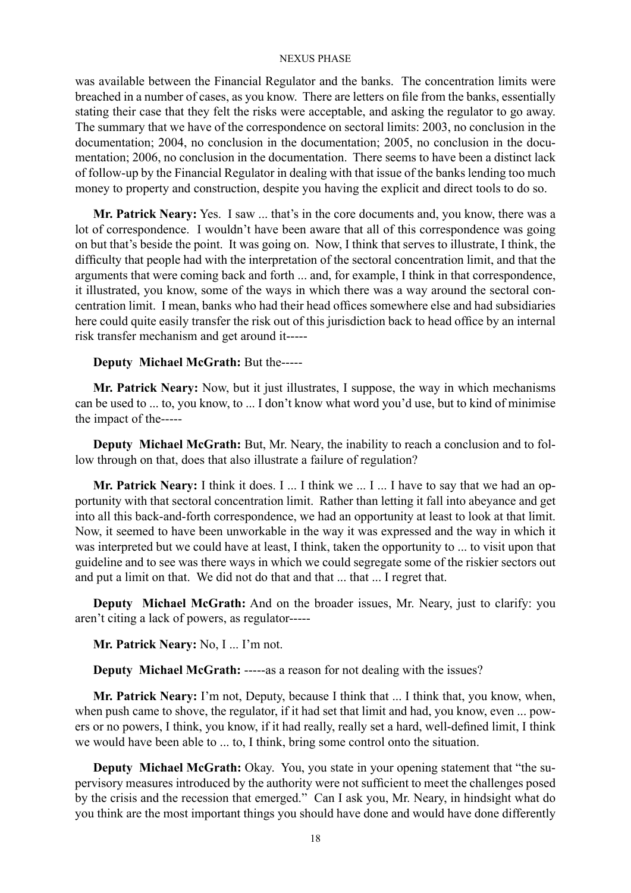was available between the Financial Regulator and the banks. The concentration limits were breached in a number of cases, as you know. There are letters on file from the banks, essentially stating their case that they felt the risks were acceptable, and asking the regulator to go away. The summary that we have of the correspondence on sectoral limits: 2003, no conclusion in the documentation; 2004, no conclusion in the documentation; 2005, no conclusion in the documentation; 2006, no conclusion in the documentation. There seems to have been a distinct lack of follow-up by the Financial Regulator in dealing with that issue of the banks lending too much money to property and construction, despite you having the explicit and direct tools to do so.

**Mr. Patrick Neary:** Yes. I saw ... that's in the core documents and, you know, there was a lot of correspondence. I wouldn't have been aware that all of this correspondence was going on but that's beside the point. It was going on. Now, I think that serves to illustrate, I think, the difficulty that people had with the interpretation of the sectoral concentration limit, and that the arguments that were coming back and forth ... and, for example, I think in that correspondence, it illustrated, you know, some of the ways in which there was a way around the sectoral concentration limit. I mean, banks who had their head offices somewhere else and had subsidiaries here could quite easily transfer the risk out of this jurisdiction back to head office by an internal risk transfer mechanism and get around it-----

**Deputy Michael McGrath:** But the-----

**Mr. Patrick Neary:** Now, but it just illustrates, I suppose, the way in which mechanisms can be used to ... to, you know, to ... I don't know what word you'd use, but to kind of minimise the impact of the-----

**Deputy Michael McGrath:** But, Mr. Neary, the inability to reach a conclusion and to follow through on that, does that also illustrate a failure of regulation?

**Mr. Patrick Neary:** I think it does. I ... I think we ... I ... I have to say that we had an opportunity with that sectoral concentration limit. Rather than letting it fall into abeyance and get into all this back-and-forth correspondence, we had an opportunity at least to look at that limit. Now, it seemed to have been unworkable in the way it was expressed and the way in which it was interpreted but we could have at least, I think, taken the opportunity to ... to visit upon that guideline and to see was there ways in which we could segregate some of the riskier sectors out and put a limit on that. We did not do that and that ... that ... I regret that.

**Deputy Michael McGrath:** And on the broader issues, Mr. Neary, just to clarify: you aren't citing a lack of powers, as regulator-----

**Mr. Patrick Neary:** No, I ... I'm not.

**Deputy Michael McGrath:** -----as a reason for not dealing with the issues?

**Mr. Patrick Neary:** I'm not, Deputy, because I think that ... I think that, you know, when, when push came to shove, the regulator, if it had set that limit and had, you know, even ... powers or no powers, I think, you know, if it had really, really set a hard, well-defined limit, I think we would have been able to ... to, I think, bring some control onto the situation.

**Deputy Michael McGrath:** Okay. You, you state in your opening statement that "the supervisory measures introduced by the authority were not sufficient to meet the challenges posed by the crisis and the recession that emerged." Can I ask you, Mr. Neary, in hindsight what do you think are the most important things you should have done and would have done differently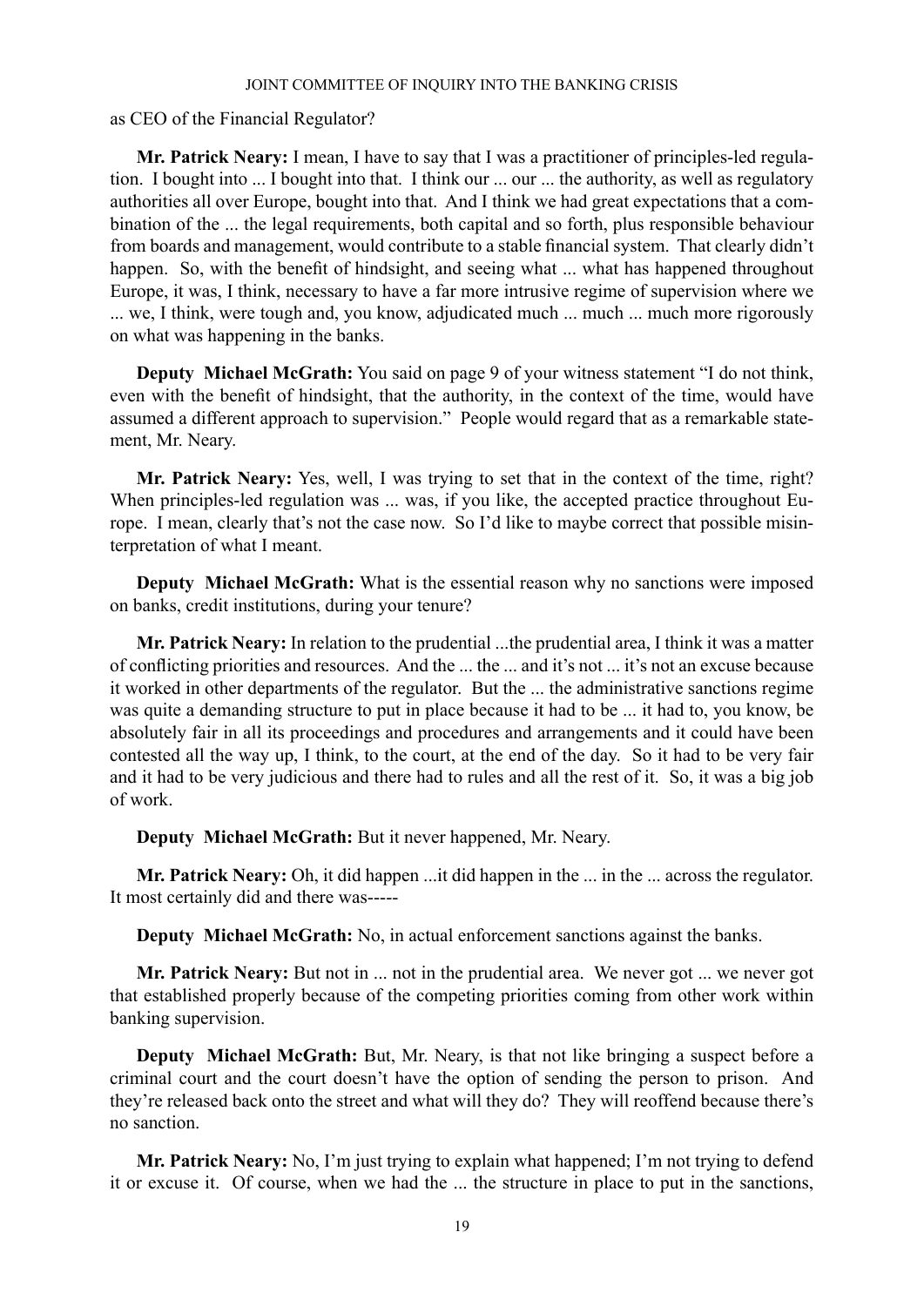as CEO of the Financial Regulator?

**Mr. Patrick Neary:** I mean, I have to say that I was a practitioner of principles-led regulation. I bought into ... I bought into that. I think our ... our ... the authority, as well as regulatory authorities all over Europe, bought into that. And I think we had great expectations that a combination of the ... the legal requirements, both capital and so forth, plus responsible behaviour from boards and management, would contribute to a stable financial system. That clearly didn't happen. So, with the benefit of hindsight, and seeing what ... what has happened throughout Europe, it was, I think, necessary to have a far more intrusive regime of supervision where we ... we, I think, were tough and, you know, adjudicated much ... much ... much more rigorously on what was happening in the banks.

**Deputy Michael McGrath:** You said on page 9 of your witness statement "I do not think, even with the benefit of hindsight, that the authority, in the context of the time, would have assumed a different approach to supervision." People would regard that as a remarkable statement, Mr. Neary.

**Mr. Patrick Neary:** Yes, well, I was trying to set that in the context of the time, right? When principles-led regulation was ... was, if you like, the accepted practice throughout Europe. I mean, clearly that's not the case now. So I'd like to maybe correct that possible misinterpretation of what I meant.

**Deputy Michael McGrath:** What is the essential reason why no sanctions were imposed on banks, credit institutions, during your tenure?

**Mr. Patrick Neary:** In relation to the prudential ...the prudential area, I think it was a matter of conflicting priorities and resources. And the ... the ... and it's not ... it's not an excuse because it worked in other departments of the regulator. But the ... the administrative sanctions regime was quite a demanding structure to put in place because it had to be ... it had to, you know, be absolutely fair in all its proceedings and procedures and arrangements and it could have been contested all the way up, I think, to the court, at the end of the day. So it had to be very fair and it had to be very judicious and there had to rules and all the rest of it. So, it was a big job of work.

**Deputy Michael McGrath:** But it never happened, Mr. Neary.

**Mr. Patrick Neary:** Oh, it did happen ...it did happen in the ... in the ... across the regulator. It most certainly did and there was-----

**Deputy Michael McGrath:** No, in actual enforcement sanctions against the banks.

**Mr. Patrick Neary:** But not in ... not in the prudential area. We never got ... we never got that established properly because of the competing priorities coming from other work within banking supervision.

**Deputy Michael McGrath:** But, Mr. Neary, is that not like bringing a suspect before a criminal court and the court doesn't have the option of sending the person to prison. And they're released back onto the street and what will they do? They will reoffend because there's no sanction.

**Mr. Patrick Neary:** No, I'm just trying to explain what happened; I'm not trying to defend it or excuse it. Of course, when we had the ... the structure in place to put in the sanctions,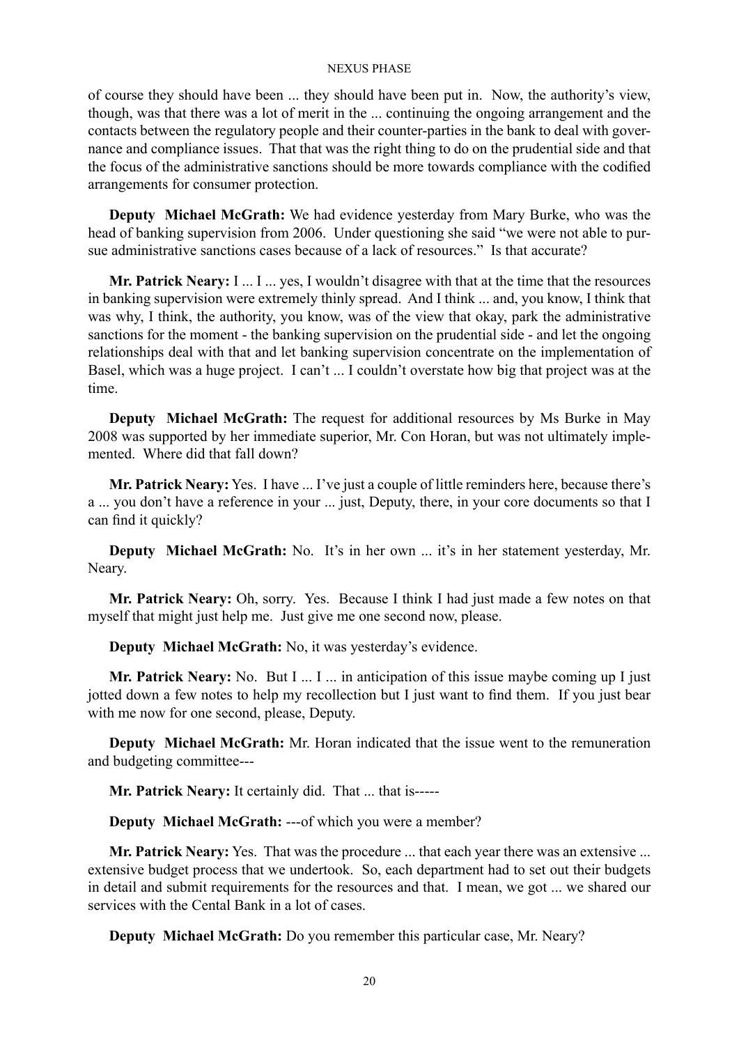of course they should have been ... they should have been put in. Now, the authority's view, though, was that there was a lot of merit in the ... continuing the ongoing arrangement and the contacts between the regulatory people and their counter-parties in the bank to deal with governance and compliance issues. That that was the right thing to do on the prudential side and that the focus of the administrative sanctions should be more towards compliance with the codified arrangements for consumer protection.

**Deputy Michael McGrath:** We had evidence yesterday from Mary Burke, who was the head of banking supervision from 2006. Under questioning she said "we were not able to pursue administrative sanctions cases because of a lack of resources." Is that accurate?

**Mr. Patrick Neary:** I ... I ... yes, I wouldn't disagree with that at the time that the resources in banking supervision were extremely thinly spread. And I think ... and, you know, I think that was why, I think, the authority, you know, was of the view that okay, park the administrative sanctions for the moment - the banking supervision on the prudential side - and let the ongoing relationships deal with that and let banking supervision concentrate on the implementation of Basel, which was a huge project. I can't ... I couldn't overstate how big that project was at the time.

**Deputy Michael McGrath:** The request for additional resources by Ms Burke in May 2008 was supported by her immediate superior, Mr. Con Horan, but was not ultimately implemented. Where did that fall down?

**Mr. Patrick Neary:** Yes. I have ... I've just a couple of little reminders here, because there's a ... you don't have a reference in your ... just, Deputy, there, in your core documents so that I can find it quickly?

**Deputy Michael McGrath:** No. It's in her own ... it's in her statement yesterday, Mr. Neary.

**Mr. Patrick Neary:** Oh, sorry. Yes. Because I think I had just made a few notes on that myself that might just help me. Just give me one second now, please.

**Deputy Michael McGrath:** No, it was yesterday's evidence.

**Mr. Patrick Neary:** No. But I ... I ... in anticipation of this issue maybe coming up I just jotted down a few notes to help my recollection but I just want to find them. If you just bear with me now for one second, please, Deputy.

**Deputy Michael McGrath:** Mr. Horan indicated that the issue went to the remuneration and budgeting committee---

**Mr. Patrick Neary:** It certainly did. That ... that is-----

**Deputy Michael McGrath:** ---of which you were a member?

**Mr. Patrick Neary:** Yes. That was the procedure ... that each year there was an extensive ... extensive budget process that we undertook. So, each department had to set out their budgets in detail and submit requirements for the resources and that. I mean, we got ... we shared our services with the Cental Bank in a lot of cases.

**Deputy Michael McGrath:** Do you remember this particular case, Mr. Neary?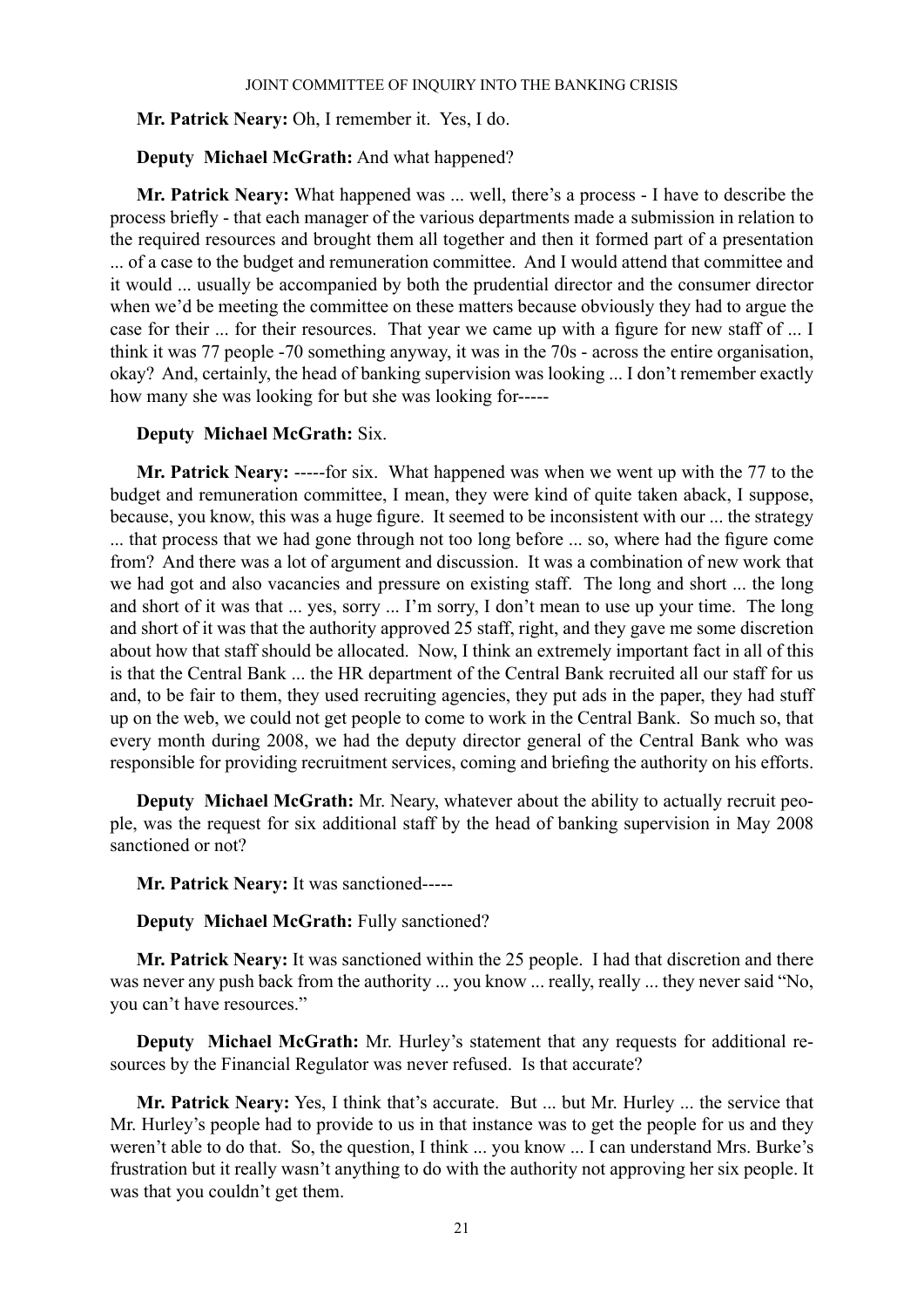**Mr. Patrick Neary:** Oh, I remember it. Yes, I do.

**Deputy Michael McGrath:** And what happened?

**Mr. Patrick Neary:** What happened was ... well, there's a process - I have to describe the process briefly - that each manager of the various departments made a submission in relation to the required resources and brought them all together and then it formed part of a presentation ... of a case to the budget and remuneration committee. And I would attend that committee and it would ... usually be accompanied by both the prudential director and the consumer director when we'd be meeting the committee on these matters because obviously they had to argue the case for their ... for their resources. That year we came up with a figure for new staff of ... I think it was 77 people -70 something anyway, it was in the 70s - across the entire organisation, okay? And, certainly, the head of banking supervision was looking ... I don't remember exactly how many she was looking for but she was looking for-----

**Deputy Michael McGrath:** Six.

**Mr. Patrick Neary:** -----for six. What happened was when we went up with the 77 to the budget and remuneration committee, I mean, they were kind of quite taken aback, I suppose, because, you know, this was a huge figure. It seemed to be inconsistent with our ... the strategy ... that process that we had gone through not too long before ... so, where had the figure come from? And there was a lot of argument and discussion. It was a combination of new work that we had got and also vacancies and pressure on existing staff. The long and short ... the long and short of it was that ... yes, sorry ... I'm sorry, I don't mean to use up your time. The long and short of it was that the authority approved 25 staff, right, and they gave me some discretion about how that staff should be allocated. Now, I think an extremely important fact in all of this is that the Central Bank ... the HR department of the Central Bank recruited all our staff for us and, to be fair to them, they used recruiting agencies, they put ads in the paper, they had stuff up on the web, we could not get people to come to work in the Central Bank. So much so, that every month during 2008, we had the deputy director general of the Central Bank who was responsible for providing recruitment services, coming and briefing the authority on his efforts.

**Deputy Michael McGrath:** Mr. Neary, whatever about the ability to actually recruit people, was the request for six additional staff by the head of banking supervision in May 2008 sanctioned or not?

**Mr. Patrick Neary:** It was sanctioned-----

**Deputy Michael McGrath:** Fully sanctioned?

**Mr. Patrick Neary:** It was sanctioned within the 25 people. I had that discretion and there was never any push back from the authority ... you know ... really, really ... they never said "No, you can't have resources."

**Deputy Michael McGrath:** Mr. Hurley's statement that any requests for additional resources by the Financial Regulator was never refused. Is that accurate?

**Mr. Patrick Neary:** Yes, I think that's accurate. But ... but Mr. Hurley ... the service that Mr. Hurley's people had to provide to us in that instance was to get the people for us and they weren't able to do that. So, the question, I think ... you know ... I can understand Mrs. Burke's frustration but it really wasn't anything to do with the authority not approving her six people. It was that you couldn't get them.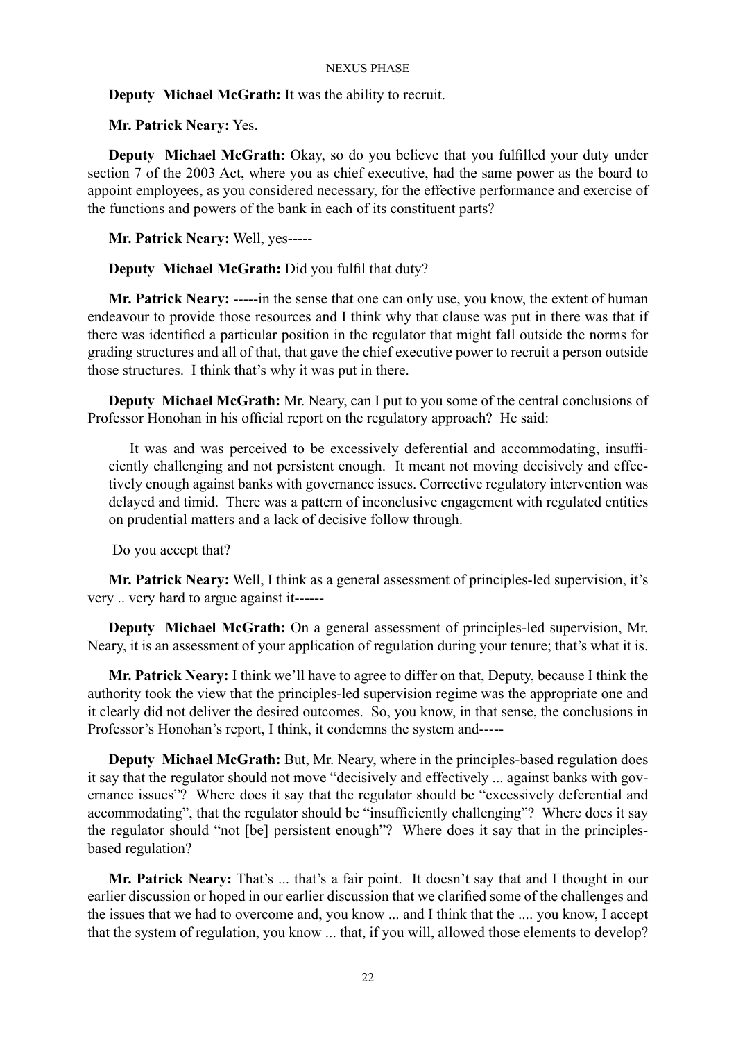**Deputy Michael McGrath:** It was the ability to recruit.

**Mr. Patrick Neary:** Yes.

**Deputy Michael McGrath:** Okay, so do you believe that you fulfilled your duty under section 7 of the 2003 Act, where you as chief executive, had the same power as the board to appoint employees, as you considered necessary, for the effective performance and exercise of the functions and powers of the bank in each of its constituent parts?

**Mr. Patrick Neary:** Well, yes-----

**Deputy Michael McGrath:** Did you fulfil that duty?

**Mr. Patrick Neary:** -----in the sense that one can only use, you know, the extent of human endeavour to provide those resources and I think why that clause was put in there was that if there was identified a particular position in the regulator that might fall outside the norms for grading structures and all of that, that gave the chief executive power to recruit a person outside those structures. I think that's why it was put in there.

**Deputy Michael McGrath:** Mr. Neary, can I put to you some of the central conclusions of Professor Honohan in his official report on the regulatory approach? He said:

> It was and was perceived to be excessively deferential and accommodating, insufficiently challenging and not persistent enough. It meant not moving decisively and effectively enough against banks with governance issues. Corrective regulatory intervention was delayed and timid. There was a pattern of inconclusive engagement with regulated entities on prudential matters and a lack of decisive follow through.

Do you accept that?

**Mr. Patrick Neary:** Well, I think as a general assessment of principles-led supervision, it's very .. very hard to argue against it------

**Deputy Michael McGrath:** On a general assessment of principles-led supervision, Mr. Neary, it is an assessment of your application of regulation during your tenure; that's what it is.

**Mr. Patrick Neary:** I think we'll have to agree to differ on that, Deputy, because I think the authority took the view that the principles-led supervision regime was the appropriate one and it clearly did not deliver the desired outcomes. So, you know, in that sense, the conclusions in Professor's Honohan's report, I think, it condemns the system and-----

**Deputy Michael McGrath:** But, Mr. Neary, where in the principles-based regulation does it say that the regulator should not move "decisively and effectively ... against banks with governance issues"? Where does it say that the regulator should be "excessively deferential and accommodating", that the regulator should be "insufficiently challenging"? Where does it say the regulator should "not [be] persistent enough"? Where does it say that in the principles-based regulation?

**Mr. Patrick Neary:** That's ... that's a fair point. It doesn't say that and I thought in our earlier discussion or hoped in our earlier discussion that we clarified some of the challenges and the issues that we had to overcome and, you know ... and I think that the .... you know, I accept that the system of regulation, you know ... that, if you will, allowed those elements to develop?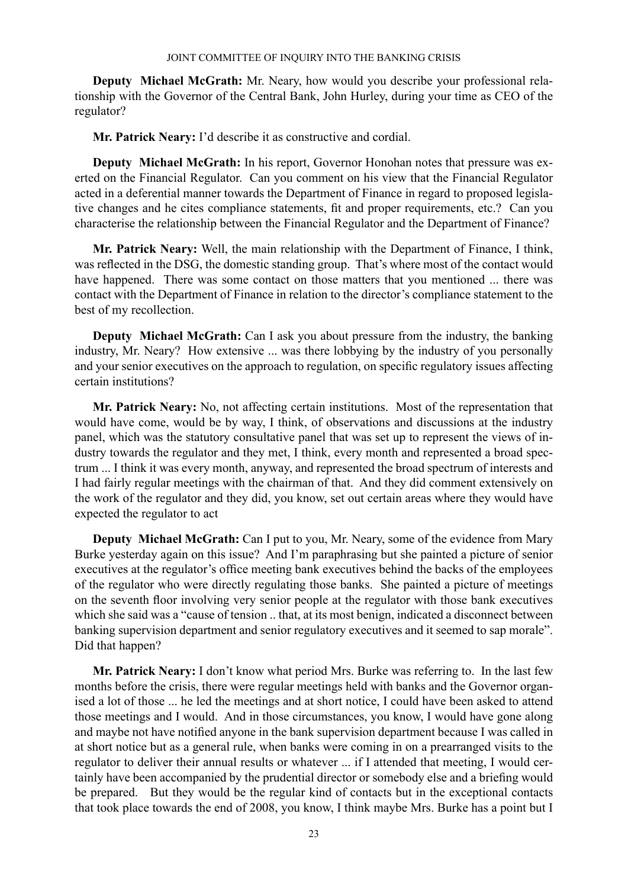**Deputy Michael McGrath:** Mr. Neary, how would you describe your professional relationship with the Governor of the Central Bank, John Hurley, during your time as CEO of the regulator?

**Mr. Patrick Neary:** I'd describe it as constructive and cordial.

**Deputy Michael McGrath:** In his report, Governor Honohan notes that pressure was exerted on the Financial Regulator. Can you comment on his view that the Financial Regulator acted in a deferential manner towards the Department of Finance in regard to proposed legislative changes and he cites compliance statements, fit and proper requirements, etc.? Can you characterise the relationship between the Financial Regulator and the Department of Finance?

**Mr. Patrick Neary:** Well, the main relationship with the Department of Finance, I think, was reflected in the DSG, the domestic standing group. That's where most of the contact would have happened. There was some contact on those matters that you mentioned ... there was contact with the Department of Finance in relation to the director's compliance statement to the best of my recollection.

**Deputy Michael McGrath:** Can I ask you about pressure from the industry, the banking industry, Mr. Neary? How extensive ... was there lobbying by the industry of you personally and your senior executives on the approach to regulation, on specific regulatory issues affecting certain institutions?

**Mr. Patrick Neary:** No, not affecting certain institutions. Most of the representation that would have come, would be by way, I think, of observations and discussions at the industry panel, which was the statutory consultative panel that was set up to represent the views of industry towards the regulator and they met, I think, every month and represented a broad spectrum ... I think it was every month, anyway, and represented the broad spectrum of interests and I had fairly regular meetings with the chairman of that. And they did comment extensively on the work of the regulator and they did, you know, set out certain areas where they would have expected the regulator to act

**Deputy Michael McGrath:** Can I put to you, Mr. Neary, some of the evidence from Mary Burke yesterday again on this issue? And I'm paraphrasing but she painted a picture of senior executives at the regulator's office meeting bank executives behind the backs of the employees of the regulator who were directly regulating those banks. She painted a picture of meetings on the seventh floor involving very senior people at the regulator with those bank executives which she said was a "cause of tension .. that, at its most benign, indicated a disconnect between banking supervision department and senior regulatory executives and it seemed to sap morale". Did that happen?

**Mr. Patrick Neary:** I don't know what period Mrs. Burke was referring to. In the last few months before the crisis, there were regular meetings held with banks and the Governor organised a lot of those ... he led the meetings and at short notice, I could have been asked to attend those meetings and I would. And in those circumstances, you know, I would have gone along and maybe not have notified anyone in the bank supervision department because I was called in at short notice but as a general rule, when banks were coming in on a prearranged visits to the regulator to deliver their annual results or whatever ... if I attended that meeting, I would certainly have been accompanied by the prudential director or somebody else and a briefing would be prepared. But they would be the regular kind of contacts but in the exceptional contacts that took place towards the end of 2008, you know, I think maybe Mrs. Burke has a point but I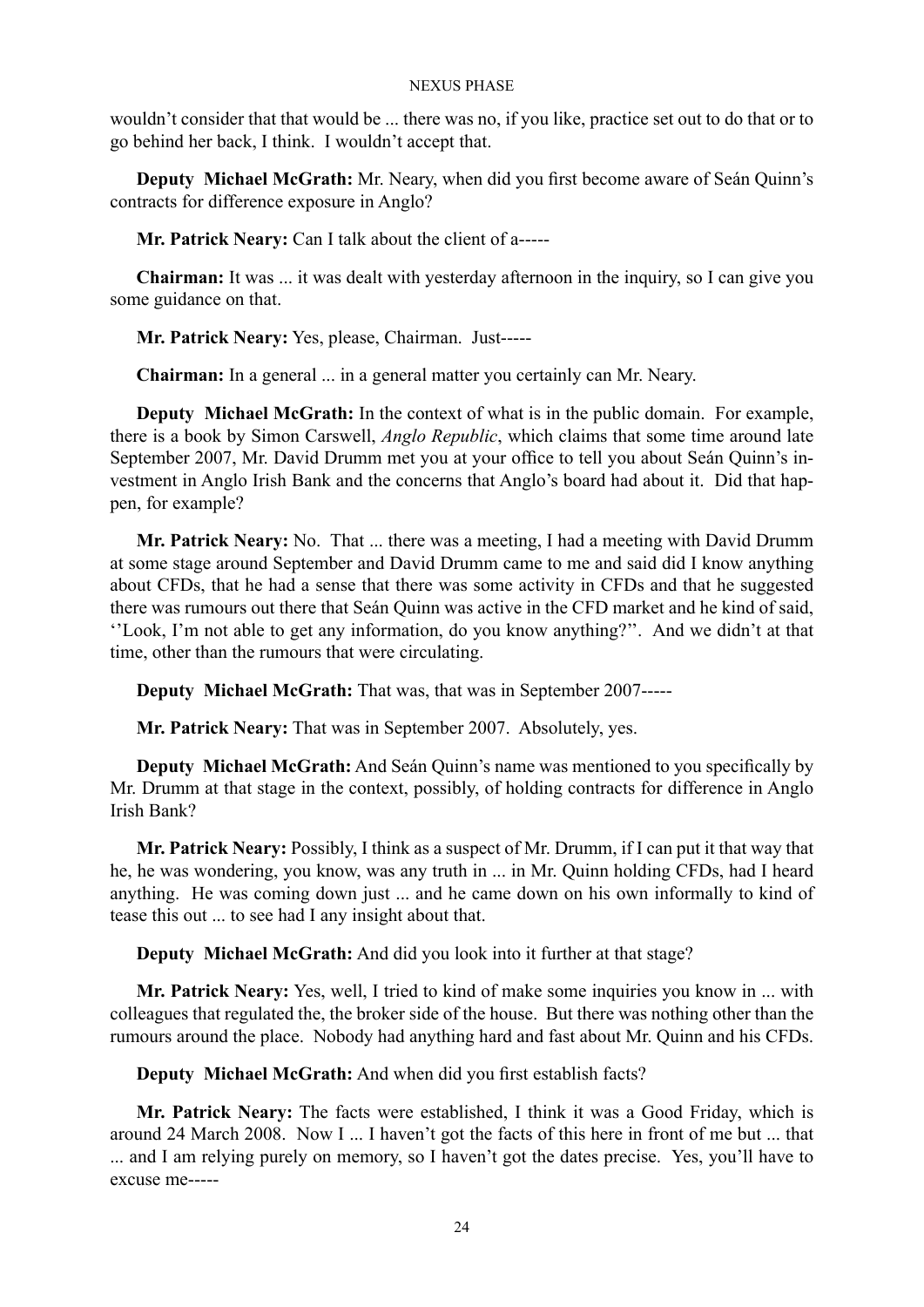wouldn't consider that that would be ... there was no, if you like, practice set out to do that or to go behind her back, I think. I wouldn't accept that.

**Deputy Michael McGrath:** Mr. Neary, when did you first become aware of Seán Quinn's contracts for difference exposure in Anglo?

**Mr. Patrick Neary:** Can I talk about the client of a-----

**Chairman:** It was ... it was dealt with yesterday afternoon in the inquiry, so I can give you some guidance on that.

**Mr. Patrick Neary:** Yes, please, Chairman. Just-----

**Chairman:** In a general ... in a general matter you certainly can Mr. Neary.

**Deputy Michael McGrath:** In the context of what is in the public domain. For example, there is a book by Simon Carswell, *Anglo Republic*, which claims that some time around late September 2007, Mr. David Drumm met you at your office to tell you about Seán Quinn's investment in Anglo Irish Bank and the concerns that Anglo's board had about it. Did that happen, for example?

**Mr. Patrick Neary:** No. That ... there was a meeting, I had a meeting with David Drumm at some stage around September and David Drumm came to me and said did I know anything about CFDs, that he had a sense that there was some activity in CFDs and that he suggested there was rumours out there that Seán Quinn was active in the CFD market and he kind of said, ''Look, I'm not able to get any information, do you know anything?''. And we didn't at that time, other than the rumours that were circulating.

**Deputy Michael McGrath:** That was, that was in September 2007-----

**Mr. Patrick Neary:** That was in September 2007. Absolutely, yes.

**Deputy Michael McGrath:** And Seán Quinn's name was mentioned to you specifically by Mr. Drumm at that stage in the context, possibly, of holding contracts for difference in Anglo Irish Bank?

**Mr. Patrick Neary:** Possibly, I think as a suspect of Mr. Drumm, if I can put it that way that he, he was wondering, you know, was any truth in ... in Mr. Quinn holding CFDs, had I heard anything. He was coming down just ... and he came down on his own informally to kind of tease this out ... to see had I any insight about that.

**Deputy Michael McGrath:** And did you look into it further at that stage?

**Mr. Patrick Neary:** Yes, well, I tried to kind of make some inquiries you know in ... with colleagues that regulated the, the broker side of the house. But there was nothing other than the rumours around the place. Nobody had anything hard and fast about Mr. Quinn and his CFDs.

**Deputy Michael McGrath:** And when did you first establish facts?

**Mr. Patrick Neary:** The facts were established, I think it was a Good Friday, which is around 24 March 2008. Now I ... I haven't got the facts of this here in front of me but ... that ... and I am relying purely on memory, so I haven't got the dates precise. Yes, you'll have to excuse me-----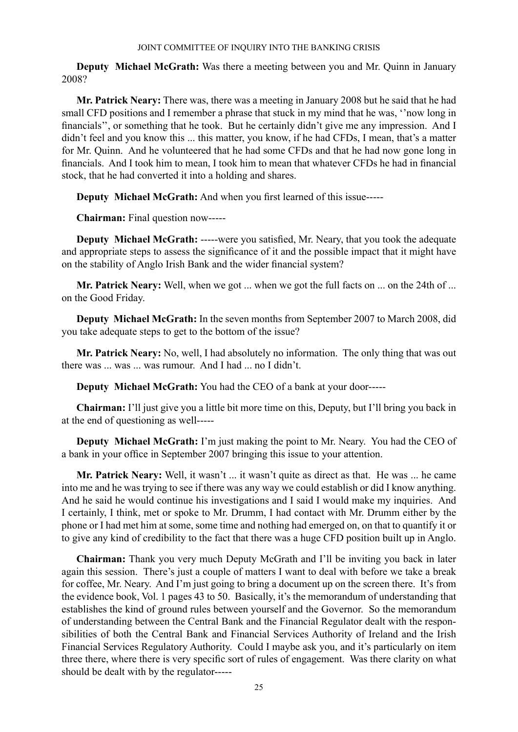**Deputy Michael McGrath:** Was there a meeting between you and Mr. Quinn in January 2008?

**Mr. Patrick Neary:** There was, there was a meeting in January 2008 but he said that he had small CFD positions and I remember a phrase that stuck in my mind that he was, ''now long in financials'', or something that he took. But he certainly didn't give me any impression. And I didn't feel and you know this ... this matter, you know, if he had CFDs, I mean, that's a matter for Mr. Quinn. And he volunteered that he had some CFDs and that he had now gone long in financials. And I took him to mean, I took him to mean that whatever CFDs he had in financial stock, that he had converted it into a holding and shares.

**Deputy Michael McGrath:** And when you first learned of this issue-----

**Chairman:** Final question now-----

**Deputy Michael McGrath:** -----were you satisfied, Mr. Neary, that you took the adequate and appropriate steps to assess the significance of it and the possible impact that it might have on the stability of Anglo Irish Bank and the wider financial system?

**Mr. Patrick Neary:** Well, when we got ... when we got the full facts on ... on the 24th of ... on the Good Friday.

**Deputy Michael McGrath:** In the seven months from September 2007 to March 2008, did you take adequate steps to get to the bottom of the issue?

**Mr. Patrick Neary:** No, well, I had absolutely no information. The only thing that was out there was ... was ... was rumour. And I had ... no I didn't.

**Deputy Michael McGrath:** You had the CEO of a bank at your door-----

**Chairman:** I'll just give you a little bit more time on this, Deputy, but I'll bring you back in at the end of questioning as well-----

**Deputy Michael McGrath:** I'm just making the point to Mr. Neary. You had the CEO of a bank in your office in September 2007 bringing this issue to your attention.

**Mr. Patrick Neary:** Well, it wasn't ... it wasn't quite as direct as that. He was ... he came into me and he was trying to see if there was any way we could establish or did I know anything. And he said he would continue his investigations and I said I would make my inquiries. And I certainly, I think, met or spoke to Mr. Drumm, I had contact with Mr. Drumm either by the phone or I had met him at some, some time and nothing had emerged on, on that to quantify it or to give any kind of credibility to the fact that there was a huge CFD position built up in Anglo.

**Chairman:** Thank you very much Deputy McGrath and I'll be inviting you back in later again this session. There's just a couple of matters I want to deal with before we take a break for coffee, Mr. Neary. And I'm just going to bring a document up on the screen there. It's from the evidence book, Vol. 1 pages 43 to 50. Basically, it's the memorandum of understanding that establishes the kind of ground rules between yourself and the Governor. So the memorandum of understanding between the Central Bank and the Financial Regulator dealt with the responsibilities of both the Central Bank and Financial Services Authority of Ireland and the Irish Financial Services Regulatory Authority. Could I maybe ask you, and it's particularly on item three there, where there is very specific sort of rules of engagement. Was there clarity on what should be dealt with by the regulator-----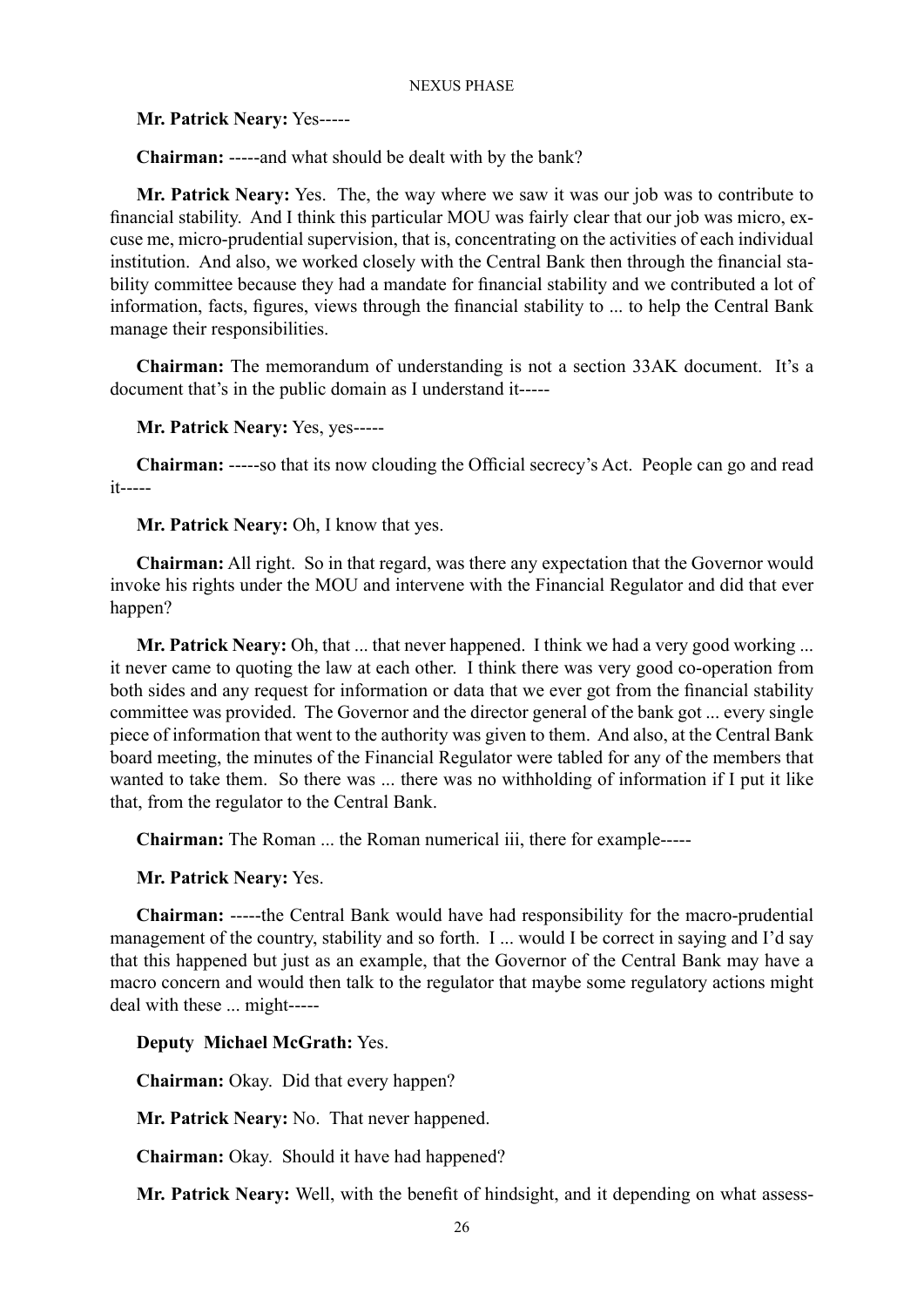**Mr. Patrick Neary:** Yes-----

**Chairman:** -----and what should be dealt with by the bank?

**Mr. Patrick Neary:** Yes. The, the way where we saw it was our job was to contribute to financial stability. And I think this particular MOU was fairly clear that our job was micro, excuse me, micro-prudential supervision, that is, concentrating on the activities of each individual institution. And also, we worked closely with the Central Bank then through the financial stability committee because they had a mandate for financial stability and we contributed a lot of information, facts, figures, views through the financial stability to ... to help the Central Bank manage their responsibilities.

**Chairman:** The memorandum of understanding is not a section 33AK document. It's a document that's in the public domain as I understand it-----

**Mr. Patrick Neary:** Yes, yes-----

**Chairman:** -----so that its now clouding the Official secrecy's Act. People can go and read it-----

**Mr. Patrick Neary:** Oh, I know that yes.

**Chairman:** All right. So in that regard, was there any expectation that the Governor would invoke his rights under the MOU and intervene with the Financial Regulator and did that ever happen?

**Mr. Patrick Neary:** Oh, that ... that never happened. I think we had a very good working ... it never came to quoting the law at each other. I think there was very good co-operation from both sides and any request for information or data that we ever got from the financial stability committee was provided. The Governor and the director general of the bank got ... every single piece of information that went to the authority was given to them. And also, at the Central Bank board meeting, the minutes of the Financial Regulator were tabled for any of the members that wanted to take them. So there was ... there was no withholding of information if I put it like that, from the regulator to the Central Bank.

**Chairman:** The Roman ... the Roman numerical iii, there for example-----

**Mr. Patrick Neary:** Yes.

**Chairman:** -----the Central Bank would have had responsibility for the macro-prudential management of the country, stability and so forth. I ... would I be correct in saying and I'd say that this happened but just as an example, that the Governor of the Central Bank may have a macro concern and would then talk to the regulator that maybe some regulatory actions might deal with these ... might-----

**Deputy Michael McGrath:** Yes.

**Chairman:** Okay. Did that every happen?

**Mr. Patrick Neary:** No. That never happened.

**Chairman:** Okay. Should it have had happened?

**Mr. Patrick Neary:** Well, with the benefit of hindsight, and it depending on what assess-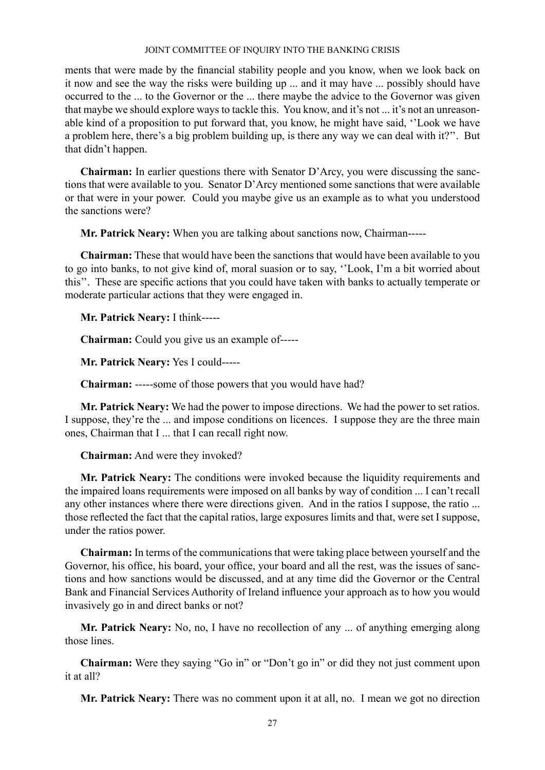ments that were made by the financial stability people and you know, when we look back on it now and see the way the risks were building up ... and it may have ... possibly should have occurred to the ... to the Governor or the ... there maybe the advice to the Governor was given that maybe we should explore ways to tackle this. You know, and it's not ... it's not an unreasonable kind of a proposition to put forward that, you know, he might have said, ''Look we have a problem here, there's a big problem building up, is there any way we can deal with it?''. But that didn't happen.

**Chairman:** In earlier questions there with Senator D'Arcy, you were discussing the sanctions that were available to you. Senator D'Arcy mentioned some sanctions that were available or that were in your power. Could you maybe give us an example as to what you understood the sanctions were?

**Mr. Patrick Neary:** When you are talking about sanctions now, Chairman-----

**Chairman:** These that would have been the sanctions that would have been available to you to go into banks, to not give kind of, moral suasion or to say, ''Look, I'm a bit worried about this''. These are specific actions that you could have taken with banks to actually temperate or moderate particular actions that they were engaged in.

**Mr. Patrick Neary:** I think-----

**Chairman:** Could you give us an example of-----

**Mr. Patrick Neary:** Yes I could-----

**Chairman:** -----some of those powers that you would have had?

**Mr. Patrick Neary:** We had the power to impose directions. We had the power to set ratios. I suppose, they're the ... and impose conditions on licences. I suppose they are the three main ones, Chairman that I ... that I can recall right now.

**Chairman:** And were they invoked?

**Mr. Patrick Neary:** The conditions were invoked because the liquidity requirements and the impaired loans requirements were imposed on all banks by way of condition ... I can't recall any other instances where there were directions given. And in the ratios I suppose, the ratio ... those reflected the fact that the capital ratios, large exposures limits and that, were set I suppose, under the ratios power.

**Chairman:** In terms of the communications that were taking place between yourself and the Governor, his office, his board, your office, your board and all the rest, was the issues of sanctions and how sanctions would be discussed, and at any time did the Governor or the Central Bank and Financial Services Authority of Ireland influence your approach as to how you would invasively go in and direct banks or not?

**Mr. Patrick Neary:** No, no, I have no recollection of any ... of anything emerging along those lines.

**Chairman:** Were they saying "Go in" or "Don't go in" or did they not just comment upon it at all?

**Mr. Patrick Neary:** There was no comment upon it at all, no. I mean we got no direction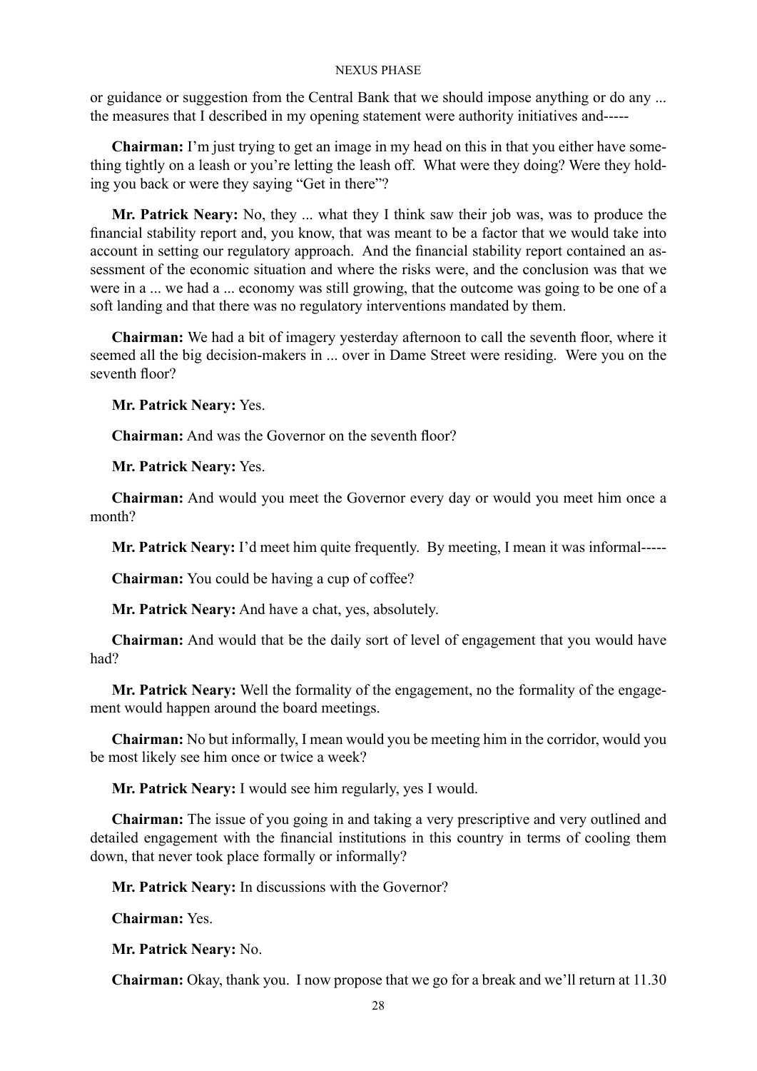or guidance or suggestion from the Central Bank that we should impose anything or do any ... the measures that I described in my opening statement were authority initiatives and-----

**Chairman:** I'm just trying to get an image in my head on this in that you either have something tightly on a leash or you're letting the leash off. What were they doing? Were they holding you back or were they saying "Get in there"?

**Mr. Patrick Neary:** No, they ... what they I think saw their job was, was to produce the financial stability report and, you know, that was meant to be a factor that we would take into account in setting our regulatory approach. And the financial stability report contained an assessment of the economic situation and where the risks were, and the conclusion was that we were in a ... we had a ... economy was still growing, that the outcome was going to be one of a soft landing and that there was no regulatory interventions mandated by them.

**Chairman:** We had a bit of imagery yesterday afternoon to call the seventh floor, where it seemed all the big decision-makers in ... over in Dame Street were residing. Were you on the seventh floor?

**Mr. Patrick Neary:** Yes.

**Chairman:** And was the Governor on the seventh floor?

**Mr. Patrick Neary:** Yes.

**Chairman:** And would you meet the Governor every day or would you meet him once a month?

**Mr. Patrick Neary:** I'd meet him quite frequently. By meeting, I mean it was informal-----

**Chairman:** You could be having a cup of coffee?

**Mr. Patrick Neary:** And have a chat, yes, absolutely.

**Chairman:** And would that be the daily sort of level of engagement that you would have had?

**Mr. Patrick Neary:** Well the formality of the engagement, no the formality of the engagement would happen around the board meetings.

**Chairman:** No but informally, I mean would you be meeting him in the corridor, would you be most likely see him once or twice a week?

**Mr. Patrick Neary:** I would see him regularly, yes I would.

**Chairman:** The issue of you going in and taking a very prescriptive and very outlined and detailed engagement with the financial institutions in this country in terms of cooling them down, that never took place formally or informally?

**Mr. Patrick Neary:** In discussions with the Governor?

**Chairman:** Yes.

**Mr. Patrick Neary:** No.

**Chairman:** Okay, thank you. I now propose that we go for a break and we'll return at 11.30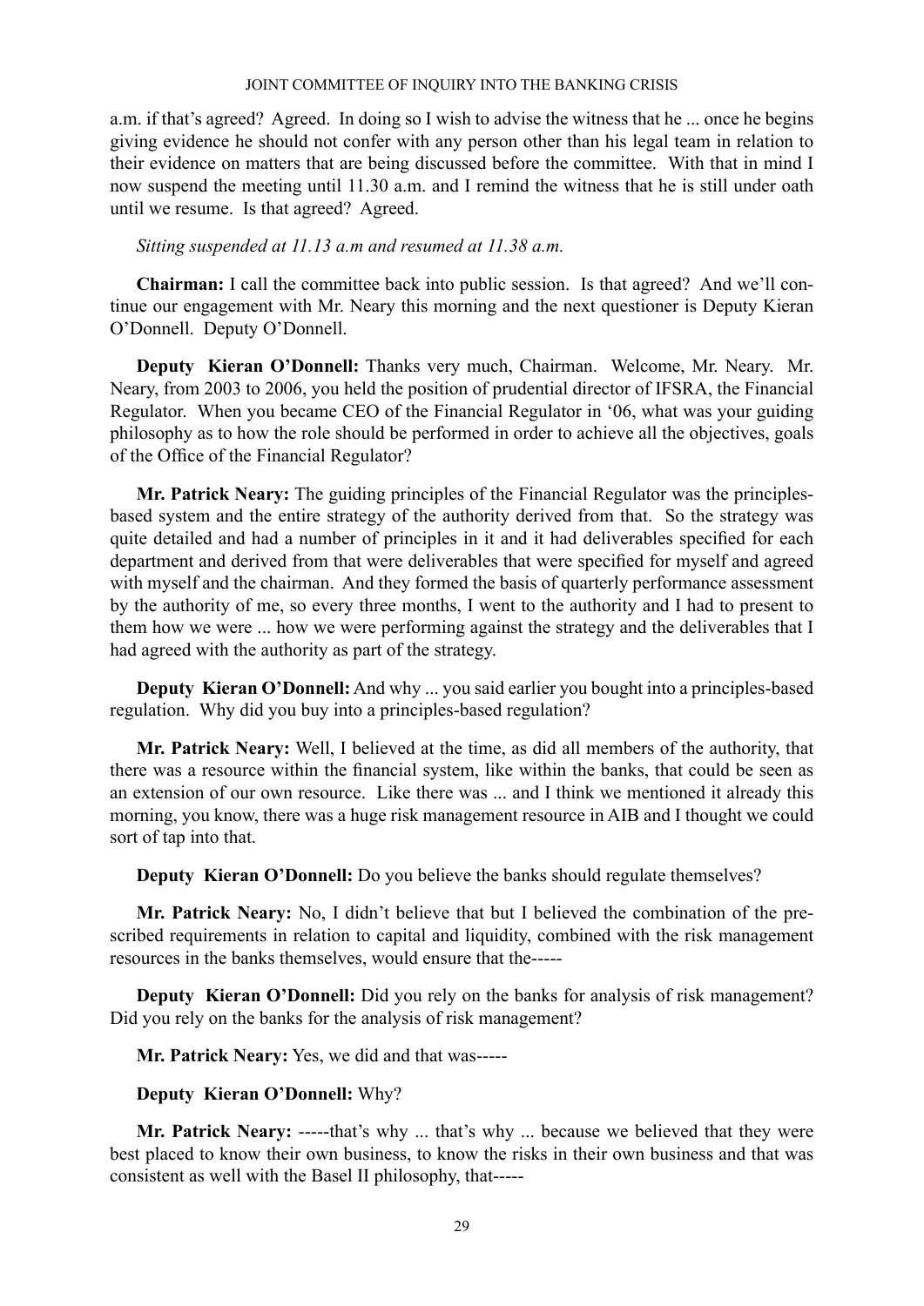a.m. if that's agreed? Agreed. In doing so I wish to advise the witness that he ... once he begins giving evidence he should not confer with any person other than his legal team in relation to their evidence on matters that are being discussed before the committee. With that in mind I now suspend the meeting until 11.30 a.m. and I remind the witness that he is still under oath until we resume. Is that agreed? Agreed.

*Sitting suspended at 11.13 a.m and resumed at 11.38 a.m.*

**Chairman:** I call the committee back into public session. Is that agreed? And we'll continue our engagement with Mr. Neary this morning and the next questioner is Deputy Kieran O'Donnell. Deputy O'Donnell.

**Deputy Kieran O'Donnell:** Thanks very much, Chairman. Welcome, Mr. Neary. Mr. Neary, from 2003 to 2006, you held the position of prudential director of IFSRA, the Financial Regulator. When you became CEO of the Financial Regulator in '06, what was your guiding philosophy as to how the role should be performed in order to achieve all the objectives, goals of the Office of the Financial Regulator?

**Mr. Patrick Neary:** The guiding principles of the Financial Regulator was the principles-based system and the entire strategy of the authority derived from that. So the strategy was quite detailed and had a number of principles in it and it had deliverables specified for each department and derived from that were deliverables that were specified for myself and agreed with myself and the chairman. And they formed the basis of quarterly performance assessment by the authority of me, so every three months, I went to the authority and I had to present to them how we were ... how we were performing against the strategy and the deliverables that I had agreed with the authority as part of the strategy.

**Deputy Kieran O'Donnell:** And why ... you said earlier you bought into a principles-based regulation. Why did you buy into a principles-based regulation?

**Mr. Patrick Neary:** Well, I believed at the time, as did all members of the authority, that there was a resource within the financial system, like within the banks, that could be seen as an extension of our own resource. Like there was ... and I think we mentioned it already this morning, you know, there was a huge risk management resource in AIB and I thought we could sort of tap into that.

**Deputy Kieran O'Donnell:** Do you believe the banks should regulate themselves?

**Mr. Patrick Neary:** No, I didn't believe that but I believed the combination of the prescribed requirements in relation to capital and liquidity, combined with the risk management resources in the banks themselves, would ensure that the-----

**Deputy Kieran O'Donnell:** Did you rely on the banks for analysis of risk management? Did you rely on the banks for the analysis of risk management?

**Mr. Patrick Neary:** Yes, we did and that was-----

**Deputy Kieran O'Donnell:** Why?

**Mr. Patrick Neary:** -----that's why ... that's why ... because we believed that they were best placed to know their own business, to know the risks in their own business and that was consistent as well with the Basel II philosophy, that-----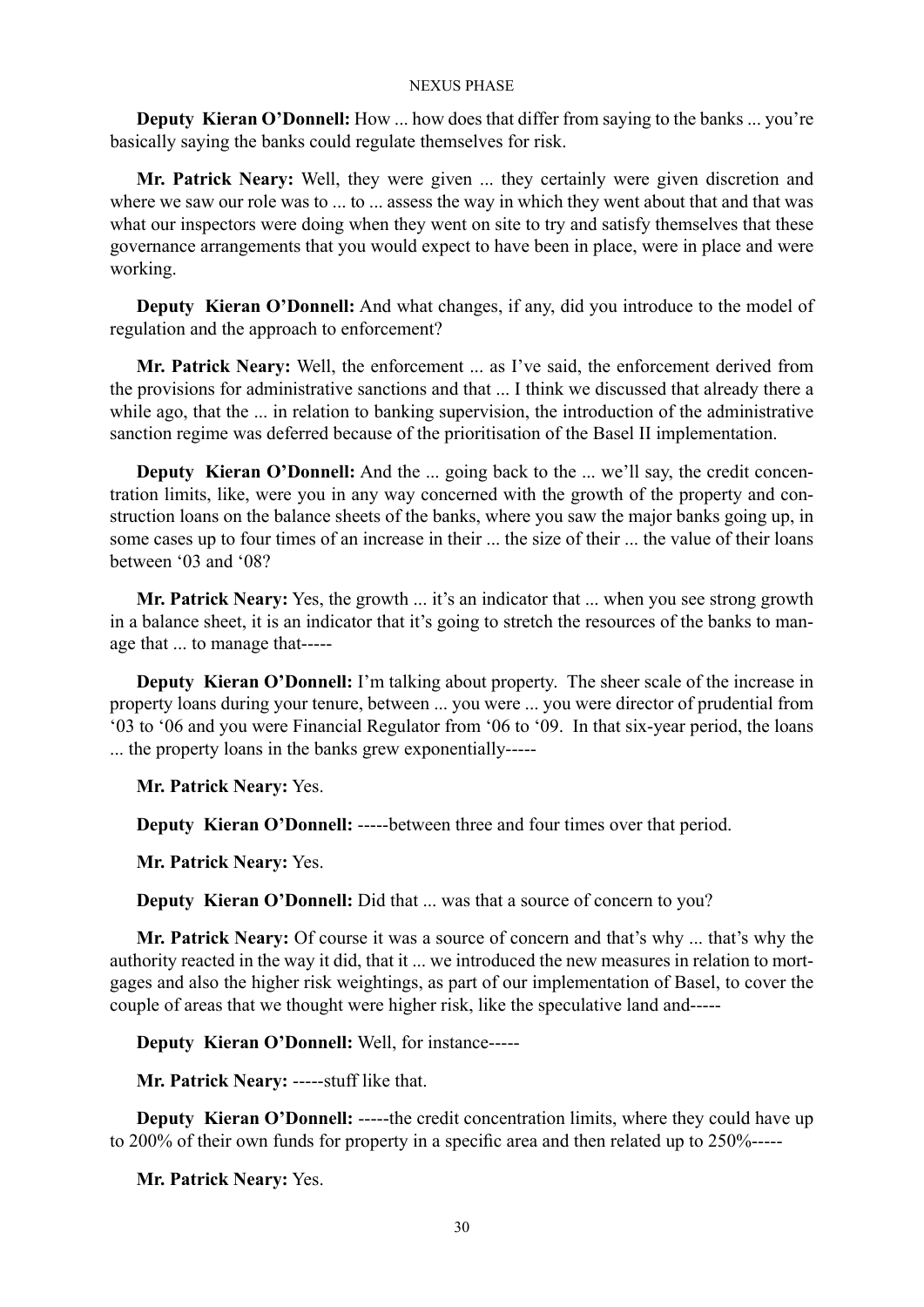**Deputy Kieran O'Donnell:** How ... how does that differ from saying to the banks ... you're basically saying the banks could regulate themselves for risk.

**Mr. Patrick Neary:** Well, they were given ... they certainly were given discretion and where we saw our role was to ... to ... assess the way in which they went about that and that was what our inspectors were doing when they went on site to try and satisfy themselves that these governance arrangements that you would expect to have been in place, were in place and were working.

**Deputy Kieran O'Donnell:** And what changes, if any, did you introduce to the model of regulation and the approach to enforcement?

**Mr. Patrick Neary:** Well, the enforcement ... as I've said, the enforcement derived from the provisions for administrative sanctions and that ... I think we discussed that already there a while ago, that the ... in relation to banking supervision, the introduction of the administrative sanction regime was deferred because of the prioritisation of the Basel II implementation.

**Deputy Kieran O'Donnell:** And the ... going back to the ... we'll say, the credit concentration limits, like, were you in any way concerned with the growth of the property and construction loans on the balance sheets of the banks, where you saw the major banks going up, in some cases up to four times of an increase in their ... the size of their ... the value of their loans between '03 and '08?

**Mr. Patrick Neary:** Yes, the growth ... it's an indicator that ... when you see strong growth in a balance sheet, it is an indicator that it's going to stretch the resources of the banks to manage that ... to manage that-----

**Deputy Kieran O'Donnell:** I'm talking about property. The sheer scale of the increase in property loans during your tenure, between ... you were ... you were director of prudential from '03 to '06 and you were Financial Regulator from '06 to '09. In that six-year period, the loans ... the property loans in the banks grew exponentially-----

**Mr. Patrick Neary:** Yes.

**Deputy Kieran O'Donnell:** -----between three and four times over that period.

**Mr. Patrick Neary:** Yes.

**Deputy Kieran O'Donnell:** Did that ... was that a source of concern to you?

**Mr. Patrick Neary:** Of course it was a source of concern and that's why ... that's why the authority reacted in the way it did, that it ... we introduced the new measures in relation to mortgages and also the higher risk weightings, as part of our implementation of Basel, to cover the couple of areas that we thought were higher risk, like the speculative land and-----

**Deputy Kieran O'Donnell:** Well, for instance-----

**Mr. Patrick Neary:** -----stuff like that.

**Deputy Kieran O'Donnell:** -----the credit concentration limits, where they could have up to 200% of their own funds for property in a specific area and then related up to 250%-----

**Mr. Patrick Neary:** Yes.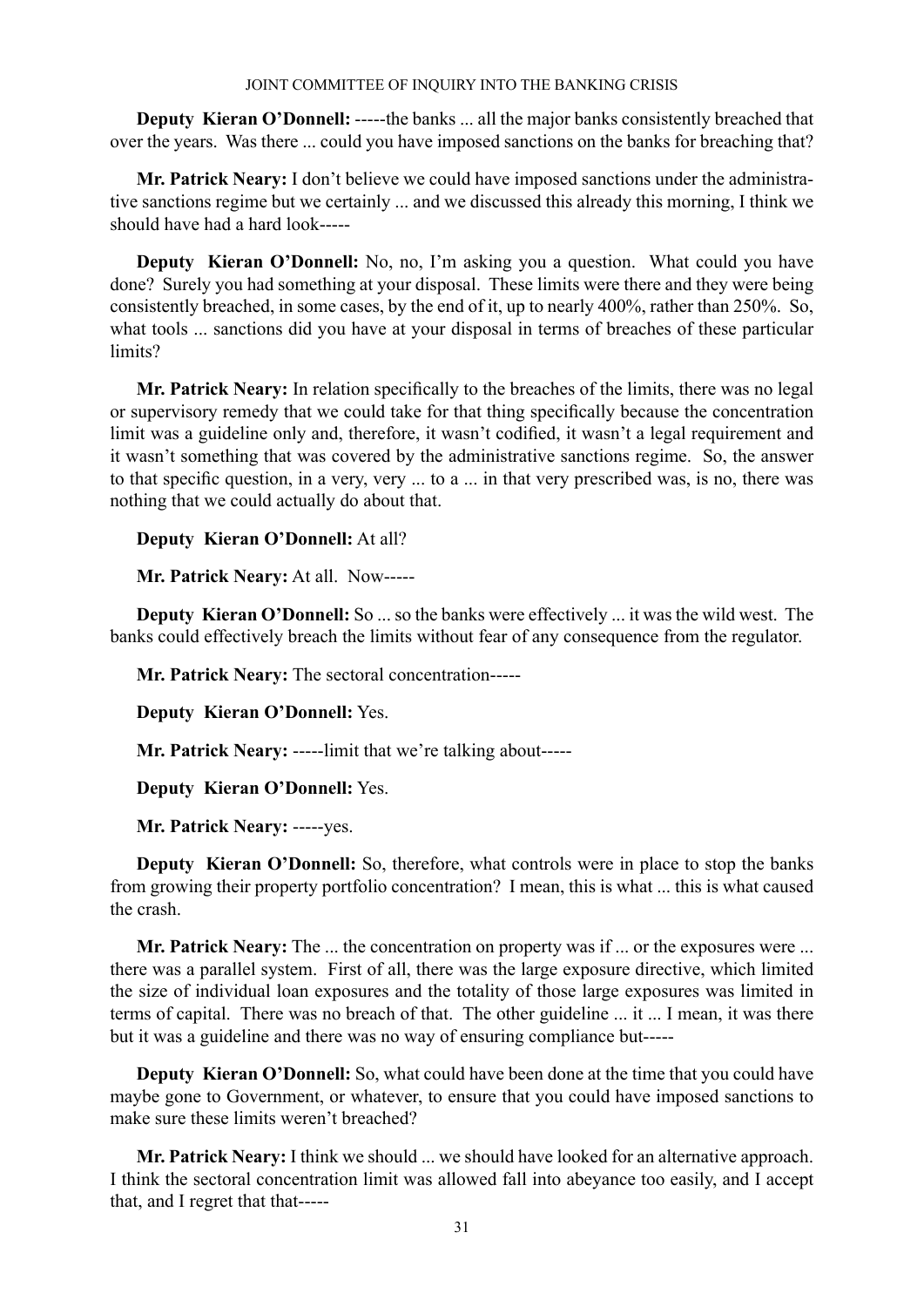**Deputy Kieran O'Donnell:** -----the banks ... all the major banks consistently breached that over the years. Was there ... could you have imposed sanctions on the banks for breaching that?

**Mr. Patrick Neary:** I don't believe we could have imposed sanctions under the administrative sanctions regime but we certainly ... and we discussed this already this morning, I think we should have had a hard look-----

**Deputy Kieran O'Donnell:** No, no, I'm asking you a question. What could you have done? Surely you had something at your disposal. These limits were there and they were being consistently breached, in some cases, by the end of it, up to nearly 400%, rather than 250%. So, what tools ... sanctions did you have at your disposal in terms of breaches of these particular limits?

**Mr. Patrick Neary:** In relation specifically to the breaches of the limits, there was no legal or supervisory remedy that we could take for that thing specifically because the concentration limit was a guideline only and, therefore, it wasn't codified, it wasn't a legal requirement and it wasn't something that was covered by the administrative sanctions regime. So, the answer to that specific question, in a very, very ... to a ... in that very prescribed was, is no, there was nothing that we could actually do about that.

**Deputy Kieran O'Donnell:** At all?

**Mr. Patrick Neary:** At all. Now-----

**Deputy Kieran O'Donnell:** So ... so the banks were effectively ... it was the wild west. The banks could effectively breach the limits without fear of any consequence from the regulator.

**Mr. Patrick Neary:** The sectoral concentration-----

**Deputy Kieran O'Donnell:** Yes.

**Mr. Patrick Neary:** -----limit that we're talking about-----

**Deputy Kieran O'Donnell:** Yes.

**Mr. Patrick Neary:** -----yes.

**Deputy Kieran O'Donnell:** So, therefore, what controls were in place to stop the banks from growing their property portfolio concentration? I mean, this is what ... this is what caused the crash.

**Mr. Patrick Neary:** The ... the concentration on property was if ... or the exposures were ... there was a parallel system. First of all, there was the large exposure directive, which limited the size of individual loan exposures and the totality of those large exposures was limited in terms of capital. There was no breach of that. The other guideline ... it ... I mean, it was there but it was a guideline and there was no way of ensuring compliance but-----

**Deputy Kieran O'Donnell:** So, what could have been done at the time that you could have maybe gone to Government, or whatever, to ensure that you could have imposed sanctions to make sure these limits weren't breached?

**Mr. Patrick Neary:** I think we should ... we should have looked for an alternative approach. I think the sectoral concentration limit was allowed fall into abeyance too easily, and I accept that, and I regret that that-----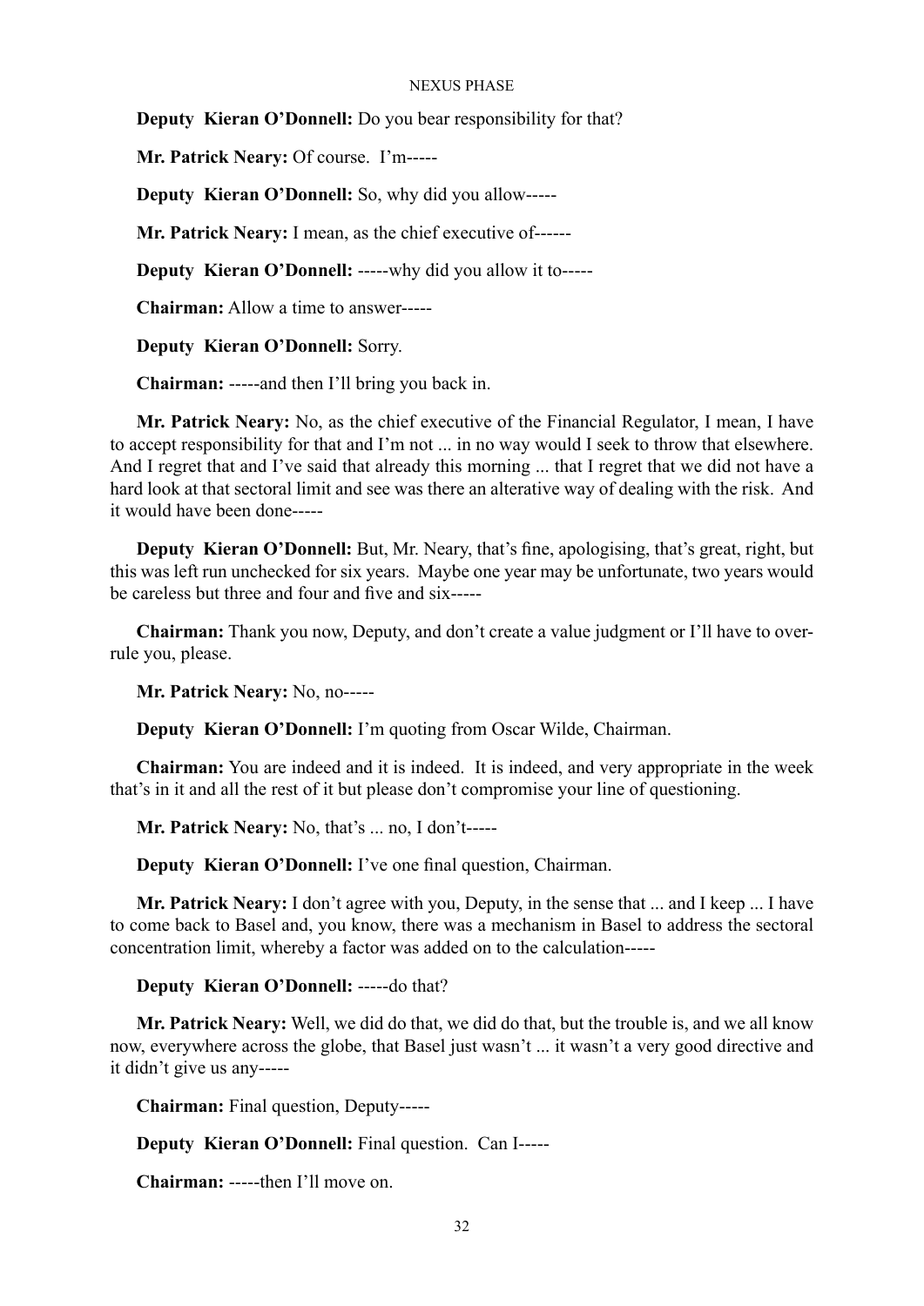**Deputy Kieran O'Donnell:** Do you bear responsibility for that?

**Mr. Patrick Neary:** Of course. I'm-----

**Deputy Kieran O'Donnell:** So, why did you allow-----

**Mr. Patrick Neary:** I mean, as the chief executive of------

**Deputy Kieran O'Donnell:** -----why did you allow it to-----

**Chairman:** Allow a time to answer-----

**Deputy Kieran O'Donnell:** Sorry.

**Chairman:** -----and then I'll bring you back in.

**Mr. Patrick Neary:** No, as the chief executive of the Financial Regulator, I mean, I have to accept responsibility for that and I'm not ... in no way would I seek to throw that elsewhere. And I regret that and I've said that already this morning ... that I regret that we did not have a hard look at that sectoral limit and see was there an alterative way of dealing with the risk. And it would have been done-----

**Deputy Kieran O'Donnell:** But, Mr. Neary, that's fine, apologising, that's great, right, but this was left run unchecked for six years. Maybe one year may be unfortunate, two years would be careless but three and four and five and six-----

**Chairman:** Thank you now, Deputy, and don't create a value judgment or I'll have to overrule you, please.

**Mr. Patrick Neary:** No, no-----

**Deputy Kieran O'Donnell:** I'm quoting from Oscar Wilde, Chairman.

**Chairman:** You are indeed and it is indeed. It is indeed, and very appropriate in the week that's in it and all the rest of it but please don't compromise your line of questioning.

**Mr. Patrick Neary:** No, that's ... no, I don't-----

**Deputy Kieran O'Donnell:** I've one final question, Chairman.

**Mr. Patrick Neary:** I don't agree with you, Deputy, in the sense that ... and I keep ... I have to come back to Basel and, you know, there was a mechanism in Basel to address the sectoral concentration limit, whereby a factor was added on to the calculation-----

**Deputy Kieran O'Donnell:** -----do that?

**Mr. Patrick Neary:** Well, we did do that, we did do that, but the trouble is, and we all know now, everywhere across the globe, that Basel just wasn't ... it wasn't a very good directive and it didn't give us any-----

**Chairman:** Final question, Deputy-----

**Deputy Kieran O'Donnell:** Final question. Can I-----

**Chairman:** -----then I'll move on.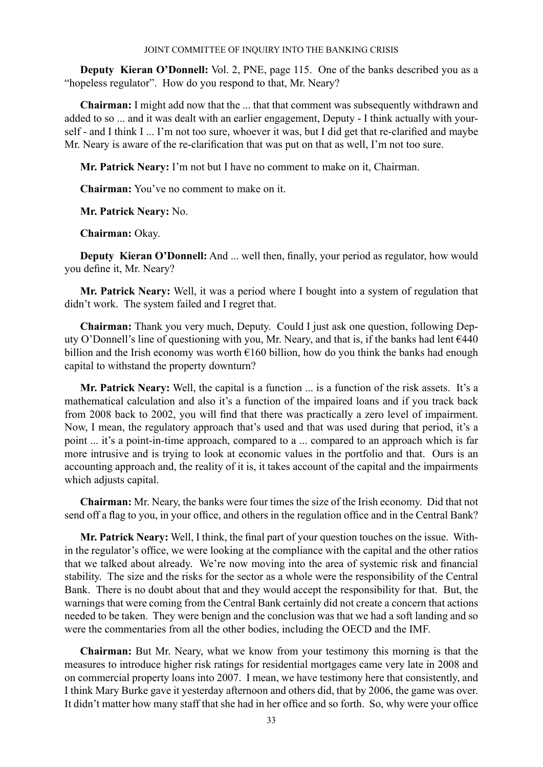**Deputy Kieran O'Donnell:** Vol. 2, PNE, page 115. One of the banks described you as a "hopeless regulator". How do you respond to that, Mr. Neary?

**Chairman:** I might add now that the ... that that comment was subsequently withdrawn and added to so ... and it was dealt with an earlier engagement, Deputy - I think actually with yourself - and I think I ... I'm not too sure, whoever it was, but I did get that re-clarified and maybe Mr. Neary is aware of the re-clarification that was put on that as well, I'm not too sure.

**Mr. Patrick Neary:** I'm not but I have no comment to make on it, Chairman.

**Chairman:** You've no comment to make on it.

**Mr. Patrick Neary:** No.

**Chairman:** Okay.

**Deputy Kieran O'Donnell:** And ... well then, finally, your period as regulator, how would you define it, Mr. Neary?

**Mr. Patrick Neary:** Well, it was a period where I bought into a system of regulation that didn't work. The system failed and I regret that.

**Chairman:** Thank you very much, Deputy. Could I just ask one question, following Deputy O'Donnell's line of questioning with you, Mr. Neary, and that is, if the banks had lent €440 billion and the Irish economy was worth €160 billion, how do you think the banks had enough capital to withstand the property downturn?

**Mr. Patrick Neary:** Well, the capital is a function ... is a function of the risk assets. It's a mathematical calculation and also it's a function of the impaired loans and if you track back from 2008 back to 2002, you will find that there was practically a zero level of impairment. Now, I mean, the regulatory approach that's used and that was used during that period, it's a point ... it's a point-in-time approach, compared to a ... compared to an approach which is far more intrusive and is trying to look at economic values in the portfolio and that. Ours is an accounting approach and, the reality of it is, it takes account of the capital and the impairments which adjusts capital.

**Chairman:** Mr. Neary, the banks were four times the size of the Irish economy. Did that not send off a flag to you, in your office, and others in the regulation office and in the Central Bank?

**Mr. Patrick Neary:** Well, I think, the final part of your question touches on the issue. Within the regulator's office, we were looking at the compliance with the capital and the other ratios that we talked about already. We're now moving into the area of systemic risk and financial stability. The size and the risks for the sector as a whole were the responsibility of the Central Bank. There is no doubt about that and they would accept the responsibility for that. But, the warnings that were coming from the Central Bank certainly did not create a concern that actions needed to be taken. They were benign and the conclusion was that we had a soft landing and so were the commentaries from all the other bodies, including the OECD and the IMF.

**Chairman:** But Mr. Neary, what we know from your testimony this morning is that the measures to introduce higher risk ratings for residential mortgages came very late in 2008 and on commercial property loans into 2007. I mean, we have testimony here that consistently, and I think Mary Burke gave it yesterday afternoon and others did, that by 2006, the game was over. It didn't matter how many staff that she had in her office and so forth. So, why were your office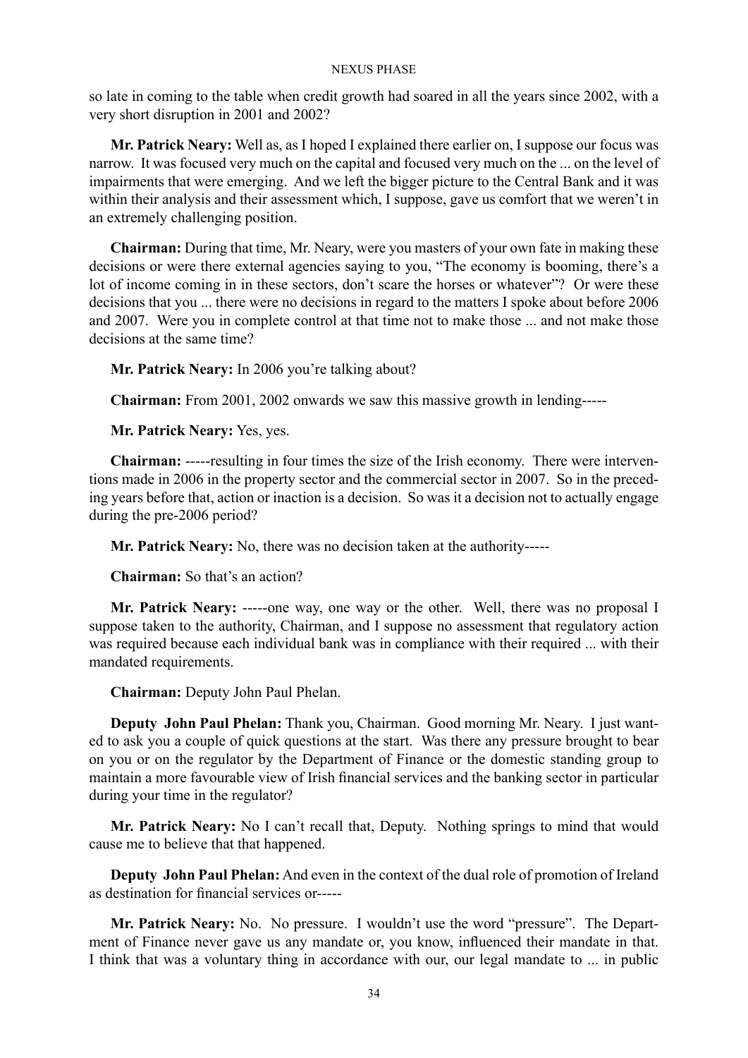so late in coming to the table when credit growth had soared in all the years since 2002, with a very short disruption in 2001 and 2002?

**Mr. Patrick Neary:** Well as, as I hoped I explained there earlier on, I suppose our focus was narrow. It was focused very much on the capital and focused very much on the ... on the level of impairments that were emerging. And we left the bigger picture to the Central Bank and it was within their analysis and their assessment which, I suppose, gave us comfort that we weren't in an extremely challenging position.

**Chairman:** During that time, Mr. Neary, were you masters of your own fate in making these decisions or were there external agencies saying to you, "The economy is booming, there's a lot of income coming in in these sectors, don't scare the horses or whatever"? Or were these decisions that you ... there were no decisions in regard to the matters I spoke about before 2006 and 2007. Were you in complete control at that time not to make those ... and not make those decisions at the same time?

**Mr. Patrick Neary:** In 2006 you're talking about?

**Chairman:** From 2001, 2002 onwards we saw this massive growth in lending-----

**Mr. Patrick Neary:** Yes, yes.

**Chairman:** -----resulting in four times the size of the Irish economy. There were interventions made in 2006 in the property sector and the commercial sector in 2007. So in the preceding years before that, action or inaction is a decision. So was it a decision not to actually engage during the pre-2006 period?

**Mr. Patrick Neary:** No, there was no decision taken at the authority-----

**Chairman:** So that's an action?

**Mr. Patrick Neary:** -----one way, one way or the other. Well, there was no proposal I suppose taken to the authority, Chairman, and I suppose no assessment that regulatory action was required because each individual bank was in compliance with their required ... with their mandated requirements.

**Chairman:** Deputy John Paul Phelan.

**Deputy John Paul Phelan:** Thank you, Chairman. Good morning Mr. Neary. I just wanted to ask you a couple of quick questions at the start. Was there any pressure brought to bear on you or on the regulator by the Department of Finance or the domestic standing group to maintain a more favourable view of Irish financial services and the banking sector in particular during your time in the regulator?

**Mr. Patrick Neary:** No I can't recall that, Deputy. Nothing springs to mind that would cause me to believe that that happened.

**Deputy John Paul Phelan:** And even in the context of the dual role of promotion of Ireland as destination for financial services or-----

**Mr. Patrick Neary:** No. No pressure. I wouldn't use the word "pressure". The Department of Finance never gave us any mandate or, you know, influenced their mandate in that. I think that was a voluntary thing in accordance with our, our legal mandate to ... in public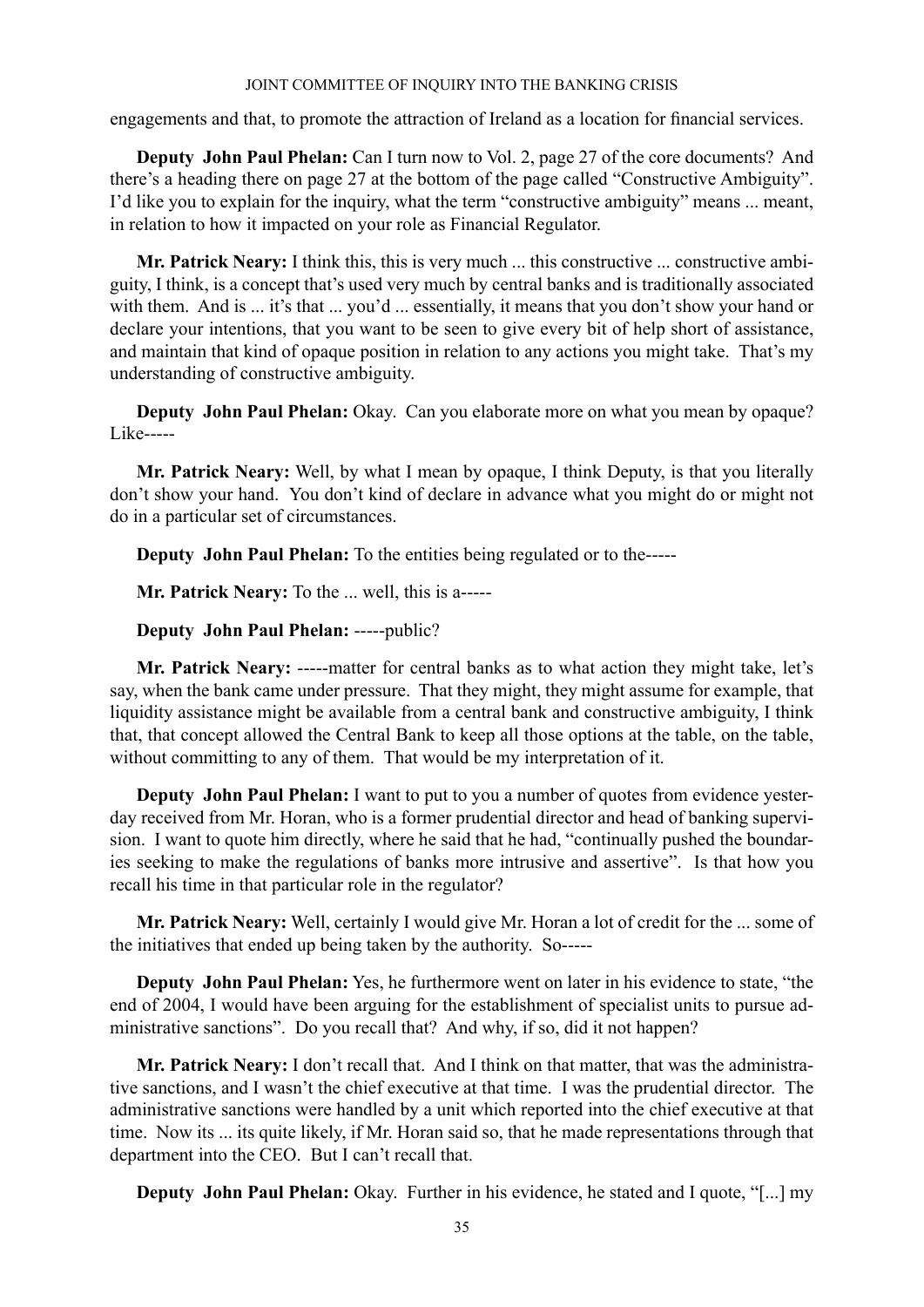engagements and that, to promote the attraction of Ireland as a location for financial services.

**Deputy John Paul Phelan:** Can I turn now to Vol. 2, page 27 of the core documents? And there's a heading there on page 27 at the bottom of the page called "Constructive Ambiguity". I'd like you to explain for the inquiry, what the term "constructive ambiguity" means ... meant, in relation to how it impacted on your role as Financial Regulator.

**Mr. Patrick Neary:** I think this, this is very much ... this constructive ... constructive ambiguity, I think, is a concept that's used very much by central banks and is traditionally associated with them. And is ... it's that ... you'd ... essentially, it means that you don't show your hand or declare your intentions, that you want to be seen to give every bit of help short of assistance, and maintain that kind of opaque position in relation to any actions you might take. That's my understanding of constructive ambiguity.

**Deputy John Paul Phelan:** Okay. Can you elaborate more on what you mean by opaque? Like-----

**Mr. Patrick Neary:** Well, by what I mean by opaque, I think Deputy, is that you literally don't show your hand. You don't kind of declare in advance what you might do or might not do in a particular set of circumstances.

**Deputy John Paul Phelan:** To the entities being regulated or to the-----

**Mr. Patrick Neary:** To the ... well, this is a-----

**Deputy John Paul Phelan:** -----public?

**Mr. Patrick Neary:** -----matter for central banks as to what action they might take, let's say, when the bank came under pressure. That they might, they might assume for example, that liquidity assistance might be available from a central bank and constructive ambiguity, I think that, that concept allowed the Central Bank to keep all those options at the table, on the table, without committing to any of them. That would be my interpretation of it.

**Deputy John Paul Phelan:** I want to put to you a number of quotes from evidence yesterday received from Mr. Horan, who is a former prudential director and head of banking supervision. I want to quote him directly, where he said that he had, "continually pushed the boundaries seeking to make the regulations of banks more intrusive and assertive". Is that how you recall his time in that particular role in the regulator?

**Mr. Patrick Neary:** Well, certainly I would give Mr. Horan a lot of credit for the ... some of the initiatives that ended up being taken by the authority. So-----

**Deputy John Paul Phelan:** Yes, he furthermore went on later in his evidence to state, "the end of 2004, I would have been arguing for the establishment of specialist units to pursue administrative sanctions". Do you recall that? And why, if so, did it not happen?

**Mr. Patrick Neary:** I don't recall that. And I think on that matter, that was the administrative sanctions, and I wasn't the chief executive at that time. I was the prudential director. The administrative sanctions were handled by a unit which reported into the chief executive at that time. Now its ... its quite likely, if Mr. Horan said so, that he made representations through that department into the CEO. But I can't recall that.

**Deputy John Paul Phelan:** Okay. Further in his evidence, he stated and I quote, "[...] my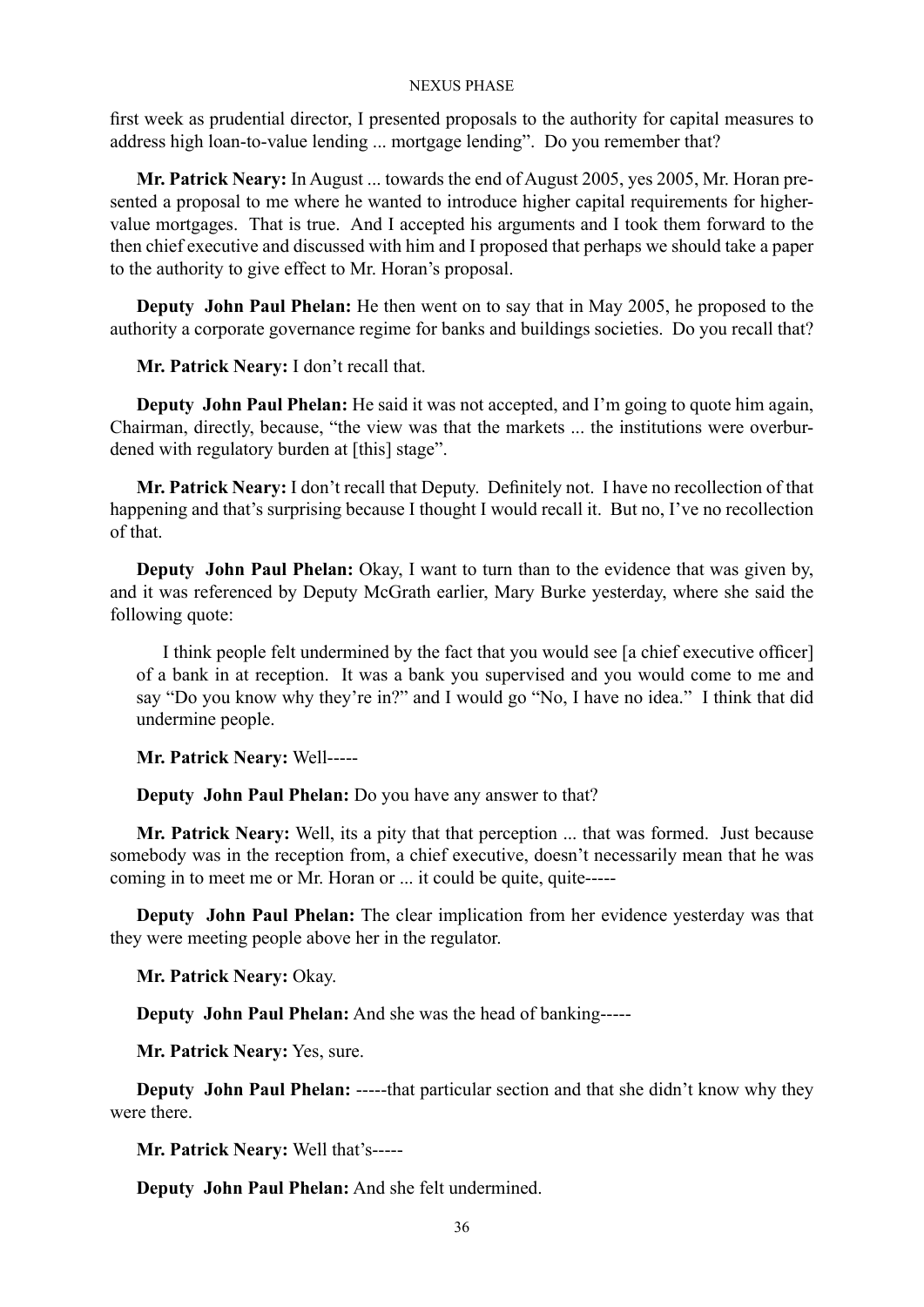first week as prudential director, I presented proposals to the authority for capital measures to address high loan-to-value lending ... mortgage lending". Do you remember that?

**Mr. Patrick Neary:** In August ... towards the end of August 2005, yes 2005, Mr. Horan presented a proposal to me where he wanted to introduce higher capital requirements for higher-value mortgages. That is true. And I accepted his arguments and I took them forward to the then chief executive and discussed with him and I proposed that perhaps we should take a paper to the authority to give effect to Mr. Horan's proposal.

**Deputy John Paul Phelan:** He then went on to say that in May 2005, he proposed to the authority a corporate governance regime for banks and buildings societies. Do you recall that?

**Mr. Patrick Neary:** I don't recall that.

**Deputy John Paul Phelan:** He said it was not accepted, and I'm going to quote him again, Chairman, directly, because, "the view was that the markets ... the institutions were overburdened with regulatory burden at [this] stage".

**Mr. Patrick Neary:** I don't recall that Deputy. Definitely not. I have no recollection of that happening and that's surprising because I thought I would recall it. But no, I've no recollection of that.

**Deputy John Paul Phelan:** Okay, I want to turn than to the evidence that was given by, and it was referenced by Deputy McGrath earlier, Mary Burke yesterday, where she said the following quote:

> I think people felt undermined by the fact that you would see [a chief executive officer] of a bank in at reception. It was a bank you supervised and you would come to me and say "Do you know why they're in?" and I would go "No, I have no idea." I think that did undermine people.

**Mr. Patrick Neary:** Well-----

**Deputy John Paul Phelan:** Do you have any answer to that?

**Mr. Patrick Neary:** Well, its a pity that that perception ... that was formed. Just because somebody was in the reception from, a chief executive, doesn't necessarily mean that he was coming in to meet me or Mr. Horan or ... it could be quite, quite-----

**Deputy John Paul Phelan:** The clear implication from her evidence yesterday was that they were meeting people above her in the regulator.

**Mr. Patrick Neary:** Okay.

**Deputy John Paul Phelan:** And she was the head of banking-----

**Mr. Patrick Neary:** Yes, sure.

**Deputy John Paul Phelan:** -----that particular section and that she didn't know why they were there.

**Mr. Patrick Neary:** Well that's-----

**Deputy John Paul Phelan:** And she felt undermined.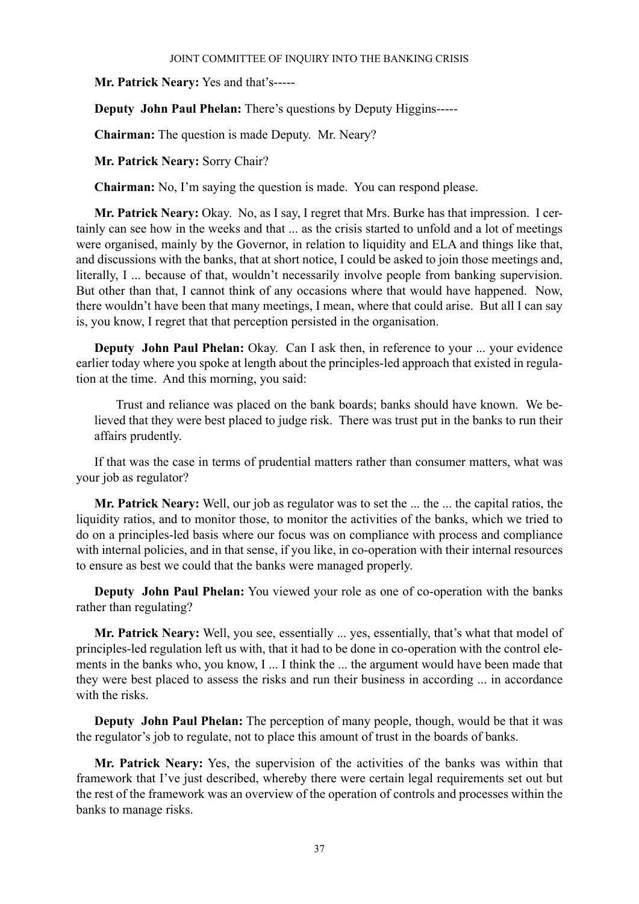**Mr. Patrick Neary:** Yes and that's-----

**Deputy John Paul Phelan:** There's questions by Deputy Higgins-----

**Chairman:** The question is made Deputy. Mr. Neary?

**Mr. Patrick Neary:** Sorry Chair?

**Chairman:** No, I'm saying the question is made. You can respond please.

**Mr. Patrick Neary:** Okay. No, as I say, I regret that Mrs. Burke has that impression. I certainly can see how in the weeks and that ... as the crisis started to unfold and a lot of meetings were organised, mainly by the Governor, in relation to liquidity and ELA and things like that, and discussions with the banks, that at short notice, I could be asked to join those meetings and, literally, I ... because of that, wouldn't necessarily involve people from banking supervision. But other than that, I cannot think of any occasions where that would have happened. Now, there wouldn't have been that many meetings, I mean, where that could arise. But all I can say is, you know, I regret that that perception persisted in the organisation.

**Deputy John Paul Phelan:** Okay. Can I ask then, in reference to your ... your evidence earlier today where you spoke at length about the principles-led approach that existed in regulation at the time. And this morning, you said:

> Trust and reliance was placed on the bank boards; banks should have known. We believed that they were best placed to judge risk. There was trust put in the banks to run their affairs prudently.

If that was the case in terms of prudential matters rather than consumer matters, what was your job as regulator?

**Mr. Patrick Neary:** Well, our job as regulator was to set the ... the ... the capital ratios, the liquidity ratios, and to monitor those, to monitor the activities of the banks, which we tried to do on a principles-led basis where our focus was on compliance with process and compliance with internal policies, and in that sense, if you like, in co-operation with their internal resources to ensure as best we could that the banks were managed properly.

**Deputy John Paul Phelan:** You viewed your role as one of co-operation with the banks rather than regulating?

**Mr. Patrick Neary:** Well, you see, essentially ... yes, essentially, that's what that model of principles-led regulation left us with, that it had to be done in co-operation with the control elements in the banks who, you know, I ... I think the ... the argument would have been made that they were best placed to assess the risks and run their business in according ... in accordance with the risks.

**Deputy John Paul Phelan:** The perception of many people, though, would be that it was the regulator's job to regulate, not to place this amount of trust in the boards of banks.

**Mr. Patrick Neary:** Yes, the supervision of the activities of the banks was within that framework that I've just described, whereby there were certain legal requirements set out but the rest of the framework was an overview of the operation of controls and processes within the banks to manage risks.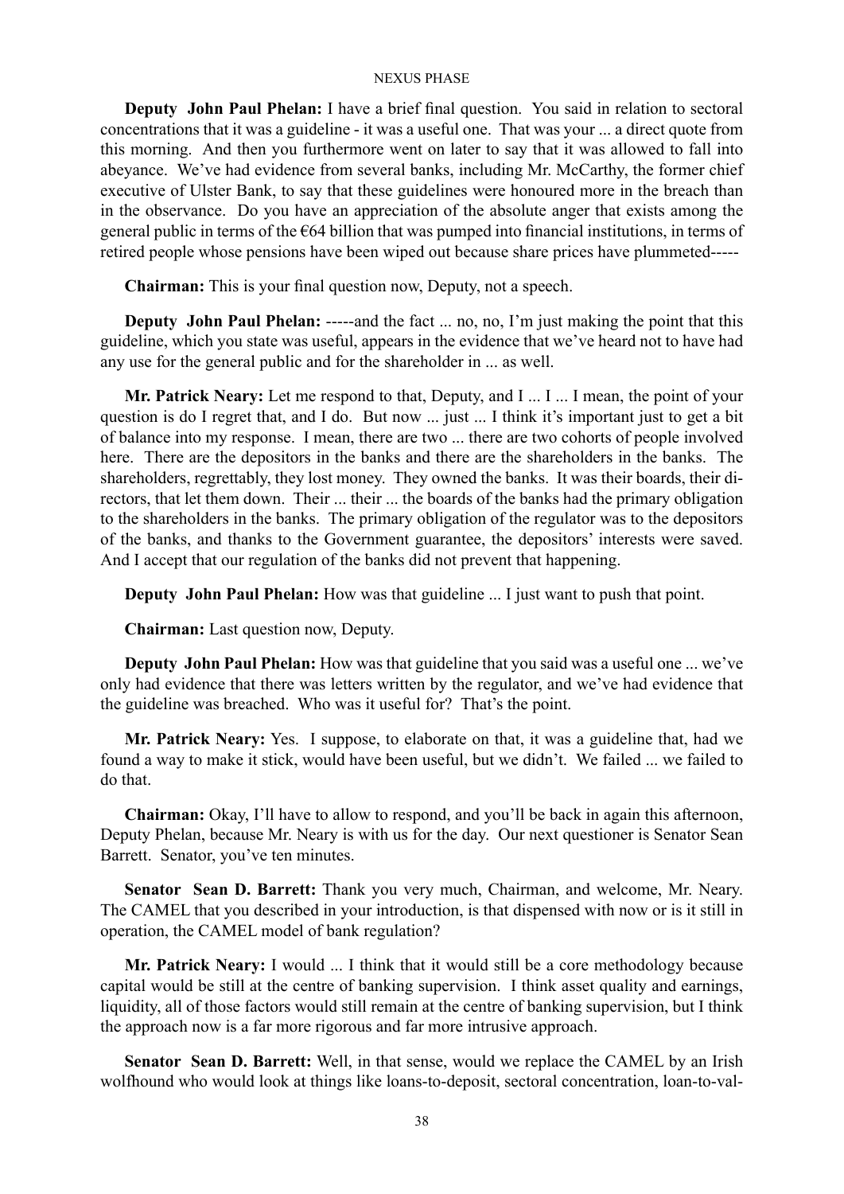**Deputy John Paul Phelan:** I have a brief final question. You said in relation to sectoral concentrations that it was a guideline - it was a useful one. That was your ... a direct quote from this morning. And then you furthermore went on later to say that it was allowed to fall into abeyance. We've had evidence from several banks, including Mr. McCarthy, the former chief executive of Ulster Bank, to say that these guidelines were honoured more in the breach than in the observance. Do you have an appreciation of the absolute anger that exists among the general public in terms of the €64 billion that was pumped into financial institutions, in terms of retired people whose pensions have been wiped out because share prices have plummeted-----

**Chairman:** This is your final question now, Deputy, not a speech.

**Deputy John Paul Phelan:** -----and the fact ... no, no, I'm just making the point that this guideline, which you state was useful, appears in the evidence that we've heard not to have had any use for the general public and for the shareholder in ... as well.

**Mr. Patrick Neary:** Let me respond to that, Deputy, and I ... I ... I mean, the point of your question is do I regret that, and I do. But now ... just ... I think it's important just to get a bit of balance into my response. I mean, there are two ... there are two cohorts of people involved here. There are the depositors in the banks and there are the shareholders in the banks. The shareholders, regrettably, they lost money. They owned the banks. It was their boards, their directors, that let them down. Their ... their ... the boards of the banks had the primary obligation to the shareholders in the banks. The primary obligation of the regulator was to the depositors of the banks, and thanks to the Government guarantee, the depositors' interests were saved. And I accept that our regulation of the banks did not prevent that happening.

**Deputy John Paul Phelan:** How was that guideline ... I just want to push that point.

**Chairman:** Last question now, Deputy.

**Deputy John Paul Phelan:** How was that guideline that you said was a useful one ... we've only had evidence that there was letters written by the regulator, and we've had evidence that the guideline was breached. Who was it useful for? That's the point.

**Mr. Patrick Neary:** Yes. I suppose, to elaborate on that, it was a guideline that, had we found a way to make it stick, would have been useful, but we didn't. We failed ... we failed to do that.

**Chairman:** Okay, I'll have to allow to respond, and you'll be back in again this afternoon, Deputy Phelan, because Mr. Neary is with us for the day. Our next questioner is Senator Sean Barrett. Senator, you've ten minutes.

**Senator Sean D. Barrett:** Thank you very much, Chairman, and welcome, Mr. Neary. The CAMEL that you described in your introduction, is that dispensed with now or is it still in operation, the CAMEL model of bank regulation?

**Mr. Patrick Neary:** I would ... I think that it would still be a core methodology because capital would be still at the centre of banking supervision. I think asset quality and earnings, liquidity, all of those factors would still remain at the centre of banking supervision, but I think the approach now is a far more rigorous and far more intrusive approach.

**Senator Sean D. Barrett:** Well, in that sense, would we replace the CAMEL by an Irish wolfhound who would look at things like loans-to-deposit, sectoral concentration, loan-to-val-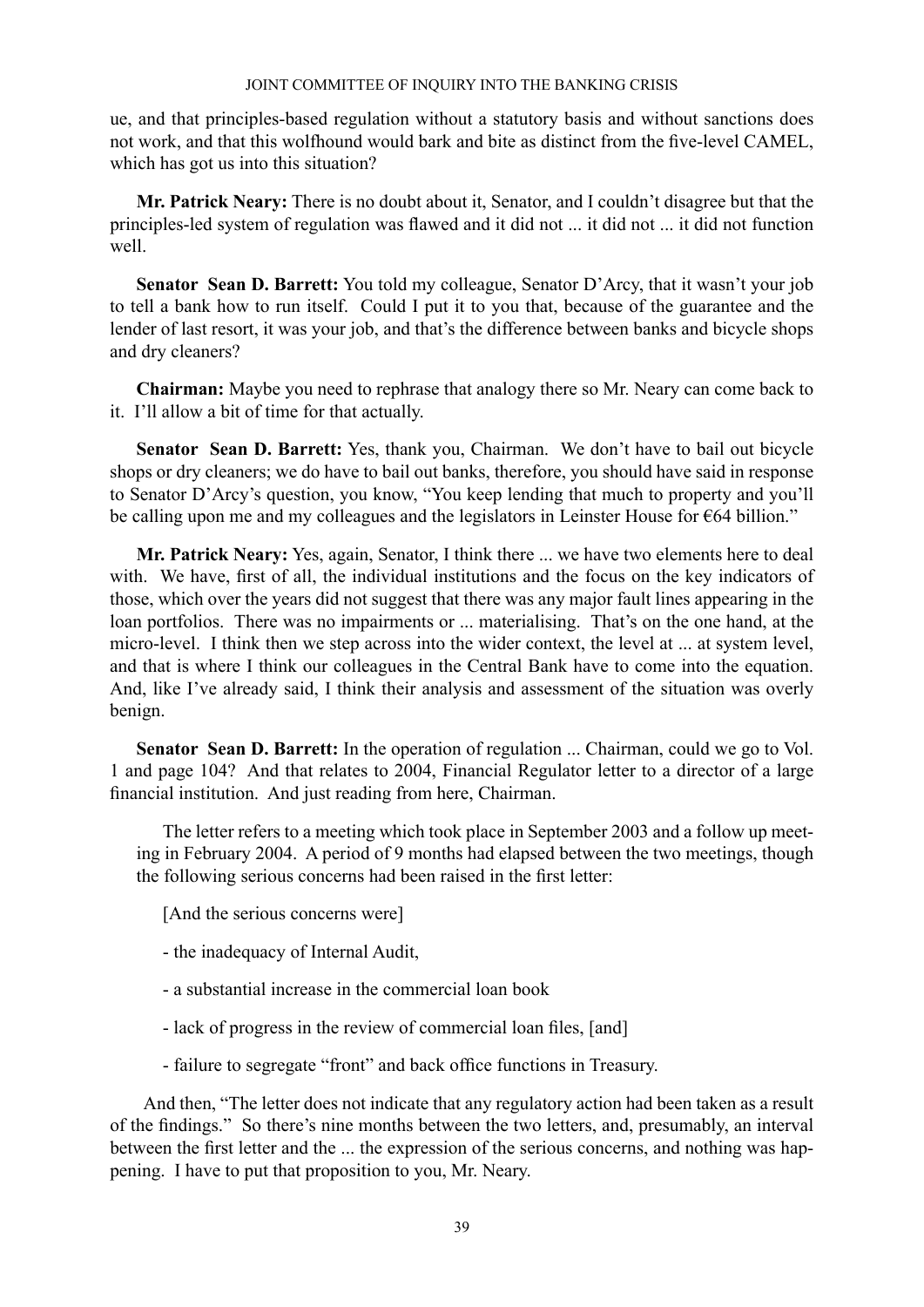ue, and that principles-based regulation without a statutory basis and without sanctions does not work, and that this wolfhound would bark and bite as distinct from the five-level CAMEL, which has got us into this situation?

**Mr. Patrick Neary:** There is no doubt about it, Senator, and I couldn't disagree but that the principles-led system of regulation was flawed and it did not ... it did not ... it did not function well.

**Senator Sean D. Barrett:** You told my colleague, Senator D'Arcy, that it wasn't your job to tell a bank how to run itself. Could I put it to you that, because of the guarantee and the lender of last resort, it was your job, and that's the difference between banks and bicycle shops and dry cleaners?

**Chairman:** Maybe you need to rephrase that analogy there so Mr. Neary can come back to it. I'll allow a bit of time for that actually.

**Senator Sean D. Barrett:** Yes, thank you, Chairman. We don't have to bail out bicycle shops or dry cleaners; we do have to bail out banks, therefore, you should have said in response to Senator D'Arcy's question, you know, "You keep lending that much to property and you'll be calling upon me and my colleagues and the legislators in Leinster House for €64 billion."

**Mr. Patrick Neary:** Yes, again, Senator, I think there ... we have two elements here to deal with. We have, first of all, the individual institutions and the focus on the key indicators of those, which over the years did not suggest that there was any major fault lines appearing in the loan portfolios. There was no impairments or ... materialising. That's on the one hand, at the micro-level. I think then we step across into the wider context, the level at ... at system level, and that is where I think our colleagues in the Central Bank have to come into the equation. And, like I've already said, I think their analysis and assessment of the situation was overly benign.

**Senator Sean D. Barrett:** In the operation of regulation ... Chairman, could we go to Vol. 1 and page 104? And that relates to 2004, Financial Regulator letter to a director of a large financial institution. And just reading from here, Chairman.

> The letter refers to a meeting which took place in September 2003 and a follow up meeting in February 2004. A period of 9 months had elapsed between the two meetings, though the following serious concerns had been raised in the first letter:
>
> [And the serious concerns were]
>
> - the inadequacy of Internal Audit,
> - a substantial increase in the commercial loan book
> - lack of progress in the review of commercial loan files, [and]
> - failure to segregate "front" and back office functions in Treasury.

And then, "The letter does not indicate that any regulatory action had been taken as a result of the findings." So there's nine months between the two letters, and, presumably, an interval between the first letter and the ... the expression of the serious concerns, and nothing was happening. I have to put that proposition to you, Mr. Neary.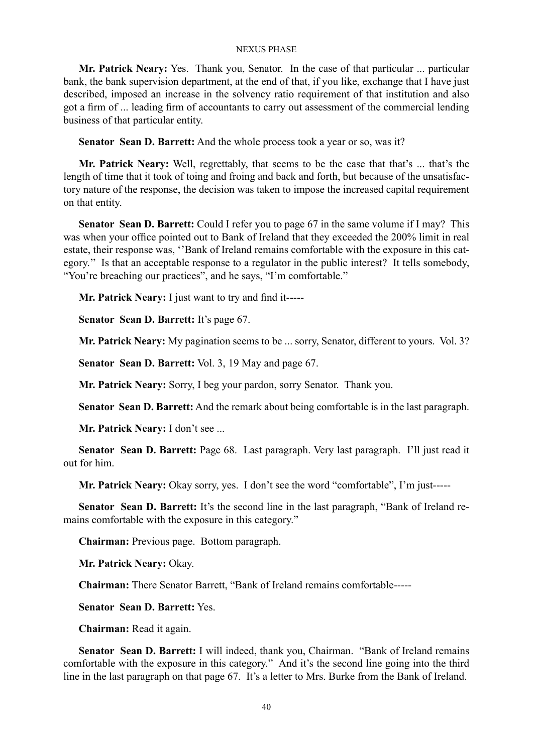**Mr. Patrick Neary:** Yes. Thank you, Senator. In the case of that particular ... particular bank, the bank supervision department, at the end of that, if you like, exchange that I have just described, imposed an increase in the solvency ratio requirement of that institution and also got a firm of ... leading firm of accountants to carry out assessment of the commercial lending business of that particular entity.

**Senator Sean D. Barrett:** And the whole process took a year or so, was it?

**Mr. Patrick Neary:** Well, regrettably, that seems to be the case that that's ... that's the length of time that it took of toing and froing and back and forth, but because of the unsatisfactory nature of the response, the decision was taken to impose the increased capital requirement on that entity.

**Senator Sean D. Barrett:** Could I refer you to page 67 in the same volume if I may? This was when your office pointed out to Bank of Ireland that they exceeded the 200% limit in real estate, their response was, ''Bank of Ireland remains comfortable with the exposure in this category.'' Is that an acceptable response to a regulator in the public interest? It tells somebody, "You're breaching our practices", and he says, "I'm comfortable."

**Mr. Patrick Neary:** I just want to try and find it-----

**Senator Sean D. Barrett:** It's page 67.

**Mr. Patrick Neary:** My pagination seems to be ... sorry, Senator, different to yours. Vol. 3?

**Senator Sean D. Barrett:** Vol. 3, 19 May and page 67.

**Mr. Patrick Neary:** Sorry, I beg your pardon, sorry Senator. Thank you.

**Senator Sean D. Barrett:** And the remark about being comfortable is in the last paragraph.

**Mr. Patrick Neary:** I don't see ...

**Senator Sean D. Barrett:** Page 68. Last paragraph. Very last paragraph. I'll just read it out for him.

**Mr. Patrick Neary:** Okay sorry, yes. I don't see the word "comfortable", I'm just-----

**Senator Sean D. Barrett:** It's the second line in the last paragraph, "Bank of Ireland remains comfortable with the exposure in this category."

**Chairman:** Previous page. Bottom paragraph.

**Mr. Patrick Neary:** Okay.

**Chairman:** There Senator Barrett, "Bank of Ireland remains comfortable-----

**Senator Sean D. Barrett:** Yes.

**Chairman:** Read it again.

**Senator Sean D. Barrett:** I will indeed, thank you, Chairman. "Bank of Ireland remains comfortable with the exposure in this category." And it's the second line going into the third line in the last paragraph on that page 67. It's a letter to Mrs. Burke from the Bank of Ireland.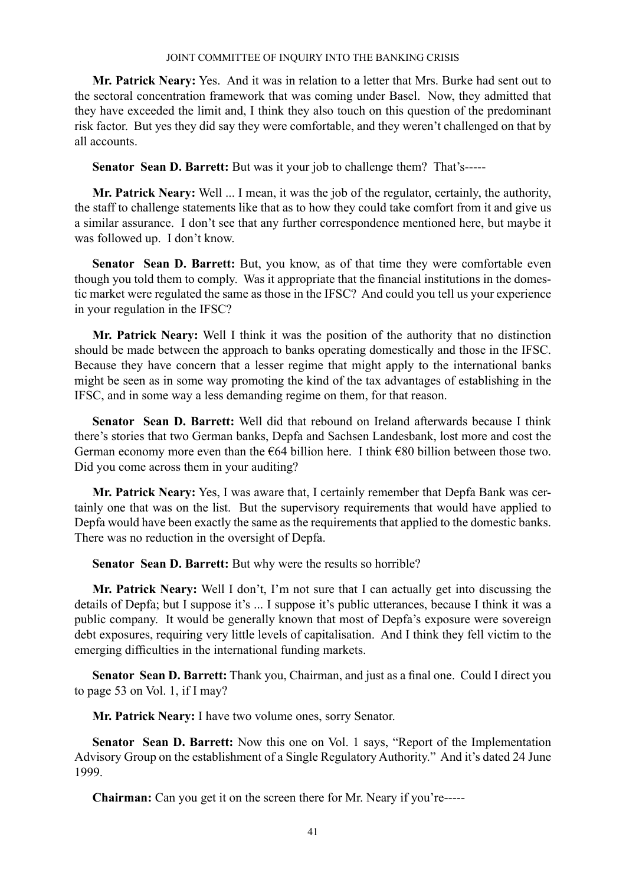**Mr. Patrick Neary:** Yes. And it was in relation to a letter that Mrs. Burke had sent out to the sectoral concentration framework that was coming under Basel. Now, they admitted that they have exceeded the limit and, I think they also touch on this question of the predominant risk factor. But yes they did say they were comfortable, and they weren't challenged on that by all accounts.

**Senator Sean D. Barrett:** But was it your job to challenge them? That's-----

**Mr. Patrick Neary:** Well ... I mean, it was the job of the regulator, certainly, the authority, the staff to challenge statements like that as to how they could take comfort from it and give us a similar assurance. I don't see that any further correspondence mentioned here, but maybe it was followed up. I don't know.

**Senator Sean D. Barrett:** But, you know, as of that time they were comfortable even though you told them to comply. Was it appropriate that the financial institutions in the domestic market were regulated the same as those in the IFSC? And could you tell us your experience in your regulation in the IFSC?

**Mr. Patrick Neary:** Well I think it was the position of the authority that no distinction should be made between the approach to banks operating domestically and those in the IFSC. Because they have concern that a lesser regime that might apply to the international banks might be seen as in some way promoting the kind of the tax advantages of establishing in the IFSC, and in some way a less demanding regime on them, for that reason.

**Senator Sean D. Barrett:** Well did that rebound on Ireland afterwards because I think there's stories that two German banks, Depfa and Sachsen Landesbank, lost more and cost the German economy more even than the €64 billion here. I think €80 billion between those two. Did you come across them in your auditing?

**Mr. Patrick Neary:** Yes, I was aware that, I certainly remember that Depfa Bank was certainly one that was on the list. But the supervisory requirements that would have applied to Depfa would have been exactly the same as the requirements that applied to the domestic banks. There was no reduction in the oversight of Depfa.

**Senator Sean D. Barrett:** But why were the results so horrible?

**Mr. Patrick Neary:** Well I don't, I'm not sure that I can actually get into discussing the details of Depfa; but I suppose it's ... I suppose it's public utterances, because I think it was a public company. It would be generally known that most of Depfa's exposure were sovereign debt exposures, requiring very little levels of capitalisation. And I think they fell victim to the emerging difficulties in the international funding markets.

**Senator Sean D. Barrett:** Thank you, Chairman, and just as a final one. Could I direct you to page 53 on Vol. 1, if I may?

**Mr. Patrick Neary:** I have two volume ones, sorry Senator.

**Senator Sean D. Barrett:** Now this one on Vol. 1 says, "Report of the Implementation Advisory Group on the establishment of a Single Regulatory Authority." And it's dated 24 June 1999.

**Chairman:** Can you get it on the screen there for Mr. Neary if you're-----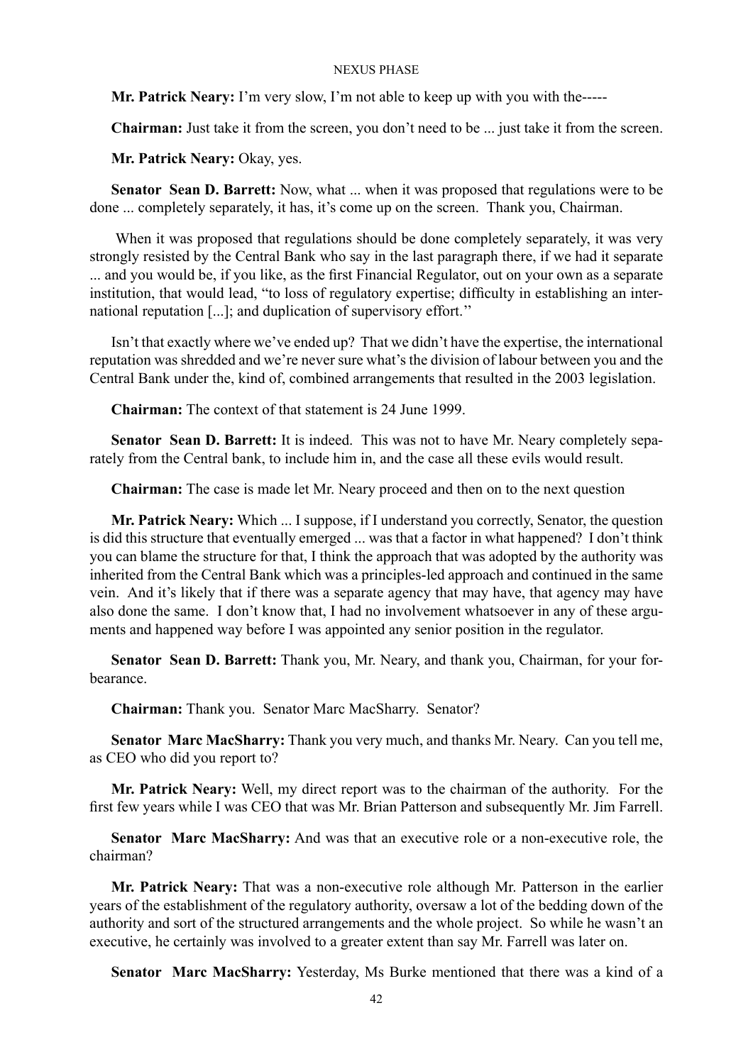**Mr. Patrick Neary:** I'm very slow, I'm not able to keep up with you with the-----

**Chairman:** Just take it from the screen, you don't need to be ... just take it from the screen.

**Mr. Patrick Neary:** Okay, yes.

**Senator Sean D. Barrett:** Now, what ... when it was proposed that regulations were to be done ... completely separately, it has, it's come up on the screen. Thank you, Chairman.

When it was proposed that regulations should be done completely separately, it was very strongly resisted by the Central Bank who say in the last paragraph there, if we had it separate ... and you would be, if you like, as the first Financial Regulator, out on your own as a separate institution, that would lead, "to loss of regulatory expertise; difficulty in establishing an international reputation [...]; and duplication of supervisory effort."

Isn't that exactly where we've ended up? That we didn't have the expertise, the international reputation was shredded and we're never sure what's the division of labour between you and the Central Bank under the, kind of, combined arrangements that resulted in the 2003 legislation.

**Chairman:** The context of that statement is 24 June 1999.

**Senator Sean D. Barrett:** It is indeed. This was not to have Mr. Neary completely separately from the Central bank, to include him in, and the case all these evils would result.

**Chairman:** The case is made let Mr. Neary proceed and then on to the next question

**Mr. Patrick Neary:** Which ... I suppose, if I understand you correctly, Senator, the question is did this structure that eventually emerged ... was that a factor in what happened? I don't think you can blame the structure for that, I think the approach that was adopted by the authority was inherited from the Central Bank which was a principles-led approach and continued in the same vein. And it's likely that if there was a separate agency that may have, that agency may have also done the same. I don't know that, I had no involvement whatsoever in any of these arguments and happened way before I was appointed any senior position in the regulator.

**Senator Sean D. Barrett:** Thank you, Mr. Neary, and thank you, Chairman, for your forbearance.

**Chairman:** Thank you. Senator Marc MacSharry. Senator?

**Senator Marc MacSharry:** Thank you very much, and thanks Mr. Neary. Can you tell me, as CEO who did you report to?

**Mr. Patrick Neary:** Well, my direct report was to the chairman of the authority. For the first few years while I was CEO that was Mr. Brian Patterson and subsequently Mr. Jim Farrell.

**Senator Marc MacSharry:** And was that an executive role or a non-executive role, the chairman?

**Mr. Patrick Neary:** That was a non-executive role although Mr. Patterson in the earlier years of the establishment of the regulatory authority, oversaw a lot of the bedding down of the authority and sort of the structured arrangements and the whole project. So while he wasn't an executive, he certainly was involved to a greater extent than say Mr. Farrell was later on.

**Senator Marc MacSharry:** Yesterday, Ms Burke mentioned that there was a kind of a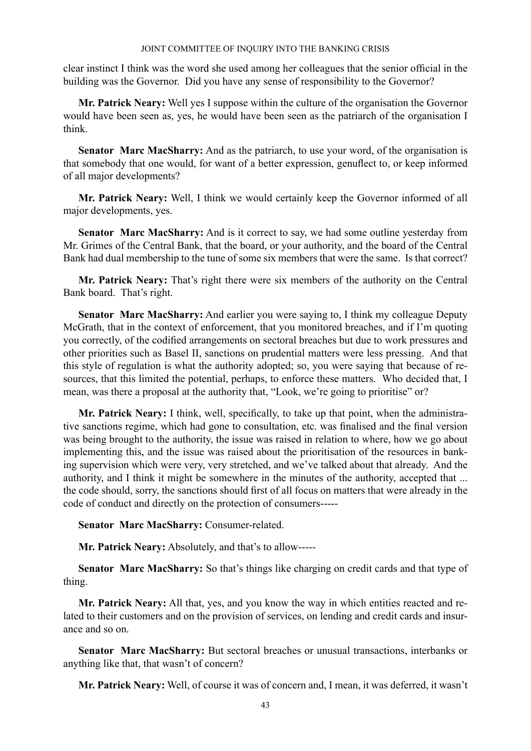clear instinct I think was the word she used among her colleagues that the senior official in the building was the Governor. Did you have any sense of responsibility to the Governor?

**Mr. Patrick Neary:** Well yes I suppose within the culture of the organisation the Governor would have been seen as, yes, he would have been seen as the patriarch of the organisation I think.

**Senator Marc MacSharry:** And as the patriarch, to use your word, of the organisation is that somebody that one would, for want of a better expression, genuflect to, or keep informed of all major developments?

**Mr. Patrick Neary:** Well, I think we would certainly keep the Governor informed of all major developments, yes.

**Senator Marc MacSharry:** And is it correct to say, we had some outline yesterday from Mr. Grimes of the Central Bank, that the board, or your authority, and the board of the Central Bank had dual membership to the tune of some six members that were the same. Is that correct?

**Mr. Patrick Neary:** That's right there were six members of the authority on the Central Bank board. That's right.

**Senator Marc MacSharry:** And earlier you were saying to, I think my colleague Deputy McGrath, that in the context of enforcement, that you monitored breaches, and if I'm quoting you correctly, of the codified arrangements on sectoral breaches but due to work pressures and other priorities such as Basel II, sanctions on prudential matters were less pressing. And that this style of regulation is what the authority adopted; so, you were saying that because of resources, that this limited the potential, perhaps, to enforce these matters. Who decided that, I mean, was there a proposal at the authority that, "Look, we're going to prioritise" or?

**Mr. Patrick Neary:** I think, well, specifically, to take up that point, when the administrative sanctions regime, which had gone to consultation, etc. was finalised and the final version was being brought to the authority, the issue was raised in relation to where, how we go about implementing this, and the issue was raised about the prioritisation of the resources in banking supervision which were very, very stretched, and we've talked about that already. And the authority, and I think it might be somewhere in the minutes of the authority, accepted that ... the code should, sorry, the sanctions should first of all focus on matters that were already in the code of conduct and directly on the protection of consumers-----

**Senator Marc MacSharry:** Consumer-related.

**Mr. Patrick Neary:** Absolutely, and that's to allow-----

**Senator Marc MacSharry:** So that's things like charging on credit cards and that type of thing.

**Mr. Patrick Neary:** All that, yes, and you know the way in which entities reacted and related to their customers and on the provision of services, on lending and credit cards and insurance and so on.

**Senator Marc MacSharry:** But sectoral breaches or unusual transactions, interbanks or anything like that, that wasn't of concern?

**Mr. Patrick Neary:** Well, of course it was of concern and, I mean, it was deferred, it wasn't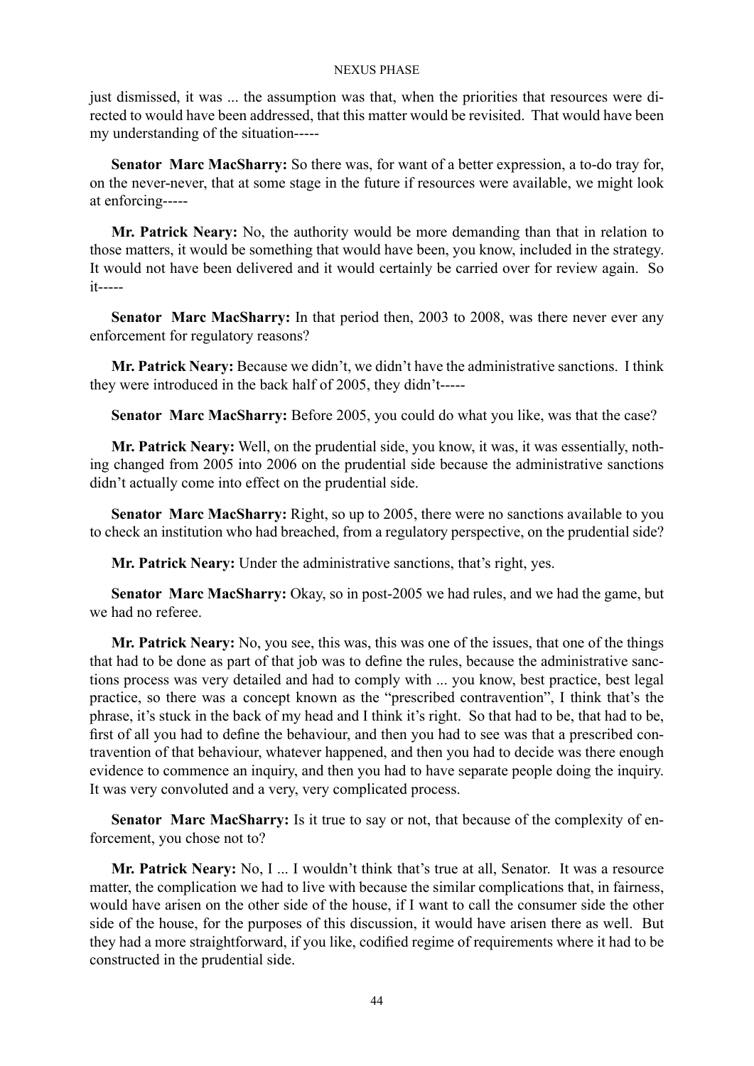just dismissed, it was ... the assumption was that, when the priorities that resources were directed to would have been addressed, that this matter would be revisited. That would have been my understanding of the situation-----

**Senator Marc MacSharry:** So there was, for want of a better expression, a to-do tray for, on the never-never, that at some stage in the future if resources were available, we might look at enforcing-----

**Mr. Patrick Neary:** No, the authority would be more demanding than that in relation to those matters, it would be something that would have been, you know, included in the strategy. It would not have been delivered and it would certainly be carried over for review again. So it-----

**Senator Marc MacSharry:** In that period then, 2003 to 2008, was there never ever any enforcement for regulatory reasons?

**Mr. Patrick Neary:** Because we didn't, we didn't have the administrative sanctions. I think they were introduced in the back half of 2005, they didn't-----

**Senator Marc MacSharry:** Before 2005, you could do what you like, was that the case?

**Mr. Patrick Neary:** Well, on the prudential side, you know, it was, it was essentially, nothing changed from 2005 into 2006 on the prudential side because the administrative sanctions didn't actually come into effect on the prudential side.

**Senator Marc MacSharry:** Right, so up to 2005, there were no sanctions available to you to check an institution who had breached, from a regulatory perspective, on the prudential side?

**Mr. Patrick Neary:** Under the administrative sanctions, that's right, yes.

**Senator Marc MacSharry:** Okay, so in post-2005 we had rules, and we had the game, but we had no referee.

**Mr. Patrick Neary:** No, you see, this was, this was one of the issues, that one of the things that had to be done as part of that job was to define the rules, because the administrative sanctions process was very detailed and had to comply with ... you know, best practice, best legal practice, so there was a concept known as the "prescribed contravention", I think that's the phrase, it's stuck in the back of my head and I think it's right. So that had to be, that had to be, first of all you had to define the behaviour, and then you had to see was that a prescribed contravention of that behaviour, whatever happened, and then you had to decide was there enough evidence to commence an inquiry, and then you had to have separate people doing the inquiry. It was very convoluted and a very, very complicated process.

**Senator Marc MacSharry:** Is it true to say or not, that because of the complexity of enforcement, you chose not to?

**Mr. Patrick Neary:** No, I ... I wouldn't think that's true at all, Senator. It was a resource matter, the complication we had to live with because the similar complications that, in fairness, would have arisen on the other side of the house, if I want to call the consumer side the other side of the house, for the purposes of this discussion, it would have arisen there as well. But they had a more straightforward, if you like, codified regime of requirements where it had to be constructed in the prudential side.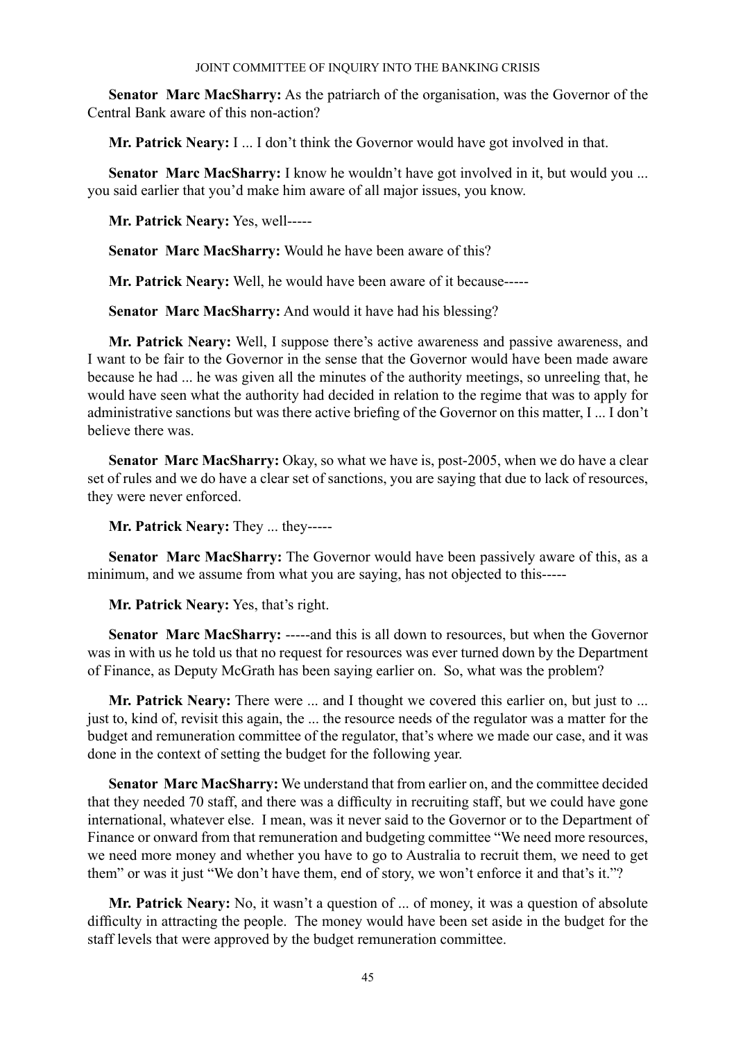**Senator Marc MacSharry:** As the patriarch of the organisation, was the Governor of the Central Bank aware of this non-action?

**Mr. Patrick Neary:** I ... I don't think the Governor would have got involved in that.

**Senator Marc MacSharry:** I know he wouldn't have got involved in it, but would you ... you said earlier that you'd make him aware of all major issues, you know.

**Mr. Patrick Neary:** Yes, well-----

**Senator Marc MacSharry:** Would he have been aware of this?

**Mr. Patrick Neary:** Well, he would have been aware of it because-----

**Senator Marc MacSharry:** And would it have had his blessing?

**Mr. Patrick Neary:** Well, I suppose there's active awareness and passive awareness, and I want to be fair to the Governor in the sense that the Governor would have been made aware because he had ... he was given all the minutes of the authority meetings, so unreeling that, he would have seen what the authority had decided in relation to the regime that was to apply for administrative sanctions but was there active briefing of the Governor on this matter, I ... I don't believe there was.

**Senator Marc MacSharry:** Okay, so what we have is, post-2005, when we do have a clear set of rules and we do have a clear set of sanctions, you are saying that due to lack of resources, they were never enforced.

**Mr. Patrick Neary:** They ... they-----

**Senator Marc MacSharry:** The Governor would have been passively aware of this, as a minimum, and we assume from what you are saying, has not objected to this-----

**Mr. Patrick Neary:** Yes, that's right.

**Senator Marc MacSharry:** -----and this is all down to resources, but when the Governor was in with us he told us that no request for resources was ever turned down by the Department of Finance, as Deputy McGrath has been saying earlier on. So, what was the problem?

**Mr. Patrick Neary:** There were ... and I thought we covered this earlier on, but just to ... just to, kind of, revisit this again, the ... the resource needs of the regulator was a matter for the budget and remuneration committee of the regulator, that's where we made our case, and it was done in the context of setting the budget for the following year.

**Senator Marc MacSharry:** We understand that from earlier on, and the committee decided that they needed 70 staff, and there was a difficulty in recruiting staff, but we could have gone international, whatever else. I mean, was it never said to the Governor or to the Department of Finance or onward from that remuneration and budgeting committee "We need more resources, we need more money and whether you have to go to Australia to recruit them, we need to get them" or was it just "We don't have them, end of story, we won't enforce it and that's it."?

**Mr. Patrick Neary:** No, it wasn't a question of ... of money, it was a question of absolute difficulty in attracting the people. The money would have been set aside in the budget for the staff levels that were approved by the budget remuneration committee.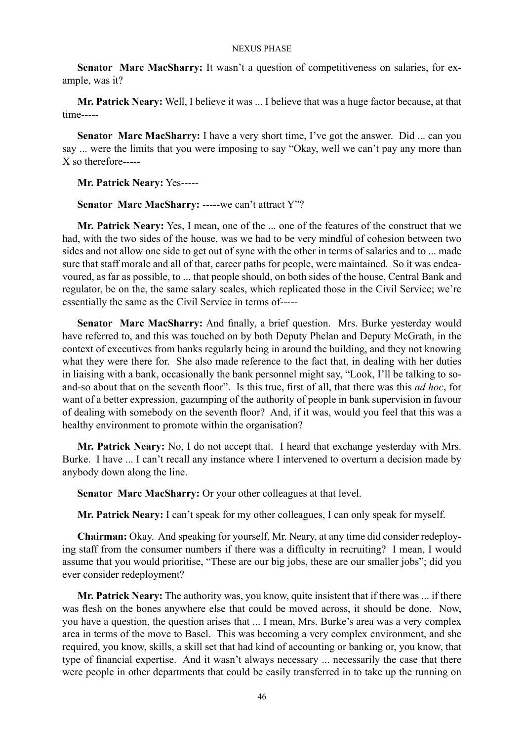**Senator Marc MacSharry:** It wasn't a question of competitiveness on salaries, for example, was it?

**Mr. Patrick Neary:** Well, I believe it was ... I believe that was a huge factor because, at that time-----

**Senator Marc MacSharry:** I have a very short time, I've got the answer. Did ... can you say ... were the limits that you were imposing to say "Okay, well we can't pay any more than X so therefore-----

**Mr. Patrick Neary:** Yes-----

**Senator Marc MacSharry:** -----we can't attract Y"?

**Mr. Patrick Neary:** Yes, I mean, one of the ... one of the features of the construct that we had, with the two sides of the house, was we had to be very mindful of cohesion between two sides and not allow one side to get out of sync with the other in terms of salaries and to ... made sure that staff morale and all of that, career paths for people, were maintained. So it was endeavoured, as far as possible, to ... that people should, on both sides of the house, Central Bank and regulator, be on the, the same salary scales, which replicated those in the Civil Service; we're essentially the same as the Civil Service in terms of-----

**Senator Marc MacSharry:** And finally, a brief question. Mrs. Burke yesterday would have referred to, and this was touched on by both Deputy Phelan and Deputy McGrath, in the context of executives from banks regularly being in around the building, and they not knowing what they were there for. She also made reference to the fact that, in dealing with her duties in liaising with a bank, occasionally the bank personnel might say, "Look, I'll be talking to so-and-so about that on the seventh floor". Is this true, first of all, that there was this *ad hoc*, for want of a better expression, gazumping of the authority of people in bank supervision in favour of dealing with somebody on the seventh floor? And, if it was, would you feel that this was a healthy environment to promote within the organisation?

**Mr. Patrick Neary:** No, I do not accept that. I heard that exchange yesterday with Mrs. Burke. I have ... I can't recall any instance where I intervened to overturn a decision made by anybody down along the line.

**Senator Marc MacSharry:** Or your other colleagues at that level.

**Mr. Patrick Neary:** I can't speak for my other colleagues, I can only speak for myself.

**Chairman:** Okay. And speaking for yourself, Mr. Neary, at any time did consider redeploying staff from the consumer numbers if there was a difficulty in recruiting? I mean, I would assume that you would prioritise, "These are our big jobs, these are our smaller jobs"; did you ever consider redeployment?

**Mr. Patrick Neary:** The authority was, you know, quite insistent that if there was ... if there was flesh on the bones anywhere else that could be moved across, it should be done. Now, you have a question, the question arises that ... I mean, Mrs. Burke's area was a very complex area in terms of the move to Basel. This was becoming a very complex environment, and she required, you know, skills, a skill set that had kind of accounting or banking or, you know, that type of financial expertise. And it wasn't always necessary ... necessarily the case that there were people in other departments that could be easily transferred in to take up the running on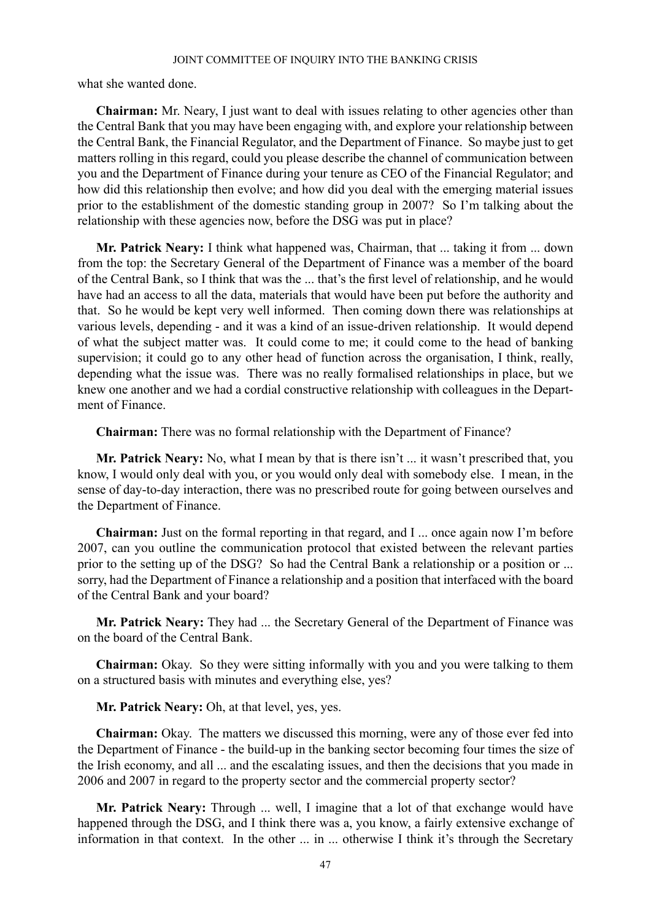what she wanted done.

**Chairman:** Mr. Neary, I just want to deal with issues relating to other agencies other than the Central Bank that you may have been engaging with, and explore your relationship between the Central Bank, the Financial Regulator, and the Department of Finance. So maybe just to get matters rolling in this regard, could you please describe the channel of communication between you and the Department of Finance during your tenure as CEO of the Financial Regulator; and how did this relationship then evolve; and how did you deal with the emerging material issues prior to the establishment of the domestic standing group in 2007? So I'm talking about the relationship with these agencies now, before the DSG was put in place?

**Mr. Patrick Neary:** I think what happened was, Chairman, that ... taking it from ... down from the top: the Secretary General of the Department of Finance was a member of the board of the Central Bank, so I think that was the ... that's the first level of relationship, and he would have had an access to all the data, materials that would have been put before the authority and that. So he would be kept very well informed. Then coming down there was relationships at various levels, depending - and it was a kind of an issue-driven relationship. It would depend of what the subject matter was. It could come to me; it could come to the head of banking supervision; it could go to any other head of function across the organisation, I think, really, depending what the issue was. There was no really formalised relationships in place, but we knew one another and we had a cordial constructive relationship with colleagues in the Department of Finance.

**Chairman:** There was no formal relationship with the Department of Finance?

**Mr. Patrick Neary:** No, what I mean by that is there isn't ... it wasn't prescribed that, you know, I would only deal with you, or you would only deal with somebody else. I mean, in the sense of day-to-day interaction, there was no prescribed route for going between ourselves and the Department of Finance.

**Chairman:** Just on the formal reporting in that regard, and I ... once again now I'm before 2007, can you outline the communication protocol that existed between the relevant parties prior to the setting up of the DSG? So had the Central Bank a relationship or a position or ... sorry, had the Department of Finance a relationship and a position that interfaced with the board of the Central Bank and your board?

**Mr. Patrick Neary:** They had ... the Secretary General of the Department of Finance was on the board of the Central Bank.

**Chairman:** Okay. So they were sitting informally with you and you were talking to them on a structured basis with minutes and everything else, yes?

**Mr. Patrick Neary:** Oh, at that level, yes, yes.

**Chairman:** Okay. The matters we discussed this morning, were any of those ever fed into the Department of Finance - the build-up in the banking sector becoming four times the size of the Irish economy, and all ... and the escalating issues, and then the decisions that you made in 2006 and 2007 in regard to the property sector and the commercial property sector?

**Mr. Patrick Neary:** Through ... well, I imagine that a lot of that exchange would have happened through the DSG, and I think there was a, you know, a fairly extensive exchange of information in that context. In the other ... in ... otherwise I think it's through the Secretary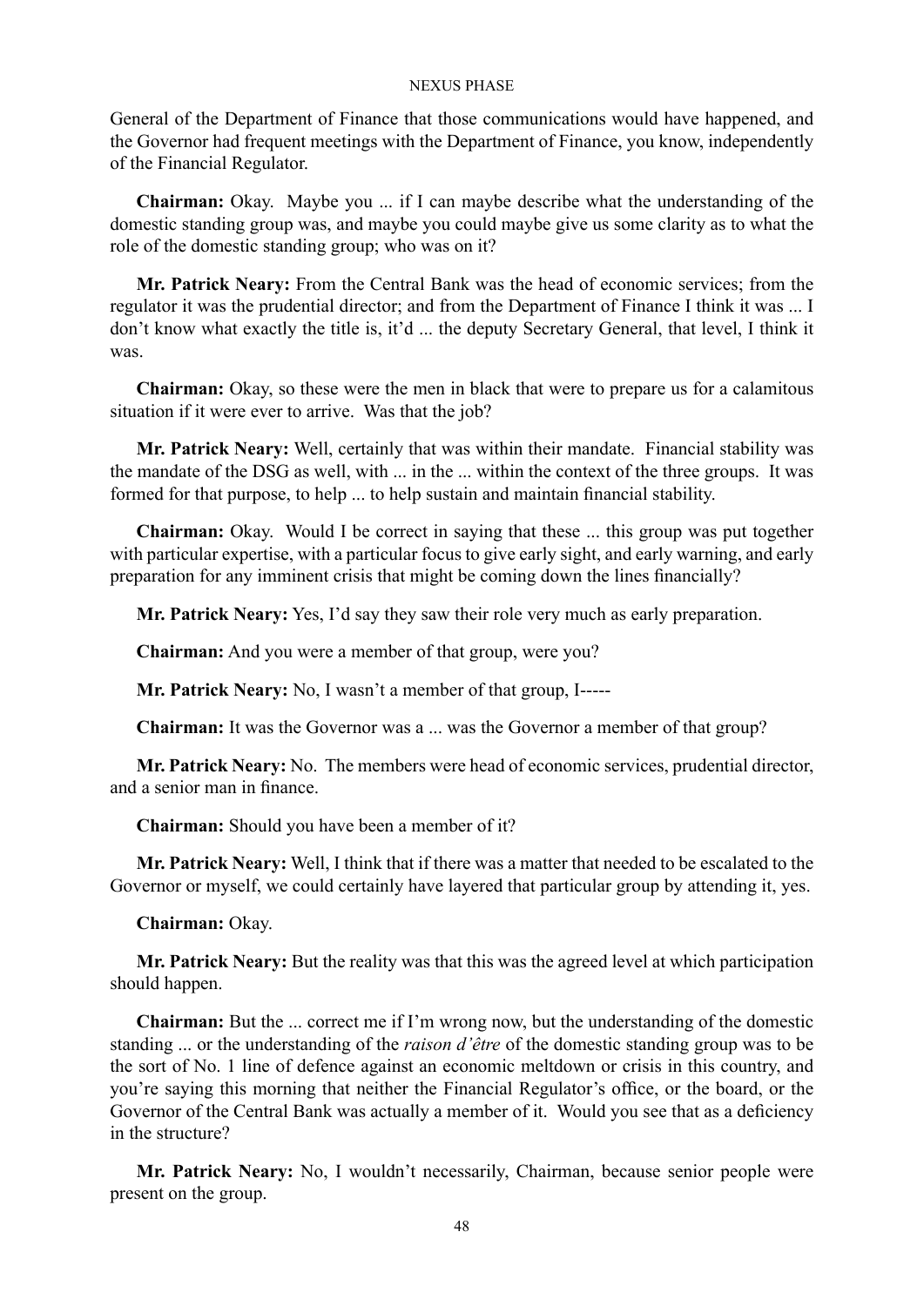General of the Department of Finance that those communications would have happened, and the Governor had frequent meetings with the Department of Finance, you know, independently of the Financial Regulator.

**Chairman:** Okay. Maybe you ... if I can maybe describe what the understanding of the domestic standing group was, and maybe you could maybe give us some clarity as to what the role of the domestic standing group; who was on it?

**Mr. Patrick Neary:** From the Central Bank was the head of economic services; from the regulator it was the prudential director; and from the Department of Finance I think it was ... I don't know what exactly the title is, it'd ... the deputy Secretary General, that level, I think it was.

**Chairman:** Okay, so these were the men in black that were to prepare us for a calamitous situation if it were ever to arrive. Was that the job?

**Mr. Patrick Neary:** Well, certainly that was within their mandate. Financial stability was the mandate of the DSG as well, with ... in the ... within the context of the three groups. It was formed for that purpose, to help ... to help sustain and maintain financial stability.

**Chairman:** Okay. Would I be correct in saying that these ... this group was put together with particular expertise, with a particular focus to give early sight, and early warning, and early preparation for any imminent crisis that might be coming down the lines financially?

**Mr. Patrick Neary:** Yes, I'd say they saw their role very much as early preparation.

**Chairman:** And you were a member of that group, were you?

**Mr. Patrick Neary:** No, I wasn't a member of that group, I-----

**Chairman:** It was the Governor was a ... was the Governor a member of that group?

**Mr. Patrick Neary:** No. The members were head of economic services, prudential director, and a senior man in finance.

**Chairman:** Should you have been a member of it?

**Mr. Patrick Neary:** Well, I think that if there was a matter that needed to be escalated to the Governor or myself, we could certainly have layered that particular group by attending it, yes.

**Chairman:** Okay.

**Mr. Patrick Neary:** But the reality was that this was the agreed level at which participation should happen.

**Chairman:** But the ... correct me if I'm wrong now, but the understanding of the domestic standing ... or the understanding of the *raison d'être* of the domestic standing group was to be the sort of No. 1 line of defence against an economic meltdown or crisis in this country, and you're saying this morning that neither the Financial Regulator's office, or the board, or the Governor of the Central Bank was actually a member of it. Would you see that as a deficiency in the structure?

**Mr. Patrick Neary:** No, I wouldn't necessarily, Chairman, because senior people were present on the group.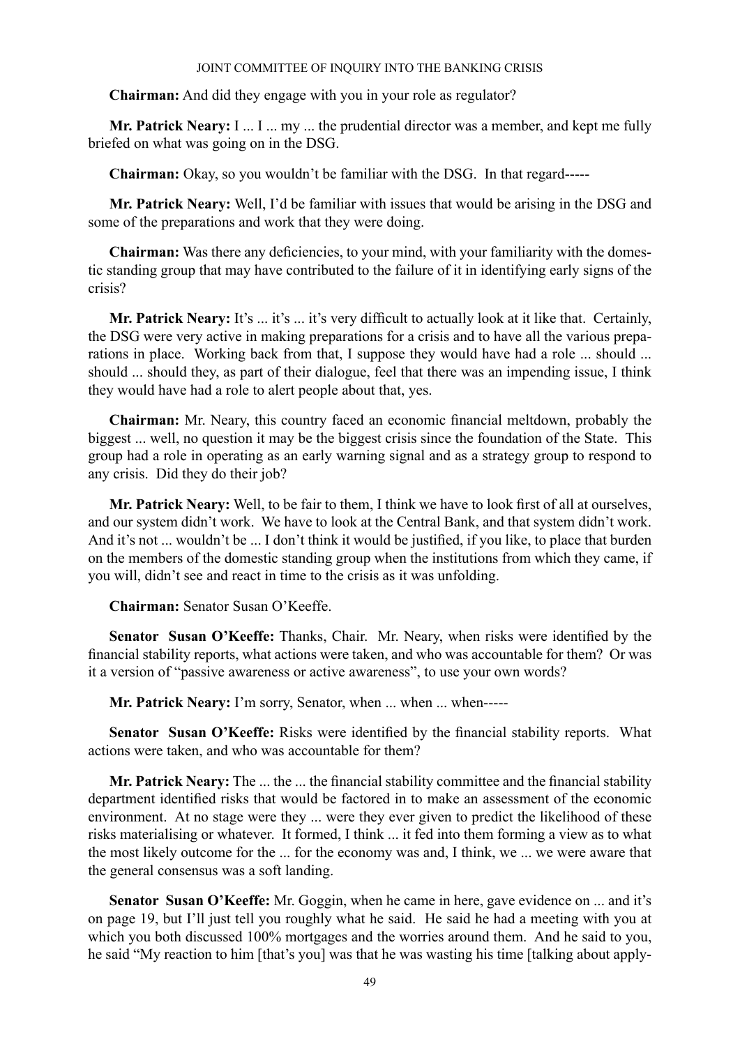**Chairman:** And did they engage with you in your role as regulator?

**Mr. Patrick Neary:** I ... I ... my ... the prudential director was a member, and kept me fully briefed on what was going on in the DSG.

**Chairman:** Okay, so you wouldn't be familiar with the DSG. In that regard-----

**Mr. Patrick Neary:** Well, I'd be familiar with issues that would be arising in the DSG and some of the preparations and work that they were doing.

**Chairman:** Was there any deficiencies, to your mind, with your familiarity with the domestic standing group that may have contributed to the failure of it in identifying early signs of the crisis?

**Mr. Patrick Neary:** It's ... it's ... it's very difficult to actually look at it like that. Certainly, the DSG were very active in making preparations for a crisis and to have all the various preparations in place. Working back from that, I suppose they would have had a role ... should ... should ... should they, as part of their dialogue, feel that there was an impending issue, I think they would have had a role to alert people about that, yes.

**Chairman:** Mr. Neary, this country faced an economic financial meltdown, probably the biggest ... well, no question it may be the biggest crisis since the foundation of the State. This group had a role in operating as an early warning signal and as a strategy group to respond to any crisis. Did they do their job?

**Mr. Patrick Neary:** Well, to be fair to them, I think we have to look first of all at ourselves, and our system didn't work. We have to look at the Central Bank, and that system didn't work. And it's not ... wouldn't be ... I don't think it would be justified, if you like, to place that burden on the members of the domestic standing group when the institutions from which they came, if you will, didn't see and react in time to the crisis as it was unfolding.

**Chairman:** Senator Susan O'Keeffe.

**Senator Susan O'Keeffe:** Thanks, Chair. Mr. Neary, when risks were identified by the financial stability reports, what actions were taken, and who was accountable for them? Or was it a version of "passive awareness or active awareness", to use your own words?

**Mr. Patrick Neary:** I'm sorry, Senator, when ... when ... when-----

**Senator Susan O'Keeffe:** Risks were identified by the financial stability reports. What actions were taken, and who was accountable for them?

**Mr. Patrick Neary:** The ... the ... the financial stability committee and the financial stability department identified risks that would be factored in to make an assessment of the economic environment. At no stage were they ... were they ever given to predict the likelihood of these risks materialising or whatever. It formed, I think ... it fed into them forming a view as to what the most likely outcome for the ... for the economy was and, I think, we ... we were aware that the general consensus was a soft landing.

**Senator Susan O'Keeffe:** Mr. Goggin, when he came in here, gave evidence on ... and it's on page 19, but I'll just tell you roughly what he said. He said he had a meeting with you at which you both discussed 100% mortgages and the worries around them. And he said to you, he said "My reaction to him [that's you] was that he was wasting his time [talking about apply-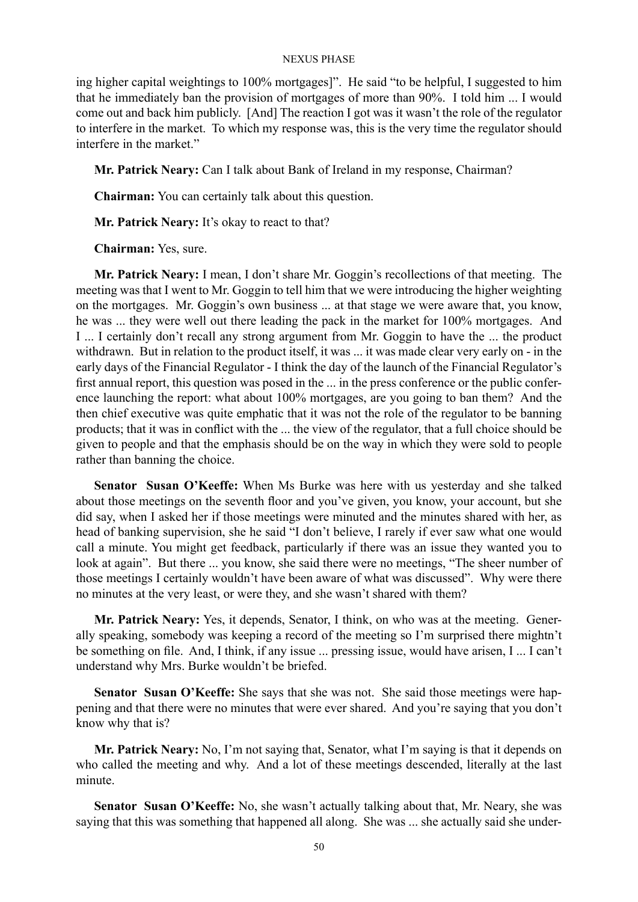ing higher capital weightings to 100% mortgages]". He said "to be helpful, I suggested to him that he immediately ban the provision of mortgages of more than 90%. I told him ... I would come out and back him publicly. [And] The reaction I got was it wasn't the role of the regulator to interfere in the market. To which my response was, this is the very time the regulator should interfere in the market."

**Mr. Patrick Neary:** Can I talk about Bank of Ireland in my response, Chairman?

**Chairman:** You can certainly talk about this question.

**Mr. Patrick Neary:** It's okay to react to that?

**Chairman:** Yes, sure.

**Mr. Patrick Neary:** I mean, I don't share Mr. Goggin's recollections of that meeting. The meeting was that I went to Mr. Goggin to tell him that we were introducing the higher weighting on the mortgages. Mr. Goggin's own business ... at that stage we were aware that, you know, he was ... they were well out there leading the pack in the market for 100% mortgages. And I ... I certainly don't recall any strong argument from Mr. Goggin to have the ... the product withdrawn. But in relation to the product itself, it was ... it was made clear very early on - in the early days of the Financial Regulator - I think the day of the launch of the Financial Regulator's first annual report, this question was posed in the ... in the press conference or the public conference launching the report: what about 100% mortgages, are you going to ban them? And the then chief executive was quite emphatic that it was not the role of the regulator to be banning products; that it was in conflict with the ... the view of the regulator, that a full choice should be given to people and that the emphasis should be on the way in which they were sold to people rather than banning the choice.

**Senator Susan O'Keeffe:** When Ms Burke was here with us yesterday and she talked about those meetings on the seventh floor and you've given, you know, your account, but she did say, when I asked her if those meetings were minuted and the minutes shared with her, as head of banking supervision, she he said "I don't believe, I rarely if ever saw what one would call a minute. You might get feedback, particularly if there was an issue they wanted you to look at again". But there ... you know, she said there were no meetings, "The sheer number of those meetings I certainly wouldn't have been aware of what was discussed". Why were there no minutes at the very least, or were they, and she wasn't shared with them?

**Mr. Patrick Neary:** Yes, it depends, Senator, I think, on who was at the meeting. Generally speaking, somebody was keeping a record of the meeting so I'm surprised there mightn't be something on file. And, I think, if any issue ... pressing issue, would have arisen, I ... I can't understand why Mrs. Burke wouldn't be briefed.

**Senator Susan O'Keeffe:** She says that she was not. She said those meetings were happening and that there were no minutes that were ever shared. And you're saying that you don't know why that is?

**Mr. Patrick Neary:** No, I'm not saying that, Senator, what I'm saying is that it depends on who called the meeting and why. And a lot of these meetings descended, literally at the last minute.

**Senator Susan O'Keeffe:** No, she wasn't actually talking about that, Mr. Neary, she was saying that this was something that happened all along. She was ... she actually said she under-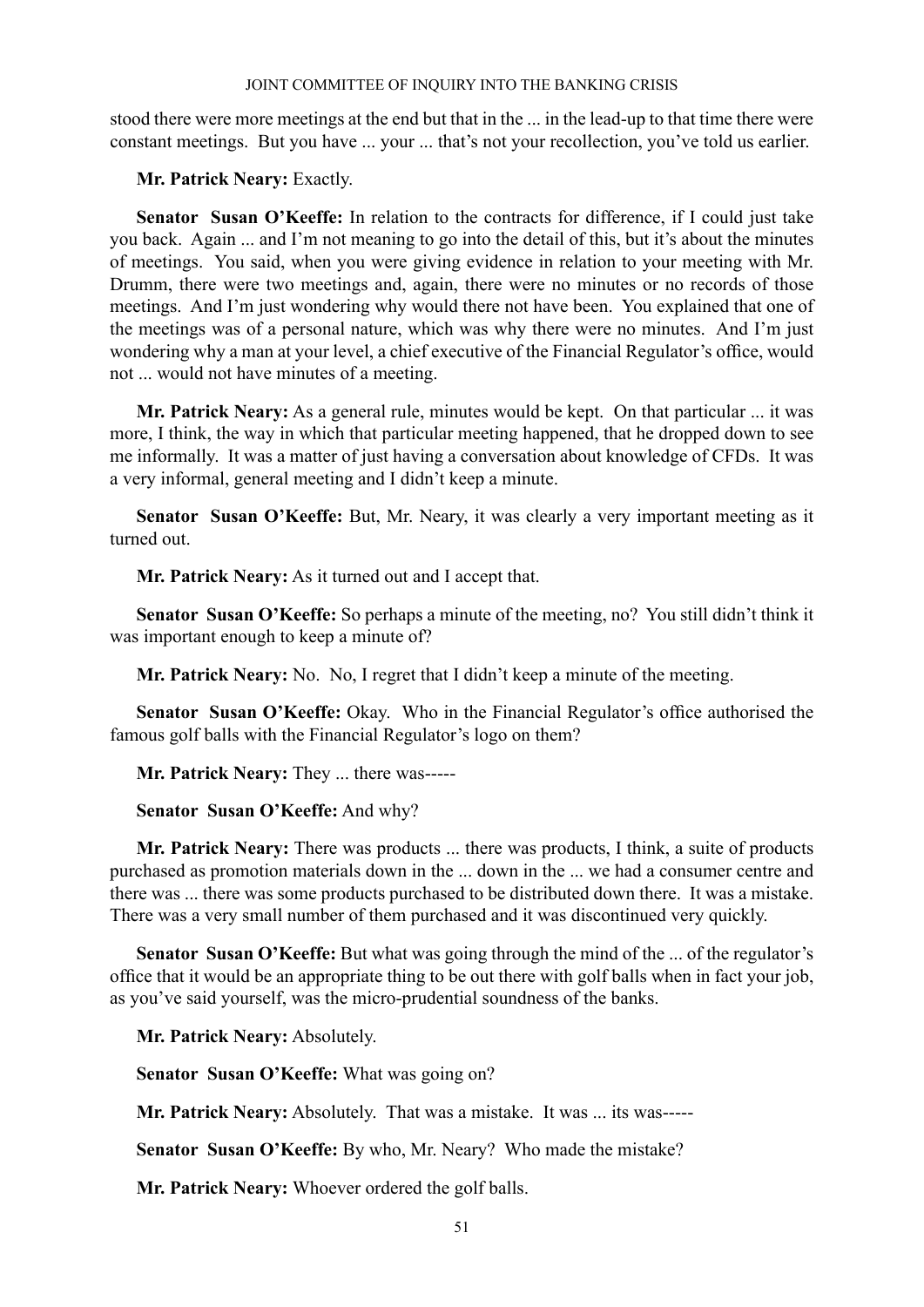stood there were more meetings at the end but that in the ... in the lead-up to that time there were constant meetings. But you have ... your ... that's not your recollection, you've told us earlier.

**Mr. Patrick Neary:** Exactly.

**Senator Susan O'Keeffe:** In relation to the contracts for difference, if I could just take you back. Again ... and I'm not meaning to go into the detail of this, but it's about the minutes of meetings. You said, when you were giving evidence in relation to your meeting with Mr. Drumm, there were two meetings and, again, there were no minutes or no records of those meetings. And I'm just wondering why would there not have been. You explained that one of the meetings was of a personal nature, which was why there were no minutes. And I'm just wondering why a man at your level, a chief executive of the Financial Regulator's office, would not ... would not have minutes of a meeting.

**Mr. Patrick Neary:** As a general rule, minutes would be kept. On that particular ... it was more, I think, the way in which that particular meeting happened, that he dropped down to see me informally. It was a matter of just having a conversation about knowledge of CFDs. It was a very informal, general meeting and I didn't keep a minute.

**Senator Susan O'Keeffe:** But, Mr. Neary, it was clearly a very important meeting as it turned out.

**Mr. Patrick Neary:** As it turned out and I accept that.

**Senator Susan O'Keeffe:** So perhaps a minute of the meeting, no? You still didn't think it was important enough to keep a minute of?

**Mr. Patrick Neary:** No. No, I regret that I didn't keep a minute of the meeting.

**Senator Susan O'Keeffe:** Okay. Who in the Financial Regulator's office authorised the famous golf balls with the Financial Regulator's logo on them?

**Mr. Patrick Neary:** They ... there was-----

**Senator Susan O'Keeffe:** And why?

**Mr. Patrick Neary:** There was products ... there was products, I think, a suite of products purchased as promotion materials down in the ... down in the ... we had a consumer centre and there was ... there was some products purchased to be distributed down there. It was a mistake. There was a very small number of them purchased and it was discontinued very quickly.

**Senator Susan O'Keeffe:** But what was going through the mind of the ... of the regulator's office that it would be an appropriate thing to be out there with golf balls when in fact your job, as you've said yourself, was the micro-prudential soundness of the banks.

**Mr. Patrick Neary:** Absolutely.

**Senator Susan O'Keeffe:** What was going on?

**Mr. Patrick Neary:** Absolutely. That was a mistake. It was ... its was-----

**Senator Susan O'Keeffe:** By who, Mr. Neary? Who made the mistake?

**Mr. Patrick Neary:** Whoever ordered the golf balls.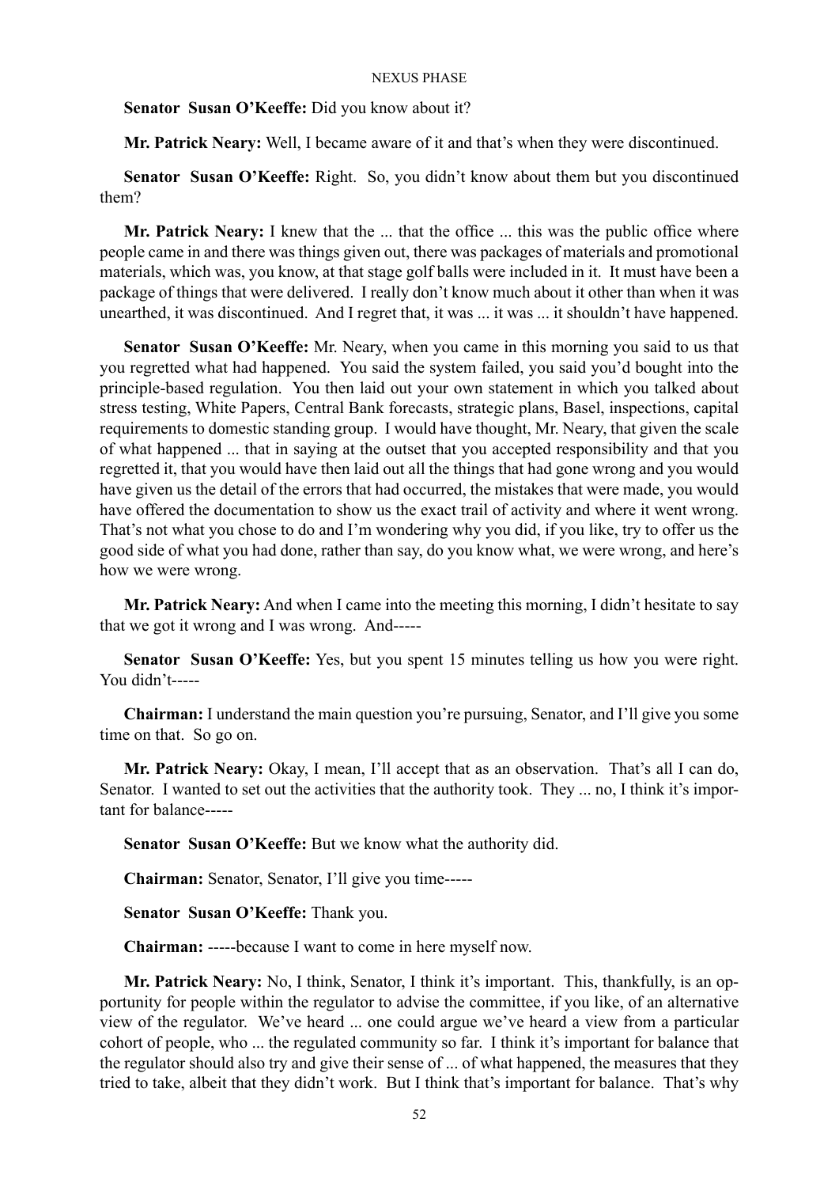**Senator Susan O'Keeffe:** Did you know about it?

**Mr. Patrick Neary:** Well, I became aware of it and that's when they were discontinued.

**Senator Susan O'Keeffe:** Right. So, you didn't know about them but you discontinued them?

**Mr. Patrick Neary:** I knew that the ... that the office ... this was the public office where people came in and there was things given out, there was packages of materials and promotional materials, which was, you know, at that stage golf balls were included in it. It must have been a package of things that were delivered. I really don't know much about it other than when it was unearthed, it was discontinued. And I regret that, it was ... it was ... it shouldn't have happened.

**Senator Susan O'Keeffe:** Mr. Neary, when you came in this morning you said to us that you regretted what had happened. You said the system failed, you said you'd bought into the principle-based regulation. You then laid out your own statement in which you talked about stress testing, White Papers, Central Bank forecasts, strategic plans, Basel, inspections, capital requirements to domestic standing group. I would have thought, Mr. Neary, that given the scale of what happened ... that in saying at the outset that you accepted responsibility and that you regretted it, that you would have then laid out all the things that had gone wrong and you would have given us the detail of the errors that had occurred, the mistakes that were made, you would have offered the documentation to show us the exact trail of activity and where it went wrong. That's not what you chose to do and I'm wondering why you did, if you like, try to offer us the good side of what you had done, rather than say, do you know what, we were wrong, and here's how we were wrong.

**Mr. Patrick Neary:** And when I came into the meeting this morning, I didn't hesitate to say that we got it wrong and I was wrong. And-----

**Senator Susan O'Keeffe:** Yes, but you spent 15 minutes telling us how you were right. You didn't-----

**Chairman:** I understand the main question you're pursuing, Senator, and I'll give you some time on that. So go on.

**Mr. Patrick Neary:** Okay, I mean, I'll accept that as an observation. That's all I can do, Senator. I wanted to set out the activities that the authority took. They ... no, I think it's important for balance-----

**Senator Susan O'Keeffe:** But we know what the authority did.

**Chairman:** Senator, Senator, I'll give you time-----

**Senator Susan O'Keeffe:** Thank you.

**Chairman:** -----because I want to come in here myself now.

**Mr. Patrick Neary:** No, I think, Senator, I think it's important. This, thankfully, is an opportunity for people within the regulator to advise the committee, if you like, of an alternative view of the regulator. We've heard ... one could argue we've heard a view from a particular cohort of people, who ... the regulated community so far. I think it's important for balance that the regulator should also try and give their sense of ... of what happened, the measures that they tried to take, albeit that they didn't work. But I think that's important for balance. That's why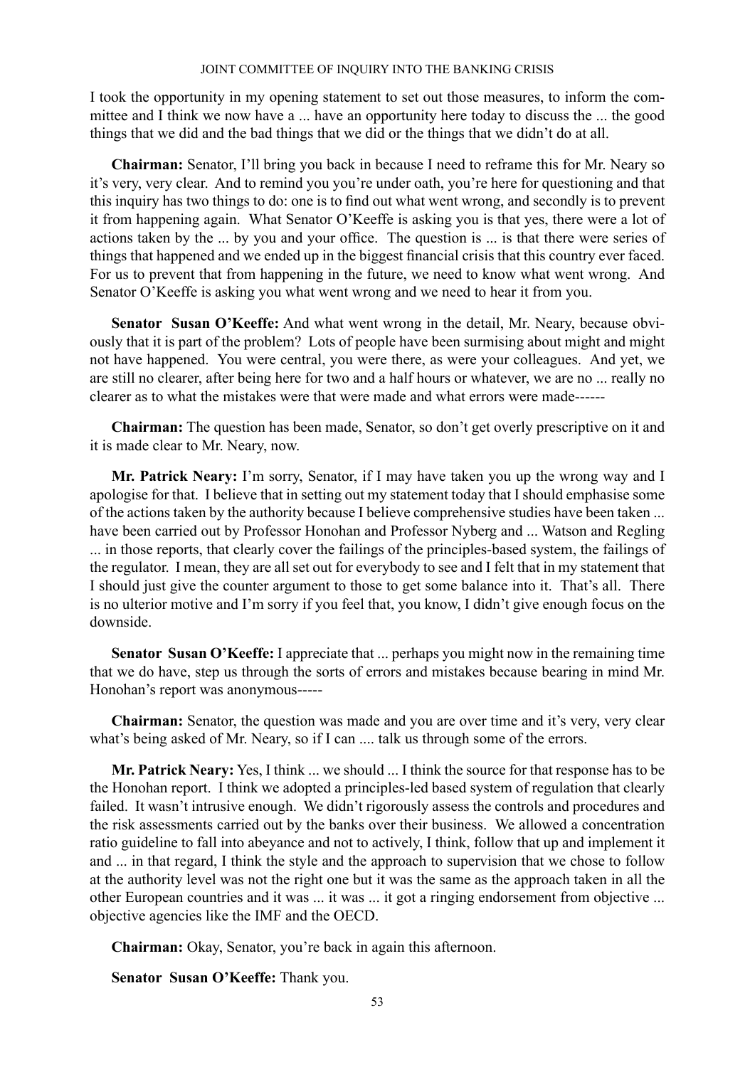I took the opportunity in my opening statement to set out those measures, to inform the committee and I think we now have a ... have an opportunity here today to discuss the ... the good things that we did and the bad things that we did or the things that we didn't do at all.

**Chairman:** Senator, I'll bring you back in because I need to reframe this for Mr. Neary so it's very, very clear. And to remind you you're under oath, you're here for questioning and that this inquiry has two things to do: one is to find out what went wrong, and secondly is to prevent it from happening again. What Senator O'Keeffe is asking you is that yes, there were a lot of actions taken by the ... by you and your office. The question is ... is that there were series of things that happened and we ended up in the biggest financial crisis that this country ever faced. For us to prevent that from happening in the future, we need to know what went wrong. And Senator O'Keeffe is asking you what went wrong and we need to hear it from you.

**Senator Susan O'Keeffe:** And what went wrong in the detail, Mr. Neary, because obviously that it is part of the problem? Lots of people have been surmising about might and might not have happened. You were central, you were there, as were your colleagues. And yet, we are still no clearer, after being here for two and a half hours or whatever, we are no ... really no clearer as to what the mistakes were that were made and what errors were made------

**Chairman:** The question has been made, Senator, so don't get overly prescriptive on it and it is made clear to Mr. Neary, now.

**Mr. Patrick Neary:** I'm sorry, Senator, if I may have taken you up the wrong way and I apologise for that. I believe that in setting out my statement today that I should emphasise some of the actions taken by the authority because I believe comprehensive studies have been taken ... have been carried out by Professor Honohan and Professor Nyberg and ... Watson and Regling ... in those reports, that clearly cover the failings of the principles-based system, the failings of the regulator. I mean, they are all set out for everybody to see and I felt that in my statement that I should just give the counter argument to those to get some balance into it. That's all. There is no ulterior motive and I'm sorry if you feel that, you know, I didn't give enough focus on the downside.

**Senator Susan O'Keeffe:** I appreciate that ... perhaps you might now in the remaining time that we do have, step us through the sorts of errors and mistakes because bearing in mind Mr. Honohan's report was anonymous-----

**Chairman:** Senator, the question was made and you are over time and it's very, very clear what's being asked of Mr. Neary, so if I can .... talk us through some of the errors.

**Mr. Patrick Neary:** Yes, I think ... we should ... I think the source for that response has to be the Honohan report. I think we adopted a principles-led based system of regulation that clearly failed. It wasn't intrusive enough. We didn't rigorously assess the controls and procedures and the risk assessments carried out by the banks over their business. We allowed a concentration ratio guideline to fall into abeyance and not to actively, I think, follow that up and implement it and ... in that regard, I think the style and the approach to supervision that we chose to follow at the authority level was not the right one but it was the same as the approach taken in all the other European countries and it was ... it was ... it got a ringing endorsement from objective ... objective agencies like the IMF and the OECD.

**Chairman:** Okay, Senator, you're back in again this afternoon.

**Senator Susan O'Keeffe:** Thank you.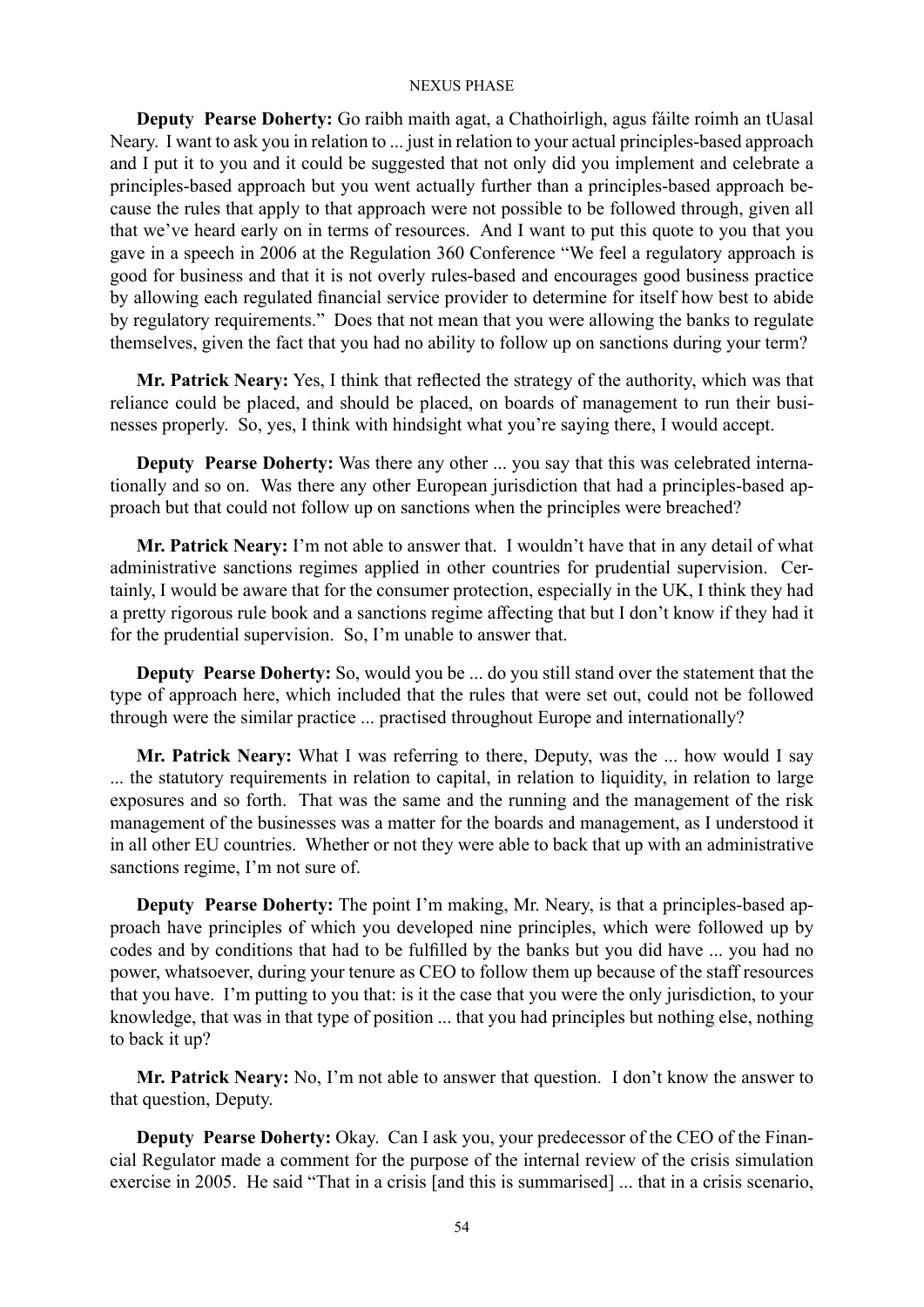**Deputy Pearse Doherty:** Go raibh maith agat, a Chathoirligh, agus fáilte roimh an tUasal Neary. I want to ask you in relation to ... just in relation to your actual principles-based approach and I put it to you and it could be suggested that not only did you implement and celebrate a principles-based approach but you went actually further than a principles-based approach because the rules that apply to that approach were not possible to be followed through, given all that we've heard early on in terms of resources. And I want to put this quote to you that you gave in a speech in 2006 at the Regulation 360 Conference "We feel a regulatory approach is good for business and that it is not overly rules-based and encourages good business practice by allowing each regulated financial service provider to determine for itself how best to abide by regulatory requirements." Does that not mean that you were allowing the banks to regulate themselves, given the fact that you had no ability to follow up on sanctions during your term?

**Mr. Patrick Neary:** Yes, I think that reflected the strategy of the authority, which was that reliance could be placed, and should be placed, on boards of management to run their businesses properly. So, yes, I think with hindsight what you're saying there, I would accept.

**Deputy Pearse Doherty:** Was there any other ... you say that this was celebrated internationally and so on. Was there any other European jurisdiction that had a principles-based approach but that could not follow up on sanctions when the principles were breached?

**Mr. Patrick Neary:** I'm not able to answer that. I wouldn't have that in any detail of what administrative sanctions regimes applied in other countries for prudential supervision. Certainly, I would be aware that for the consumer protection, especially in the UK, I think they had a pretty rigorous rule book and a sanctions regime affecting that but I don't know if they had it for the prudential supervision. So, I'm unable to answer that.

**Deputy Pearse Doherty:** So, would you be ... do you still stand over the statement that the type of approach here, which included that the rules that were set out, could not be followed through were the similar practice ... practised throughout Europe and internationally?

**Mr. Patrick Neary:** What I was referring to there, Deputy, was the ... how would I say ... the statutory requirements in relation to capital, in relation to liquidity, in relation to large exposures and so forth. That was the same and the running and the management of the risk management of the businesses was a matter for the boards and management, as I understood it in all other EU countries. Whether or not they were able to back that up with an administrative sanctions regime, I'm not sure of.

**Deputy Pearse Doherty:** The point I'm making, Mr. Neary, is that a principles-based approach have principles of which you developed nine principles, which were followed up by codes and by conditions that had to be fulfilled by the banks but you did have ... you had no power, whatsoever, during your tenure as CEO to follow them up because of the staff resources that you have. I'm putting to you that: is it the case that you were the only jurisdiction, to your knowledge, that was in that type of position ... that you had principles but nothing else, nothing to back it up?

**Mr. Patrick Neary:** No, I'm not able to answer that question. I don't know the answer to that question, Deputy.

**Deputy Pearse Doherty:** Okay. Can I ask you, your predecessor of the CEO of the Financial Regulator made a comment for the purpose of the internal review of the crisis simulation exercise in 2005. He said "That in a crisis [and this is summarised] ... that in a crisis scenario,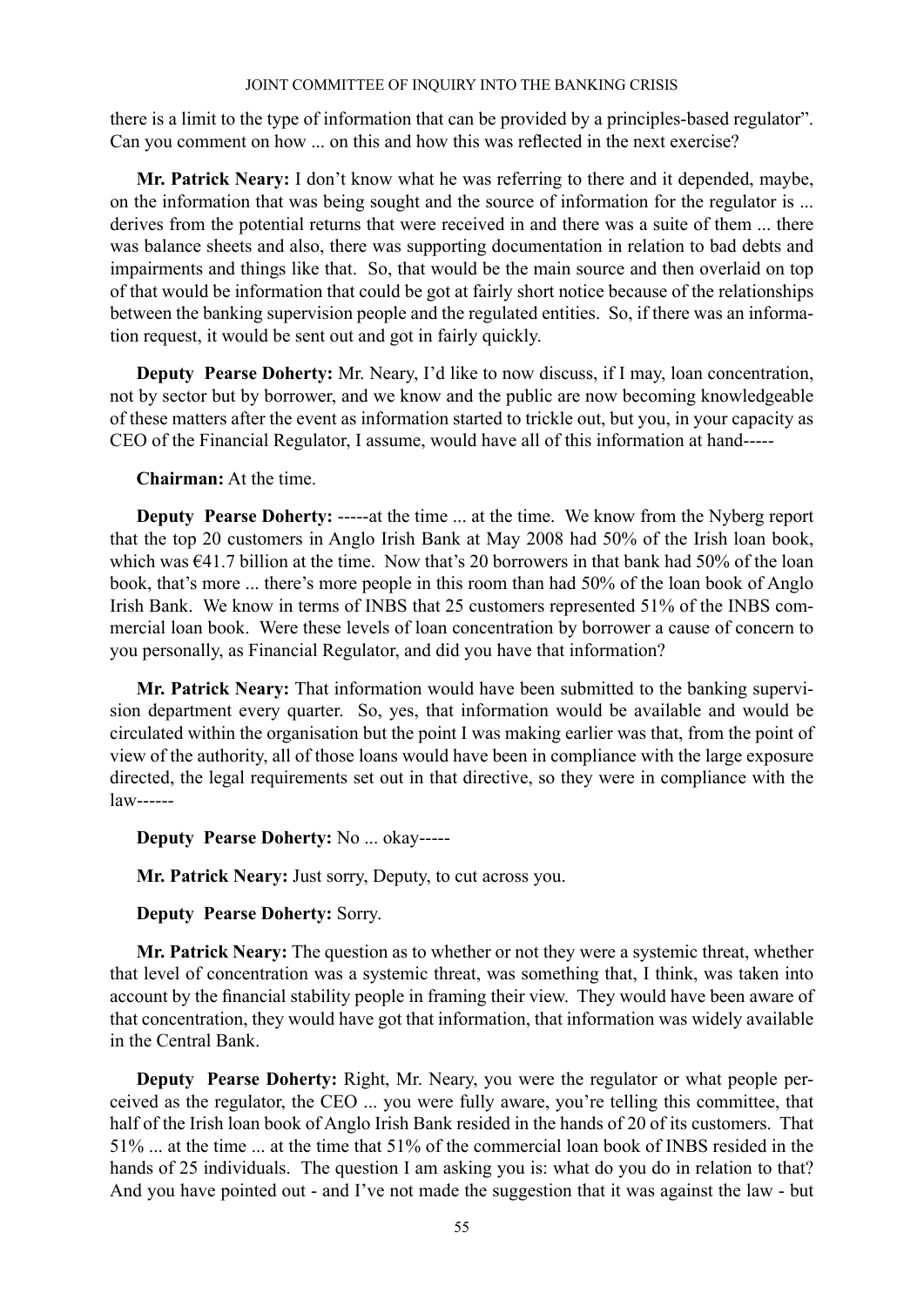there is a limit to the type of information that can be provided by a principles-based regulator". Can you comment on how ... on this and how this was reflected in the next exercise?

**Mr. Patrick Neary:** I don't know what he was referring to there and it depended, maybe, on the information that was being sought and the source of information for the regulator is ... derives from the potential returns that were received in and there was a suite of them ... there was balance sheets and also, there was supporting documentation in relation to bad debts and impairments and things like that. So, that would be the main source and then overlaid on top of that would be information that could be got at fairly short notice because of the relationships between the banking supervision people and the regulated entities. So, if there was an information request, it would be sent out and got in fairly quickly.

**Deputy Pearse Doherty:** Mr. Neary, I'd like to now discuss, if I may, loan concentration, not by sector but by borrower, and we know and the public are now becoming knowledgeable of these matters after the event as information started to trickle out, but you, in your capacity as CEO of the Financial Regulator, I assume, would have all of this information at hand-----

**Chairman:** At the time.

**Deputy Pearse Doherty:** -----at the time ... at the time. We know from the Nyberg report that the top 20 customers in Anglo Irish Bank at May 2008 had 50% of the Irish loan book, which was €41.7 billion at the time. Now that's 20 borrowers in that bank had 50% of the loan book, that's more ... there's more people in this room than had 50% of the loan book of Anglo Irish Bank. We know in terms of INBS that 25 customers represented 51% of the INBS commercial loan book. Were these levels of loan concentration by borrower a cause of concern to you personally, as Financial Regulator, and did you have that information?

**Mr. Patrick Neary:** That information would have been submitted to the banking supervision department every quarter. So, yes, that information would be available and would be circulated within the organisation but the point I was making earlier was that, from the point of view of the authority, all of those loans would have been in compliance with the large exposure directed, the legal requirements set out in that directive, so they were in compliance with the law------

**Deputy Pearse Doherty:** No ... okay-----

**Mr. Patrick Neary:** Just sorry, Deputy, to cut across you.

**Deputy Pearse Doherty:** Sorry.

**Mr. Patrick Neary:** The question as to whether or not they were a systemic threat, whether that level of concentration was a systemic threat, was something that, I think, was taken into account by the financial stability people in framing their view. They would have been aware of that concentration, they would have got that information, that information was widely available in the Central Bank.

**Deputy Pearse Doherty:** Right, Mr. Neary, you were the regulator or what people perceived as the regulator, the CEO ... you were fully aware, you're telling this committee, that half of the Irish loan book of Anglo Irish Bank resided in the hands of 20 of its customers. That 51% ... at the time ... at the time that 51% of the commercial loan book of INBS resided in the hands of 25 individuals. The question I am asking you is: what do you do in relation to that? And you have pointed out - and I've not made the suggestion that it was against the law - but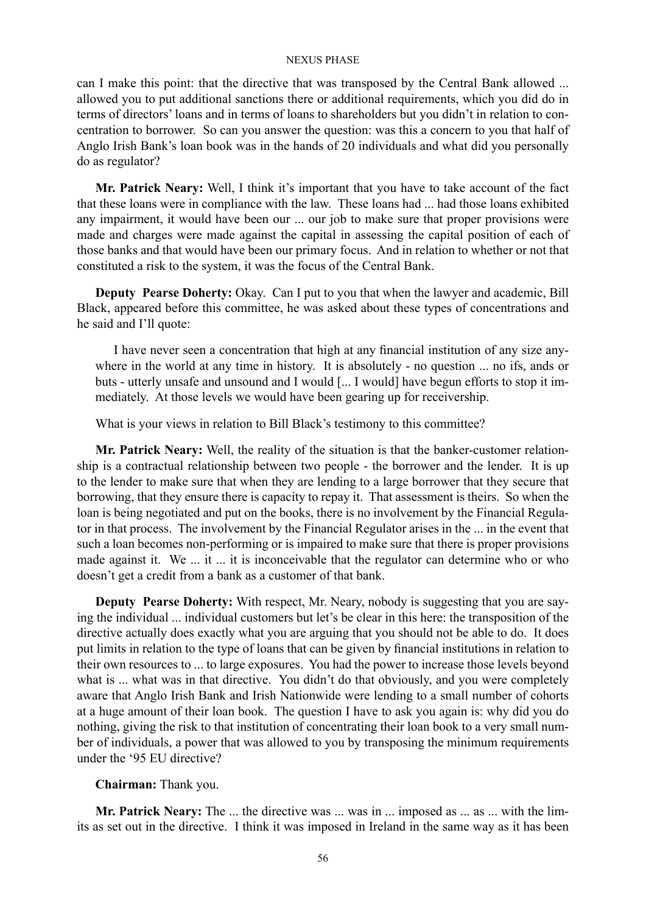can I make this point: that the directive that was transposed by the Central Bank allowed ... allowed you to put additional sanctions there or additional requirements, which you did do in terms of directors' loans and in terms of loans to shareholders but you didn't in relation to concentration to borrower. So can you answer the question: was this a concern to you that half of Anglo Irish Bank's loan book was in the hands of 20 individuals and what did you personally do as regulator?

**Mr. Patrick Neary:** Well, I think it's important that you have to take account of the fact that these loans were in compliance with the law. These loans had ... had those loans exhibited any impairment, it would have been our ... our job to make sure that proper provisions were made and charges were made against the capital in assessing the capital position of each of those banks and that would have been our primary focus. And in relation to whether or not that constituted a risk to the system, it was the focus of the Central Bank.

**Deputy Pearse Doherty:** Okay. Can I put to you that when the lawyer and academic, Bill Black, appeared before this committee, he was asked about these types of concentrations and he said and I'll quote:

> I have never seen a concentration that high at any financial institution of any size anywhere in the world at any time in history. It is absolutely - no question ... no ifs, ands or buts - utterly unsafe and unsound and I would [... I would] have begun efforts to stop it immediately. At those levels we would have been gearing up for receivership.

What is your views in relation to Bill Black's testimony to this committee?

**Mr. Patrick Neary:** Well, the reality of the situation is that the banker-customer relationship is a contractual relationship between two people - the borrower and the lender. It is up to the lender to make sure that when they are lending to a large borrower that they secure that borrowing, that they ensure there is capacity to repay it. That assessment is theirs. So when the loan is being negotiated and put on the books, there is no involvement by the Financial Regulator in that process. The involvement by the Financial Regulator arises in the ... in the event that such a loan becomes non-performing or is impaired to make sure that there is proper provisions made against it. We ... it ... it is inconceivable that the regulator can determine who or who doesn't get a credit from a bank as a customer of that bank.

**Deputy Pearse Doherty:** With respect, Mr. Neary, nobody is suggesting that you are saying the individual ... individual customers but let's be clear in this here: the transposition of the directive actually does exactly what you are arguing that you should not be able to do. It does put limits in relation to the type of loans that can be given by financial institutions in relation to their own resources to ... to large exposures. You had the power to increase those levels beyond what is ... what was in that directive. You didn't do that obviously, and you were completely aware that Anglo Irish Bank and Irish Nationwide were lending to a small number of cohorts at a huge amount of their loan book. The question I have to ask you again is: why did you do nothing, giving the risk to that institution of concentrating their loan book to a very small number of individuals, a power that was allowed to you by transposing the minimum requirements under the '95 EU directive?

**Chairman:** Thank you.

**Mr. Patrick Neary:** The ... the directive was ... was in ... imposed as ... as ... with the limits as set out in the directive. I think it was imposed in Ireland in the same way as it has been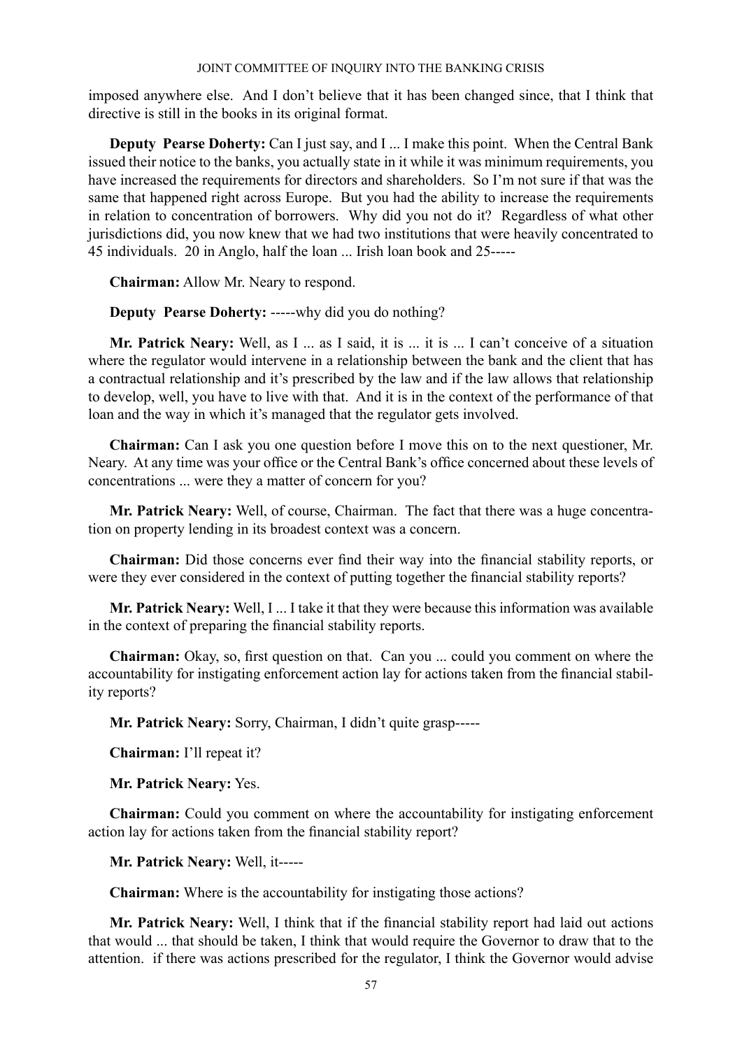imposed anywhere else. And I don't believe that it has been changed since, that I think that directive is still in the books in its original format.

**Deputy Pearse Doherty:** Can I just say, and I ... I make this point. When the Central Bank issued their notice to the banks, you actually state in it while it was minimum requirements, you have increased the requirements for directors and shareholders. So I'm not sure if that was the same that happened right across Europe. But you had the ability to increase the requirements in relation to concentration of borrowers. Why did you not do it? Regardless of what other jurisdictions did, you now knew that we had two institutions that were heavily concentrated to 45 individuals. 20 in Anglo, half the loan ... Irish loan book and 25-----

**Chairman:** Allow Mr. Neary to respond.

**Deputy Pearse Doherty:** -----why did you do nothing?

**Mr. Patrick Neary:** Well, as I ... as I said, it is ... it is ... I can't conceive of a situation where the regulator would intervene in a relationship between the bank and the client that has a contractual relationship and it's prescribed by the law and if the law allows that relationship to develop, well, you have to live with that. And it is in the context of the performance of that loan and the way in which it's managed that the regulator gets involved.

**Chairman:** Can I ask you one question before I move this on to the next questioner, Mr. Neary. At any time was your office or the Central Bank's office concerned about these levels of concentrations ... were they a matter of concern for you?

**Mr. Patrick Neary:** Well, of course, Chairman. The fact that there was a huge concentration on property lending in its broadest context was a concern.

**Chairman:** Did those concerns ever find their way into the financial stability reports, or were they ever considered in the context of putting together the financial stability reports?

**Mr. Patrick Neary:** Well, I ... I take it that they were because this information was available in the context of preparing the financial stability reports.

**Chairman:** Okay, so, first question on that. Can you ... could you comment on where the accountability for instigating enforcement action lay for actions taken from the financial stability reports?

**Mr. Patrick Neary:** Sorry, Chairman, I didn't quite grasp-----

**Chairman:** I'll repeat it?

**Mr. Patrick Neary:** Yes.

**Chairman:** Could you comment on where the accountability for instigating enforcement action lay for actions taken from the financial stability report?

**Mr. Patrick Neary:** Well, it-----

**Chairman:** Where is the accountability for instigating those actions?

**Mr. Patrick Neary:** Well, I think that if the financial stability report had laid out actions that would ... that should be taken, I think that would require the Governor to draw that to the attention. if there was actions prescribed for the regulator, I think the Governor would advise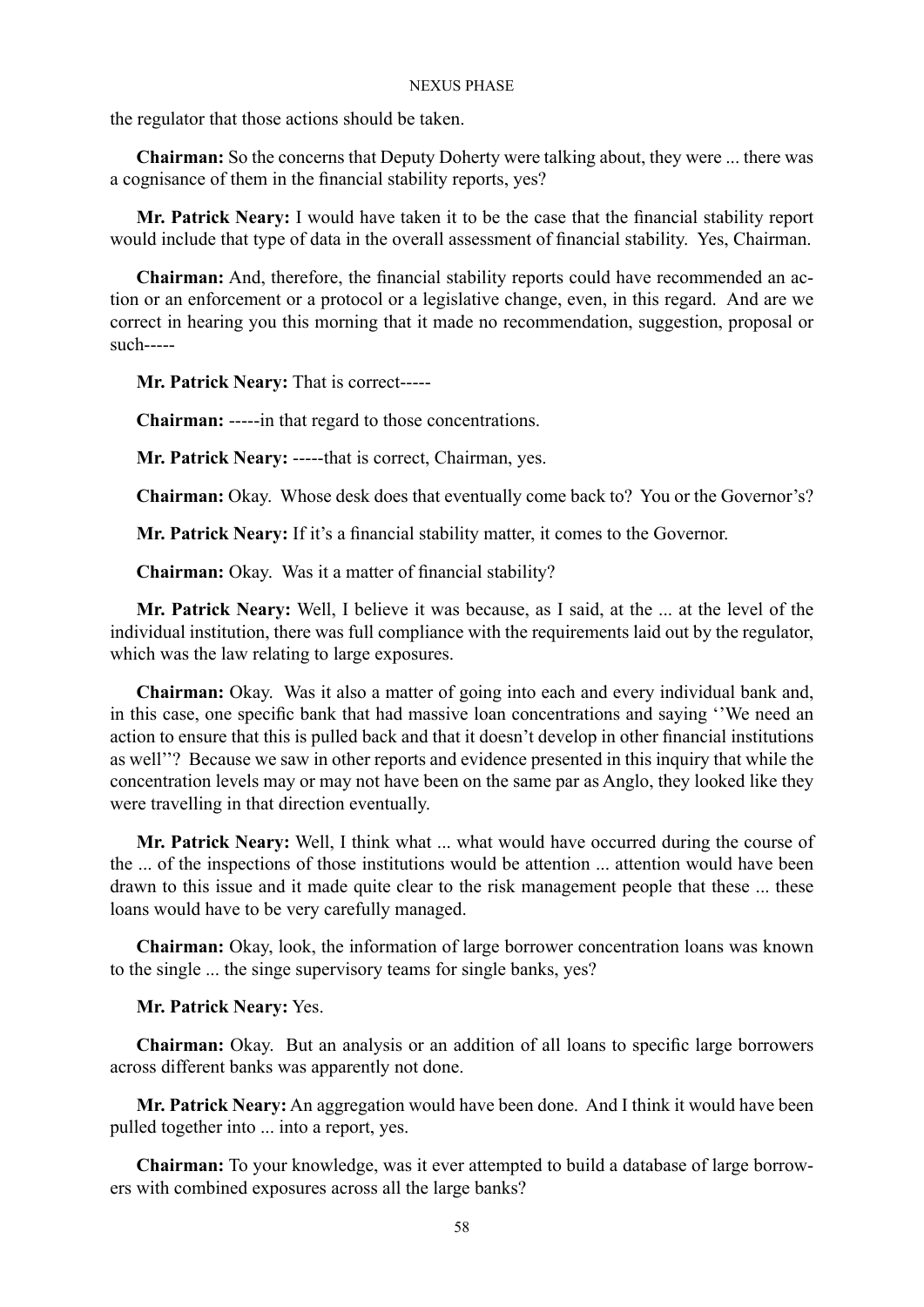the regulator that those actions should be taken.

**Chairman:** So the concerns that Deputy Doherty were talking about, they were ... there was a cognisance of them in the financial stability reports, yes?

**Mr. Patrick Neary:** I would have taken it to be the case that the financial stability report would include that type of data in the overall assessment of financial stability. Yes, Chairman.

**Chairman:** And, therefore, the financial stability reports could have recommended an action or an enforcement or a protocol or a legislative change, even, in this regard. And are we correct in hearing you this morning that it made no recommendation, suggestion, proposal or such-----

**Mr. Patrick Neary:** That is correct-----

**Chairman:** -----in that regard to those concentrations.

**Mr. Patrick Neary:** -----that is correct, Chairman, yes.

**Chairman:** Okay. Whose desk does that eventually come back to? You or the Governor's?

**Mr. Patrick Neary:** If it's a financial stability matter, it comes to the Governor.

**Chairman:** Okay. Was it a matter of financial stability?

**Mr. Patrick Neary:** Well, I believe it was because, as I said, at the ... at the level of the individual institution, there was full compliance with the requirements laid out by the regulator, which was the law relating to large exposures.

**Chairman:** Okay. Was it also a matter of going into each and every individual bank and, in this case, one specific bank that had massive loan concentrations and saying ''We need an action to ensure that this is pulled back and that it doesn't develop in other financial institutions as well''? Because we saw in other reports and evidence presented in this inquiry that while the concentration levels may or may not have been on the same par as Anglo, they looked like they were travelling in that direction eventually.

**Mr. Patrick Neary:** Well, I think what ... what would have occurred during the course of the ... of the inspections of those institutions would be attention ... attention would have been drawn to this issue and it made quite clear to the risk management people that these ... these loans would have to be very carefully managed.

**Chairman:** Okay, look, the information of large borrower concentration loans was known to the single ... the singe supervisory teams for single banks, yes?

**Mr. Patrick Neary:** Yes.

**Chairman:** Okay. But an analysis or an addition of all loans to specific large borrowers across different banks was apparently not done.

**Mr. Patrick Neary:** An aggregation would have been done. And I think it would have been pulled together into ... into a report, yes.

**Chairman:** To your knowledge, was it ever attempted to build a database of large borrowers with combined exposures across all the large banks?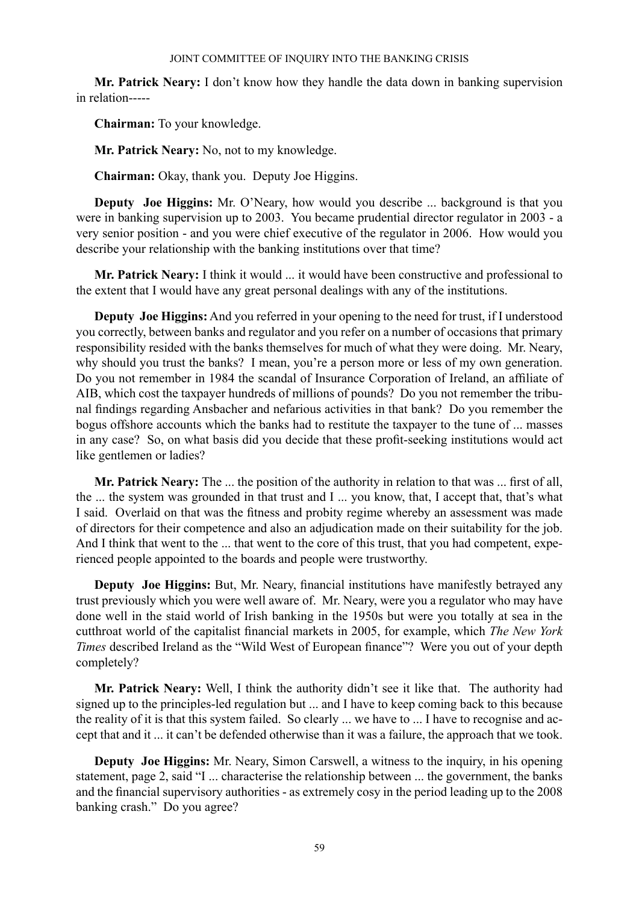**Mr. Patrick Neary:** I don't know how they handle the data down in banking supervision in relation-----

**Chairman:** To your knowledge.

**Mr. Patrick Neary:** No, not to my knowledge.

**Chairman:** Okay, thank you. Deputy Joe Higgins.

**Deputy Joe Higgins:** Mr. O'Neary, how would you describe ... background is that you were in banking supervision up to 2003. You became prudential director regulator in 2003 - a very senior position - and you were chief executive of the regulator in 2006. How would you describe your relationship with the banking institutions over that time?

**Mr. Patrick Neary:** I think it would ... it would have been constructive and professional to the extent that I would have any great personal dealings with any of the institutions.

**Deputy Joe Higgins:** And you referred in your opening to the need for trust, if I understood you correctly, between banks and regulator and you refer on a number of occasions that primary responsibility resided with the banks themselves for much of what they were doing. Mr. Neary, why should you trust the banks? I mean, you're a person more or less of my own generation. Do you not remember in 1984 the scandal of Insurance Corporation of Ireland, an affiliate of AIB, which cost the taxpayer hundreds of millions of pounds? Do you not remember the tribunal findings regarding Ansbacher and nefarious activities in that bank? Do you remember the bogus offshore accounts which the banks had to restitute the taxpayer to the tune of ... masses in any case? So, on what basis did you decide that these profit-seeking institutions would act like gentlemen or ladies?

**Mr. Patrick Neary:** The ... the position of the authority in relation to that was ... first of all, the ... the system was grounded in that trust and I ... you know, that, I accept that, that's what I said. Overlaid on that was the fitness and probity regime whereby an assessment was made of directors for their competence and also an adjudication made on their suitability for the job. And I think that went to the ... that went to the core of this trust, that you had competent, experienced people appointed to the boards and people were trustworthy.

**Deputy Joe Higgins:** But, Mr. Neary, financial institutions have manifestly betrayed any trust previously which you were well aware of. Mr. Neary, were you a regulator who may have done well in the staid world of Irish banking in the 1950s but were you totally at sea in the cutthroat world of the capitalist financial markets in 2005, for example, which *The New York Times* described Ireland as the "Wild West of European finance"? Were you out of your depth completely?

**Mr. Patrick Neary:** Well, I think the authority didn't see it like that. The authority had signed up to the principles-led regulation but ... and I have to keep coming back to this because the reality of it is that this system failed. So clearly ... we have to ... I have to recognise and accept that and it ... it can't be defended otherwise than it was a failure, the approach that we took.

**Deputy Joe Higgins:** Mr. Neary, Simon Carswell, a witness to the inquiry, in his opening statement, page 2, said "I ... characterise the relationship between ... the government, the banks and the financial supervisory authorities - as extremely cosy in the period leading up to the 2008 banking crash." Do you agree?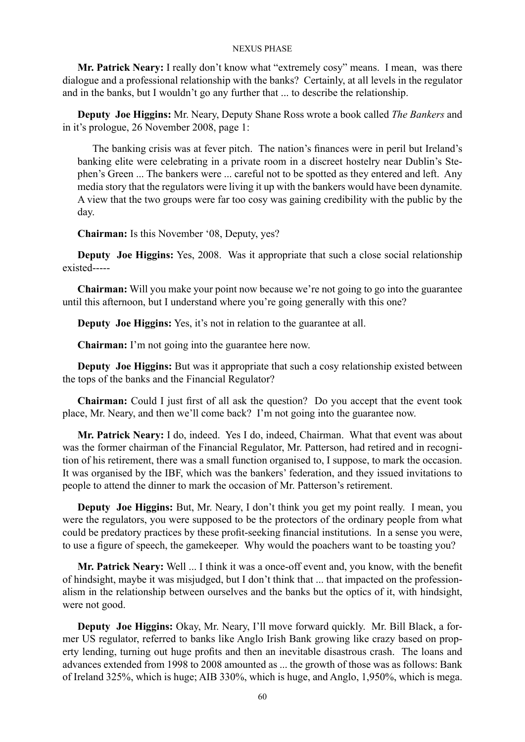**Mr. Patrick Neary:** I really don't know what "extremely cosy" means. I mean, was there dialogue and a professional relationship with the banks? Certainly, at all levels in the regulator and in the banks, but I wouldn't go any further that ... to describe the relationship.

**Deputy Joe Higgins:** Mr. Neary, Deputy Shane Ross wrote a book called *The Bankers* and in it's prologue, 26 November 2008, page 1:

> The banking crisis was at fever pitch. The nation's finances were in peril but Ireland's banking elite were celebrating in a private room in a discreet hostelry near Dublin's Stephen's Green ... The bankers were ... careful not to be spotted as they entered and left. Any media story that the regulators were living it up with the bankers would have been dynamite. A view that the two groups were far too cosy was gaining credibility with the public by the day.

**Chairman:** Is this November '08, Deputy, yes?

**Deputy Joe Higgins:** Yes, 2008. Was it appropriate that such a close social relationship existed-----

**Chairman:** Will you make your point now because we're not going to go into the guarantee until this afternoon, but I understand where you're going generally with this one?

**Deputy Joe Higgins:** Yes, it's not in relation to the guarantee at all.

**Chairman:** I'm not going into the guarantee here now.

**Deputy Joe Higgins:** But was it appropriate that such a cosy relationship existed between the tops of the banks and the Financial Regulator?

**Chairman:** Could I just first of all ask the question? Do you accept that the event took place, Mr. Neary, and then we'll come back? I'm not going into the guarantee now.

**Mr. Patrick Neary:** I do, indeed. Yes I do, indeed, Chairman. What that event was about was the former chairman of the Financial Regulator, Mr. Patterson, had retired and in recognition of his retirement, there was a small function organised to, I suppose, to mark the occasion. It was organised by the IBF, which was the bankers' federation, and they issued invitations to people to attend the dinner to mark the occasion of Mr. Patterson's retirement.

**Deputy Joe Higgins:** But, Mr. Neary, I don't think you get my point really. I mean, you were the regulators, you were supposed to be the protectors of the ordinary people from what could be predatory practices by these profit-seeking financial institutions. In a sense you were, to use a figure of speech, the gamekeeper. Why would the poachers want to be toasting you?

**Mr. Patrick Neary:** Well ... I think it was a once-off event and, you know, with the benefit of hindsight, maybe it was misjudged, but I don't think that ... that impacted on the professionalism in the relationship between ourselves and the banks but the optics of it, with hindsight, were not good.

**Deputy Joe Higgins:** Okay, Mr. Neary, I'll move forward quickly. Mr. Bill Black, a former US regulator, referred to banks like Anglo Irish Bank growing like crazy based on property lending, turning out huge profits and then an inevitable disastrous crash. The loans and advances extended from 1998 to 2008 amounted as ... the growth of those was as follows: Bank of Ireland 325%, which is huge; AIB 330%, which is huge, and Anglo, 1,950%, which is mega.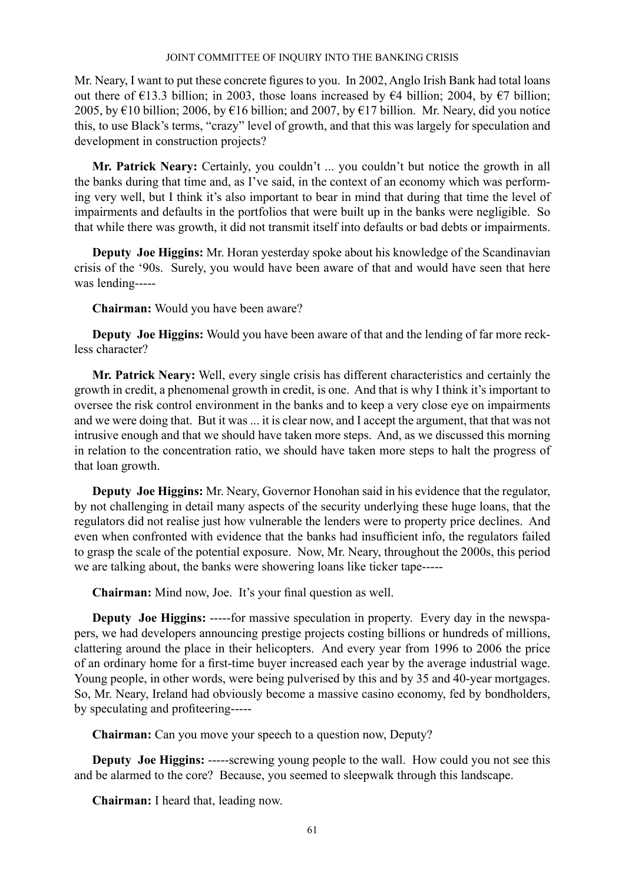Mr. Neary, I want to put these concrete figures to you. In 2002, Anglo Irish Bank had total loans out there of €13.3 billion; in 2003, those loans increased by €4 billion; 2004, by €7 billion; 2005, by €10 billion; 2006, by €16 billion; and 2007, by €17 billion. Mr. Neary, did you notice this, to use Black's terms, "crazy" level of growth, and that this was largely for speculation and development in construction projects?

**Mr. Patrick Neary:** Certainly, you couldn't ... you couldn't but notice the growth in all the banks during that time and, as I've said, in the context of an economy which was performing very well, but I think it's also important to bear in mind that during that time the level of impairments and defaults in the portfolios that were built up in the banks were negligible. So that while there was growth, it did not transmit itself into defaults or bad debts or impairments.

**Deputy Joe Higgins:** Mr. Horan yesterday spoke about his knowledge of the Scandinavian crisis of the '90s. Surely, you would have been aware of that and would have seen that here was lending-----

**Chairman:** Would you have been aware?

**Deputy Joe Higgins:** Would you have been aware of that and the lending of far more reckless character?

**Mr. Patrick Neary:** Well, every single crisis has different characteristics and certainly the growth in credit, a phenomenal growth in credit, is one. And that is why I think it's important to oversee the risk control environment in the banks and to keep a very close eye on impairments and we were doing that. But it was ... it is clear now, and I accept the argument, that that was not intrusive enough and that we should have taken more steps. And, as we discussed this morning in relation to the concentration ratio, we should have taken more steps to halt the progress of that loan growth.

**Deputy Joe Higgins:** Mr. Neary, Governor Honohan said in his evidence that the regulator, by not challenging in detail many aspects of the security underlying these huge loans, that the regulators did not realise just how vulnerable the lenders were to property price declines. And even when confronted with evidence that the banks had insufficient info, the regulators failed to grasp the scale of the potential exposure. Now, Mr. Neary, throughout the 2000s, this period we are talking about, the banks were showering loans like ticker tape-----

**Chairman:** Mind now, Joe. It's your final question as well.

**Deputy Joe Higgins:** -----for massive speculation in property. Every day in the newspapers, we had developers announcing prestige projects costing billions or hundreds of millions, clattering around the place in their helicopters. And every year from 1996 to 2006 the price of an ordinary home for a first-time buyer increased each year by the average industrial wage. Young people, in other words, were being pulverised by this and by 35 and 40-year mortgages. So, Mr. Neary, Ireland had obviously become a massive casino economy, fed by bondholders, by speculating and profiteering-----

**Chairman:** Can you move your speech to a question now, Deputy?

**Deputy Joe Higgins:** -----screwing young people to the wall. How could you not see this and be alarmed to the core? Because, you seemed to sleepwalk through this landscape.

**Chairman:** I heard that, leading now.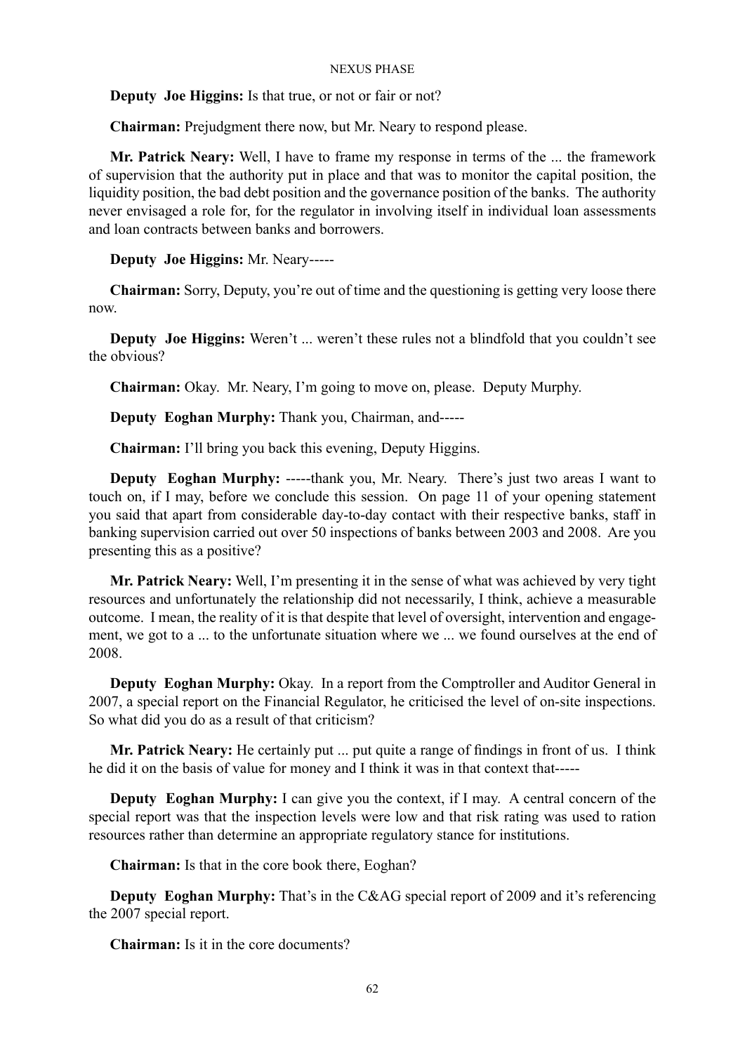**Deputy Joe Higgins:** Is that true, or not or fair or not?

**Chairman:** Prejudgment there now, but Mr. Neary to respond please.

**Mr. Patrick Neary:** Well, I have to frame my response in terms of the ... the framework of supervision that the authority put in place and that was to monitor the capital position, the liquidity position, the bad debt position and the governance position of the banks. The authority never envisaged a role for, for the regulator in involving itself in individual loan assessments and loan contracts between banks and borrowers.

**Deputy Joe Higgins:** Mr. Neary-----

**Chairman:** Sorry, Deputy, you're out of time and the questioning is getting very loose there now.

**Deputy Joe Higgins:** Weren't ... weren't these rules not a blindfold that you couldn't see the obvious?

**Chairman:** Okay. Mr. Neary, I'm going to move on, please. Deputy Murphy.

**Deputy Eoghan Murphy:** Thank you, Chairman, and-----

**Chairman:** I'll bring you back this evening, Deputy Higgins.

**Deputy Eoghan Murphy:** -----thank you, Mr. Neary. There's just two areas I want to touch on, if I may, before we conclude this session. On page 11 of your opening statement you said that apart from considerable day-to-day contact with their respective banks, staff in banking supervision carried out over 50 inspections of banks between 2003 and 2008. Are you presenting this as a positive?

**Mr. Patrick Neary:** Well, I'm presenting it in the sense of what was achieved by very tight resources and unfortunately the relationship did not necessarily, I think, achieve a measurable outcome. I mean, the reality of it is that despite that level of oversight, intervention and engagement, we got to a ... to the unfortunate situation where we ... we found ourselves at the end of 2008.

**Deputy Eoghan Murphy:** Okay. In a report from the Comptroller and Auditor General in 2007, a special report on the Financial Regulator, he criticised the level of on-site inspections. So what did you do as a result of that criticism?

**Mr. Patrick Neary:** He certainly put ... put quite a range of findings in front of us. I think he did it on the basis of value for money and I think it was in that context that-----

**Deputy Eoghan Murphy:** I can give you the context, if I may. A central concern of the special report was that the inspection levels were low and that risk rating was used to ration resources rather than determine an appropriate regulatory stance for institutions.

**Chairman:** Is that in the core book there, Eoghan?

**Deputy Eoghan Murphy:** That's in the C&AG special report of 2009 and it's referencing the 2007 special report.

**Chairman:** Is it in the core documents?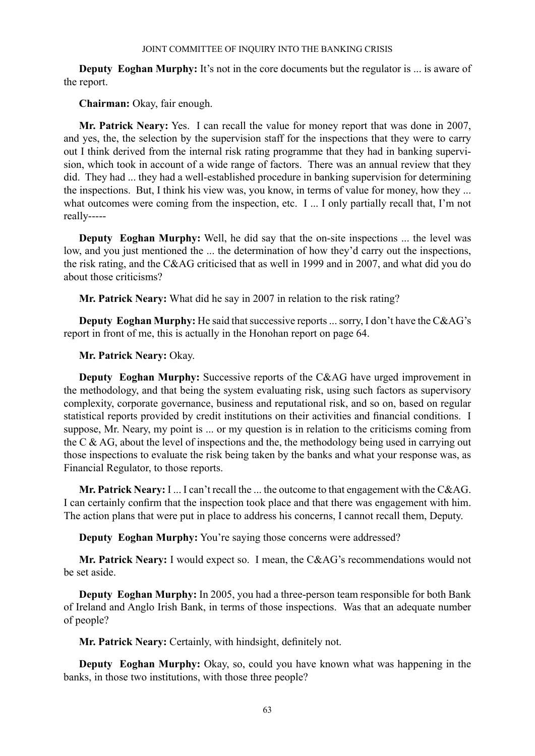**Deputy Eoghan Murphy:** It's not in the core documents but the regulator is ... is aware of the report.

**Chairman:** Okay, fair enough.

**Mr. Patrick Neary:** Yes. I can recall the value for money report that was done in 2007, and yes, the, the selection by the supervision staff for the inspections that they were to carry out I think derived from the internal risk rating programme that they had in banking supervision, which took in account of a wide range of factors. There was an annual review that they did. They had ... they had a well-established procedure in banking supervision for determining the inspections. But, I think his view was, you know, in terms of value for money, how they ... what outcomes were coming from the inspection, etc. I ... I only partially recall that, I'm not really-----

**Deputy Eoghan Murphy:** Well, he did say that the on-site inspections ... the level was low, and you just mentioned the ... the determination of how they'd carry out the inspections, the risk rating, and the C&AG criticised that as well in 1999 and in 2007, and what did you do about those criticisms?

**Mr. Patrick Neary:** What did he say in 2007 in relation to the risk rating?

**Deputy Eoghan Murphy:** He said that successive reports ... sorry, I don't have the C&AG's report in front of me, this is actually in the Honohan report on page 64.

**Mr. Patrick Neary:** Okay.

**Deputy Eoghan Murphy:** Successive reports of the C&AG have urged improvement in the methodology, and that being the system evaluating risk, using such factors as supervisory complexity, corporate governance, business and reputational risk, and so on, based on regular statistical reports provided by credit institutions on their activities and financial conditions. I suppose, Mr. Neary, my point is ... or my question is in relation to the criticisms coming from the C & AG, about the level of inspections and the, the methodology being used in carrying out those inspections to evaluate the risk being taken by the banks and what your response was, as Financial Regulator, to those reports.

**Mr. Patrick Neary:** I ... I can't recall the ... the outcome to that engagement with the C&AG. I can certainly confirm that the inspection took place and that there was engagement with him. The action plans that were put in place to address his concerns, I cannot recall them, Deputy.

**Deputy Eoghan Murphy:** You're saying those concerns were addressed?

**Mr. Patrick Neary:** I would expect so. I mean, the C&AG's recommendations would not be set aside.

**Deputy Eoghan Murphy:** In 2005, you had a three-person team responsible for both Bank of Ireland and Anglo Irish Bank, in terms of those inspections. Was that an adequate number of people?

**Mr. Patrick Neary:** Certainly, with hindsight, definitely not.

**Deputy Eoghan Murphy:** Okay, so, could you have known what was happening in the banks, in those two institutions, with those three people?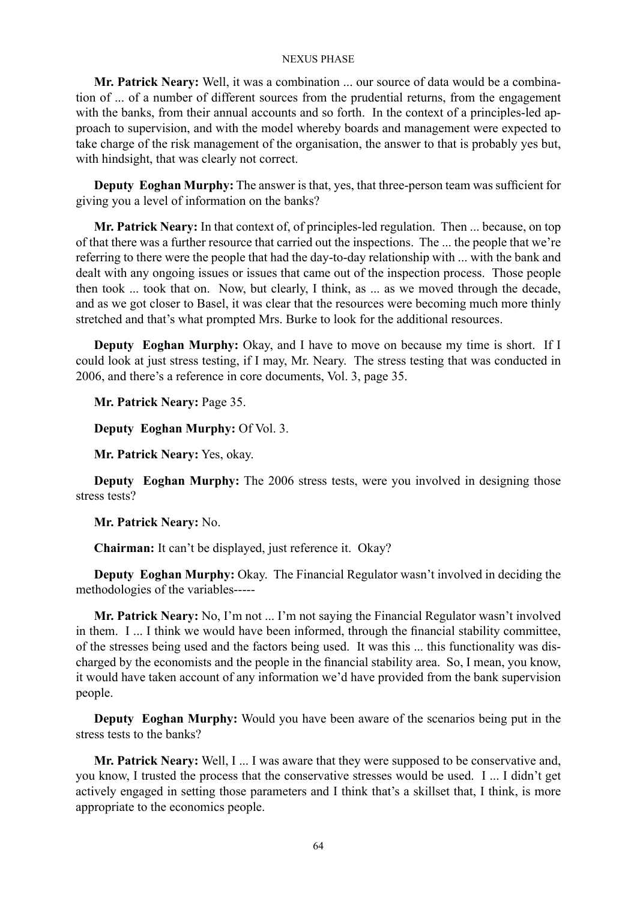**Mr. Patrick Neary:** Well, it was a combination ... our source of data would be a combination of ... of a number of different sources from the prudential returns, from the engagement with the banks, from their annual accounts and so forth. In the context of a principles-led approach to supervision, and with the model whereby boards and management were expected to take charge of the risk management of the organisation, the answer to that is probably yes but, with hindsight, that was clearly not correct.

**Deputy Eoghan Murphy:** The answer is that, yes, that three-person team was sufficient for giving you a level of information on the banks?

**Mr. Patrick Neary:** In that context of, of principles-led regulation. Then ... because, on top of that there was a further resource that carried out the inspections. The ... the people that we're referring to there were the people that had the day-to-day relationship with ... with the bank and dealt with any ongoing issues or issues that came out of the inspection process. Those people then took ... took that on. Now, but clearly, I think, as ... as we moved through the decade, and as we got closer to Basel, it was clear that the resources were becoming much more thinly stretched and that's what prompted Mrs. Burke to look for the additional resources.

**Deputy Eoghan Murphy:** Okay, and I have to move on because my time is short. If I could look at just stress testing, if I may, Mr. Neary. The stress testing that was conducted in 2006, and there's a reference in core documents, Vol. 3, page 35.

**Mr. Patrick Neary:** Page 35.

**Deputy Eoghan Murphy:** Of Vol. 3.

**Mr. Patrick Neary:** Yes, okay.

**Deputy Eoghan Murphy:** The 2006 stress tests, were you involved in designing those stress tests?

**Mr. Patrick Neary:** No.

**Chairman:** It can't be displayed, just reference it. Okay?

**Deputy Eoghan Murphy:** Okay. The Financial Regulator wasn't involved in deciding the methodologies of the variables-----

**Mr. Patrick Neary:** No, I'm not ... I'm not saying the Financial Regulator wasn't involved in them. I ... I think we would have been informed, through the financial stability committee, of the stresses being used and the factors being used. It was this ... this functionality was discharged by the economists and the people in the financial stability area. So, I mean, you know, it would have taken account of any information we'd have provided from the bank supervision people.

**Deputy Eoghan Murphy:** Would you have been aware of the scenarios being put in the stress tests to the banks?

**Mr. Patrick Neary:** Well, I ... I was aware that they were supposed to be conservative and, you know, I trusted the process that the conservative stresses would be used. I ... I didn't get actively engaged in setting those parameters and I think that's a skillset that, I think, is more appropriate to the economics people.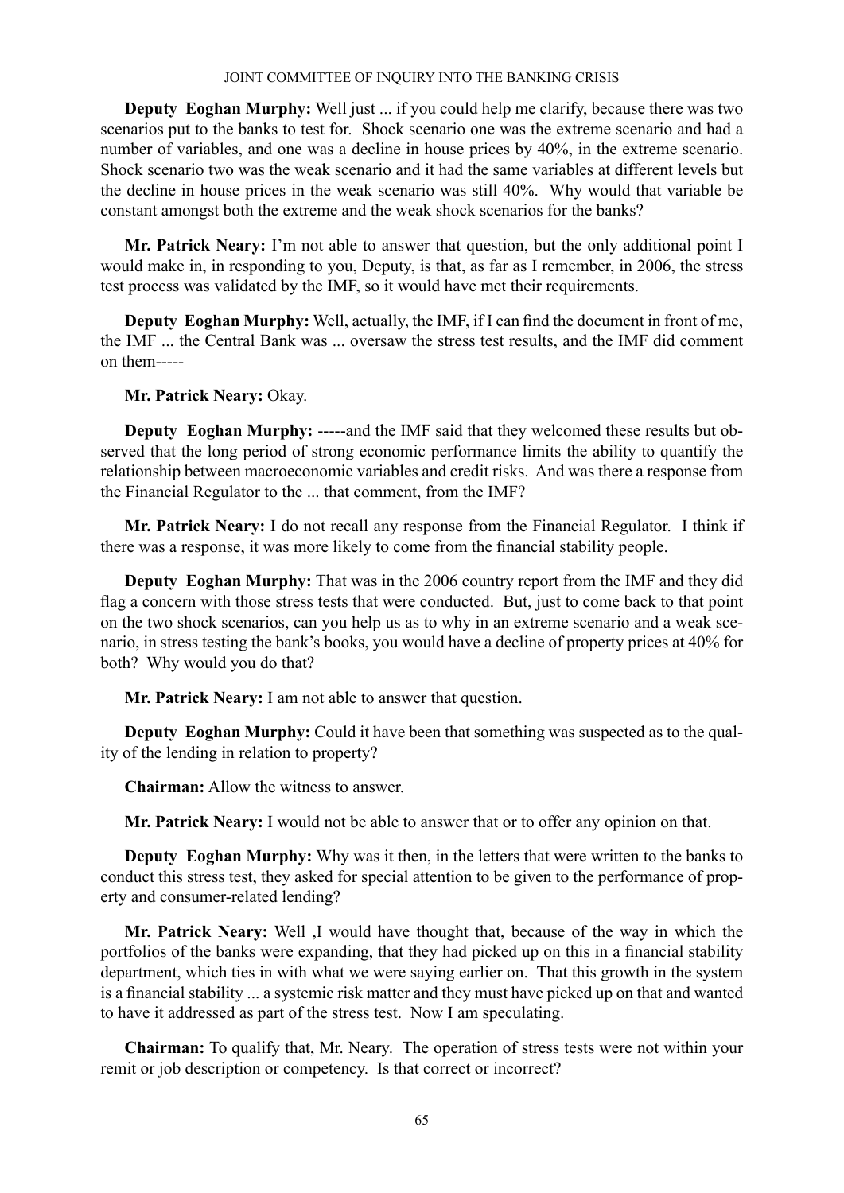**Deputy Eoghan Murphy:** Well just ... if you could help me clarify, because there was two scenarios put to the banks to test for. Shock scenario one was the extreme scenario and had a number of variables, and one was a decline in house prices by 40%, in the extreme scenario. Shock scenario two was the weak scenario and it had the same variables at different levels but the decline in house prices in the weak scenario was still 40%. Why would that variable be constant amongst both the extreme and the weak shock scenarios for the banks?

**Mr. Patrick Neary:** I'm not able to answer that question, but the only additional point I would make in, in responding to you, Deputy, is that, as far as I remember, in 2006, the stress test process was validated by the IMF, so it would have met their requirements.

**Deputy Eoghan Murphy:** Well, actually, the IMF, if I can find the document in front of me, the IMF ... the Central Bank was ... oversaw the stress test results, and the IMF did comment on them-----

**Mr. Patrick Neary:** Okay.

**Deputy Eoghan Murphy:** -----and the IMF said that they welcomed these results but observed that the long period of strong economic performance limits the ability to quantify the relationship between macroeconomic variables and credit risks. And was there a response from the Financial Regulator to the ... that comment, from the IMF?

**Mr. Patrick Neary:** I do not recall any response from the Financial Regulator. I think if there was a response, it was more likely to come from the financial stability people.

**Deputy Eoghan Murphy:** That was in the 2006 country report from the IMF and they did flag a concern with those stress tests that were conducted. But, just to come back to that point on the two shock scenarios, can you help us as to why in an extreme scenario and a weak scenario, in stress testing the bank's books, you would have a decline of property prices at 40% for both? Why would you do that?

**Mr. Patrick Neary:** I am not able to answer that question.

**Deputy Eoghan Murphy:** Could it have been that something was suspected as to the quality of the lending in relation to property?

**Chairman:** Allow the witness to answer.

**Mr. Patrick Neary:** I would not be able to answer that or to offer any opinion on that.

**Deputy Eoghan Murphy:** Why was it then, in the letters that were written to the banks to conduct this stress test, they asked for special attention to be given to the performance of property and consumer-related lending?

**Mr. Patrick Neary:** Well ,I would have thought that, because of the way in which the portfolios of the banks were expanding, that they had picked up on this in a financial stability department, which ties in with what we were saying earlier on. That this growth in the system is a financial stability ... a systemic risk matter and they must have picked up on that and wanted to have it addressed as part of the stress test. Now I am speculating.

**Chairman:** To qualify that, Mr. Neary. The operation of stress tests were not within your remit or job description or competency. Is that correct or incorrect?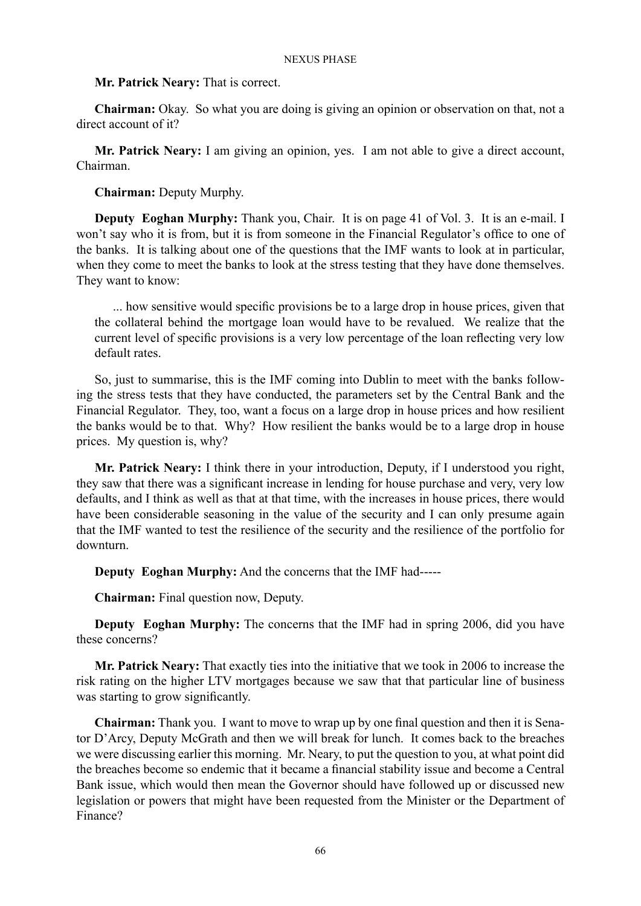**Mr. Patrick Neary:** That is correct.

**Chairman:** Okay. So what you are doing is giving an opinion or observation on that, not a direct account of it?

**Mr. Patrick Neary:** I am giving an opinion, yes. I am not able to give a direct account, Chairman.

**Chairman:** Deputy Murphy.

**Deputy Eoghan Murphy:** Thank you, Chair. It is on page 41 of Vol. 3. It is an e-mail. I won't say who it is from, but it is from someone in the Financial Regulator's office to one of the banks. It is talking about one of the questions that the IMF wants to look at in particular, when they come to meet the banks to look at the stress testing that they have done themselves. They want to know:

> ... how sensitive would specific provisions be to a large drop in house prices, given that the collateral behind the mortgage loan would have to be revalued. We realize that the current level of specific provisions is a very low percentage of the loan reflecting very low default rates.

So, just to summarise, this is the IMF coming into Dublin to meet with the banks following the stress tests that they have conducted, the parameters set by the Central Bank and the Financial Regulator. They, too, want a focus on a large drop in house prices and how resilient the banks would be to that. Why? How resilient the banks would be to a large drop in house prices. My question is, why?

**Mr. Patrick Neary:** I think there in your introduction, Deputy, if I understood you right, they saw that there was a significant increase in lending for house purchase and very, very low defaults, and I think as well as that at that time, with the increases in house prices, there would have been considerable seasoning in the value of the security and I can only presume again that the IMF wanted to test the resilience of the security and the resilience of the portfolio for downturn.

**Deputy Eoghan Murphy:** And the concerns that the IMF had-----

**Chairman:** Final question now, Deputy.

**Deputy Eoghan Murphy:** The concerns that the IMF had in spring 2006, did you have these concerns?

**Mr. Patrick Neary:** That exactly ties into the initiative that we took in 2006 to increase the risk rating on the higher LTV mortgages because we saw that that particular line of business was starting to grow significantly.

**Chairman:** Thank you. I want to move to wrap up by one final question and then it is Senator D'Arcy, Deputy McGrath and then we will break for lunch. It comes back to the breaches we were discussing earlier this morning. Mr. Neary, to put the question to you, at what point did the breaches become so endemic that it became a financial stability issue and become a Central Bank issue, which would then mean the Governor should have followed up or discussed new legislation or powers that might have been requested from the Minister or the Department of Finance?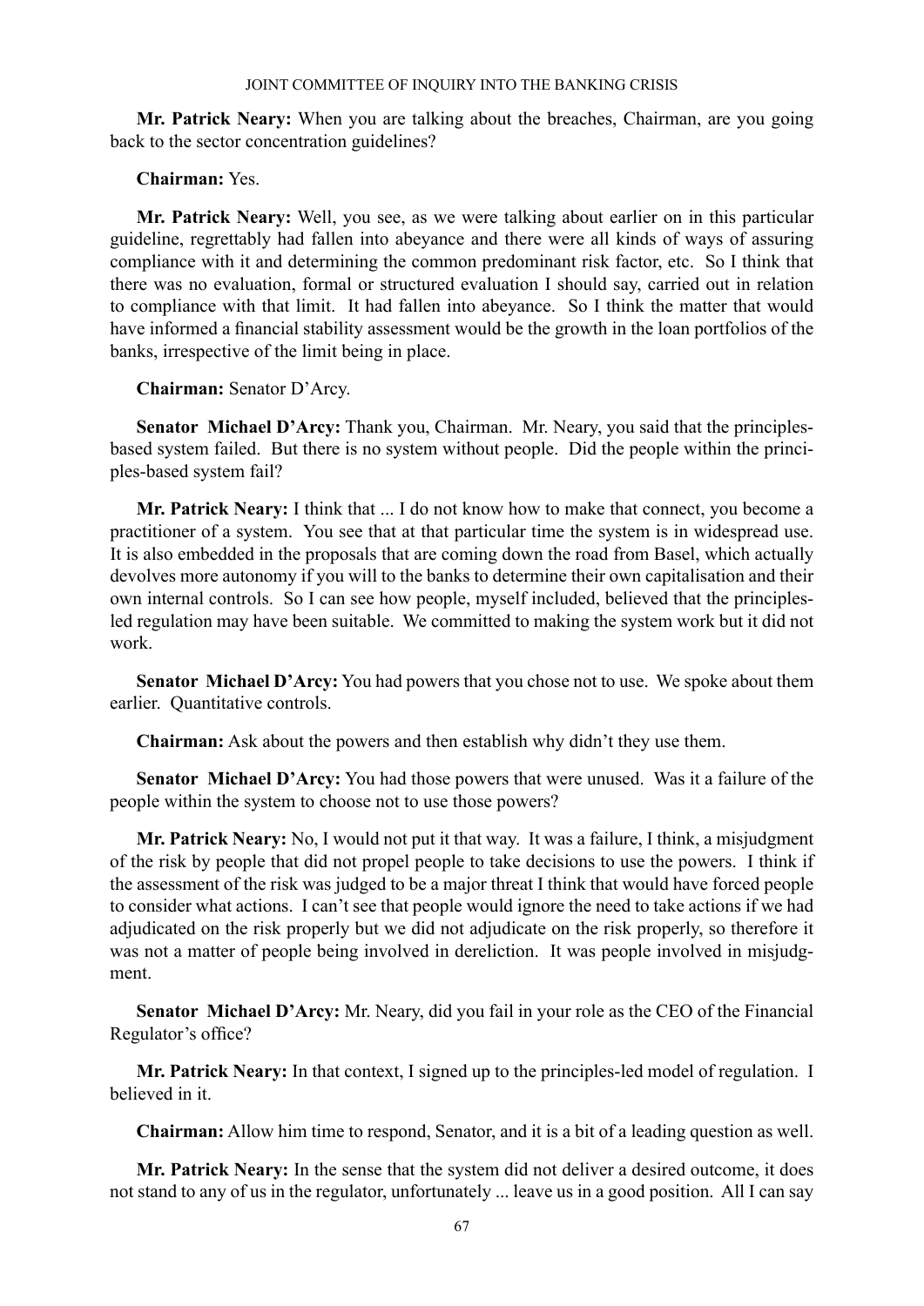**Mr. Patrick Neary:** When you are talking about the breaches, Chairman, are you going back to the sector concentration guidelines?

**Chairman:** Yes.

**Mr. Patrick Neary:** Well, you see, as we were talking about earlier on in this particular guideline, regrettably had fallen into abeyance and there were all kinds of ways of assuring compliance with it and determining the common predominant risk factor, etc. So I think that there was no evaluation, formal or structured evaluation I should say, carried out in relation to compliance with that limit. It had fallen into abeyance. So I think the matter that would have informed a financial stability assessment would be the growth in the loan portfolios of the banks, irrespective of the limit being in place.

**Chairman:** Senator D'Arcy.

**Senator Michael D'Arcy:** Thank you, Chairman. Mr. Neary, you said that the principles-based system failed. But there is no system without people. Did the people within the principles-based system fail?

**Mr. Patrick Neary:** I think that ... I do not know how to make that connect, you become a practitioner of a system. You see that at that particular time the system is in widespread use. It is also embedded in the proposals that are coming down the road from Basel, which actually devolves more autonomy if you will to the banks to determine their own capitalisation and their own internal controls. So I can see how people, myself included, believed that the principles-led regulation may have been suitable. We committed to making the system work but it did not work.

**Senator Michael D'Arcy:** You had powers that you chose not to use. We spoke about them earlier. Quantitative controls.

**Chairman:** Ask about the powers and then establish why didn't they use them.

**Senator Michael D'Arcy:** You had those powers that were unused. Was it a failure of the people within the system to choose not to use those powers?

**Mr. Patrick Neary:** No, I would not put it that way. It was a failure, I think, a misjudgment of the risk by people that did not propel people to take decisions to use the powers. I think if the assessment of the risk was judged to be a major threat I think that would have forced people to consider what actions. I can't see that people would ignore the need to take actions if we had adjudicated on the risk properly but we did not adjudicate on the risk properly, so therefore it was not a matter of people being involved in dereliction. It was people involved in misjudgment.

**Senator Michael D'Arcy:** Mr. Neary, did you fail in your role as the CEO of the Financial Regulator's office?

**Mr. Patrick Neary:** In that context, I signed up to the principles-led model of regulation. I believed in it.

**Chairman:** Allow him time to respond, Senator, and it is a bit of a leading question as well.

**Mr. Patrick Neary:** In the sense that the system did not deliver a desired outcome, it does not stand to any of us in the regulator, unfortunately ... leave us in a good position. All I can say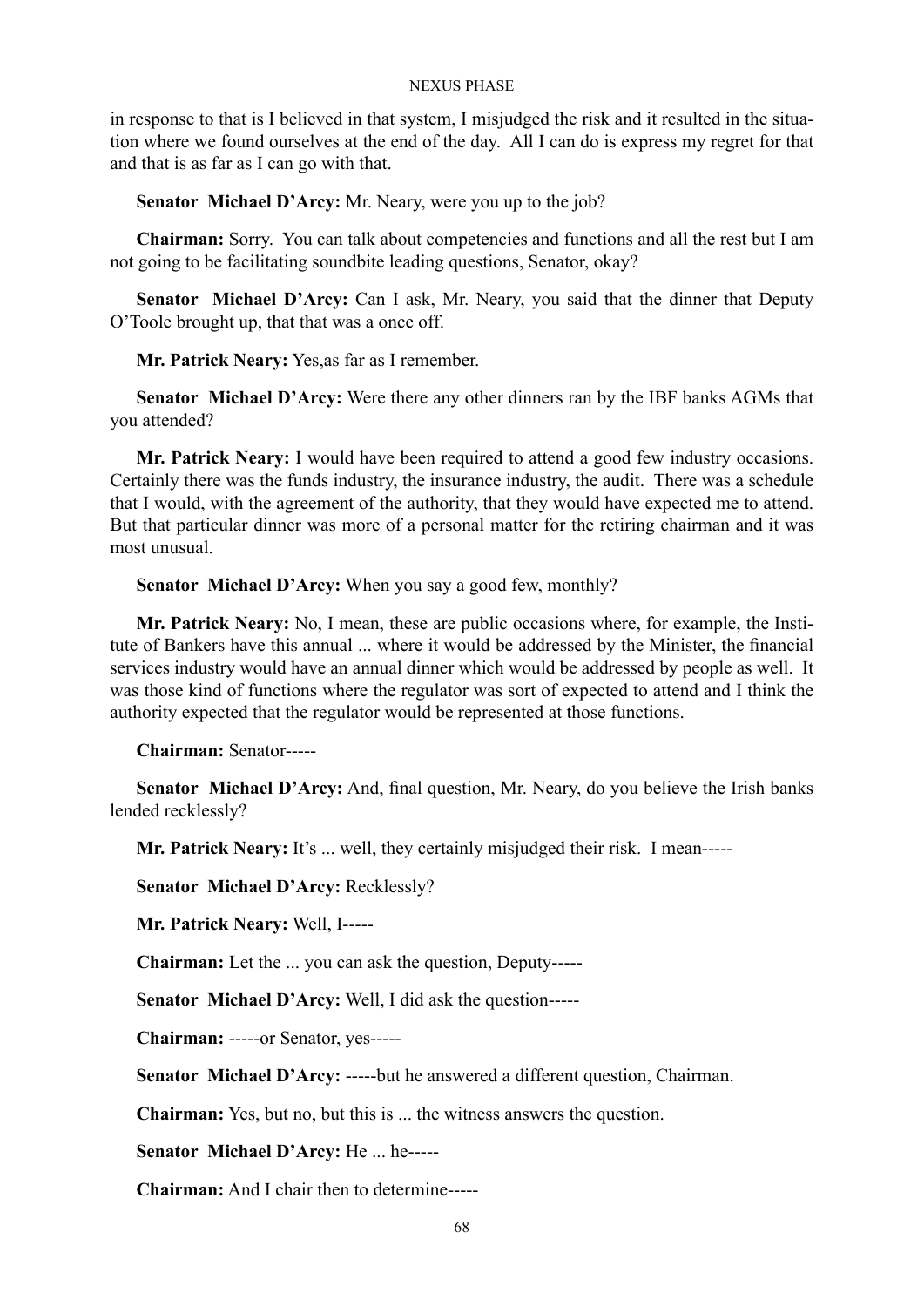in response to that is I believed in that system, I misjudged the risk and it resulted in the situation where we found ourselves at the end of the day. All I can do is express my regret for that and that is as far as I can go with that.

**Senator Michael D'Arcy:** Mr. Neary, were you up to the job?

**Chairman:** Sorry. You can talk about competencies and functions and all the rest but I am not going to be facilitating soundbite leading questions, Senator, okay?

**Senator Michael D'Arcy:** Can I ask, Mr. Neary, you said that the dinner that Deputy O'Toole brought up, that that was a once off.

**Mr. Patrick Neary:** Yes,as far as I remember.

**Senator Michael D'Arcy:** Were there any other dinners ran by the IBF banks AGMs that you attended?

**Mr. Patrick Neary:** I would have been required to attend a good few industry occasions. Certainly there was the funds industry, the insurance industry, the audit. There was a schedule that I would, with the agreement of the authority, that they would have expected me to attend. But that particular dinner was more of a personal matter for the retiring chairman and it was most unusual.

**Senator Michael D'Arcy:** When you say a good few, monthly?

**Mr. Patrick Neary:** No, I mean, these are public occasions where, for example, the Institute of Bankers have this annual ... where it would be addressed by the Minister, the financial services industry would have an annual dinner which would be addressed by people as well. It was those kind of functions where the regulator was sort of expected to attend and I think the authority expected that the regulator would be represented at those functions.

**Chairman:** Senator-----

**Senator Michael D'Arcy:** And, final question, Mr. Neary, do you believe the Irish banks lended recklessly?

**Mr. Patrick Neary:** It's ... well, they certainly misjudged their risk. I mean-----

**Senator Michael D'Arcy:** Recklessly?

**Mr. Patrick Neary:** Well, I-----

**Chairman:** Let the ... you can ask the question, Deputy-----

**Senator Michael D'Arcy:** Well, I did ask the question-----

**Chairman:** -----or Senator, yes-----

**Senator Michael D'Arcy:** -----but he answered a different question, Chairman.

**Chairman:** Yes, but no, but this is ... the witness answers the question.

**Senator Michael D'Arcy:** He ... he-----

**Chairman:** And I chair then to determine-----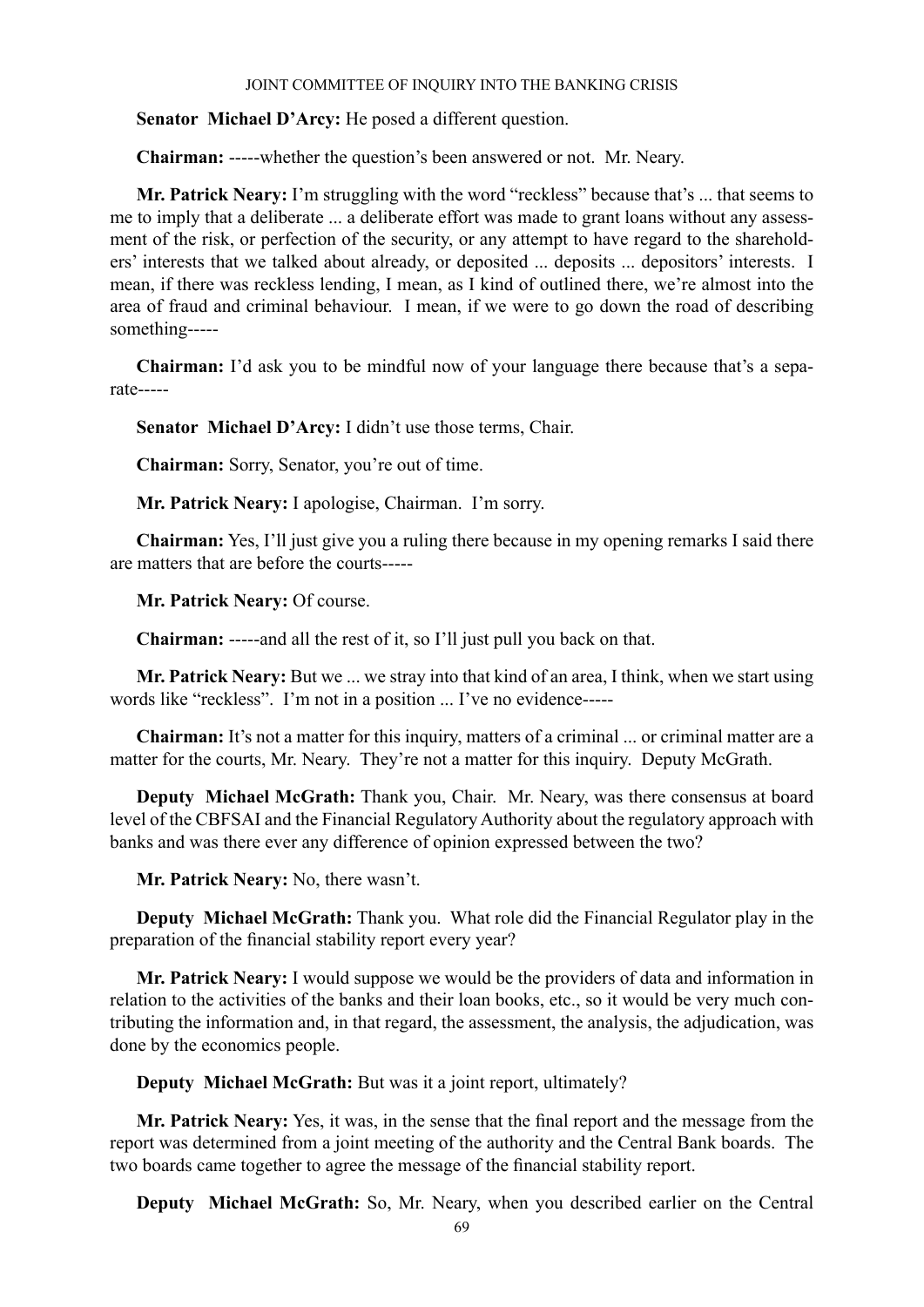**Senator Michael D'Arcy:** He posed a different question.

**Chairman:** -----whether the question's been answered or not. Mr. Neary.

**Mr. Patrick Neary:** I'm struggling with the word "reckless" because that's ... that seems to me to imply that a deliberate ... a deliberate effort was made to grant loans without any assessment of the risk, or perfection of the security, or any attempt to have regard to the shareholders' interests that we talked about already, or deposited ... deposits ... depositors' interests. I mean, if there was reckless lending, I mean, as I kind of outlined there, we're almost into the area of fraud and criminal behaviour. I mean, if we were to go down the road of describing something-----

**Chairman:** I'd ask you to be mindful now of your language there because that's a separate-----

**Senator Michael D'Arcy:** I didn't use those terms, Chair.

**Chairman:** Sorry, Senator, you're out of time.

**Mr. Patrick Neary:** I apologise, Chairman. I'm sorry.

**Chairman:** Yes, I'll just give you a ruling there because in my opening remarks I said there are matters that are before the courts-----

**Mr. Patrick Neary:** Of course.

**Chairman:** -----and all the rest of it, so I'll just pull you back on that.

**Mr. Patrick Neary:** But we ... we stray into that kind of an area, I think, when we start using words like "reckless". I'm not in a position ... I've no evidence-----

**Chairman:** It's not a matter for this inquiry, matters of a criminal ... or criminal matter are a matter for the courts, Mr. Neary. They're not a matter for this inquiry. Deputy McGrath.

**Deputy Michael McGrath:** Thank you, Chair. Mr. Neary, was there consensus at board level of the CBFSAI and the Financial Regulatory Authority about the regulatory approach with banks and was there ever any difference of opinion expressed between the two?

**Mr. Patrick Neary:** No, there wasn't.

**Deputy Michael McGrath:** Thank you. What role did the Financial Regulator play in the preparation of the financial stability report every year?

**Mr. Patrick Neary:** I would suppose we would be the providers of data and information in relation to the activities of the banks and their loan books, etc., so it would be very much contributing the information and, in that regard, the assessment, the analysis, the adjudication, was done by the economics people.

**Deputy Michael McGrath:** But was it a joint report, ultimately?

**Mr. Patrick Neary:** Yes, it was, in the sense that the final report and the message from the report was determined from a joint meeting of the authority and the Central Bank boards. The two boards came together to agree the message of the financial stability report.

**Deputy Michael McGrath:** So, Mr. Neary, when you described earlier on the Central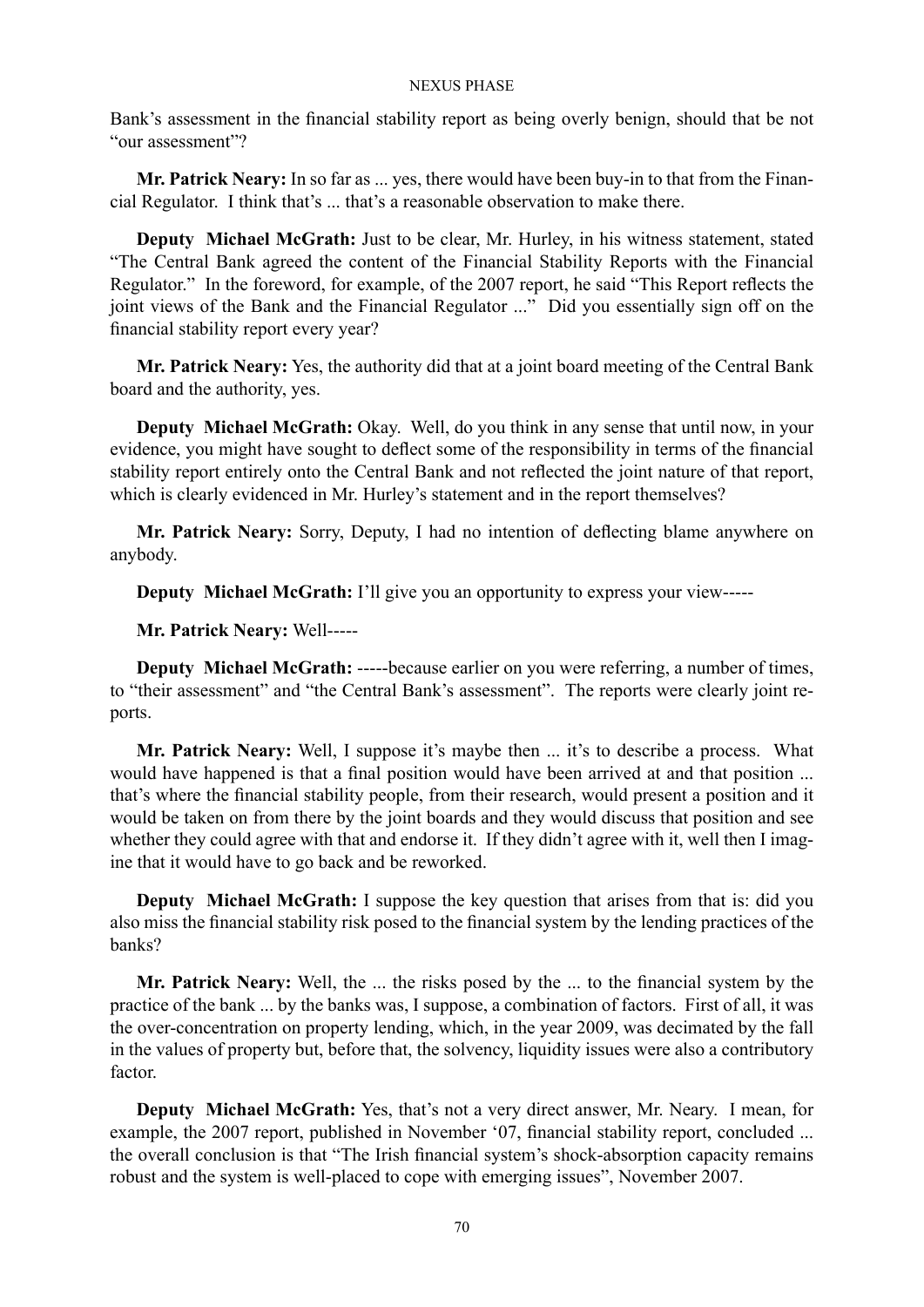Bank's assessment in the financial stability report as being overly benign, should that be not "our assessment"?

**Mr. Patrick Neary:** In so far as ... yes, there would have been buy-in to that from the Financial Regulator. I think that's ... that's a reasonable observation to make there.

**Deputy Michael McGrath:** Just to be clear, Mr. Hurley, in his witness statement, stated "The Central Bank agreed the content of the Financial Stability Reports with the Financial Regulator." In the foreword, for example, of the 2007 report, he said "This Report reflects the joint views of the Bank and the Financial Regulator ..." Did you essentially sign off on the financial stability report every year?

**Mr. Patrick Neary:** Yes, the authority did that at a joint board meeting of the Central Bank board and the authority, yes.

**Deputy Michael McGrath:** Okay. Well, do you think in any sense that until now, in your evidence, you might have sought to deflect some of the responsibility in terms of the financial stability report entirely onto the Central Bank and not reflected the joint nature of that report, which is clearly evidenced in Mr. Hurley's statement and in the report themselves?

**Mr. Patrick Neary:** Sorry, Deputy, I had no intention of deflecting blame anywhere on anybody.

**Deputy Michael McGrath:** I'll give you an opportunity to express your view-----

**Mr. Patrick Neary:** Well-----

**Deputy Michael McGrath:** -----because earlier on you were referring, a number of times, to "their assessment" and "the Central Bank's assessment". The reports were clearly joint reports.

**Mr. Patrick Neary:** Well, I suppose it's maybe then ... it's to describe a process. What would have happened is that a final position would have been arrived at and that position ... that's where the financial stability people, from their research, would present a position and it would be taken on from there by the joint boards and they would discuss that position and see whether they could agree with that and endorse it. If they didn't agree with it, well then I imagine that it would have to go back and be reworked.

**Deputy Michael McGrath:** I suppose the key question that arises from that is: did you also miss the financial stability risk posed to the financial system by the lending practices of the banks?

**Mr. Patrick Neary:** Well, the ... the risks posed by the ... to the financial system by the practice of the bank ... by the banks was, I suppose, a combination of factors. First of all, it was the over-concentration on property lending, which, in the year 2009, was decimated by the fall in the values of property but, before that, the solvency, liquidity issues were also a contributory factor.

**Deputy Michael McGrath:** Yes, that's not a very direct answer, Mr. Neary. I mean, for example, the 2007 report, published in November '07, financial stability report, concluded ... the overall conclusion is that "The Irish financial system's shock-absorption capacity remains robust and the system is well-placed to cope with emerging issues", November 2007.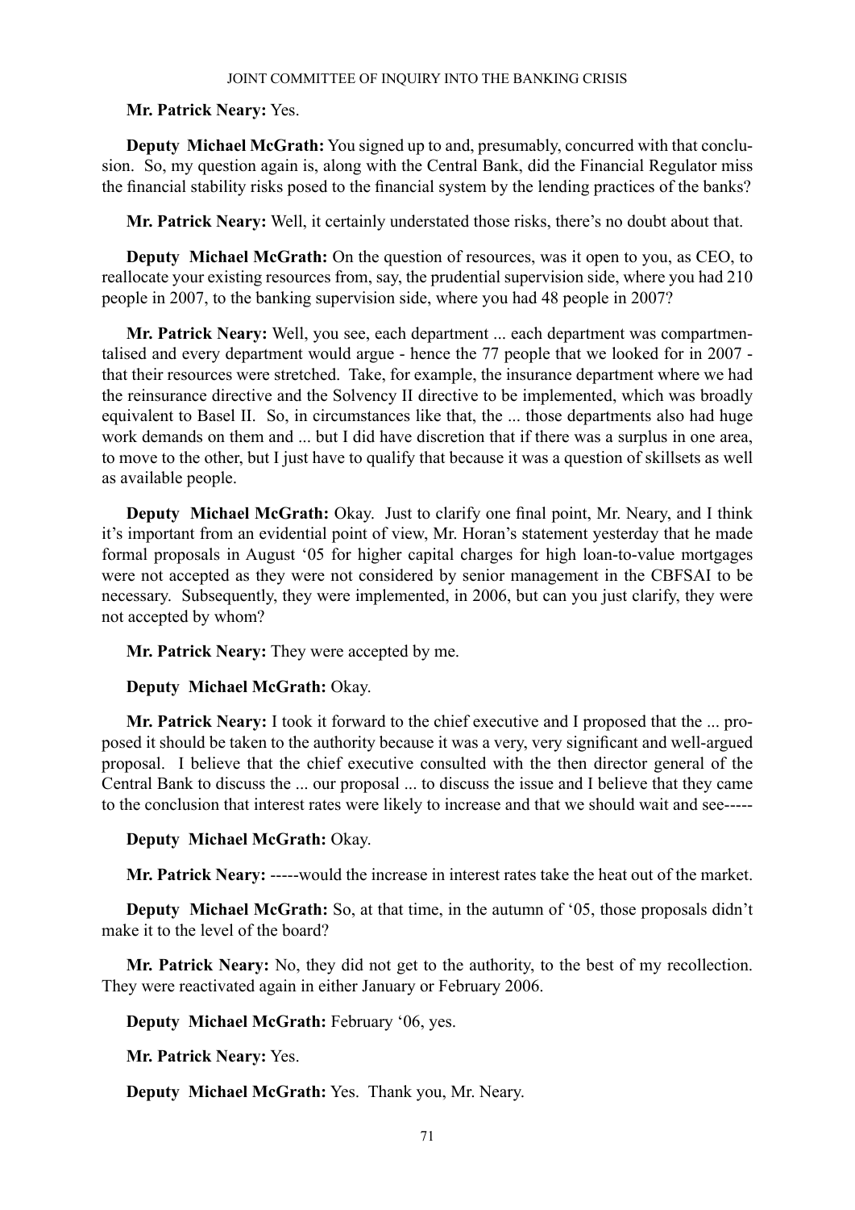**Mr. Patrick Neary:** Yes.

**Deputy Michael McGrath:** You signed up to and, presumably, concurred with that conclusion. So, my question again is, along with the Central Bank, did the Financial Regulator miss the financial stability risks posed to the financial system by the lending practices of the banks?

**Mr. Patrick Neary:** Well, it certainly understated those risks, there's no doubt about that.

**Deputy Michael McGrath:** On the question of resources, was it open to you, as CEO, to reallocate your existing resources from, say, the prudential supervision side, where you had 210 people in 2007, to the banking supervision side, where you had 48 people in 2007?

**Mr. Patrick Neary:** Well, you see, each department ... each department was compartmentalised and every department would argue - hence the 77 people that we looked for in 2007 - that their resources were stretched. Take, for example, the insurance department where we had the reinsurance directive and the Solvency II directive to be implemented, which was broadly equivalent to Basel II. So, in circumstances like that, the ... those departments also had huge work demands on them and ... but I did have discretion that if there was a surplus in one area, to move to the other, but I just have to qualify that because it was a question of skillsets as well as available people.

**Deputy Michael McGrath:** Okay. Just to clarify one final point, Mr. Neary, and I think it's important from an evidential point of view, Mr. Horan's statement yesterday that he made formal proposals in August '05 for higher capital charges for high loan-to-value mortgages were not accepted as they were not considered by senior management in the CBFSAI to be necessary. Subsequently, they were implemented, in 2006, but can you just clarify, they were not accepted by whom?

**Mr. Patrick Neary:** They were accepted by me.

**Deputy Michael McGrath:** Okay.

**Mr. Patrick Neary:** I took it forward to the chief executive and I proposed that the ... proposed it should be taken to the authority because it was a very, very significant and well-argued proposal. I believe that the chief executive consulted with the then director general of the Central Bank to discuss the ... our proposal ... to discuss the issue and I believe that they came to the conclusion that interest rates were likely to increase and that we should wait and see-----

**Deputy Michael McGrath:** Okay.

**Mr. Patrick Neary:** -----would the increase in interest rates take the heat out of the market.

**Deputy Michael McGrath:** So, at that time, in the autumn of '05, those proposals didn't make it to the level of the board?

**Mr. Patrick Neary:** No, they did not get to the authority, to the best of my recollection. They were reactivated again in either January or February 2006.

**Deputy Michael McGrath:** February '06, yes.

**Mr. Patrick Neary:** Yes.

**Deputy Michael McGrath:** Yes. Thank you, Mr. Neary.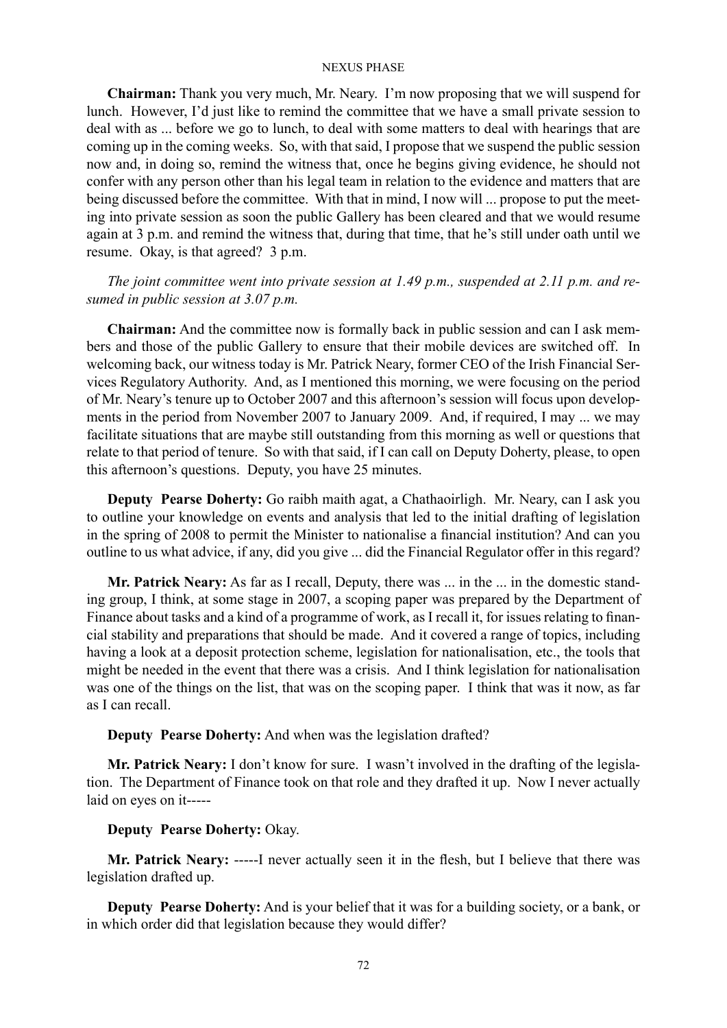**Chairman:** Thank you very much, Mr. Neary. I'm now proposing that we will suspend for lunch. However, I'd just like to remind the committee that we have a small private session to deal with as ... before we go to lunch, to deal with some matters to deal with hearings that are coming up in the coming weeks. So, with that said, I propose that we suspend the public session now and, in doing so, remind the witness that, once he begins giving evidence, he should not confer with any person other than his legal team in relation to the evidence and matters that are being discussed before the committee. With that in mind, I now will ... propose to put the meeting into private session as soon the public Gallery has been cleared and that we would resume again at 3 p.m. and remind the witness that, during that time, that he's still under oath until we resume. Okay, is that agreed? 3 p.m.

*The joint committee went into private session at 1.49 p.m., suspended at 2.11 p.m. and resumed in public session at 3.07 p.m.*

**Chairman:** And the committee now is formally back in public session and can I ask members and those of the public Gallery to ensure that their mobile devices are switched off. In welcoming back, our witness today is Mr. Patrick Neary, former CEO of the Irish Financial Services Regulatory Authority. And, as I mentioned this morning, we were focusing on the period of Mr. Neary's tenure up to October 2007 and this afternoon's session will focus upon developments in the period from November 2007 to January 2009. And, if required, I may ... we may facilitate situations that are maybe still outstanding from this morning as well or questions that relate to that period of tenure. So with that said, if I can call on Deputy Doherty, please, to open this afternoon's questions. Deputy, you have 25 minutes.

**Deputy Pearse Doherty:** Go raibh maith agat, a Chathaoirligh. Mr. Neary, can I ask you to outline your knowledge on events and analysis that led to the initial drafting of legislation in the spring of 2008 to permit the Minister to nationalise a financial institution? And can you outline to us what advice, if any, did you give ... did the Financial Regulator offer in this regard?

**Mr. Patrick Neary:** As far as I recall, Deputy, there was ... in the ... in the domestic standing group, I think, at some stage in 2007, a scoping paper was prepared by the Department of Finance about tasks and a kind of a programme of work, as I recall it, for issues relating to financial stability and preparations that should be made. And it covered a range of topics, including having a look at a deposit protection scheme, legislation for nationalisation, etc., the tools that might be needed in the event that there was a crisis. And I think legislation for nationalisation was one of the things on the list, that was on the scoping paper. I think that was it now, as far as I can recall.

**Deputy Pearse Doherty:** And when was the legislation drafted?

**Mr. Patrick Neary:** I don't know for sure. I wasn't involved in the drafting of the legislation. The Department of Finance took on that role and they drafted it up. Now I never actually laid on eyes on it-----

**Deputy Pearse Doherty:** Okay.

**Mr. Patrick Neary:** -----I never actually seen it in the flesh, but I believe that there was legislation drafted up.

**Deputy Pearse Doherty:** And is your belief that it was for a building society, or a bank, or in which order did that legislation because they would differ?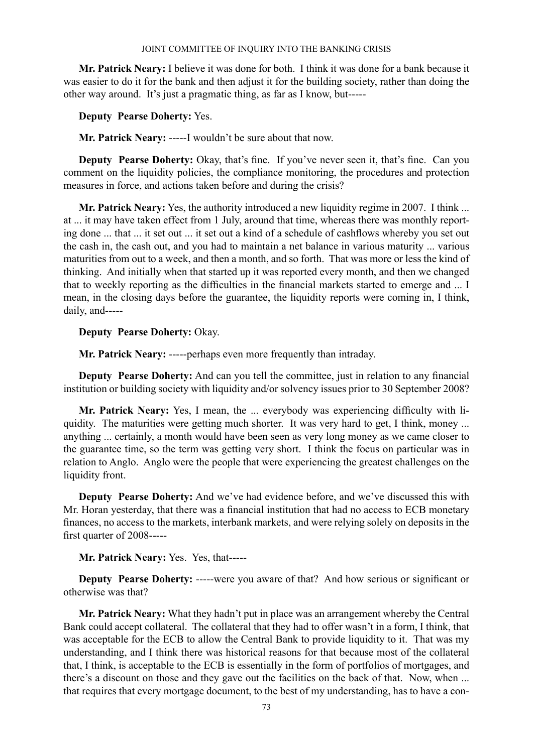**Mr. Patrick Neary:** I believe it was done for both. I think it was done for a bank because it was easier to do it for the bank and then adjust it for the building society, rather than doing the other way around. It's just a pragmatic thing, as far as I know, but-----

**Deputy Pearse Doherty:** Yes.

**Mr. Patrick Neary:** -----I wouldn't be sure about that now.

**Deputy Pearse Doherty:** Okay, that's fine. If you've never seen it, that's fine. Can you comment on the liquidity policies, the compliance monitoring, the procedures and protection measures in force, and actions taken before and during the crisis?

**Mr. Patrick Neary:** Yes, the authority introduced a new liquidity regime in 2007. I think ... at ... it may have taken effect from 1 July, around that time, whereas there was monthly reporting done ... that ... it set out ... it set out a kind of a schedule of cashflows whereby you set out the cash in, the cash out, and you had to maintain a net balance in various maturity ... various maturities from out to a week, and then a month, and so forth. That was more or less the kind of thinking. And initially when that started up it was reported every month, and then we changed that to weekly reporting as the difficulties in the financial markets started to emerge and ... I mean, in the closing days before the guarantee, the liquidity reports were coming in, I think, daily, and-----

**Deputy Pearse Doherty:** Okay.

**Mr. Patrick Neary:** -----perhaps even more frequently than intraday.

**Deputy Pearse Doherty:** And can you tell the committee, just in relation to any financial institution or building society with liquidity and/or solvency issues prior to 30 September 2008?

**Mr. Patrick Neary:** Yes, I mean, the ... everybody was experiencing difficulty with liquidity. The maturities were getting much shorter. It was very hard to get, I think, money ... anything ... certainly, a month would have been seen as very long money as we came closer to the guarantee time, so the term was getting very short. I think the focus on particular was in relation to Anglo. Anglo were the people that were experiencing the greatest challenges on the liquidity front.

**Deputy Pearse Doherty:** And we've had evidence before, and we've discussed this with Mr. Horan yesterday, that there was a financial institution that had no access to ECB monetary finances, no access to the markets, interbank markets, and were relying solely on deposits in the first quarter of 2008-----

**Mr. Patrick Neary:** Yes. Yes, that-----

**Deputy Pearse Doherty:** -----were you aware of that? And how serious or significant or otherwise was that?

**Mr. Patrick Neary:** What they hadn't put in place was an arrangement whereby the Central Bank could accept collateral. The collateral that they had to offer wasn't in a form, I think, that was acceptable for the ECB to allow the Central Bank to provide liquidity to it. That was my understanding, and I think there was historical reasons for that because most of the collateral that, I think, is acceptable to the ECB is essentially in the form of portfolios of mortgages, and there's a discount on those and they gave out the facilities on the back of that. Now, when ... that requires that every mortgage document, to the best of my understanding, has to have a con-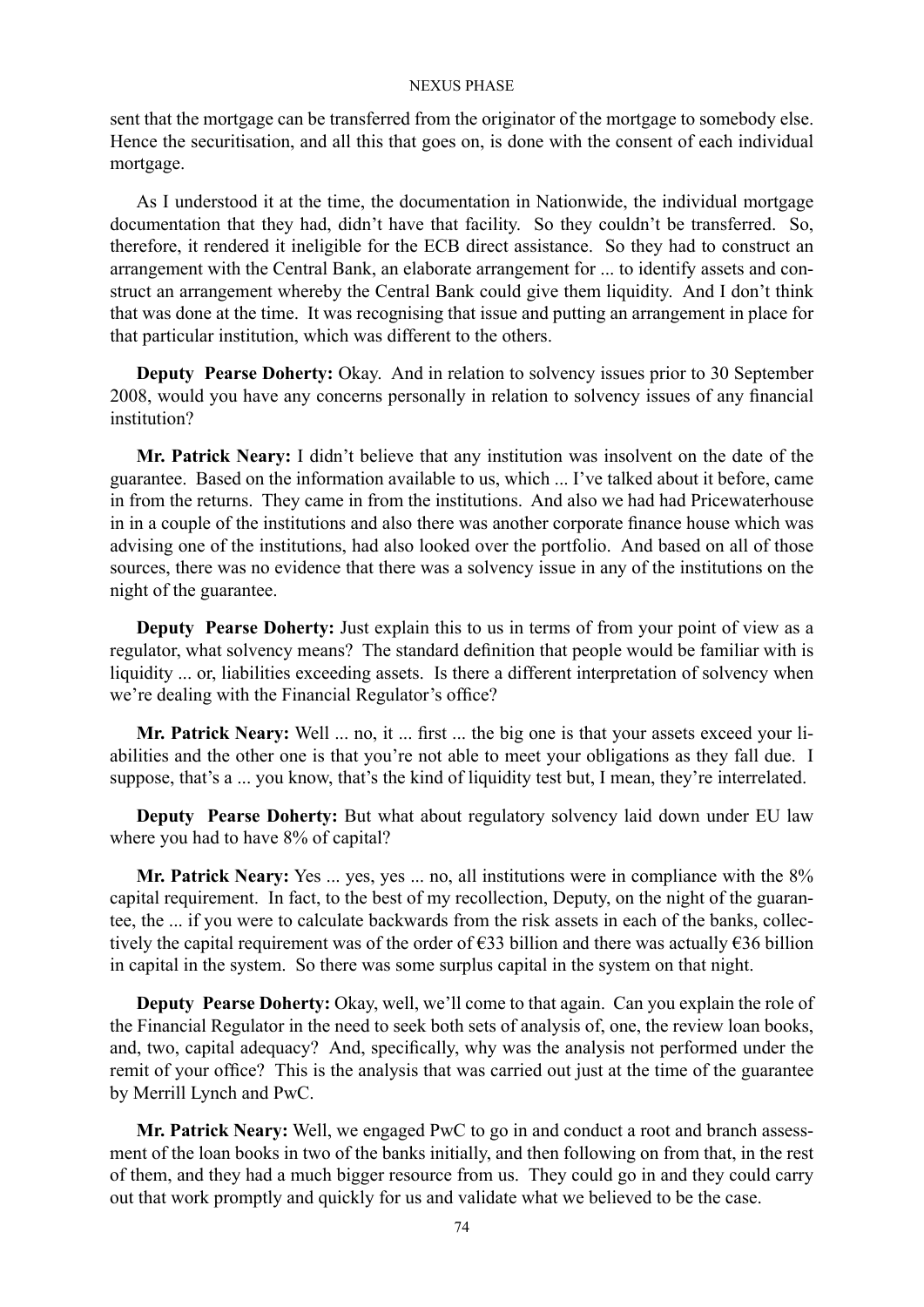sent that the mortgage can be transferred from the originator of the mortgage to somebody else. Hence the securitisation, and all this that goes on, is done with the consent of each individual mortgage.

As I understood it at the time, the documentation in Nationwide, the individual mortgage documentation that they had, didn't have that facility. So they couldn't be transferred. So, therefore, it rendered it ineligible for the ECB direct assistance. So they had to construct an arrangement with the Central Bank, an elaborate arrangement for ... to identify assets and construct an arrangement whereby the Central Bank could give them liquidity. And I don't think that was done at the time. It was recognising that issue and putting an arrangement in place for that particular institution, which was different to the others.

**Deputy Pearse Doherty:** Okay. And in relation to solvency issues prior to 30 September 2008, would you have any concerns personally in relation to solvency issues of any financial institution?

**Mr. Patrick Neary:** I didn't believe that any institution was insolvent on the date of the guarantee. Based on the information available to us, which ... I've talked about it before, came in from the returns. They came in from the institutions. And also we had had Pricewaterhouse in in a couple of the institutions and also there was another corporate finance house which was advising one of the institutions, had also looked over the portfolio. And based on all of those sources, there was no evidence that there was a solvency issue in any of the institutions on the night of the guarantee.

**Deputy Pearse Doherty:** Just explain this to us in terms of from your point of view as a regulator, what solvency means? The standard definition that people would be familiar with is liquidity ... or, liabilities exceeding assets. Is there a different interpretation of solvency when we're dealing with the Financial Regulator's office?

**Mr. Patrick Neary:** Well ... no, it ... first ... the big one is that your assets exceed your liabilities and the other one is that you're not able to meet your obligations as they fall due. I suppose, that's a ... you know, that's the kind of liquidity test but, I mean, they're interrelated.

**Deputy Pearse Doherty:** But what about regulatory solvency laid down under EU law where you had to have 8% of capital?

**Mr. Patrick Neary:** Yes ... yes, yes ... no, all institutions were in compliance with the 8% capital requirement. In fact, to the best of my recollection, Deputy, on the night of the guarantee, the ... if you were to calculate backwards from the risk assets in each of the banks, collectively the capital requirement was of the order of €33 billion and there was actually €36 billion in capital in the system. So there was some surplus capital in the system on that night.

**Deputy Pearse Doherty:** Okay, well, we'll come to that again. Can you explain the role of the Financial Regulator in the need to seek both sets of analysis of, one, the review loan books, and, two, capital adequacy? And, specifically, why was the analysis not performed under the remit of your office? This is the analysis that was carried out just at the time of the guarantee by Merrill Lynch and PwC.

**Mr. Patrick Neary:** Well, we engaged PwC to go in and conduct a root and branch assessment of the loan books in two of the banks initially, and then following on from that, in the rest of them, and they had a much bigger resource from us. They could go in and they could carry out that work promptly and quickly for us and validate what we believed to be the case.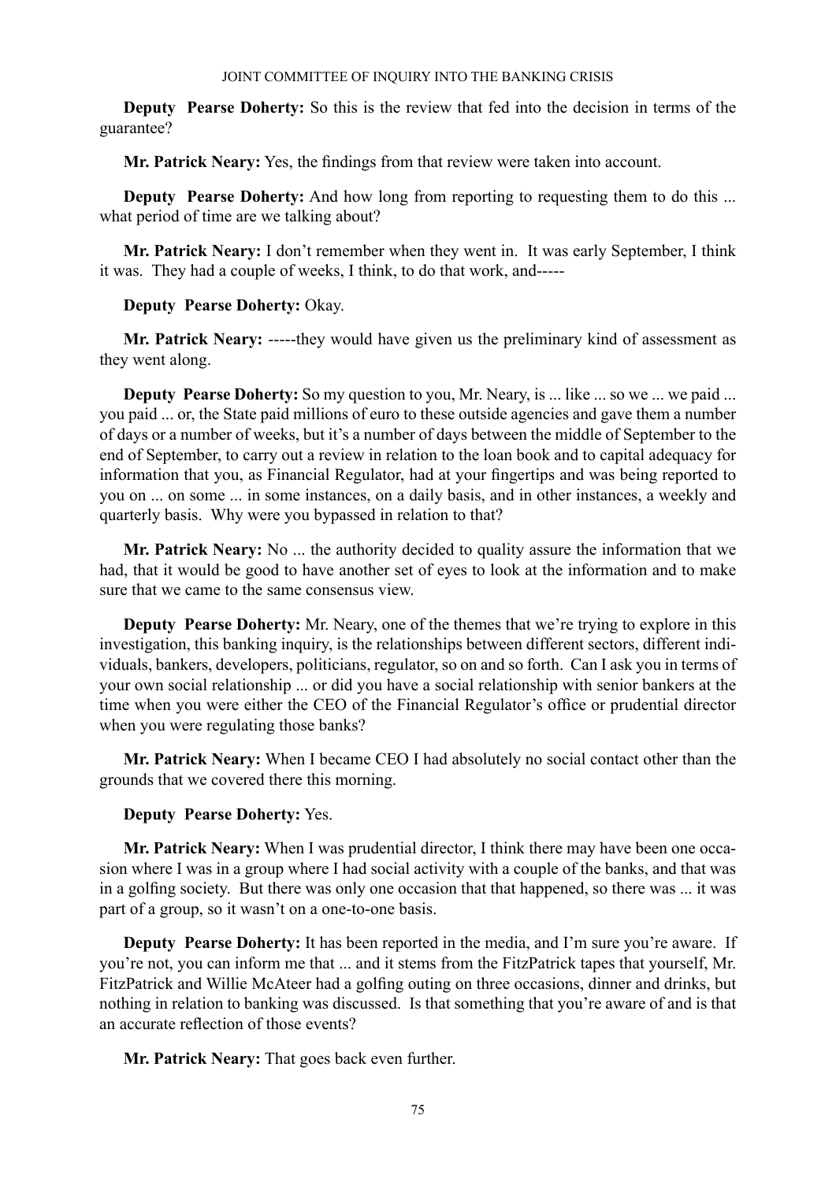**Deputy Pearse Doherty:** So this is the review that fed into the decision in terms of the guarantee?

**Mr. Patrick Neary:** Yes, the findings from that review were taken into account.

**Deputy Pearse Doherty:** And how long from reporting to requesting them to do this ... what period of time are we talking about?

**Mr. Patrick Neary:** I don't remember when they went in. It was early September, I think it was. They had a couple of weeks, I think, to do that work, and-----

**Deputy Pearse Doherty:** Okay.

**Mr. Patrick Neary:** -----they would have given us the preliminary kind of assessment as they went along.

**Deputy Pearse Doherty:** So my question to you, Mr. Neary, is ... like ... so we ... we paid ... you paid ... or, the State paid millions of euro to these outside agencies and gave them a number of days or a number of weeks, but it's a number of days between the middle of September to the end of September, to carry out a review in relation to the loan book and to capital adequacy for information that you, as Financial Regulator, had at your fingertips and was being reported to you on ... on some ... in some instances, on a daily basis, and in other instances, a weekly and quarterly basis. Why were you bypassed in relation to that?

**Mr. Patrick Neary:** No ... the authority decided to quality assure the information that we had, that it would be good to have another set of eyes to look at the information and to make sure that we came to the same consensus view.

**Deputy Pearse Doherty:** Mr. Neary, one of the themes that we're trying to explore in this investigation, this banking inquiry, is the relationships between different sectors, different individuals, bankers, developers, politicians, regulator, so on and so forth. Can I ask you in terms of your own social relationship ... or did you have a social relationship with senior bankers at the time when you were either the CEO of the Financial Regulator's office or prudential director when you were regulating those banks?

**Mr. Patrick Neary:** When I became CEO I had absolutely no social contact other than the grounds that we covered there this morning.

**Deputy Pearse Doherty:** Yes.

**Mr. Patrick Neary:** When I was prudential director, I think there may have been one occasion where I was in a group where I had social activity with a couple of the banks, and that was in a golfing society. But there was only one occasion that that happened, so there was ... it was part of a group, so it wasn't on a one-to-one basis.

**Deputy Pearse Doherty:** It has been reported in the media, and I'm sure you're aware. If you're not, you can inform me that ... and it stems from the FitzPatrick tapes that yourself, Mr. FitzPatrick and Willie McAteer had a golfing outing on three occasions, dinner and drinks, but nothing in relation to banking was discussed. Is that something that you're aware of and is that an accurate reflection of those events?

**Mr. Patrick Neary:** That goes back even further.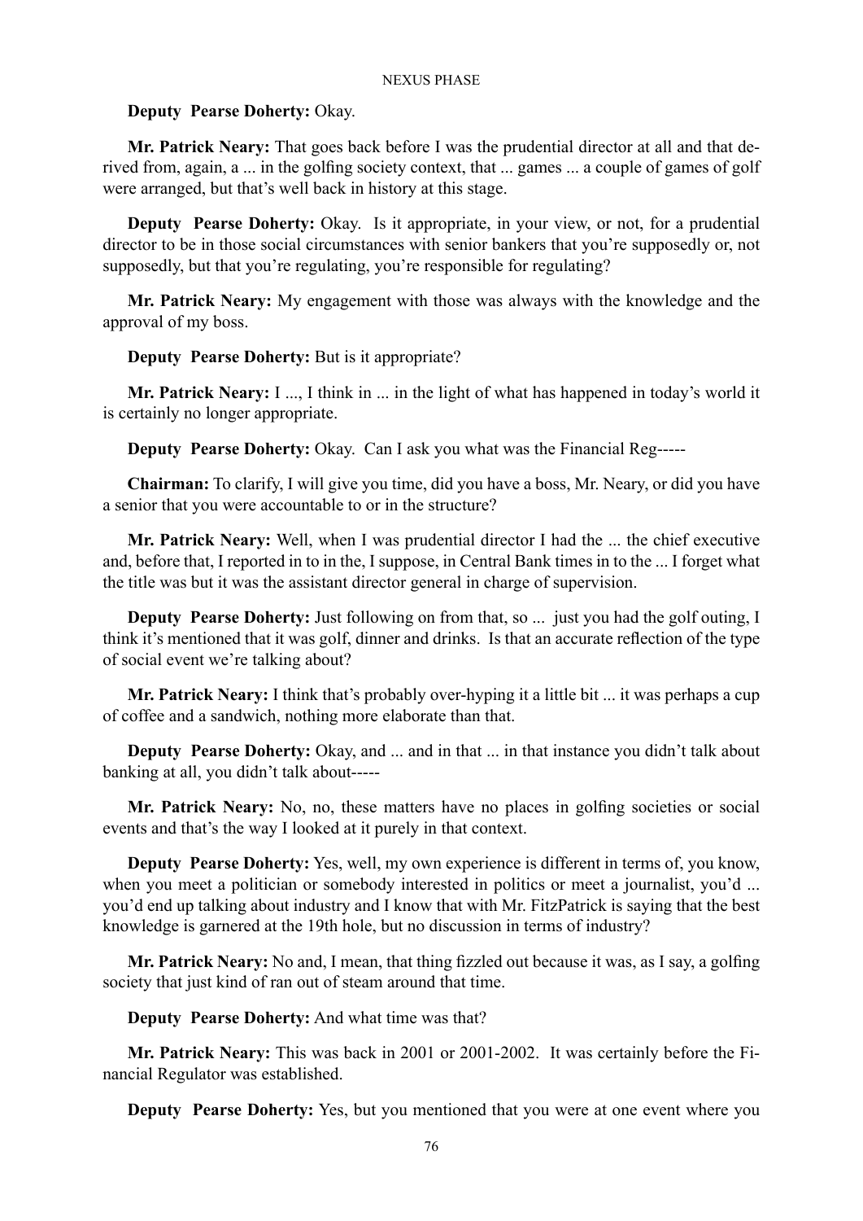**Deputy Pearse Doherty:** Okay.

**Mr. Patrick Neary:** That goes back before I was the prudential director at all and that derived from, again, a ... in the golfing society context, that ... games ... a couple of games of golf were arranged, but that's well back in history at this stage.

**Deputy Pearse Doherty:** Okay. Is it appropriate, in your view, or not, for a prudential director to be in those social circumstances with senior bankers that you're supposedly or, not supposedly, but that you're regulating, you're responsible for regulating?

**Mr. Patrick Neary:** My engagement with those was always with the knowledge and the approval of my boss.

**Deputy Pearse Doherty:** But is it appropriate?

**Mr. Patrick Neary:** I ..., I think in ... in the light of what has happened in today's world it is certainly no longer appropriate.

**Deputy Pearse Doherty:** Okay. Can I ask you what was the Financial Reg-----

**Chairman:** To clarify, I will give you time, did you have a boss, Mr. Neary, or did you have a senior that you were accountable to or in the structure?

**Mr. Patrick Neary:** Well, when I was prudential director I had the ... the chief executive and, before that, I reported in to in the, I suppose, in Central Bank times in to the ... I forget what the title was but it was the assistant director general in charge of supervision.

**Deputy Pearse Doherty:** Just following on from that, so ... just you had the golf outing, I think it's mentioned that it was golf, dinner and drinks. Is that an accurate reflection of the type of social event we're talking about?

**Mr. Patrick Neary:** I think that's probably over-hyping it a little bit ... it was perhaps a cup of coffee and a sandwich, nothing more elaborate than that.

**Deputy Pearse Doherty:** Okay, and ... and in that ... in that instance you didn't talk about banking at all, you didn't talk about-----

**Mr. Patrick Neary:** No, no, these matters have no places in golfing societies or social events and that's the way I looked at it purely in that context.

**Deputy Pearse Doherty:** Yes, well, my own experience is different in terms of, you know, when you meet a politician or somebody interested in politics or meet a journalist, you'd ... you'd end up talking about industry and I know that with Mr. FitzPatrick is saying that the best knowledge is garnered at the 19th hole, but no discussion in terms of industry?

**Mr. Patrick Neary:** No and, I mean, that thing fizzled out because it was, as I say, a golfing society that just kind of ran out of steam around that time.

**Deputy Pearse Doherty:** And what time was that?

**Mr. Patrick Neary:** This was back in 2001 or 2001-2002. It was certainly before the Financial Regulator was established.

**Deputy Pearse Doherty:** Yes, but you mentioned that you were at one event where you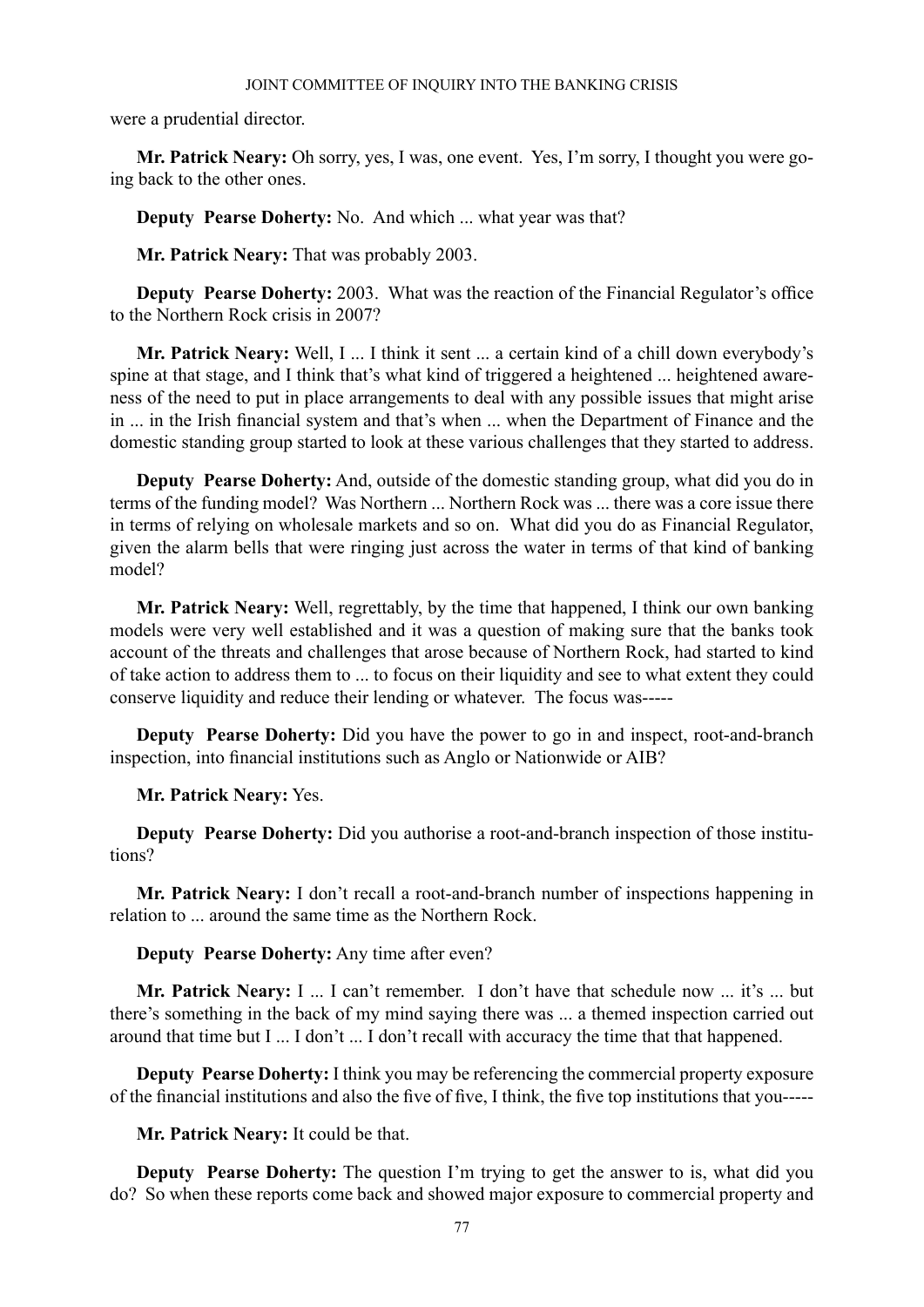were a prudential director.

**Mr. Patrick Neary:** Oh sorry, yes, I was, one event. Yes, I'm sorry, I thought you were going back to the other ones.

**Deputy Pearse Doherty:** No. And which ... what year was that?

**Mr. Patrick Neary:** That was probably 2003.

**Deputy Pearse Doherty:** 2003. What was the reaction of the Financial Regulator's office to the Northern Rock crisis in 2007?

**Mr. Patrick Neary:** Well, I ... I think it sent ... a certain kind of a chill down everybody's spine at that stage, and I think that's what kind of triggered a heightened ... heightened awareness of the need to put in place arrangements to deal with any possible issues that might arise in ... in the Irish financial system and that's when ... when the Department of Finance and the domestic standing group started to look at these various challenges that they started to address.

**Deputy Pearse Doherty:** And, outside of the domestic standing group, what did you do in terms of the funding model? Was Northern ... Northern Rock was ... there was a core issue there in terms of relying on wholesale markets and so on. What did you do as Financial Regulator, given the alarm bells that were ringing just across the water in terms of that kind of banking model?

**Mr. Patrick Neary:** Well, regrettably, by the time that happened, I think our own banking models were very well established and it was a question of making sure that the banks took account of the threats and challenges that arose because of Northern Rock, had started to kind of take action to address them to ... to focus on their liquidity and see to what extent they could conserve liquidity and reduce their lending or whatever. The focus was-----

**Deputy Pearse Doherty:** Did you have the power to go in and inspect, root-and-branch inspection, into financial institutions such as Anglo or Nationwide or AIB?

**Mr. Patrick Neary:** Yes.

**Deputy Pearse Doherty:** Did you authorise a root-and-branch inspection of those institutions?

**Mr. Patrick Neary:** I don't recall a root-and-branch number of inspections happening in relation to ... around the same time as the Northern Rock.

**Deputy Pearse Doherty:** Any time after even?

**Mr. Patrick Neary:** I ... I can't remember. I don't have that schedule now ... it's ... but there's something in the back of my mind saying there was ... a themed inspection carried out around that time but I ... I don't ... I don't recall with accuracy the time that that happened.

**Deputy Pearse Doherty:** I think you may be referencing the commercial property exposure of the financial institutions and also the five of five, I think, the five top institutions that you-----

**Mr. Patrick Neary:** It could be that.

**Deputy Pearse Doherty:** The question I'm trying to get the answer to is, what did you do? So when these reports come back and showed major exposure to commercial property and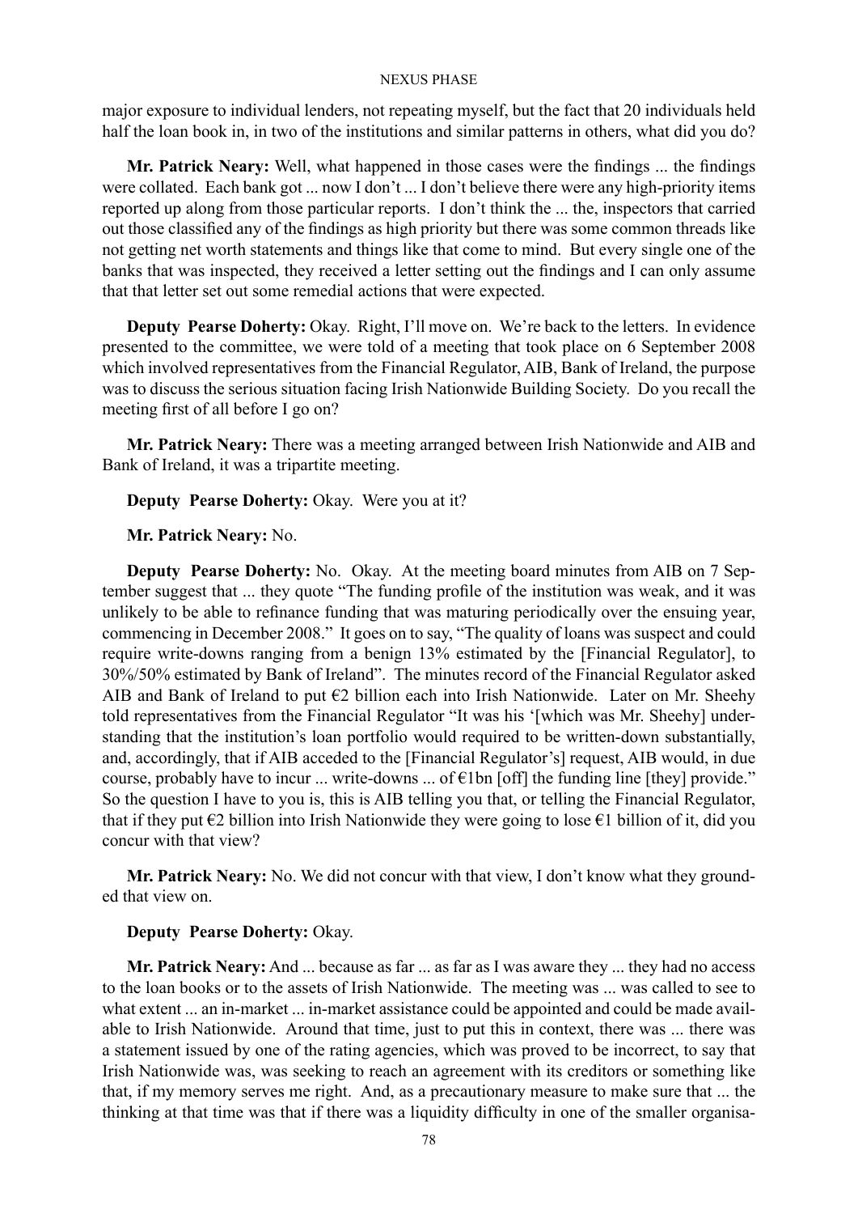major exposure to individual lenders, not repeating myself, but the fact that 20 individuals held half the loan book in, in two of the institutions and similar patterns in others, what did you do?

**Mr. Patrick Neary:** Well, what happened in those cases were the findings ... the findings were collated. Each bank got ... now I don't ... I don't believe there were any high-priority items reported up along from those particular reports. I don't think the ... the, inspectors that carried out those classified any of the findings as high priority but there was some common threads like not getting net worth statements and things like that come to mind. But every single one of the banks that was inspected, they received a letter setting out the findings and I can only assume that that letter set out some remedial actions that were expected.

**Deputy Pearse Doherty:** Okay. Right, I'll move on. We're back to the letters. In evidence presented to the committee, we were told of a meeting that took place on 6 September 2008 which involved representatives from the Financial Regulator, AIB, Bank of Ireland, the purpose was to discuss the serious situation facing Irish Nationwide Building Society. Do you recall the meeting first of all before I go on?

**Mr. Patrick Neary:** There was a meeting arranged between Irish Nationwide and AIB and Bank of Ireland, it was a tripartite meeting.

**Deputy Pearse Doherty:** Okay. Were you at it?

**Mr. Patrick Neary:** No.

**Deputy Pearse Doherty:** No. Okay. At the meeting board minutes from AIB on 7 September suggest that ... they quote "The funding profile of the institution was weak, and it was unlikely to be able to refinance funding that was maturing periodically over the ensuing year, commencing in December 2008." It goes on to say, "The quality of loans was suspect and could require write-downs ranging from a benign 13% estimated by the [Financial Regulator], to 30%/50% estimated by Bank of Ireland". The minutes record of the Financial Regulator asked AIB and Bank of Ireland to put €2 billion each into Irish Nationwide. Later on Mr. Sheehy told representatives from the Financial Regulator "It was his '[which was Mr. Sheehy] understanding that the institution's loan portfolio would required to be written-down substantially, and, accordingly, that if AIB acceded to the [Financial Regulator's] request, AIB would, in due course, probably have to incur ... write-downs ... of €1bn [off] the funding line [they] provide." So the question I have to you is, this is AIB telling you that, or telling the Financial Regulator, that if they put €2 billion into Irish Nationwide they were going to lose €1 billion of it, did you concur with that view?

**Mr. Patrick Neary:** No. We did not concur with that view, I don't know what they grounded that view on.

**Deputy Pearse Doherty:** Okay.

**Mr. Patrick Neary:** And ... because as far ... as far as I was aware they ... they had no access to the loan books or to the assets of Irish Nationwide. The meeting was ... was called to see to what extent ... an in-market ... in-market assistance could be appointed and could be made available to Irish Nationwide. Around that time, just to put this in context, there was ... there was a statement issued by one of the rating agencies, which was proved to be incorrect, to say that Irish Nationwide was, was seeking to reach an agreement with its creditors or something like that, if my memory serves me right. And, as a precautionary measure to make sure that ... the thinking at that time was that if there was a liquidity difficulty in one of the smaller organisa-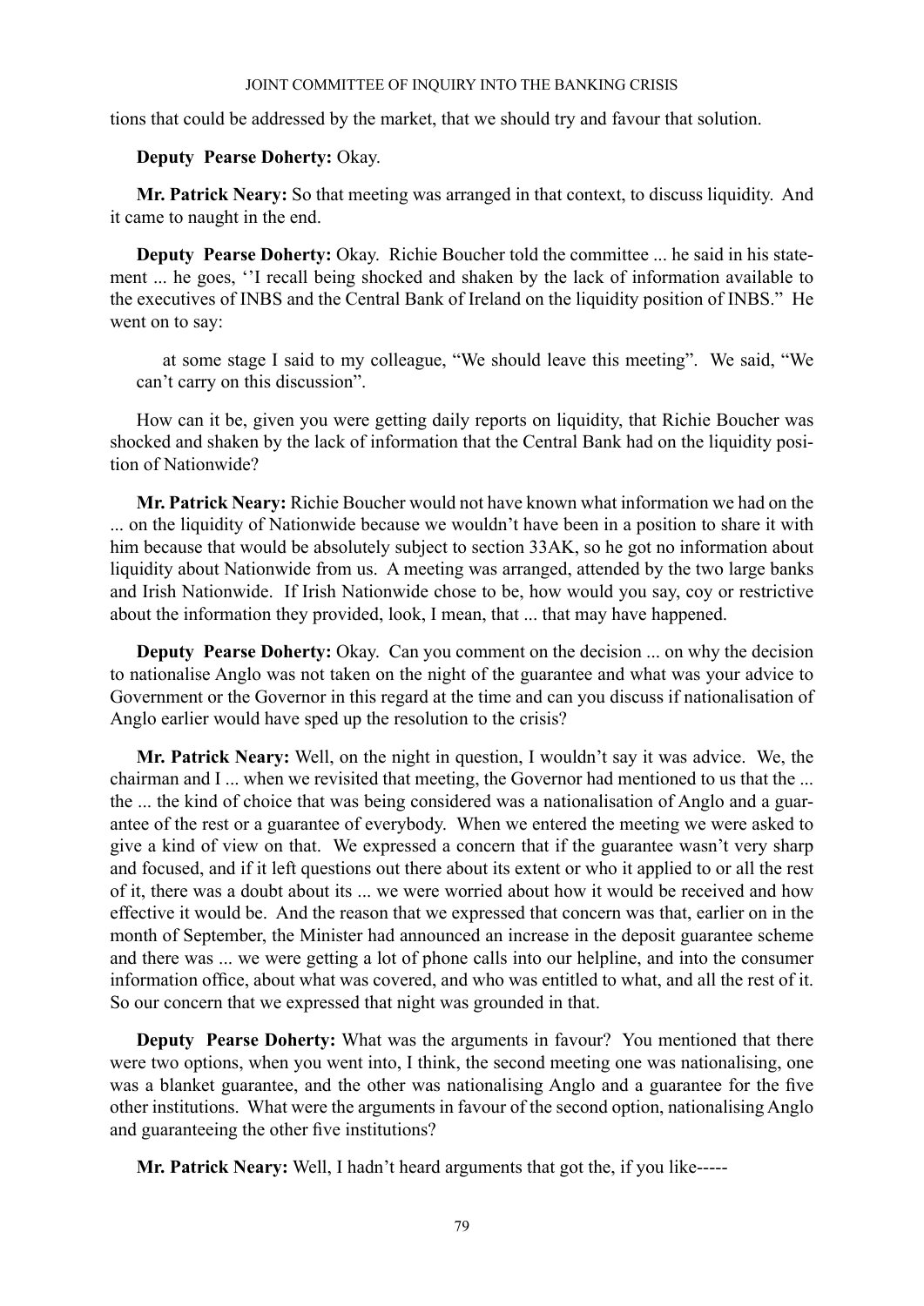tions that could be addressed by the market, that we should try and favour that solution.

**Deputy Pearse Doherty:** Okay.

**Mr. Patrick Neary:** So that meeting was arranged in that context, to discuss liquidity. And it came to naught in the end.

**Deputy Pearse Doherty:** Okay. Richie Boucher told the committee ... he said in his statement ... he goes, ''I recall being shocked and shaken by the lack of information available to the executives of INBS and the Central Bank of Ireland on the liquidity position of INBS." He went on to say:

> at some stage I said to my colleague, "We should leave this meeting". We said, "We can't carry on this discussion".

How can it be, given you were getting daily reports on liquidity, that Richie Boucher was shocked and shaken by the lack of information that the Central Bank had on the liquidity position of Nationwide?

**Mr. Patrick Neary:** Richie Boucher would not have known what information we had on the ... on the liquidity of Nationwide because we wouldn't have been in a position to share it with him because that would be absolutely subject to section 33AK, so he got no information about liquidity about Nationwide from us. A meeting was arranged, attended by the two large banks and Irish Nationwide. If Irish Nationwide chose to be, how would you say, coy or restrictive about the information they provided, look, I mean, that ... that may have happened.

**Deputy Pearse Doherty:** Okay. Can you comment on the decision ... on why the decision to nationalise Anglo was not taken on the night of the guarantee and what was your advice to Government or the Governor in this regard at the time and can you discuss if nationalisation of Anglo earlier would have sped up the resolution to the crisis?

**Mr. Patrick Neary:** Well, on the night in question, I wouldn't say it was advice. We, the chairman and I ... when we revisited that meeting, the Governor had mentioned to us that the ... the ... the kind of choice that was being considered was a nationalisation of Anglo and a guarantee of the rest or a guarantee of everybody. When we entered the meeting we were asked to give a kind of view on that. We expressed a concern that if the guarantee wasn't very sharp and focused, and if it left questions out there about its extent or who it applied to or all the rest of it, there was a doubt about its ... we were worried about how it would be received and how effective it would be. And the reason that we expressed that concern was that, earlier on in the month of September, the Minister had announced an increase in the deposit guarantee scheme and there was ... we were getting a lot of phone calls into our helpline, and into the consumer information office, about what was covered, and who was entitled to what, and all the rest of it. So our concern that we expressed that night was grounded in that.

**Deputy Pearse Doherty:** What was the arguments in favour? You mentioned that there were two options, when you went into, I think, the second meeting one was nationalising, one was a blanket guarantee, and the other was nationalising Anglo and a guarantee for the five other institutions. What were the arguments in favour of the second option, nationalising Anglo and guaranteeing the other five institutions?

**Mr. Patrick Neary:** Well, I hadn't heard arguments that got the, if you like-----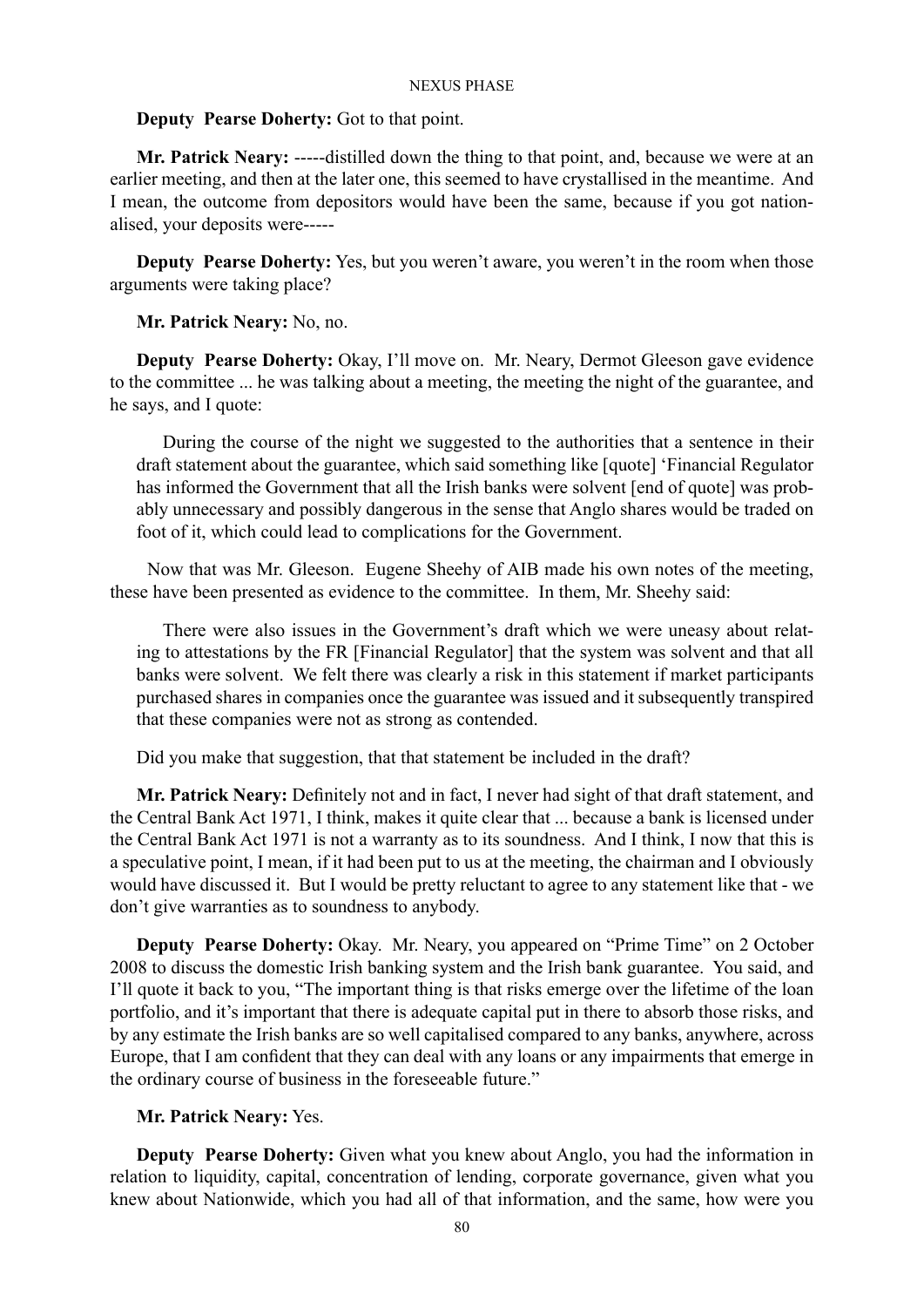**Deputy Pearse Doherty:** Got to that point.

**Mr. Patrick Neary:** -----distilled down the thing to that point, and, because we were at an earlier meeting, and then at the later one, this seemed to have crystallised in the meantime. And I mean, the outcome from depositors would have been the same, because if you got nationalised, your deposits were-----

**Deputy Pearse Doherty:** Yes, but you weren't aware, you weren't in the room when those arguments were taking place?

**Mr. Patrick Neary:** No, no.

**Deputy Pearse Doherty:** Okay, I'll move on. Mr. Neary, Dermot Gleeson gave evidence to the committee ... he was talking about a meeting, the meeting the night of the guarantee, and he says, and I quote:

> During the course of the night we suggested to the authorities that a sentence in their draft statement about the guarantee, which said something like [quote] 'Financial Regulator has informed the Government that all the Irish banks were solvent [end of quote] was probably unnecessary and possibly dangerous in the sense that Anglo shares would be traded on foot of it, which could lead to complications for the Government.

Now that was Mr. Gleeson. Eugene Sheehy of AIB made his own notes of the meeting, these have been presented as evidence to the committee. In them, Mr. Sheehy said:

> There were also issues in the Government's draft which we were uneasy about relating to attestations by the FR [Financial Regulator] that the system was solvent and that all banks were solvent. We felt there was clearly a risk in this statement if market participants purchased shares in companies once the guarantee was issued and it subsequently transpired that these companies were not as strong as contended.

Did you make that suggestion, that that statement be included in the draft?

**Mr. Patrick Neary:** Definitely not and in fact, I never had sight of that draft statement, and the Central Bank Act 1971, I think, makes it quite clear that ... because a bank is licensed under the Central Bank Act 1971 is not a warranty as to its soundness. And I think, I now that this is a speculative point, I mean, if it had been put to us at the meeting, the chairman and I obviously would have discussed it. But I would be pretty reluctant to agree to any statement like that - we don't give warranties as to soundness to anybody.

**Deputy Pearse Doherty:** Okay. Mr. Neary, you appeared on "Prime Time" on 2 October 2008 to discuss the domestic Irish banking system and the Irish bank guarantee. You said, and I'll quote it back to you, "The important thing is that risks emerge over the lifetime of the loan portfolio, and it's important that there is adequate capital put in there to absorb those risks, and by any estimate the Irish banks are so well capitalised compared to any banks, anywhere, across Europe, that I am confident that they can deal with any loans or any impairments that emerge in the ordinary course of business in the foreseeable future."

**Mr. Patrick Neary:** Yes.

**Deputy Pearse Doherty:** Given what you knew about Anglo, you had the information in relation to liquidity, capital, concentration of lending, corporate governance, given what you knew about Nationwide, which you had all of that information, and the same, how were you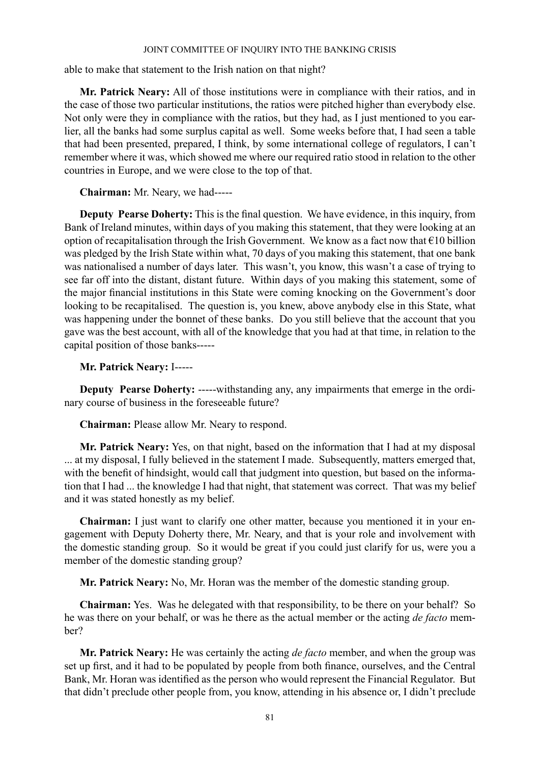able to make that statement to the Irish nation on that night?

**Mr. Patrick Neary:** All of those institutions were in compliance with their ratios, and in the case of those two particular institutions, the ratios were pitched higher than everybody else. Not only were they in compliance with the ratios, but they had, as I just mentioned to you earlier, all the banks had some surplus capital as well. Some weeks before that, I had seen a table that had been presented, prepared, I think, by some international college of regulators, I can't remember where it was, which showed me where our required ratio stood in relation to the other countries in Europe, and we were close to the top of that.

**Chairman:** Mr. Neary, we had-----

**Deputy Pearse Doherty:** This is the final question. We have evidence, in this inquiry, from Bank of Ireland minutes, within days of you making this statement, that they were looking at an option of recapitalisation through the Irish Government. We know as a fact now that €10 billion was pledged by the Irish State within what, 70 days of you making this statement, that one bank was nationalised a number of days later. This wasn't, you know, this wasn't a case of trying to see far off into the distant, distant future. Within days of you making this statement, some of the major financial institutions in this State were coming knocking on the Government's door looking to be recapitalised. The question is, you knew, above anybody else in this State, what was happening under the bonnet of these banks. Do you still believe that the account that you gave was the best account, with all of the knowledge that you had at that time, in relation to the capital position of those banks-----

**Mr. Patrick Neary:** I-----

**Deputy Pearse Doherty:** -----withstanding any, any impairments that emerge in the ordinary course of business in the foreseeable future?

**Chairman:** Please allow Mr. Neary to respond.

**Mr. Patrick Neary:** Yes, on that night, based on the information that I had at my disposal ... at my disposal, I fully believed in the statement I made. Subsequently, matters emerged that, with the benefit of hindsight, would call that judgment into question, but based on the information that I had ... the knowledge I had that night, that statement was correct. That was my belief and it was stated honestly as my belief.

**Chairman:** I just want to clarify one other matter, because you mentioned it in your engagement with Deputy Doherty there, Mr. Neary, and that is your role and involvement with the domestic standing group. So it would be great if you could just clarify for us, were you a member of the domestic standing group?

**Mr. Patrick Neary:** No, Mr. Horan was the member of the domestic standing group.

**Chairman:** Yes. Was he delegated with that responsibility, to be there on your behalf? So he was there on your behalf, or was he there as the actual member or the acting *de facto* member?

**Mr. Patrick Neary:** He was certainly the acting *de facto* member, and when the group was set up first, and it had to be populated by people from both finance, ourselves, and the Central Bank, Mr. Horan was identified as the person who would represent the Financial Regulator. But that didn't preclude other people from, you know, attending in his absence or, I didn't preclude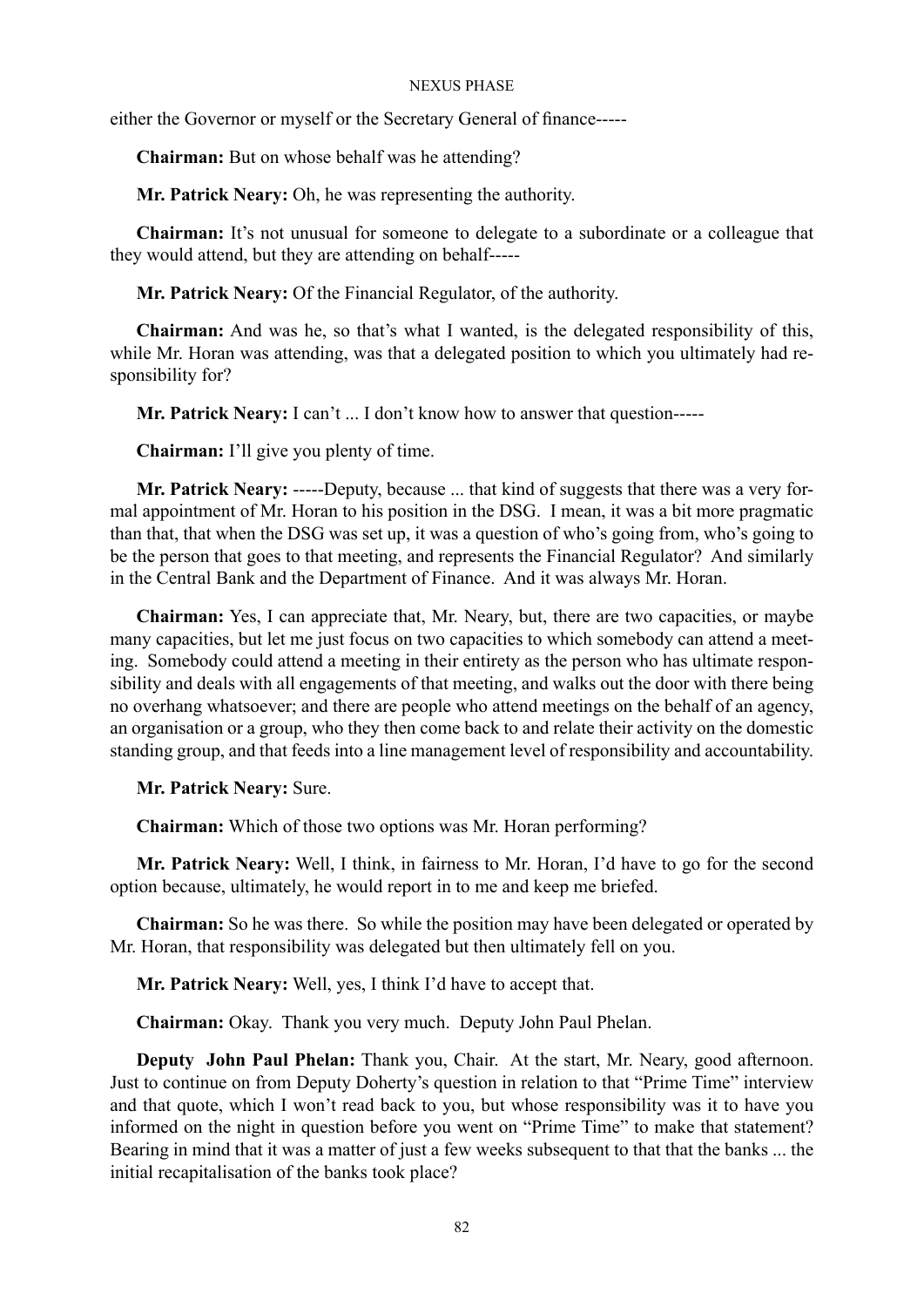either the Governor or myself or the Secretary General of finance-----

**Chairman:** But on whose behalf was he attending?

**Mr. Patrick Neary:** Oh, he was representing the authority.

**Chairman:** It's not unusual for someone to delegate to a subordinate or a colleague that they would attend, but they are attending on behalf-----

**Mr. Patrick Neary:** Of the Financial Regulator, of the authority.

**Chairman:** And was he, so that's what I wanted, is the delegated responsibility of this, while Mr. Horan was attending, was that a delegated position to which you ultimately had responsibility for?

**Mr. Patrick Neary:** I can't ... I don't know how to answer that question-----

**Chairman:** I'll give you plenty of time.

**Mr. Patrick Neary:** -----Deputy, because ... that kind of suggests that there was a very formal appointment of Mr. Horan to his position in the DSG. I mean, it was a bit more pragmatic than that, that when the DSG was set up, it was a question of who's going from, who's going to be the person that goes to that meeting, and represents the Financial Regulator? And similarly in the Central Bank and the Department of Finance. And it was always Mr. Horan.

**Chairman:** Yes, I can appreciate that, Mr. Neary, but, there are two capacities, or maybe many capacities, but let me just focus on two capacities to which somebody can attend a meeting. Somebody could attend a meeting in their entirety as the person who has ultimate responsibility and deals with all engagements of that meeting, and walks out the door with there being no overhang whatsoever; and there are people who attend meetings on the behalf of an agency, an organisation or a group, who they then come back to and relate their activity on the domestic standing group, and that feeds into a line management level of responsibility and accountability.

**Mr. Patrick Neary:** Sure.

**Chairman:** Which of those two options was Mr. Horan performing?

**Mr. Patrick Neary:** Well, I think, in fairness to Mr. Horan, I'd have to go for the second option because, ultimately, he would report in to me and keep me briefed.

**Chairman:** So he was there. So while the position may have been delegated or operated by Mr. Horan, that responsibility was delegated but then ultimately fell on you.

**Mr. Patrick Neary:** Well, yes, I think I'd have to accept that.

**Chairman:** Okay. Thank you very much. Deputy John Paul Phelan.

**Deputy John Paul Phelan:** Thank you, Chair. At the start, Mr. Neary, good afternoon. Just to continue on from Deputy Doherty's question in relation to that "Prime Time" interview and that quote, which I won't read back to you, but whose responsibility was it to have you informed on the night in question before you went on "Prime Time" to make that statement? Bearing in mind that it was a matter of just a few weeks subsequent to that that the banks ... the initial recapitalisation of the banks took place?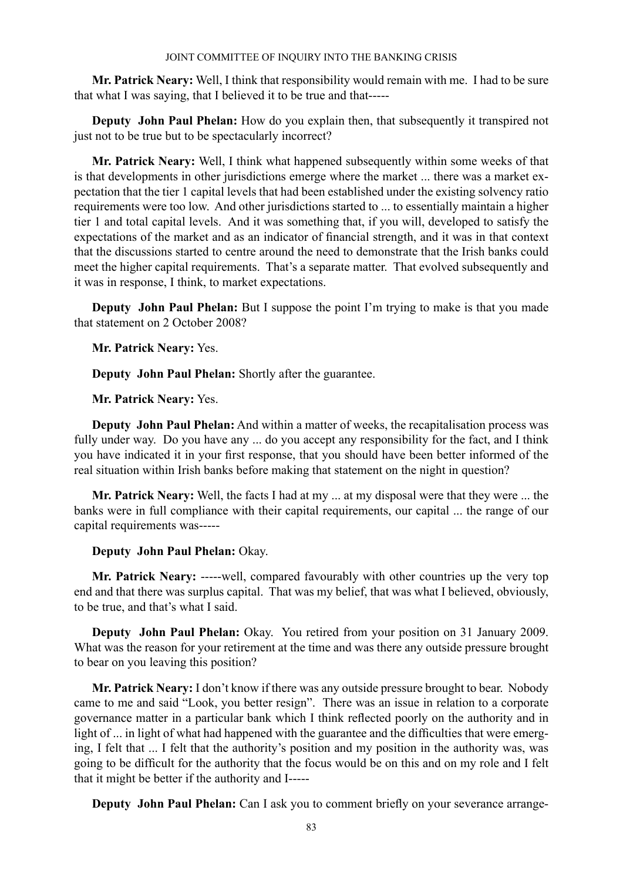**Mr. Patrick Neary:** Well, I think that responsibility would remain with me. I had to be sure that what I was saying, that I believed it to be true and that-----

**Deputy John Paul Phelan:** How do you explain then, that subsequently it transpired not just not to be true but to be spectacularly incorrect?

**Mr. Patrick Neary:** Well, I think what happened subsequently within some weeks of that is that developments in other jurisdictions emerge where the market ... there was a market expectation that the tier 1 capital levels that had been established under the existing solvency ratio requirements were too low. And other jurisdictions started to ... to essentially maintain a higher tier 1 and total capital levels. And it was something that, if you will, developed to satisfy the expectations of the market and as an indicator of financial strength, and it was in that context that the discussions started to centre around the need to demonstrate that the Irish banks could meet the higher capital requirements. That's a separate matter. That evolved subsequently and it was in response, I think, to market expectations.

**Deputy John Paul Phelan:** But I suppose the point I'm trying to make is that you made that statement on 2 October 2008?

**Mr. Patrick Neary:** Yes.

**Deputy John Paul Phelan:** Shortly after the guarantee.

**Mr. Patrick Neary:** Yes.

**Deputy John Paul Phelan:** And within a matter of weeks, the recapitalisation process was fully under way. Do you have any ... do you accept any responsibility for the fact, and I think you have indicated it in your first response, that you should have been better informed of the real situation within Irish banks before making that statement on the night in question?

**Mr. Patrick Neary:** Well, the facts I had at my ... at my disposal were that they were ... the banks were in full compliance with their capital requirements, our capital ... the range of our capital requirements was-----

**Deputy John Paul Phelan:** Okay.

**Mr. Patrick Neary:** -----well, compared favourably with other countries up the very top end and that there was surplus capital. That was my belief, that was what I believed, obviously, to be true, and that's what I said.

**Deputy John Paul Phelan:** Okay. You retired from your position on 31 January 2009. What was the reason for your retirement at the time and was there any outside pressure brought to bear on you leaving this position?

**Mr. Patrick Neary:** I don't know if there was any outside pressure brought to bear. Nobody came to me and said "Look, you better resign". There was an issue in relation to a corporate governance matter in a particular bank which I think reflected poorly on the authority and in light of ... in light of what had happened with the guarantee and the difficulties that were emerging, I felt that ... I felt that the authority's position and my position in the authority was, was going to be difficult for the authority that the focus would be on this and on my role and I felt that it might be better if the authority and I-----

**Deputy John Paul Phelan:** Can I ask you to comment briefly on your severance arrange-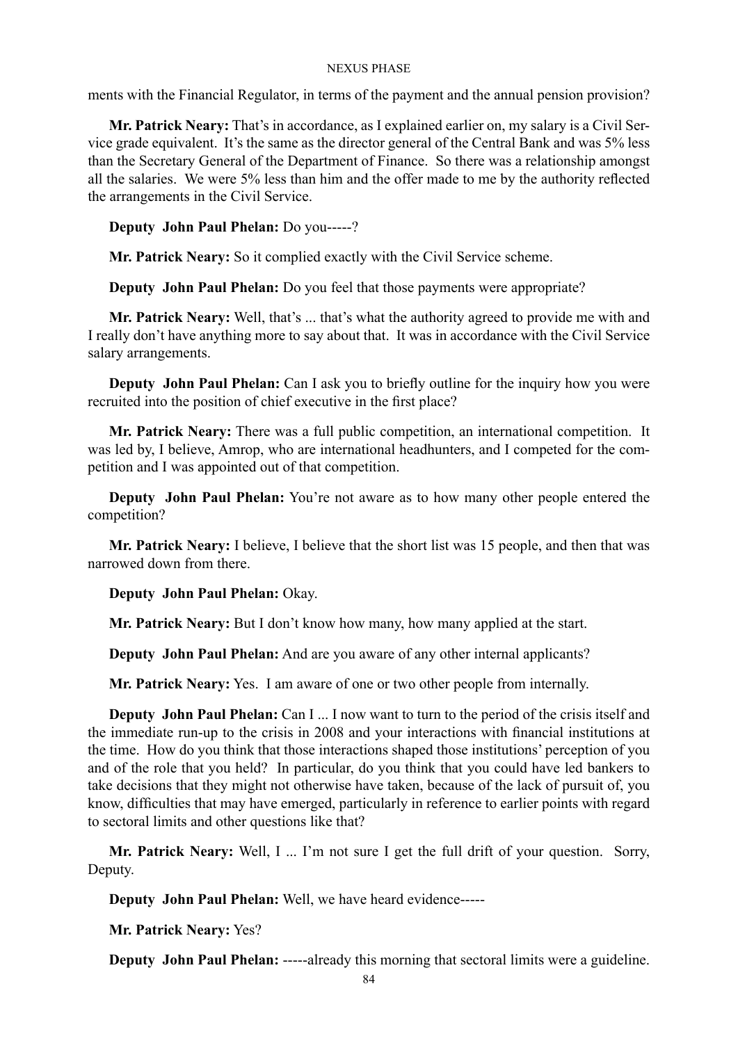ments with the Financial Regulator, in terms of the payment and the annual pension provision?

**Mr. Patrick Neary:** That's in accordance, as I explained earlier on, my salary is a Civil Service grade equivalent. It's the same as the director general of the Central Bank and was 5% less than the Secretary General of the Department of Finance. So there was a relationship amongst all the salaries. We were 5% less than him and the offer made to me by the authority reflected the arrangements in the Civil Service.

**Deputy John Paul Phelan:** Do you-----?

**Mr. Patrick Neary:** So it complied exactly with the Civil Service scheme.

**Deputy John Paul Phelan:** Do you feel that those payments were appropriate?

**Mr. Patrick Neary:** Well, that's ... that's what the authority agreed to provide me with and I really don't have anything more to say about that. It was in accordance with the Civil Service salary arrangements.

**Deputy John Paul Phelan:** Can I ask you to briefly outline for the inquiry how you were recruited into the position of chief executive in the first place?

**Mr. Patrick Neary:** There was a full public competition, an international competition. It was led by, I believe, Amrop, who are international headhunters, and I competed for the competition and I was appointed out of that competition.

**Deputy John Paul Phelan:** You're not aware as to how many other people entered the competition?

**Mr. Patrick Neary:** I believe, I believe that the short list was 15 people, and then that was narrowed down from there.

**Deputy John Paul Phelan:** Okay.

**Mr. Patrick Neary:** But I don't know how many, how many applied at the start.

**Deputy John Paul Phelan:** And are you aware of any other internal applicants?

**Mr. Patrick Neary:** Yes. I am aware of one or two other people from internally.

**Deputy John Paul Phelan:** Can I ... I now want to turn to the period of the crisis itself and the immediate run-up to the crisis in 2008 and your interactions with financial institutions at the time. How do you think that those interactions shaped those institutions' perception of you and of the role that you held? In particular, do you think that you could have led bankers to take decisions that they might not otherwise have taken, because of the lack of pursuit of, you know, difficulties that may have emerged, particularly in reference to earlier points with regard to sectoral limits and other questions like that?

**Mr. Patrick Neary:** Well, I ... I'm not sure I get the full drift of your question. Sorry, Deputy.

**Deputy John Paul Phelan:** Well, we have heard evidence-----

**Mr. Patrick Neary:** Yes?

**Deputy John Paul Phelan:** -----already this morning that sectoral limits were a guideline.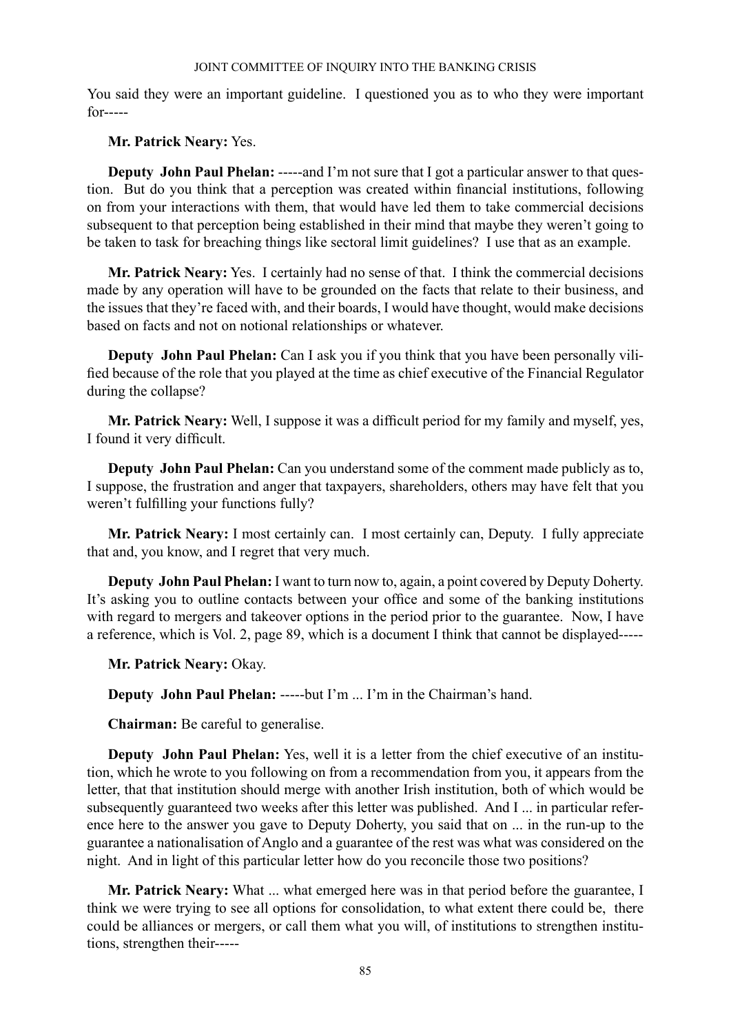You said they were an important guideline. I questioned you as to who they were important for-----

**Mr. Patrick Neary:** Yes.

**Deputy John Paul Phelan:** -----and I'm not sure that I got a particular answer to that question. But do you think that a perception was created within financial institutions, following on from your interactions with them, that would have led them to take commercial decisions subsequent to that perception being established in their mind that maybe they weren't going to be taken to task for breaching things like sectoral limit guidelines? I use that as an example.

**Mr. Patrick Neary:** Yes. I certainly had no sense of that. I think the commercial decisions made by any operation will have to be grounded on the facts that relate to their business, and the issues that they're faced with, and their boards, I would have thought, would make decisions based on facts and not on notional relationships or whatever.

**Deputy John Paul Phelan:** Can I ask you if you think that you have been personally vilified because of the role that you played at the time as chief executive of the Financial Regulator during the collapse?

**Mr. Patrick Neary:** Well, I suppose it was a difficult period for my family and myself, yes, I found it very difficult.

**Deputy John Paul Phelan:** Can you understand some of the comment made publicly as to, I suppose, the frustration and anger that taxpayers, shareholders, others may have felt that you weren't fulfilling your functions fully?

**Mr. Patrick Neary:** I most certainly can. I most certainly can, Deputy. I fully appreciate that and, you know, and I regret that very much.

**Deputy John Paul Phelan:** I want to turn now to, again, a point covered by Deputy Doherty. It's asking you to outline contacts between your office and some of the banking institutions with regard to mergers and takeover options in the period prior to the guarantee. Now, I have a reference, which is Vol. 2, page 89, which is a document I think that cannot be displayed-----

**Mr. Patrick Neary:** Okay.

**Deputy John Paul Phelan:** -----but I'm ... I'm in the Chairman's hand.

**Chairman:** Be careful to generalise.

**Deputy John Paul Phelan:** Yes, well it is a letter from the chief executive of an institution, which he wrote to you following on from a recommendation from you, it appears from the letter, that that institution should merge with another Irish institution, both of which would be subsequently guaranteed two weeks after this letter was published. And I ... in particular reference here to the answer you gave to Deputy Doherty, you said that on ... in the run-up to the guarantee a nationalisation of Anglo and a guarantee of the rest was what was considered on the night. And in light of this particular letter how do you reconcile those two positions?

**Mr. Patrick Neary:** What ... what emerged here was in that period before the guarantee, I think we were trying to see all options for consolidation, to what extent there could be, there could be alliances or mergers, or call them what you will, of institutions to strengthen institutions, strengthen their-----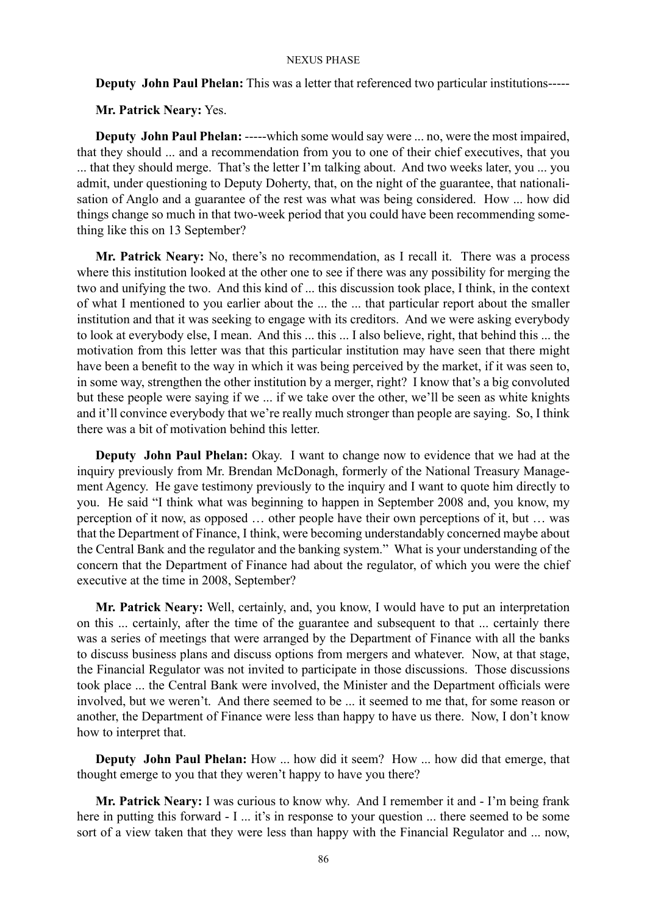**Deputy John Paul Phelan:** This was a letter that referenced two particular institutions-----

**Mr. Patrick Neary:** Yes.

**Deputy John Paul Phelan:** -----which some would say were ... no, were the most impaired, that they should ... and a recommendation from you to one of their chief executives, that you ... that they should merge. That's the letter I'm talking about. And two weeks later, you ... you admit, under questioning to Deputy Doherty, that, on the night of the guarantee, that nationalisation of Anglo and a guarantee of the rest was what was being considered. How ... how did things change so much in that two-week period that you could have been recommending something like this on 13 September?

**Mr. Patrick Neary:** No, there's no recommendation, as I recall it. There was a process where this institution looked at the other one to see if there was any possibility for merging the two and unifying the two. And this kind of ... this discussion took place, I think, in the context of what I mentioned to you earlier about the ... the ... that particular report about the smaller institution and that it was seeking to engage with its creditors. And we were asking everybody to look at everybody else, I mean. And this ... this ... I also believe, right, that behind this ... the motivation from this letter was that this particular institution may have seen that there might have been a benefit to the way in which it was being perceived by the market, if it was seen to, in some way, strengthen the other institution by a merger, right? I know that's a big convoluted but these people were saying if we ... if we take over the other, we'll be seen as white knights and it'll convince everybody that we're really much stronger than people are saying. So, I think there was a bit of motivation behind this letter.

**Deputy John Paul Phelan:** Okay. I want to change now to evidence that we had at the inquiry previously from Mr. Brendan McDonagh, formerly of the National Treasury Management Agency. He gave testimony previously to the inquiry and I want to quote him directly to you. He said "I think what was beginning to happen in September 2008 and, you know, my perception of it now, as opposed … other people have their own perceptions of it, but … was that the Department of Finance, I think, were becoming understandably concerned maybe about the Central Bank and the regulator and the banking system." What is your understanding of the concern that the Department of Finance had about the regulator, of which you were the chief executive at the time in 2008, September?

**Mr. Patrick Neary:** Well, certainly, and, you know, I would have to put an interpretation on this ... certainly, after the time of the guarantee and subsequent to that ... certainly there was a series of meetings that were arranged by the Department of Finance with all the banks to discuss business plans and discuss options from mergers and whatever. Now, at that stage, the Financial Regulator was not invited to participate in those discussions. Those discussions took place ... the Central Bank were involved, the Minister and the Department officials were involved, but we weren't. And there seemed to be ... it seemed to me that, for some reason or another, the Department of Finance were less than happy to have us there. Now, I don't know how to interpret that.

**Deputy John Paul Phelan:** How ... how did it seem? How ... how did that emerge, that thought emerge to you that they weren't happy to have you there?

**Mr. Patrick Neary:** I was curious to know why. And I remember it and - I'm being frank here in putting this forward - I ... it's in response to your question ... there seemed to be some sort of a view taken that they were less than happy with the Financial Regulator and ... now,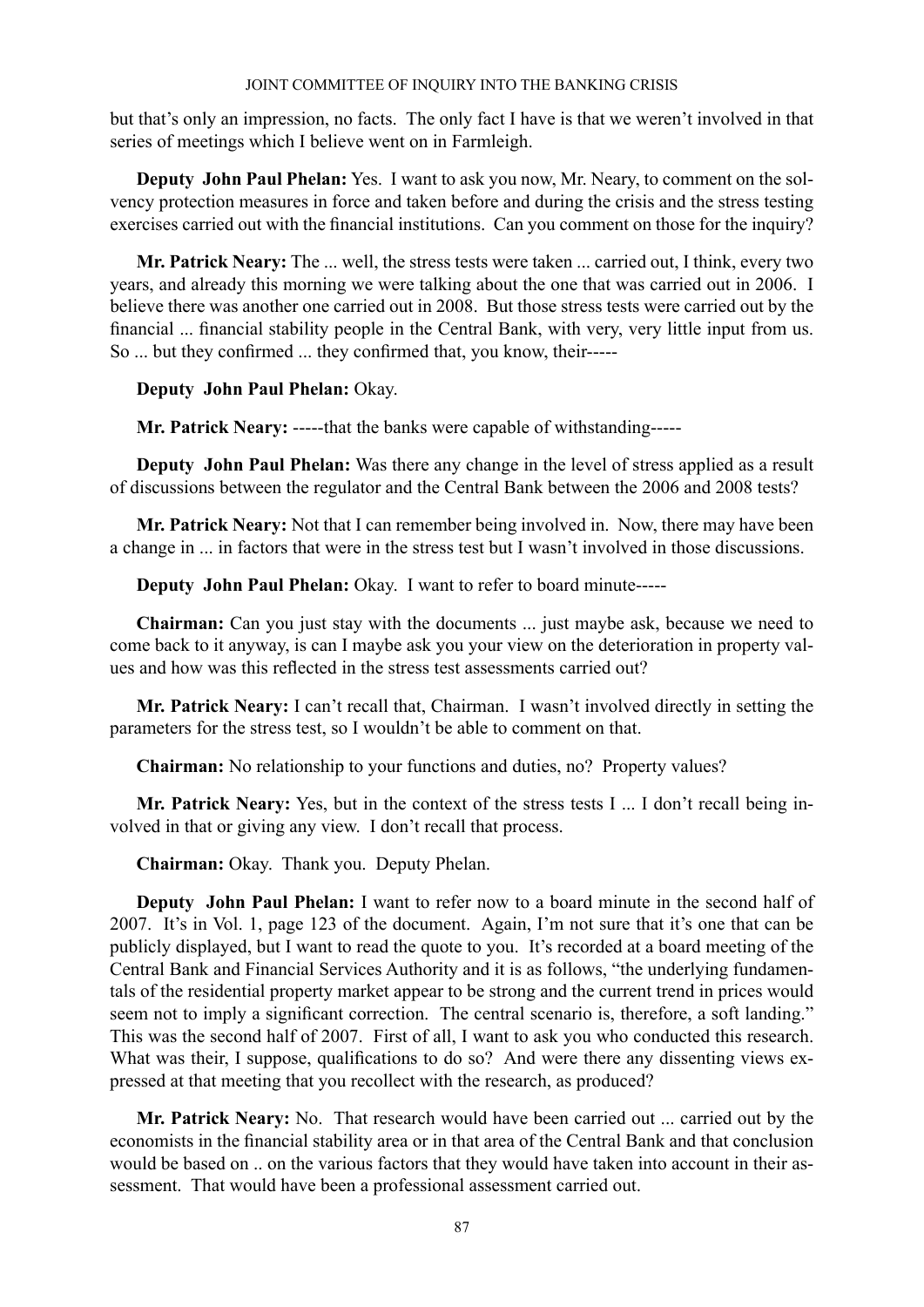but that's only an impression, no facts. The only fact I have is that we weren't involved in that series of meetings which I believe went on in Farmleigh.

**Deputy John Paul Phelan:** Yes. I want to ask you now, Mr. Neary, to comment on the solvency protection measures in force and taken before and during the crisis and the stress testing exercises carried out with the financial institutions. Can you comment on those for the inquiry?

**Mr. Patrick Neary:** The ... well, the stress tests were taken ... carried out, I think, every two years, and already this morning we were talking about the one that was carried out in 2006. I believe there was another one carried out in 2008. But those stress tests were carried out by the financial ... financial stability people in the Central Bank, with very, very little input from us. So ... but they confirmed ... they confirmed that, you know, their-----

**Deputy John Paul Phelan:** Okay.

**Mr. Patrick Neary:** -----that the banks were capable of withstanding-----

**Deputy John Paul Phelan:** Was there any change in the level of stress applied as a result of discussions between the regulator and the Central Bank between the 2006 and 2008 tests?

**Mr. Patrick Neary:** Not that I can remember being involved in. Now, there may have been a change in ... in factors that were in the stress test but I wasn't involved in those discussions.

**Deputy John Paul Phelan:** Okay. I want to refer to board minute-----

**Chairman:** Can you just stay with the documents ... just maybe ask, because we need to come back to it anyway, is can I maybe ask you your view on the deterioration in property values and how was this reflected in the stress test assessments carried out?

**Mr. Patrick Neary:** I can't recall that, Chairman. I wasn't involved directly in setting the parameters for the stress test, so I wouldn't be able to comment on that.

**Chairman:** No relationship to your functions and duties, no? Property values?

**Mr. Patrick Neary:** Yes, but in the context of the stress tests I ... I don't recall being involved in that or giving any view. I don't recall that process.

**Chairman:** Okay. Thank you. Deputy Phelan.

**Deputy John Paul Phelan:** I want to refer now to a board minute in the second half of 2007. It's in Vol. 1, page 123 of the document. Again, I'm not sure that it's one that can be publicly displayed, but I want to read the quote to you. It's recorded at a board meeting of the Central Bank and Financial Services Authority and it is as follows, "the underlying fundamentals of the residential property market appear to be strong and the current trend in prices would seem not to imply a significant correction. The central scenario is, therefore, a soft landing." This was the second half of 2007. First of all, I want to ask you who conducted this research. What was their, I suppose, qualifications to do so? And were there any dissenting views expressed at that meeting that you recollect with the research, as produced?

**Mr. Patrick Neary:** No. That research would have been carried out ... carried out by the economists in the financial stability area or in that area of the Central Bank and that conclusion would be based on .. on the various factors that they would have taken into account in their assessment. That would have been a professional assessment carried out.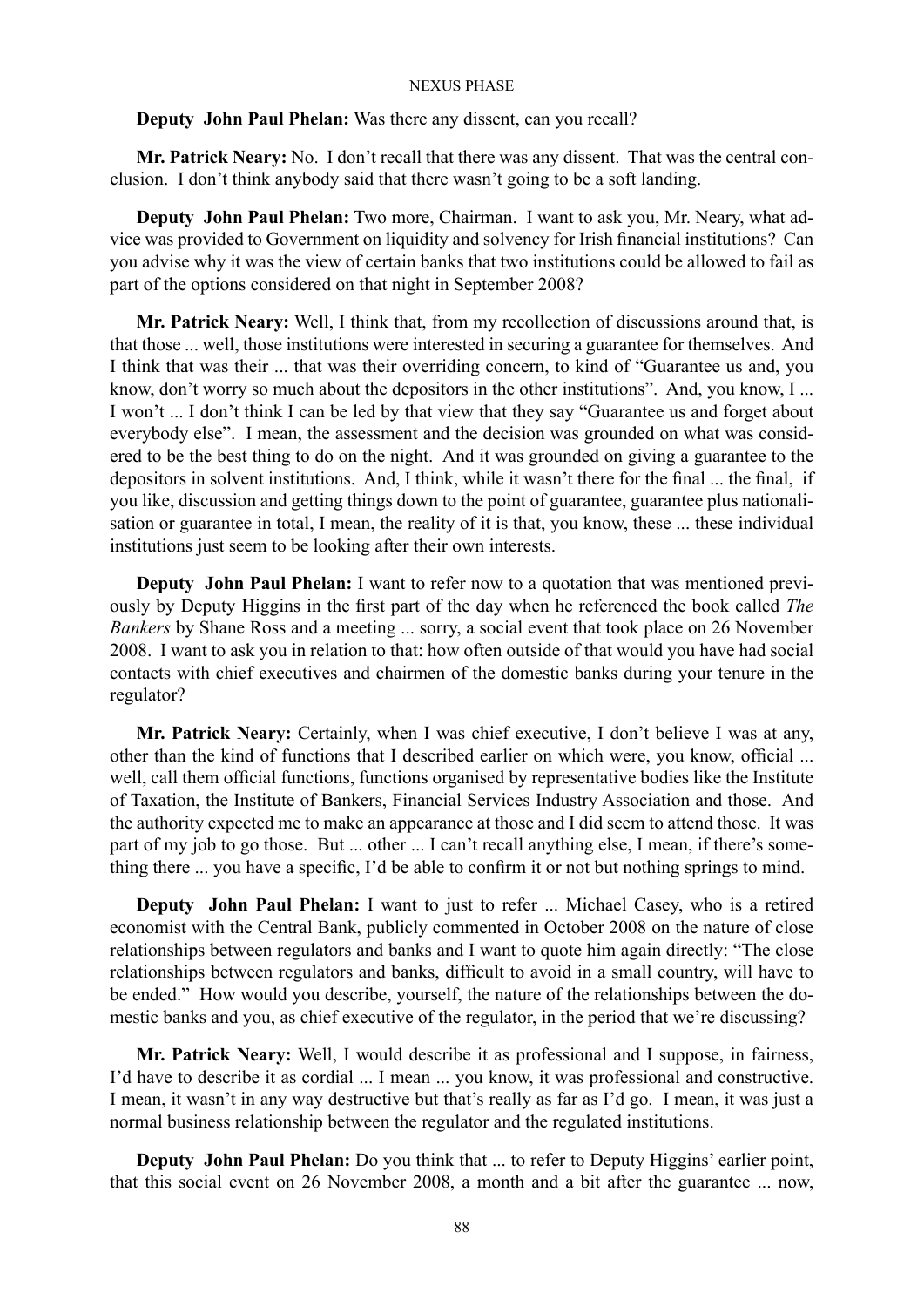**Deputy John Paul Phelan:** Was there any dissent, can you recall?

**Mr. Patrick Neary:** No. I don't recall that there was any dissent. That was the central conclusion. I don't think anybody said that there wasn't going to be a soft landing.

**Deputy John Paul Phelan:** Two more, Chairman. I want to ask you, Mr. Neary, what advice was provided to Government on liquidity and solvency for Irish financial institutions? Can you advise why it was the view of certain banks that two institutions could be allowed to fail as part of the options considered on that night in September 2008?

**Mr. Patrick Neary:** Well, I think that, from my recollection of discussions around that, is that those ... well, those institutions were interested in securing a guarantee for themselves. And I think that was their ... that was their overriding concern, to kind of "Guarantee us and, you know, don't worry so much about the depositors in the other institutions". And, you know, I ... I won't ... I don't think I can be led by that view that they say "Guarantee us and forget about everybody else". I mean, the assessment and the decision was grounded on what was considered to be the best thing to do on the night. And it was grounded on giving a guarantee to the depositors in solvent institutions. And, I think, while it wasn't there for the final ... the final, if you like, discussion and getting things down to the point of guarantee, guarantee plus nationalisation or guarantee in total, I mean, the reality of it is that, you know, these ... these individual institutions just seem to be looking after their own interests.

**Deputy John Paul Phelan:** I want to refer now to a quotation that was mentioned previously by Deputy Higgins in the first part of the day when he referenced the book called *The Bankers* by Shane Ross and a meeting ... sorry, a social event that took place on 26 November 2008. I want to ask you in relation to that: how often outside of that would you have had social contacts with chief executives and chairmen of the domestic banks during your tenure in the regulator?

**Mr. Patrick Neary:** Certainly, when I was chief executive, I don't believe I was at any, other than the kind of functions that I described earlier on which were, you know, official ... well, call them official functions, functions organised by representative bodies like the Institute of Taxation, the Institute of Bankers, Financial Services Industry Association and those. And the authority expected me to make an appearance at those and I did seem to attend those. It was part of my job to go those. But ... other ... I can't recall anything else, I mean, if there's something there ... you have a specific, I'd be able to confirm it or not but nothing springs to mind.

**Deputy John Paul Phelan:** I want to just to refer ... Michael Casey, who is a retired economist with the Central Bank, publicly commented in October 2008 on the nature of close relationships between regulators and banks and I want to quote him again directly: "The close relationships between regulators and banks, difficult to avoid in a small country, will have to be ended." How would you describe, yourself, the nature of the relationships between the domestic banks and you, as chief executive of the regulator, in the period that we're discussing?

**Mr. Patrick Neary:** Well, I would describe it as professional and I suppose, in fairness, I'd have to describe it as cordial ... I mean ... you know, it was professional and constructive. I mean, it wasn't in any way destructive but that's really as far as I'd go. I mean, it was just a normal business relationship between the regulator and the regulated institutions.

**Deputy John Paul Phelan:** Do you think that ... to refer to Deputy Higgins' earlier point, that this social event on 26 November 2008, a month and a bit after the guarantee ... now,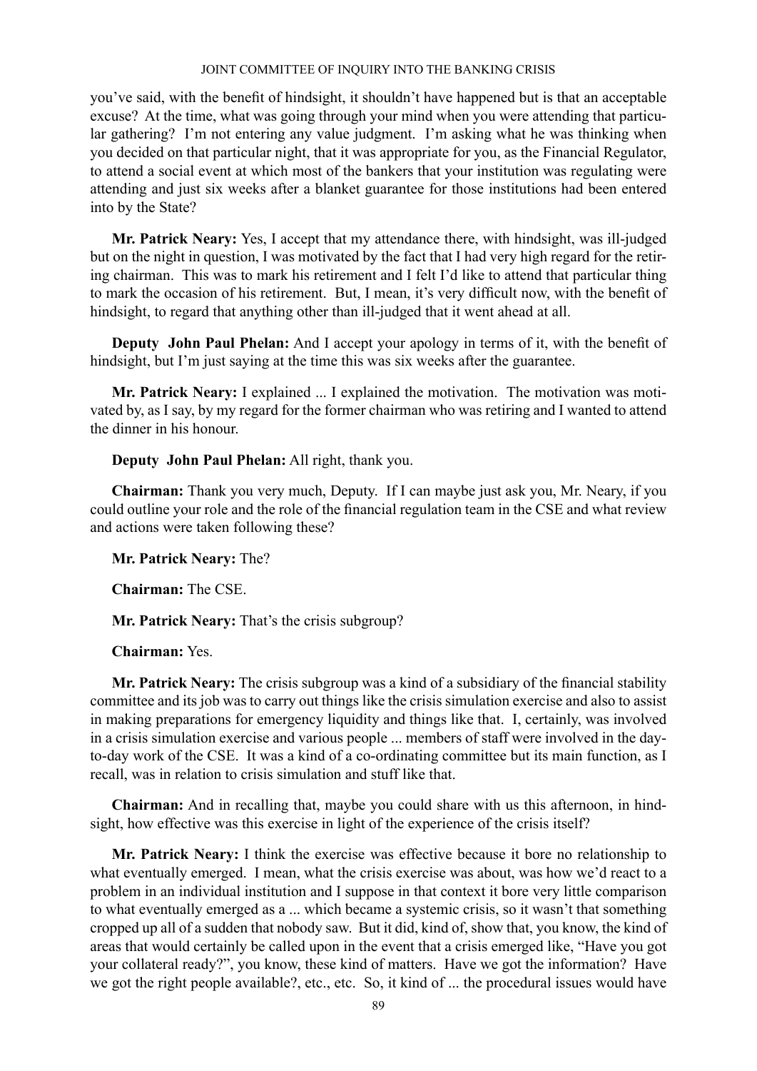you've said, with the benefit of hindsight, it shouldn't have happened but is that an acceptable excuse? At the time, what was going through your mind when you were attending that particular gathering? I'm not entering any value judgment. I'm asking what he was thinking when you decided on that particular night, that it was appropriate for you, as the Financial Regulator, to attend a social event at which most of the bankers that your institution was regulating were attending and just six weeks after a blanket guarantee for those institutions had been entered into by the State?

**Mr. Patrick Neary:** Yes, I accept that my attendance there, with hindsight, was ill-judged but on the night in question, I was motivated by the fact that I had very high regard for the retiring chairman. This was to mark his retirement and I felt I'd like to attend that particular thing to mark the occasion of his retirement. But, I mean, it's very difficult now, with the benefit of hindsight, to regard that anything other than ill-judged that it went ahead at all.

**Deputy John Paul Phelan:** And I accept your apology in terms of it, with the benefit of hindsight, but I'm just saying at the time this was six weeks after the guarantee.

**Mr. Patrick Neary:** I explained ... I explained the motivation. The motivation was motivated by, as I say, by my regard for the former chairman who was retiring and I wanted to attend the dinner in his honour.

**Deputy John Paul Phelan:** All right, thank you.

**Chairman:** Thank you very much, Deputy. If I can maybe just ask you, Mr. Neary, if you could outline your role and the role of the financial regulation team in the CSE and what review and actions were taken following these?

**Mr. Patrick Neary:** The?

**Chairman:** The CSE.

**Mr. Patrick Neary:** That's the crisis subgroup?

**Chairman:** Yes.

**Mr. Patrick Neary:** The crisis subgroup was a kind of a subsidiary of the financial stability committee and its job was to carry out things like the crisis simulation exercise and also to assist in making preparations for emergency liquidity and things like that. I, certainly, was involved in a crisis simulation exercise and various people ... members of staff were involved in the day-to-day work of the CSE. It was a kind of a co-ordinating committee but its main function, as I recall, was in relation to crisis simulation and stuff like that.

**Chairman:** And in recalling that, maybe you could share with us this afternoon, in hindsight, how effective was this exercise in light of the experience of the crisis itself?

**Mr. Patrick Neary:** I think the exercise was effective because it bore no relationship to what eventually emerged. I mean, what the crisis exercise was about, was how we'd react to a problem in an individual institution and I suppose in that context it bore very little comparison to what eventually emerged as a ... which became a systemic crisis, so it wasn't that something cropped up all of a sudden that nobody saw. But it did, kind of, show that, you know, the kind of areas that would certainly be called upon in the event that a crisis emerged like, "Have you got your collateral ready?", you know, these kind of matters. Have we got the information? Have we got the right people available?, etc., etc. So, it kind of ... the procedural issues would have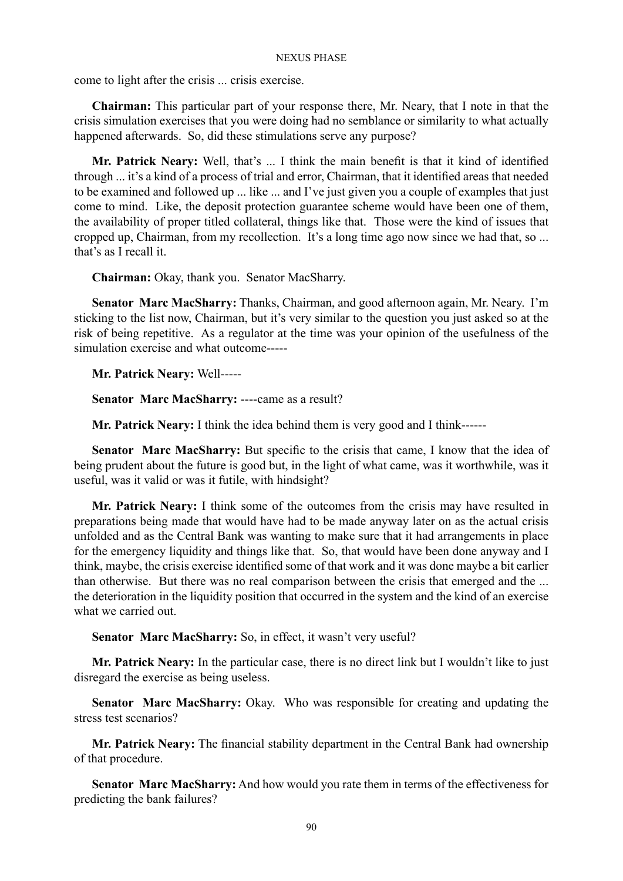come to light after the crisis ... crisis exercise.

**Chairman:** This particular part of your response there, Mr. Neary, that I note in that the crisis simulation exercises that you were doing had no semblance or similarity to what actually happened afterwards. So, did these stimulations serve any purpose?

**Mr. Patrick Neary:** Well, that's ... I think the main benefit is that it kind of identified through ... it's a kind of a process of trial and error, Chairman, that it identified areas that needed to be examined and followed up ... like ... and I've just given you a couple of examples that just come to mind. Like, the deposit protection guarantee scheme would have been one of them, the availability of proper titled collateral, things like that. Those were the kind of issues that cropped up, Chairman, from my recollection. It's a long time ago now since we had that, so ... that's as I recall it.

**Chairman:** Okay, thank you. Senator MacSharry.

**Senator Marc MacSharry:** Thanks, Chairman, and good afternoon again, Mr. Neary. I'm sticking to the list now, Chairman, but it's very similar to the question you just asked so at the risk of being repetitive. As a regulator at the time was your opinion of the usefulness of the simulation exercise and what outcome-----

**Mr. Patrick Neary:** Well-----

**Senator Marc MacSharry:** ----came as a result?

**Mr. Patrick Neary:** I think the idea behind them is very good and I think------

**Senator Marc MacSharry:** But specific to the crisis that came, I know that the idea of being prudent about the future is good but, in the light of what came, was it worthwhile, was it useful, was it valid or was it futile, with hindsight?

**Mr. Patrick Neary:** I think some of the outcomes from the crisis may have resulted in preparations being made that would have had to be made anyway later on as the actual crisis unfolded and as the Central Bank was wanting to make sure that it had arrangements in place for the emergency liquidity and things like that. So, that would have been done anyway and I think, maybe, the crisis exercise identified some of that work and it was done maybe a bit earlier than otherwise. But there was no real comparison between the crisis that emerged and the ... the deterioration in the liquidity position that occurred in the system and the kind of an exercise what we carried out.

**Senator Marc MacSharry:** So, in effect, it wasn't very useful?

**Mr. Patrick Neary:** In the particular case, there is no direct link but I wouldn't like to just disregard the exercise as being useless.

**Senator Marc MacSharry:** Okay. Who was responsible for creating and updating the stress test scenarios?

**Mr. Patrick Neary:** The financial stability department in the Central Bank had ownership of that procedure.

**Senator Marc MacSharry:** And how would you rate them in terms of the effectiveness for predicting the bank failures?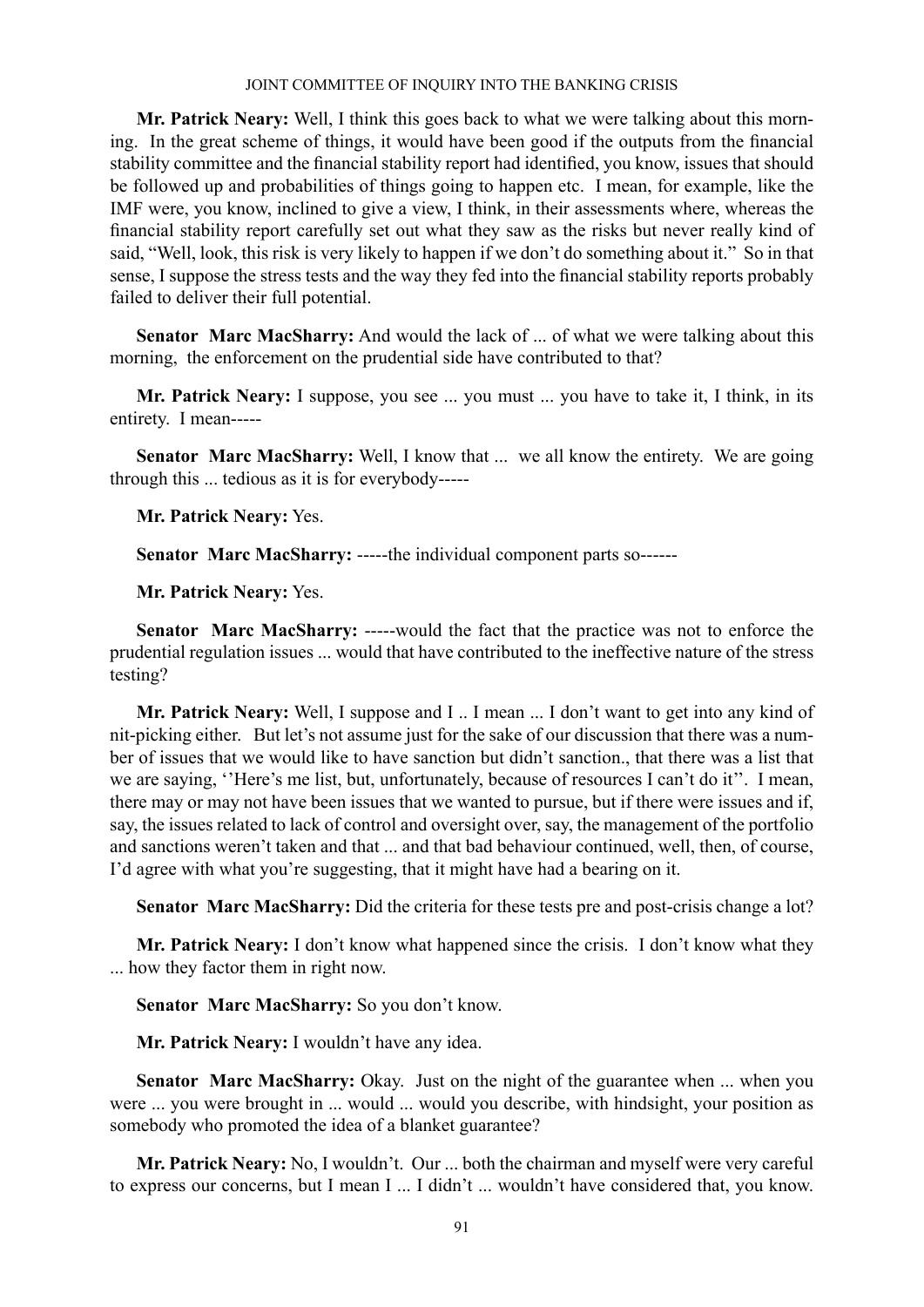**Mr. Patrick Neary:** Well, I think this goes back to what we were talking about this morning. In the great scheme of things, it would have been good if the outputs from the financial stability committee and the financial stability report had identified, you know, issues that should be followed up and probabilities of things going to happen etc. I mean, for example, like the IMF were, you know, inclined to give a view, I think, in their assessments where, whereas the financial stability report carefully set out what they saw as the risks but never really kind of said, "Well, look, this risk is very likely to happen if we don't do something about it." So in that sense, I suppose the stress tests and the way they fed into the financial stability reports probably failed to deliver their full potential.

**Senator Marc MacSharry:** And would the lack of ... of what we were talking about this morning, the enforcement on the prudential side have contributed to that?

**Mr. Patrick Neary:** I suppose, you see ... you must ... you have to take it, I think, in its entirety. I mean-----

**Senator Marc MacSharry:** Well, I know that ... we all know the entirety. We are going through this ... tedious as it is for everybody-----

**Mr. Patrick Neary:** Yes.

**Senator Marc MacSharry:** -----the individual component parts so------

**Mr. Patrick Neary:** Yes.

**Senator Marc MacSharry:** -----would the fact that the practice was not to enforce the prudential regulation issues ... would that have contributed to the ineffective nature of the stress testing?

**Mr. Patrick Neary:** Well, I suppose and I .. I mean ... I don't want to get into any kind of nit-picking either. But let's not assume just for the sake of our discussion that there was a number of issues that we would like to have sanction but didn't sanction., that there was a list that we are saying, ''Here's me list, but, unfortunately, because of resources I can't do it''. I mean, there may or may not have been issues that we wanted to pursue, but if there were issues and if, say, the issues related to lack of control and oversight over, say, the management of the portfolio and sanctions weren't taken and that ... and that bad behaviour continued, well, then, of course, I'd agree with what you're suggesting, that it might have had a bearing on it.

**Senator Marc MacSharry:** Did the criteria for these tests pre and post-crisis change a lot?

**Mr. Patrick Neary:** I don't know what happened since the crisis. I don't know what they ... how they factor them in right now.

**Senator Marc MacSharry:** So you don't know.

**Mr. Patrick Neary:** I wouldn't have any idea.

**Senator Marc MacSharry:** Okay. Just on the night of the guarantee when ... when you were ... you were brought in ... would ... would you describe, with hindsight, your position as somebody who promoted the idea of a blanket guarantee?

**Mr. Patrick Neary:** No, I wouldn't. Our ... both the chairman and myself were very careful to express our concerns, but I mean I ... I didn't ... wouldn't have considered that, you know.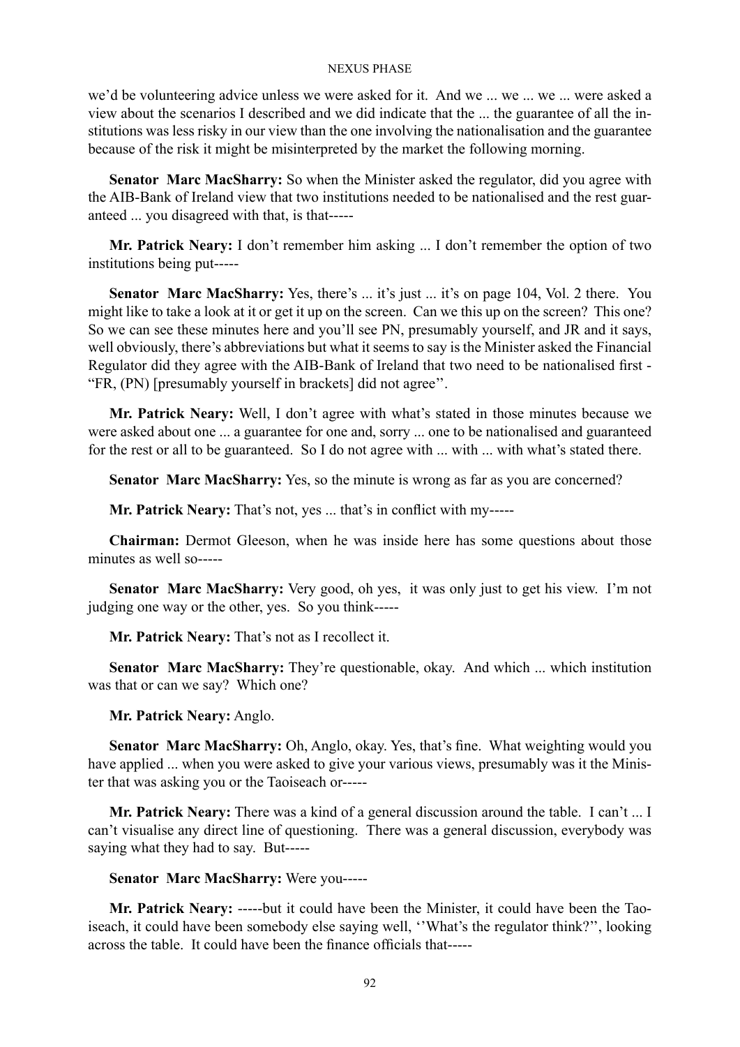we'd be volunteering advice unless we were asked for it. And we ... we ... we ... were asked a view about the scenarios I described and we did indicate that the ... the guarantee of all the institutions was less risky in our view than the one involving the nationalisation and the guarantee because of the risk it might be misinterpreted by the market the following morning.

**Senator Marc MacSharry:** So when the Minister asked the regulator, did you agree with the AIB-Bank of Ireland view that two institutions needed to be nationalised and the rest guaranteed ... you disagreed with that, is that-----

**Mr. Patrick Neary:** I don't remember him asking ... I don't remember the option of two institutions being put-----

**Senator Marc MacSharry:** Yes, there's ... it's just ... it's on page 104, Vol. 2 there. You might like to take a look at it or get it up on the screen. Can we this up on the screen? This one? So we can see these minutes here and you'll see PN, presumably yourself, and JR and it says, well obviously, there's abbreviations but what it seems to say is the Minister asked the Financial Regulator did they agree with the AIB-Bank of Ireland that two need to be nationalised first - "FR, (PN) [presumably yourself in brackets] did not agree''.

**Mr. Patrick Neary:** Well, I don't agree with what's stated in those minutes because we were asked about one ... a guarantee for one and, sorry ... one to be nationalised and guaranteed for the rest or all to be guaranteed. So I do not agree with ... with ... with what's stated there.

**Senator Marc MacSharry:** Yes, so the minute is wrong as far as you are concerned?

**Mr. Patrick Neary:** That's not, yes ... that's in conflict with my-----

**Chairman:** Dermot Gleeson, when he was inside here has some questions about those minutes as well so-----

**Senator Marc MacSharry:** Very good, oh yes, it was only just to get his view. I'm not judging one way or the other, yes. So you think-----

**Mr. Patrick Neary:** That's not as I recollect it.

**Senator Marc MacSharry:** They're questionable, okay. And which ... which institution was that or can we say? Which one?

**Mr. Patrick Neary:** Anglo.

**Senator Marc MacSharry:** Oh, Anglo, okay. Yes, that's fine. What weighting would you have applied ... when you were asked to give your various views, presumably was it the Minister that was asking you or the Taoiseach or-----

**Mr. Patrick Neary:** There was a kind of a general discussion around the table. I can't ... I can't visualise any direct line of questioning. There was a general discussion, everybody was saying what they had to say. But-----

**Senator Marc MacSharry:** Were you-----

**Mr. Patrick Neary:** -----but it could have been the Minister, it could have been the Taoiseach, it could have been somebody else saying well, ''What's the regulator think?'', looking across the table. It could have been the finance officials that-----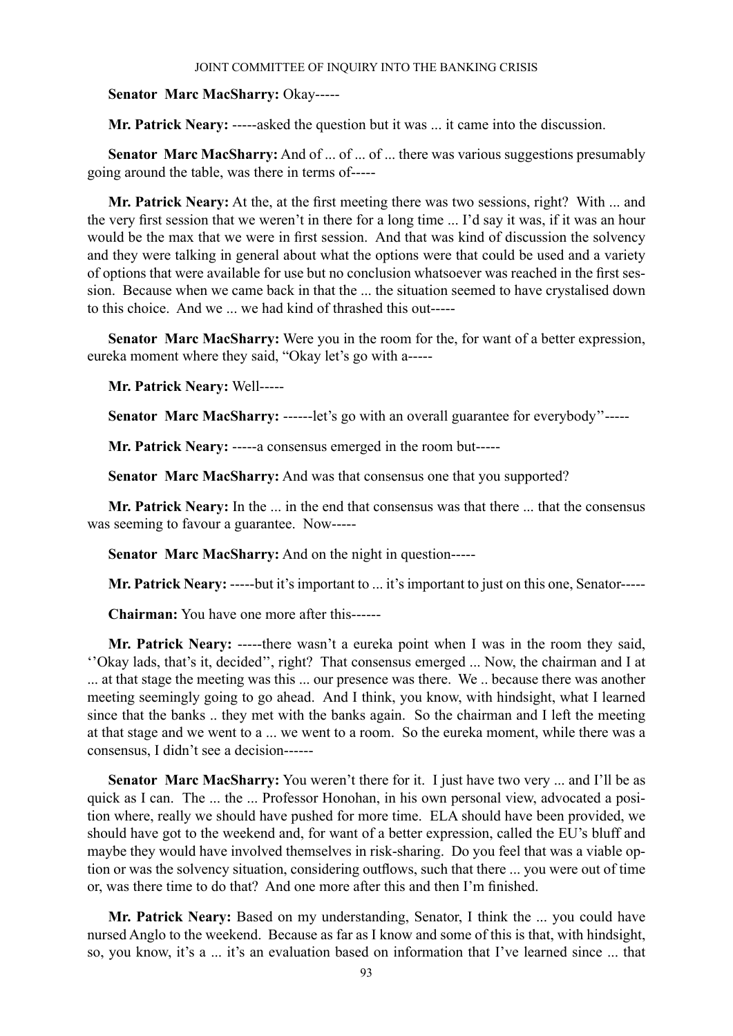**Senator Marc MacSharry:** Okay-----

**Mr. Patrick Neary:** -----asked the question but it was ... it came into the discussion.

**Senator Marc MacSharry:** And of ... of ... of ... there was various suggestions presumably going around the table, was there in terms of-----

**Mr. Patrick Neary:** At the, at the first meeting there was two sessions, right? With ... and the very first session that we weren't in there for a long time ... I'd say it was, if it was an hour would be the max that we were in first session. And that was kind of discussion the solvency and they were talking in general about what the options were that could be used and a variety of options that were available for use but no conclusion whatsoever was reached in the first session. Because when we came back in that the ... the situation seemed to have crystalised down to this choice. And we ... we had kind of thrashed this out-----

**Senator Marc MacSharry:** Were you in the room for the, for want of a better expression, eureka moment where they said, "Okay let's go with a-----

**Mr. Patrick Neary:** Well-----

**Senator Marc MacSharry:** ------let's go with an overall guarantee for everybody''-----

**Mr. Patrick Neary:** -----a consensus emerged in the room but-----

**Senator Marc MacSharry:** And was that consensus one that you supported?

**Mr. Patrick Neary:** In the ... in the end that consensus was that there ... that the consensus was seeming to favour a guarantee. Now-----

**Senator Marc MacSharry:** And on the night in question-----

**Mr. Patrick Neary:** -----but it's important to ... it's important to just on this one, Senator-----

**Chairman:** You have one more after this------

**Mr. Patrick Neary:** -----there wasn't a eureka point when I was in the room they said, ''Okay lads, that's it, decided'', right? That consensus emerged ... Now, the chairman and I at ... at that stage the meeting was this ... our presence was there. We .. because there was another meeting seemingly going to go ahead. And I think, you know, with hindsight, what I learned since that the banks .. they met with the banks again. So the chairman and I left the meeting at that stage and we went to a ... we went to a room. So the eureka moment, while there was a consensus, I didn't see a decision------

**Senator Marc MacSharry:** You weren't there for it. I just have two very ... and I'll be as quick as I can. The ... the ... Professor Honohan, in his own personal view, advocated a position where, really we should have pushed for more time. ELA should have been provided, we should have got to the weekend and, for want of a better expression, called the EU's bluff and maybe they would have involved themselves in risk-sharing. Do you feel that was a viable option or was the solvency situation, considering outflows, such that there ... you were out of time or, was there time to do that? And one more after this and then I'm finished.

**Mr. Patrick Neary:** Based on my understanding, Senator, I think the ... you could have nursed Anglo to the weekend. Because as far as I know and some of this is that, with hindsight, so, you know, it's a ... it's an evaluation based on information that I've learned since ... that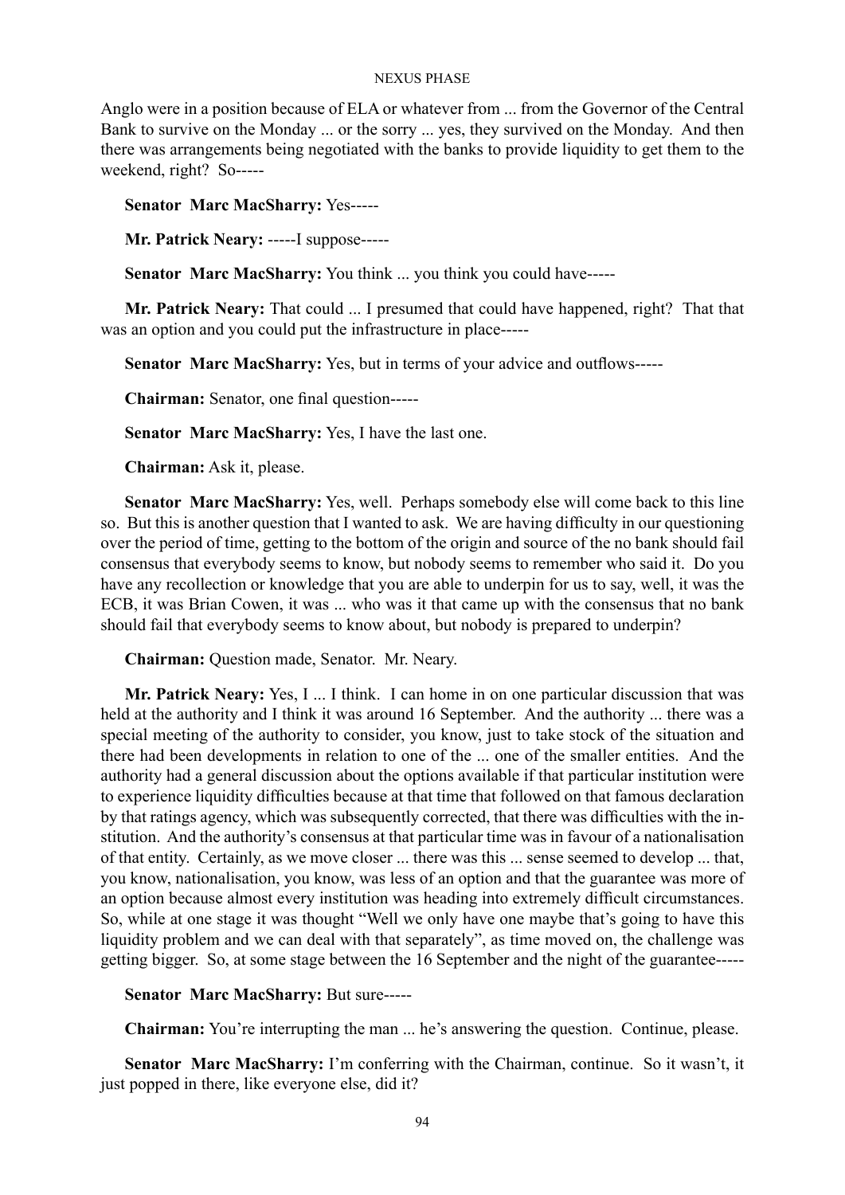Anglo were in a position because of ELA or whatever from ... from the Governor of the Central Bank to survive on the Monday ... or the sorry ... yes, they survived on the Monday. And then there was arrangements being negotiated with the banks to provide liquidity to get them to the weekend, right? So-----

**Senator Marc MacSharry:** Yes-----

**Mr. Patrick Neary:** -----I suppose-----

**Senator Marc MacSharry:** You think ... you think you could have-----

**Mr. Patrick Neary:** That could ... I presumed that could have happened, right? That that was an option and you could put the infrastructure in place-----

**Senator Marc MacSharry:** Yes, but in terms of your advice and outflows-----

**Chairman:** Senator, one final question-----

**Senator Marc MacSharry:** Yes, I have the last one.

**Chairman:** Ask it, please.

**Senator Marc MacSharry:** Yes, well. Perhaps somebody else will come back to this line so. But this is another question that I wanted to ask. We are having difficulty in our questioning over the period of time, getting to the bottom of the origin and source of the no bank should fail consensus that everybody seems to know, but nobody seems to remember who said it. Do you have any recollection or knowledge that you are able to underpin for us to say, well, it was the ECB, it was Brian Cowen, it was ... who was it that came up with the consensus that no bank should fail that everybody seems to know about, but nobody is prepared to underpin?

**Chairman:** Question made, Senator. Mr. Neary.

**Mr. Patrick Neary:** Yes, I ... I think. I can home in on one particular discussion that was held at the authority and I think it was around 16 September. And the authority ... there was a special meeting of the authority to consider, you know, just to take stock of the situation and there had been developments in relation to one of the ... one of the smaller entities. And the authority had a general discussion about the options available if that particular institution were to experience liquidity difficulties because at that time that followed on that famous declaration by that ratings agency, which was subsequently corrected, that there was difficulties with the institution. And the authority's consensus at that particular time was in favour of a nationalisation of that entity. Certainly, as we move closer ... there was this ... sense seemed to develop ... that, you know, nationalisation, you know, was less of an option and that the guarantee was more of an option because almost every institution was heading into extremely difficult circumstances. So, while at one stage it was thought "Well we only have one maybe that's going to have this liquidity problem and we can deal with that separately", as time moved on, the challenge was getting bigger. So, at some stage between the 16 September and the night of the guarantee-----

**Senator Marc MacSharry:** But sure-----

**Chairman:** You're interrupting the man ... he's answering the question. Continue, please.

**Senator Marc MacSharry:** I'm conferring with the Chairman, continue. So it wasn't, it just popped in there, like everyone else, did it?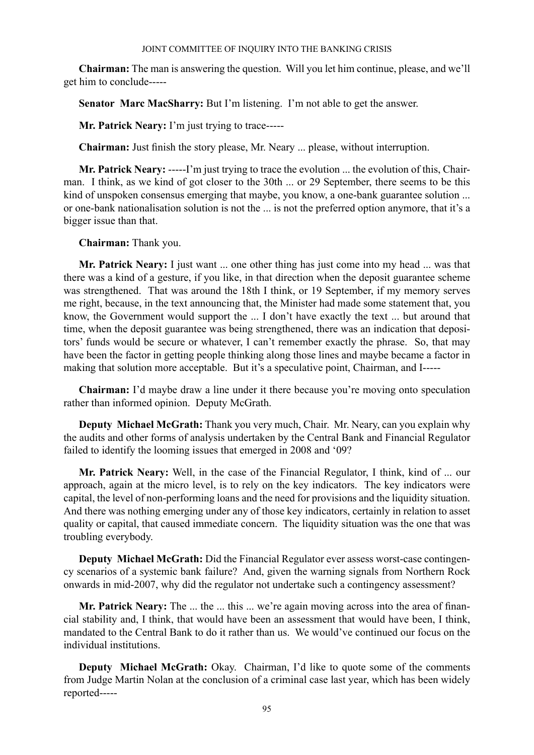**Chairman:** The man is answering the question. Will you let him continue, please, and we'll get him to conclude-----

**Senator Marc MacSharry:** But I'm listening. I'm not able to get the answer.

**Mr. Patrick Neary:** I'm just trying to trace-----

**Chairman:** Just finish the story please, Mr. Neary ... please, without interruption.

**Mr. Patrick Neary:** -----I'm just trying to trace the evolution ... the evolution of this, Chairman. I think, as we kind of got closer to the 30th ... or 29 September, there seems to be this kind of unspoken consensus emerging that maybe, you know, a one-bank guarantee solution ... or one-bank nationalisation solution is not the ... is not the preferred option anymore, that it's a bigger issue than that.

**Chairman:** Thank you.

**Mr. Patrick Neary:** I just want ... one other thing has just come into my head ... was that there was a kind of a gesture, if you like, in that direction when the deposit guarantee scheme was strengthened. That was around the 18th I think, or 19 September, if my memory serves me right, because, in the text announcing that, the Minister had made some statement that, you know, the Government would support the ... I don't have exactly the text ... but around that time, when the deposit guarantee was being strengthened, there was an indication that depositors' funds would be secure or whatever, I can't remember exactly the phrase. So, that may have been the factor in getting people thinking along those lines and maybe became a factor in making that solution more acceptable. But it's a speculative point, Chairman, and I-----

**Chairman:** I'd maybe draw a line under it there because you're moving onto speculation rather than informed opinion. Deputy McGrath.

**Deputy Michael McGrath:** Thank you very much, Chair. Mr. Neary, can you explain why the audits and other forms of analysis undertaken by the Central Bank and Financial Regulator failed to identify the looming issues that emerged in 2008 and '09?

**Mr. Patrick Neary:** Well, in the case of the Financial Regulator, I think, kind of ... our approach, again at the micro level, is to rely on the key indicators. The key indicators were capital, the level of non-performing loans and the need for provisions and the liquidity situation. And there was nothing emerging under any of those key indicators, certainly in relation to asset quality or capital, that caused immediate concern. The liquidity situation was the one that was troubling everybody.

**Deputy Michael McGrath:** Did the Financial Regulator ever assess worst-case contingency scenarios of a systemic bank failure? And, given the warning signals from Northern Rock onwards in mid-2007, why did the regulator not undertake such a contingency assessment?

**Mr. Patrick Neary:** The ... the ... this ... we're again moving across into the area of financial stability and, I think, that would have been an assessment that would have been, I think, mandated to the Central Bank to do it rather than us. We would've continued our focus on the individual institutions.

**Deputy Michael McGrath:** Okay. Chairman, I'd like to quote some of the comments from Judge Martin Nolan at the conclusion of a criminal case last year, which has been widely reported-----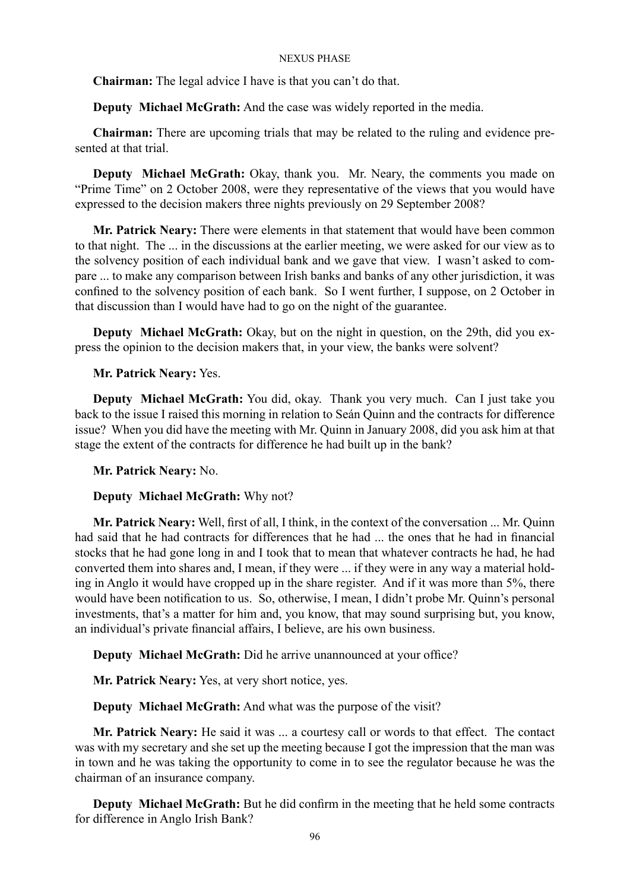**Chairman:** The legal advice I have is that you can't do that.

**Deputy Michael McGrath:** And the case was widely reported in the media.

**Chairman:** There are upcoming trials that may be related to the ruling and evidence presented at that trial.

**Deputy Michael McGrath:** Okay, thank you. Mr. Neary, the comments you made on "Prime Time" on 2 October 2008, were they representative of the views that you would have expressed to the decision makers three nights previously on 29 September 2008?

**Mr. Patrick Neary:** There were elements in that statement that would have been common to that night. The ... in the discussions at the earlier meeting, we were asked for our view as to the solvency position of each individual bank and we gave that view. I wasn't asked to compare ... to make any comparison between Irish banks and banks of any other jurisdiction, it was confined to the solvency position of each bank. So I went further, I suppose, on 2 October in that discussion than I would have had to go on the night of the guarantee.

**Deputy Michael McGrath:** Okay, but on the night in question, on the 29th, did you express the opinion to the decision makers that, in your view, the banks were solvent?

**Mr. Patrick Neary:** Yes.

**Deputy Michael McGrath:** You did, okay. Thank you very much. Can I just take you back to the issue I raised this morning in relation to Seán Quinn and the contracts for difference issue? When you did have the meeting with Mr. Quinn in January 2008, did you ask him at that stage the extent of the contracts for difference he had built up in the bank?

**Mr. Patrick Neary:** No.

**Deputy Michael McGrath:** Why not?

**Mr. Patrick Neary:** Well, first of all, I think, in the context of the conversation ... Mr. Quinn had said that he had contracts for differences that he had ... the ones that he had in financial stocks that he had gone long in and I took that to mean that whatever contracts he had, he had converted them into shares and, I mean, if they were ... if they were in any way a material holding in Anglo it would have cropped up in the share register. And if it was more than 5%, there would have been notification to us. So, otherwise, I mean, I didn't probe Mr. Quinn's personal investments, that's a matter for him and, you know, that may sound surprising but, you know, an individual's private financial affairs, I believe, are his own business.

**Deputy Michael McGrath:** Did he arrive unannounced at your office?

**Mr. Patrick Neary:** Yes, at very short notice, yes.

**Deputy Michael McGrath:** And what was the purpose of the visit?

**Mr. Patrick Neary:** He said it was ... a courtesy call or words to that effect. The contact was with my secretary and she set up the meeting because I got the impression that the man was in town and he was taking the opportunity to come in to see the regulator because he was the chairman of an insurance company.

**Deputy Michael McGrath:** But he did confirm in the meeting that he held some contracts for difference in Anglo Irish Bank?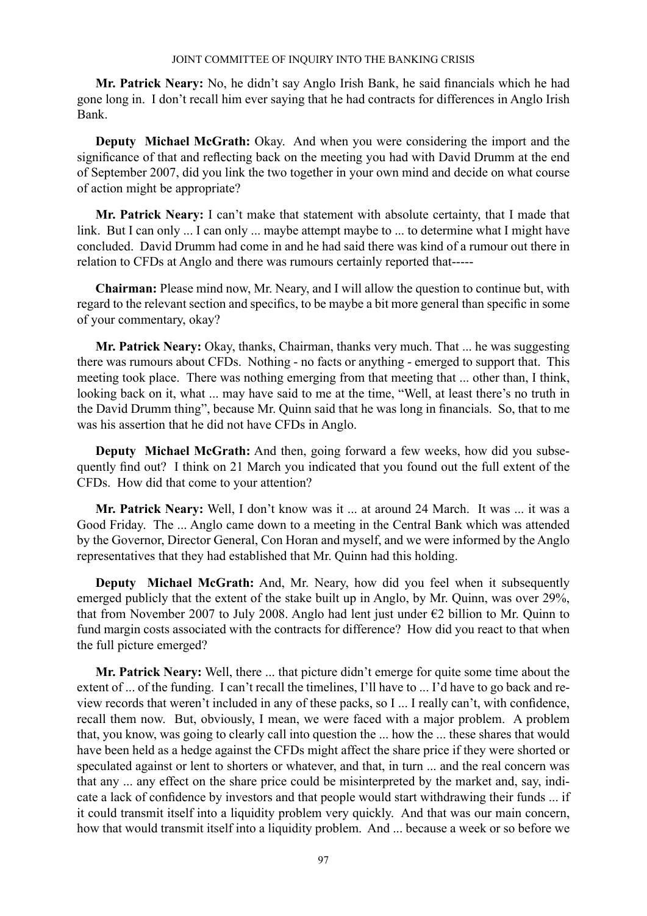**Mr. Patrick Neary:** No, he didn't say Anglo Irish Bank, he said financials which he had gone long in. I don't recall him ever saying that he had contracts for differences in Anglo Irish Bank.

**Deputy Michael McGrath:** Okay. And when you were considering the import and the significance of that and reflecting back on the meeting you had with David Drumm at the end of September 2007, did you link the two together in your own mind and decide on what course of action might be appropriate?

**Mr. Patrick Neary:** I can't make that statement with absolute certainty, that I made that link. But I can only ... I can only ... maybe attempt maybe to ... to determine what I might have concluded. David Drumm had come in and he had said there was kind of a rumour out there in relation to CFDs at Anglo and there was rumours certainly reported that-----

**Chairman:** Please mind now, Mr. Neary, and I will allow the question to continue but, with regard to the relevant section and specifics, to be maybe a bit more general than specific in some of your commentary, okay?

**Mr. Patrick Neary:** Okay, thanks, Chairman, thanks very much. That ... he was suggesting there was rumours about CFDs. Nothing - no facts or anything - emerged to support that. This meeting took place. There was nothing emerging from that meeting that ... other than, I think, looking back on it, what ... may have said to me at the time, "Well, at least there's no truth in the David Drumm thing", because Mr. Quinn said that he was long in financials. So, that to me was his assertion that he did not have CFDs in Anglo.

**Deputy Michael McGrath:** And then, going forward a few weeks, how did you subsequently find out? I think on 21 March you indicated that you found out the full extent of the CFDs. How did that come to your attention?

**Mr. Patrick Neary:** Well, I don't know was it ... at around 24 March. It was ... it was a Good Friday. The ... Anglo came down to a meeting in the Central Bank which was attended by the Governor, Director General, Con Horan and myself, and we were informed by the Anglo representatives that they had established that Mr. Quinn had this holding.

**Deputy Michael McGrath:** And, Mr. Neary, how did you feel when it subsequently emerged publicly that the extent of the stake built up in Anglo, by Mr. Quinn, was over 29%, that from November 2007 to July 2008. Anglo had lent just under €2 billion to Mr. Quinn to fund margin costs associated with the contracts for difference? How did you react to that when the full picture emerged?

**Mr. Patrick Neary:** Well, there ... that picture didn't emerge for quite some time about the extent of ... of the funding. I can't recall the timelines, I'll have to ... I'd have to go back and review records that weren't included in any of these packs, so I ... I really can't, with confidence, recall them now. But, obviously, I mean, we were faced with a major problem. A problem that, you know, was going to clearly call into question the ... how the ... these shares that would have been held as a hedge against the CFDs might affect the share price if they were shorted or speculated against or lent to shorters or whatever, and that, in turn ... and the real concern was that any ... any effect on the share price could be misinterpreted by the market and, say, indicate a lack of confidence by investors and that people would start withdrawing their funds ... if it could transmit itself into a liquidity problem very quickly. And that was our main concern, how that would transmit itself into a liquidity problem. And ... because a week or so before we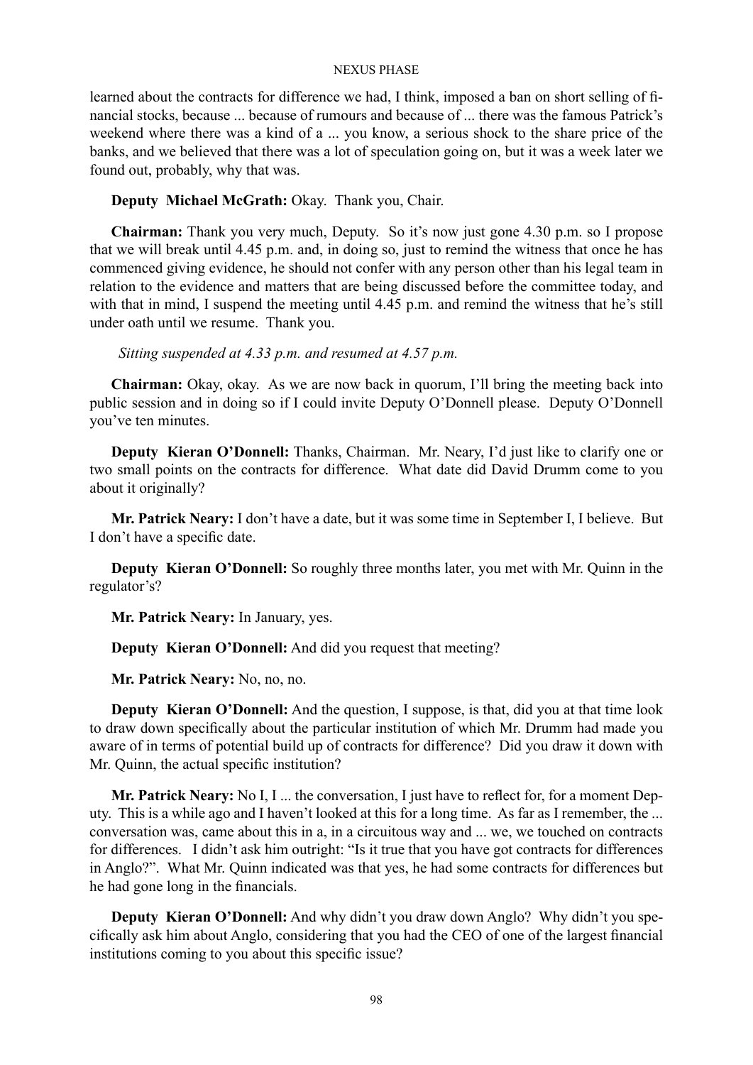learned about the contracts for difference we had, I think, imposed a ban on short selling of financial stocks, because ... because of rumours and because of ... there was the famous Patrick's weekend where there was a kind of a ... you know, a serious shock to the share price of the banks, and we believed that there was a lot of speculation going on, but it was a week later we found out, probably, why that was.

**Deputy Michael McGrath:** Okay. Thank you, Chair.

**Chairman:** Thank you very much, Deputy. So it's now just gone 4.30 p.m. so I propose that we will break until 4.45 p.m. and, in doing so, just to remind the witness that once he has commenced giving evidence, he should not confer with any person other than his legal team in relation to the evidence and matters that are being discussed before the committee today, and with that in mind, I suspend the meeting until 4.45 p.m. and remind the witness that he's still under oath until we resume. Thank you.

*Sitting suspended at 4.33 p.m. and resumed at 4.57 p.m.*

**Chairman:** Okay, okay. As we are now back in quorum, I'll bring the meeting back into public session and in doing so if I could invite Deputy O'Donnell please. Deputy O'Donnell you've ten minutes.

**Deputy Kieran O'Donnell:** Thanks, Chairman. Mr. Neary, I'd just like to clarify one or two small points on the contracts for difference. What date did David Drumm come to you about it originally?

**Mr. Patrick Neary:** I don't have a date, but it was some time in September I, I believe. But I don't have a specific date.

**Deputy Kieran O'Donnell:** So roughly three months later, you met with Mr. Quinn in the regulator's?

**Mr. Patrick Neary:** In January, yes.

**Deputy Kieran O'Donnell:** And did you request that meeting?

**Mr. Patrick Neary:** No, no, no.

**Deputy Kieran O'Donnell:** And the question, I suppose, is that, did you at that time look to draw down specifically about the particular institution of which Mr. Drumm had made you aware of in terms of potential build up of contracts for difference? Did you draw it down with Mr. Quinn, the actual specific institution?

**Mr. Patrick Neary:** No I, I ... the conversation, I just have to reflect for, for a moment Deputy. This is a while ago and I haven't looked at this for a long time. As far as I remember, the ... conversation was, came about this in a, in a circuitous way and ... we, we touched on contracts for differences. I didn't ask him outright: "Is it true that you have got contracts for differences in Anglo?". What Mr. Quinn indicated was that yes, he had some contracts for differences but he had gone long in the financials.

**Deputy Kieran O'Donnell:** And why didn't you draw down Anglo? Why didn't you specifically ask him about Anglo, considering that you had the CEO of one of the largest financial institutions coming to you about this specific issue?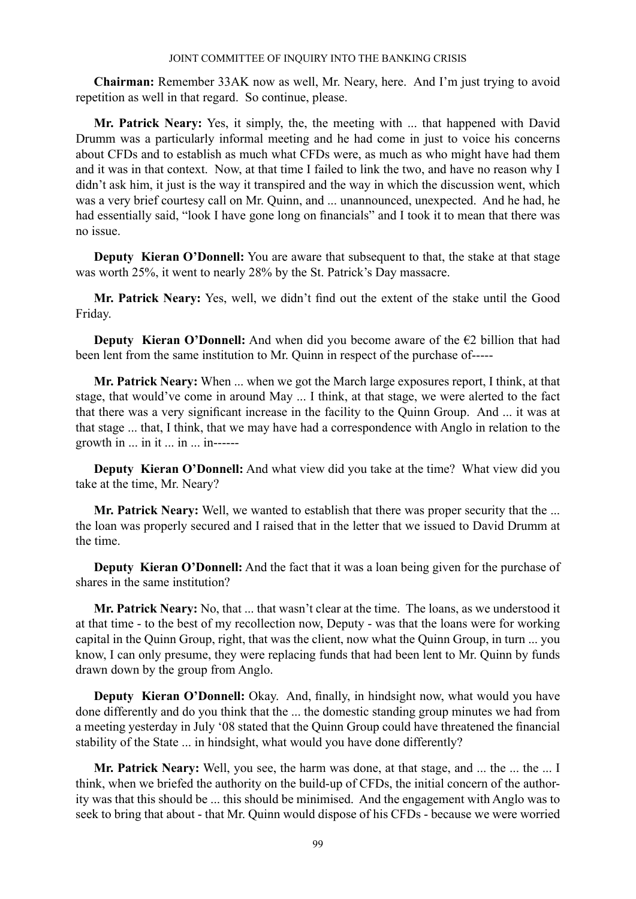**Chairman:** Remember 33AK now as well, Mr. Neary, here. And I'm just trying to avoid repetition as well in that regard. So continue, please.

**Mr. Patrick Neary:** Yes, it simply, the, the meeting with ... that happened with David Drumm was a particularly informal meeting and he had come in just to voice his concerns about CFDs and to establish as much what CFDs were, as much as who might have had them and it was in that context. Now, at that time I failed to link the two, and have no reason why I didn't ask him, it just is the way it transpired and the way in which the discussion went, which was a very brief courtesy call on Mr. Quinn, and ... unannounced, unexpected. And he had, he had essentially said, "look I have gone long on financials" and I took it to mean that there was no issue.

**Deputy Kieran O'Donnell:** You are aware that subsequent to that, the stake at that stage was worth 25%, it went to nearly 28% by the St. Patrick's Day massacre.

**Mr. Patrick Neary:** Yes, well, we didn't find out the extent of the stake until the Good Friday.

**Deputy Kieran O'Donnell:** And when did you become aware of the €2 billion that had been lent from the same institution to Mr. Quinn in respect of the purchase of-----

**Mr. Patrick Neary:** When ... when we got the March large exposures report, I think, at that stage, that would've come in around May ... I think, at that stage, we were alerted to the fact that there was a very significant increase in the facility to the Quinn Group. And ... it was at that stage ... that, I think, that we may have had a correspondence with Anglo in relation to the growth in ... in it ... in ... in------

**Deputy Kieran O'Donnell:** And what view did you take at the time? What view did you take at the time, Mr. Neary?

**Mr. Patrick Neary:** Well, we wanted to establish that there was proper security that the ... the loan was properly secured and I raised that in the letter that we issued to David Drumm at the time.

**Deputy Kieran O'Donnell:** And the fact that it was a loan being given for the purchase of shares in the same institution?

**Mr. Patrick Neary:** No, that ... that wasn't clear at the time. The loans, as we understood it at that time - to the best of my recollection now, Deputy - was that the loans were for working capital in the Quinn Group, right, that was the client, now what the Quinn Group, in turn ... you know, I can only presume, they were replacing funds that had been lent to Mr. Quinn by funds drawn down by the group from Anglo.

**Deputy Kieran O'Donnell:** Okay. And, finally, in hindsight now, what would you have done differently and do you think that the ... the domestic standing group minutes we had from a meeting yesterday in July '08 stated that the Quinn Group could have threatened the financial stability of the State ... in hindsight, what would you have done differently?

**Mr. Patrick Neary:** Well, you see, the harm was done, at that stage, and ... the ... the ... I think, when we briefed the authority on the build-up of CFDs, the initial concern of the authority was that this should be ... this should be minimised. And the engagement with Anglo was to seek to bring that about - that Mr. Quinn would dispose of his CFDs - because we were worried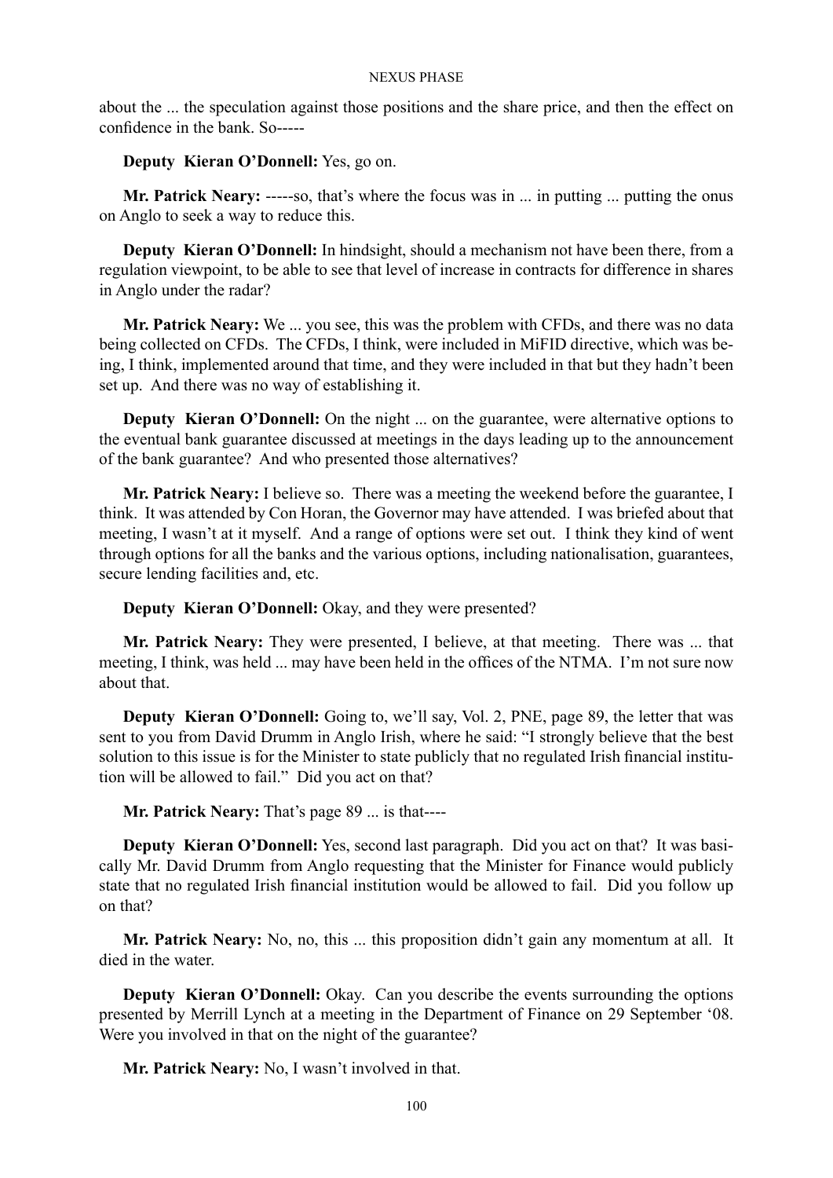about the ... the speculation against those positions and the share price, and then the effect on confidence in the bank. So-----

**Deputy Kieran O'Donnell:** Yes, go on.

**Mr. Patrick Neary:** -----so, that's where the focus was in ... in putting ... putting the onus on Anglo to seek a way to reduce this.

**Deputy Kieran O'Donnell:** In hindsight, should a mechanism not have been there, from a regulation viewpoint, to be able to see that level of increase in contracts for difference in shares in Anglo under the radar?

**Mr. Patrick Neary:** We ... you see, this was the problem with CFDs, and there was no data being collected on CFDs. The CFDs, I think, were included in MiFID directive, which was being, I think, implemented around that time, and they were included in that but they hadn't been set up. And there was no way of establishing it.

**Deputy Kieran O'Donnell:** On the night ... on the guarantee, were alternative options to the eventual bank guarantee discussed at meetings in the days leading up to the announcement of the bank guarantee? And who presented those alternatives?

**Mr. Patrick Neary:** I believe so. There was a meeting the weekend before the guarantee, I think. It was attended by Con Horan, the Governor may have attended. I was briefed about that meeting, I wasn't at it myself. And a range of options were set out. I think they kind of went through options for all the banks and the various options, including nationalisation, guarantees, secure lending facilities and, etc.

**Deputy Kieran O'Donnell:** Okay, and they were presented?

**Mr. Patrick Neary:** They were presented, I believe, at that meeting. There was ... that meeting, I think, was held ... may have been held in the offices of the NTMA. I'm not sure now about that.

**Deputy Kieran O'Donnell:** Going to, we'll say, Vol. 2, PNE, page 89, the letter that was sent to you from David Drumm in Anglo Irish, where he said: "I strongly believe that the best solution to this issue is for the Minister to state publicly that no regulated Irish financial institution will be allowed to fail." Did you act on that?

**Mr. Patrick Neary:** That's page 89 ... is that----

**Deputy Kieran O'Donnell:** Yes, second last paragraph. Did you act on that? It was basically Mr. David Drumm from Anglo requesting that the Minister for Finance would publicly state that no regulated Irish financial institution would be allowed to fail. Did you follow up on that?

**Mr. Patrick Neary:** No, no, this ... this proposition didn't gain any momentum at all. It died in the water.

**Deputy Kieran O'Donnell:** Okay. Can you describe the events surrounding the options presented by Merrill Lynch at a meeting in the Department of Finance on 29 September '08. Were you involved in that on the night of the guarantee?

**Mr. Patrick Neary:** No, I wasn't involved in that.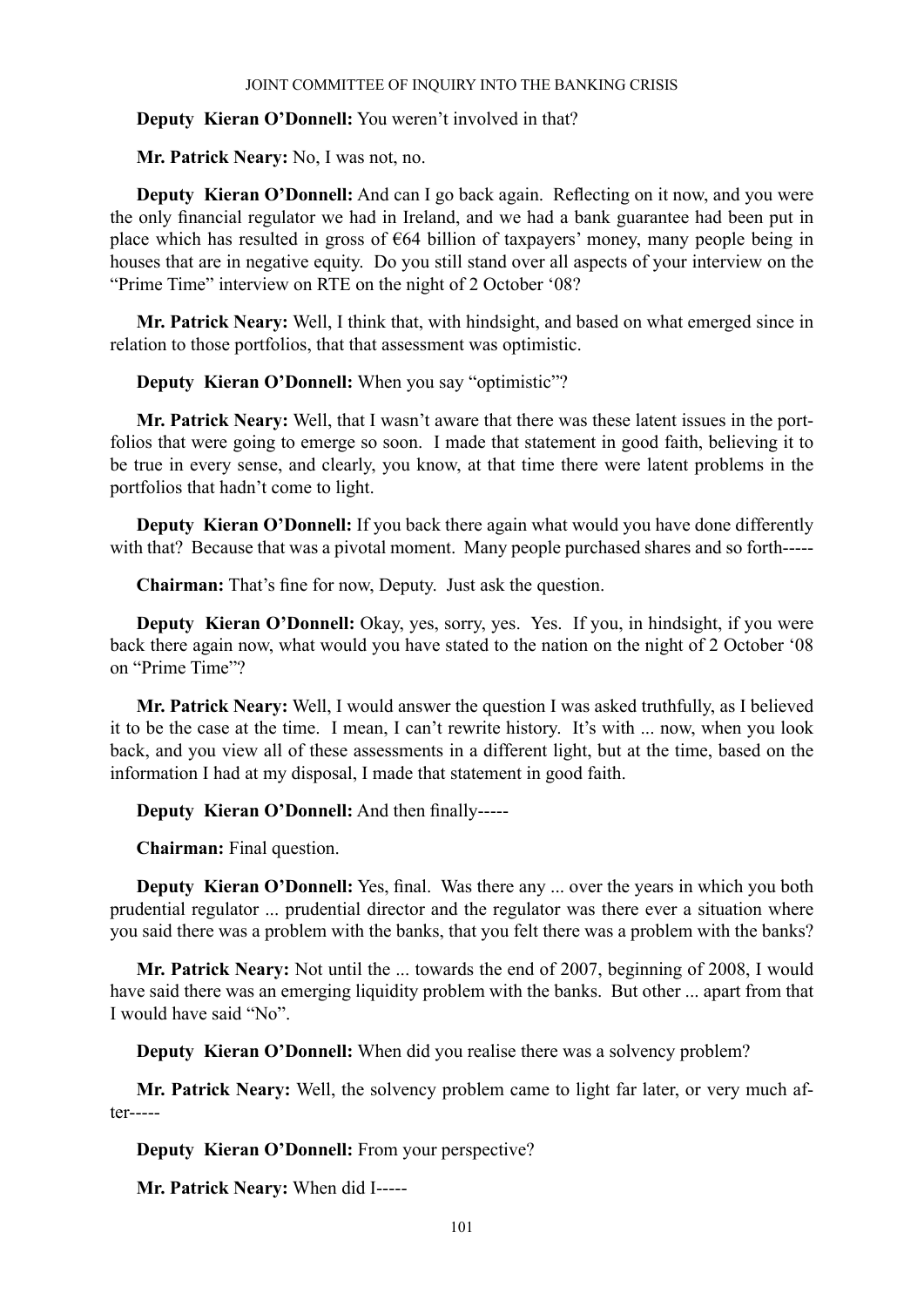**Deputy Kieran O'Donnell:** You weren't involved in that?

**Mr. Patrick Neary:** No, I was not, no.

**Deputy Kieran O'Donnell:** And can I go back again. Reflecting on it now, and you were the only financial regulator we had in Ireland, and we had a bank guarantee had been put in place which has resulted in gross of €64 billion of taxpayers' money, many people being in houses that are in negative equity. Do you still stand over all aspects of your interview on the "Prime Time" interview on RTE on the night of 2 October '08?

**Mr. Patrick Neary:** Well, I think that, with hindsight, and based on what emerged since in relation to those portfolios, that that assessment was optimistic.

**Deputy Kieran O'Donnell:** When you say "optimistic"?

**Mr. Patrick Neary:** Well, that I wasn't aware that there was these latent issues in the portfolios that were going to emerge so soon. I made that statement in good faith, believing it to be true in every sense, and clearly, you know, at that time there were latent problems in the portfolios that hadn't come to light.

**Deputy Kieran O'Donnell:** If you back there again what would you have done differently with that? Because that was a pivotal moment. Many people purchased shares and so forth-----

**Chairman:** That's fine for now, Deputy. Just ask the question.

**Deputy Kieran O'Donnell:** Okay, yes, sorry, yes. Yes. If you, in hindsight, if you were back there again now, what would you have stated to the nation on the night of 2 October '08 on "Prime Time"?

**Mr. Patrick Neary:** Well, I would answer the question I was asked truthfully, as I believed it to be the case at the time. I mean, I can't rewrite history. It's with ... now, when you look back, and you view all of these assessments in a different light, but at the time, based on the information I had at my disposal, I made that statement in good faith.

**Deputy Kieran O'Donnell:** And then finally-----

**Chairman:** Final question.

**Deputy Kieran O'Donnell:** Yes, final. Was there any ... over the years in which you both prudential regulator ... prudential director and the regulator was there ever a situation where you said there was a problem with the banks, that you felt there was a problem with the banks?

**Mr. Patrick Neary:** Not until the ... towards the end of 2007, beginning of 2008, I would have said there was an emerging liquidity problem with the banks. But other ... apart from that I would have said "No".

**Deputy Kieran O'Donnell:** When did you realise there was a solvency problem?

**Mr. Patrick Neary:** Well, the solvency problem came to light far later, or very much after-----

**Deputy Kieran O'Donnell:** From your perspective?

**Mr. Patrick Neary:** When did I-----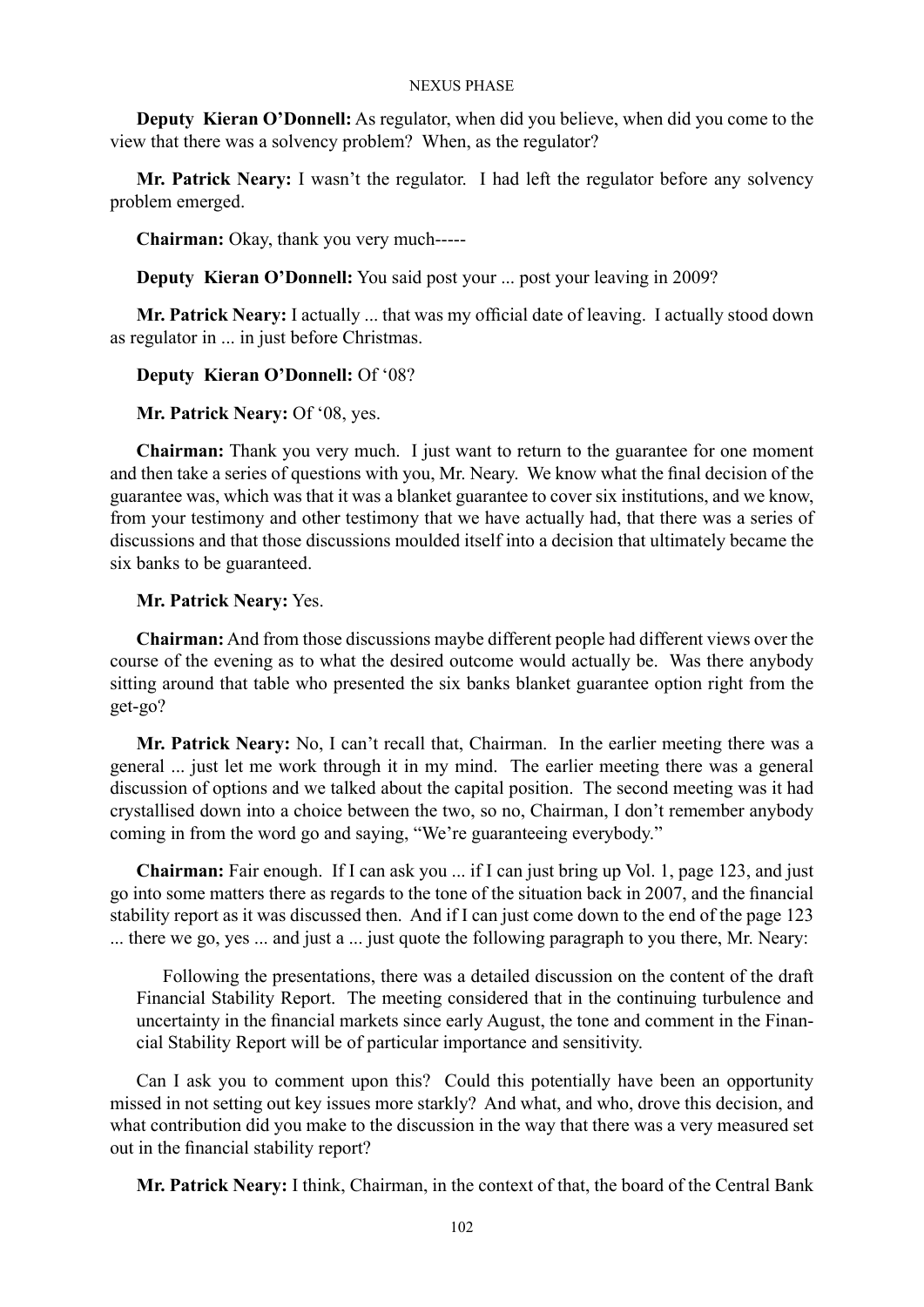**Deputy Kieran O'Donnell:** As regulator, when did you believe, when did you come to the view that there was a solvency problem? When, as the regulator?

**Mr. Patrick Neary:** I wasn't the regulator. I had left the regulator before any solvency problem emerged.

**Chairman:** Okay, thank you very much-----

**Deputy Kieran O'Donnell:** You said post your ... post your leaving in 2009?

**Mr. Patrick Neary:** I actually ... that was my official date of leaving. I actually stood down as regulator in ... in just before Christmas.

**Deputy Kieran O'Donnell:** Of '08?

**Mr. Patrick Neary:** Of '08, yes.

**Chairman:** Thank you very much. I just want to return to the guarantee for one moment and then take a series of questions with you, Mr. Neary. We know what the final decision of the guarantee was, which was that it was a blanket guarantee to cover six institutions, and we know, from your testimony and other testimony that we have actually had, that there was a series of discussions and that those discussions moulded itself into a decision that ultimately became the six banks to be guaranteed.

**Mr. Patrick Neary:** Yes.

**Chairman:** And from those discussions maybe different people had different views over the course of the evening as to what the desired outcome would actually be. Was there anybody sitting around that table who presented the six banks blanket guarantee option right from the get-go?

**Mr. Patrick Neary:** No, I can't recall that, Chairman. In the earlier meeting there was a general ... just let me work through it in my mind. The earlier meeting there was a general discussion of options and we talked about the capital position. The second meeting was it had crystallised down into a choice between the two, so no, Chairman, I don't remember anybody coming in from the word go and saying, "We're guaranteeing everybody."

**Chairman:** Fair enough. If I can ask you ... if I can just bring up Vol. 1, page 123, and just go into some matters there as regards to the tone of the situation back in 2007, and the financial stability report as it was discussed then. And if I can just come down to the end of the page 123 ... there we go, yes ... and just a ... just quote the following paragraph to you there, Mr. Neary:

> Following the presentations, there was a detailed discussion on the content of the draft Financial Stability Report. The meeting considered that in the continuing turbulence and uncertainty in the financial markets since early August, the tone and comment in the Financial Stability Report will be of particular importance and sensitivity.

Can I ask you to comment upon this? Could this potentially have been an opportunity missed in not setting out key issues more starkly? And what, and who, drove this decision, and what contribution did you make to the discussion in the way that there was a very measured set out in the financial stability report?

**Mr. Patrick Neary:** I think, Chairman, in the context of that, the board of the Central Bank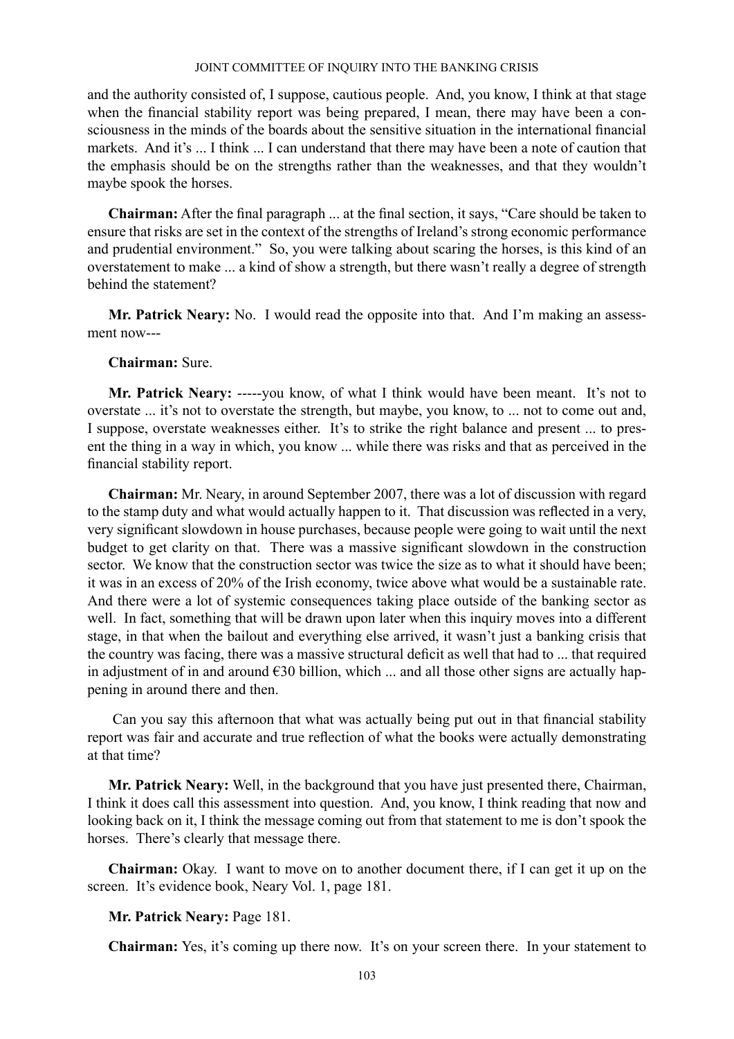and the authority consisted of, I suppose, cautious people. And, you know, I think at that stage when the financial stability report was being prepared, I mean, there may have been a consciousness in the minds of the boards about the sensitive situation in the international financial markets. And it's ... I think ... I can understand that there may have been a note of caution that the emphasis should be on the strengths rather than the weaknesses, and that they wouldn't maybe spook the horses.

**Chairman:** After the final paragraph ... at the final section, it says, "Care should be taken to ensure that risks are set in the context of the strengths of Ireland's strong economic performance and prudential environment." So, you were talking about scaring the horses, is this kind of an overstatement to make ... a kind of show a strength, but there wasn't really a degree of strength behind the statement?

**Mr. Patrick Neary:** No. I would read the opposite into that. And I'm making an assessment now---

**Chairman:** Sure.

**Mr. Patrick Neary:** -----you know, of what I think would have been meant. It's not to overstate ... it's not to overstate the strength, but maybe, you know, to ... not to come out and, I suppose, overstate weaknesses either. It's to strike the right balance and present ... to present the thing in a way in which, you know ... while there was risks and that as perceived in the financial stability report.

**Chairman:** Mr. Neary, in around September 2007, there was a lot of discussion with regard to the stamp duty and what would actually happen to it. That discussion was reflected in a very, very significant slowdown in house purchases, because people were going to wait until the next budget to get clarity on that. There was a massive significant slowdown in the construction sector. We know that the construction sector was twice the size as to what it should have been; it was in an excess of 20% of the Irish economy, twice above what would be a sustainable rate. And there were a lot of systemic consequences taking place outside of the banking sector as well. In fact, something that will be drawn upon later when this inquiry moves into a different stage, in that when the bailout and everything else arrived, it wasn't just a banking crisis that the country was facing, there was a massive structural deficit as well that had to ... that required in adjustment of in and around €30 billion, which ... and all those other signs are actually happening in around there and then.

Can you say this afternoon that what was actually being put out in that financial stability report was fair and accurate and true reflection of what the books were actually demonstrating at that time?

**Mr. Patrick Neary:** Well, in the background that you have just presented there, Chairman, I think it does call this assessment into question. And, you know, I think reading that now and looking back on it, I think the message coming out from that statement to me is don't spook the horses. There's clearly that message there.

**Chairman:** Okay. I want to move on to another document there, if I can get it up on the screen. It's evidence book, Neary Vol. 1, page 181.

**Mr. Patrick Neary:** Page 181.

**Chairman:** Yes, it's coming up there now. It's on your screen there. In your statement to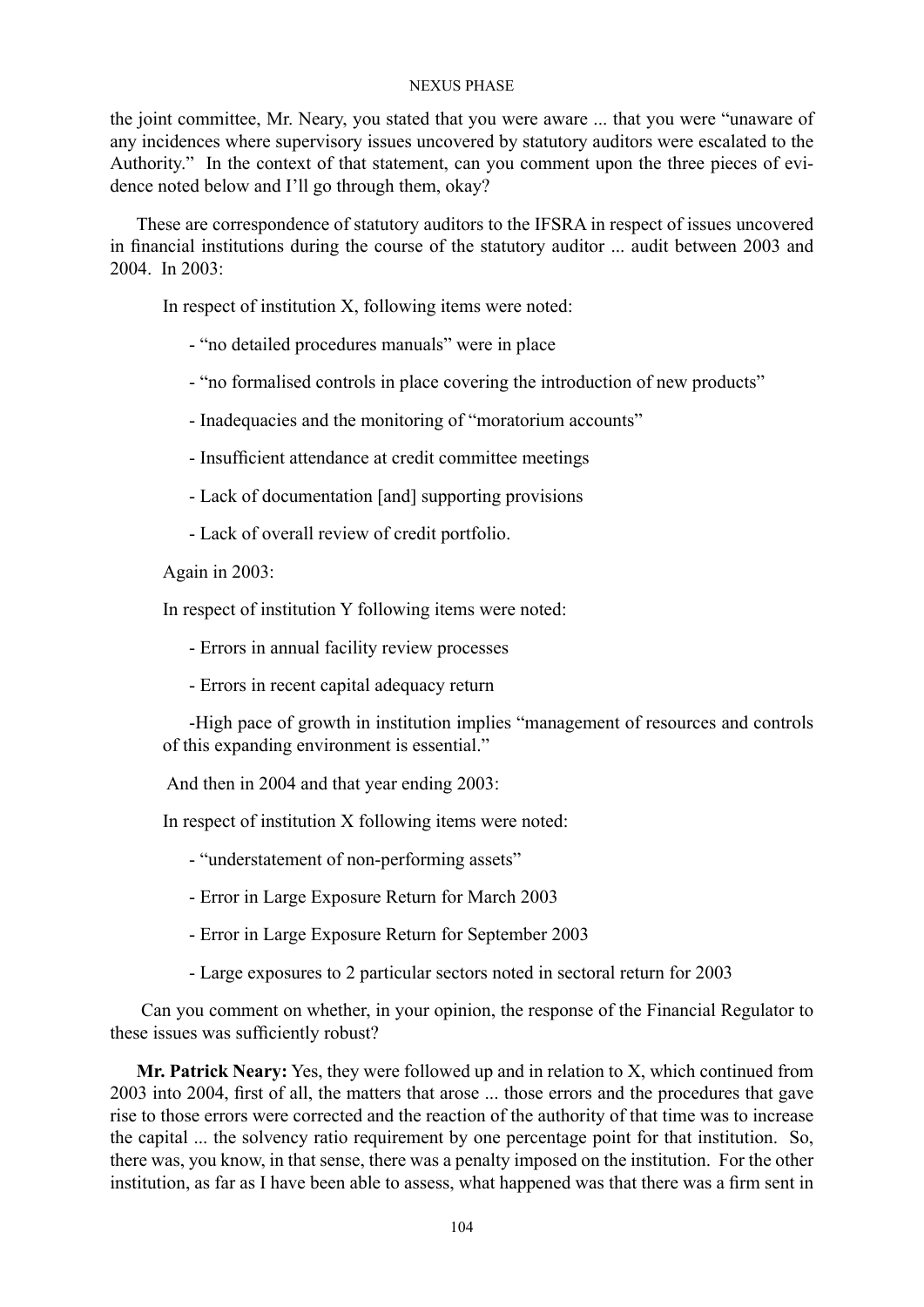the joint committee, Mr. Neary, you stated that you were aware ... that you were "unaware of any incidences where supervisory issues uncovered by statutory auditors were escalated to the Authority." In the context of that statement, can you comment upon the three pieces of evidence noted below and I'll go through them, okay?

These are correspondence of statutory auditors to the IFSRA in respect of issues uncovered in financial institutions during the course of the statutory auditor ... audit between 2003 and 2004. In 2003:

> In respect of institution X, following items were noted:
>
> - "no detailed procedures manuals" were in place
> - "no formalised controls in place covering the introduction of new products"
> - Inadequacies and the monitoring of "moratorium accounts"
> - Insufficient attendance at credit committee meetings
> - Lack of documentation [and] supporting provisions
> - Lack of overall review of credit portfolio.
>
> Again in 2003:
>
> In respect of institution Y following items were noted:
>
> - Errors in annual facility review processes
> - Errors in recent capital adequacy return
> - High pace of growth in institution implies "management of resources and controls of this expanding environment is essential."
>
> And then in 2004 and that year ending 2003:
>
> In respect of institution X following items were noted:
>
> - "understatement of non-performing assets"
> - Error in Large Exposure Return for March 2003
> - Error in Large Exposure Return for September 2003
> - Large exposures to 2 particular sectors noted in sectoral return for 2003

Can you comment on whether, in your opinion, the response of the Financial Regulator to these issues was sufficiently robust?

**Mr. Patrick Neary:** Yes, they were followed up and in relation to X, which continued from 2003 into 2004, first of all, the matters that arose ... those errors and the procedures that gave rise to those errors were corrected and the reaction of the authority of that time was to increase the capital ... the solvency ratio requirement by one percentage point for that institution. So, there was, you know, in that sense, there was a penalty imposed on the institution. For the other institution, as far as I have been able to assess, what happened was that there was a firm sent in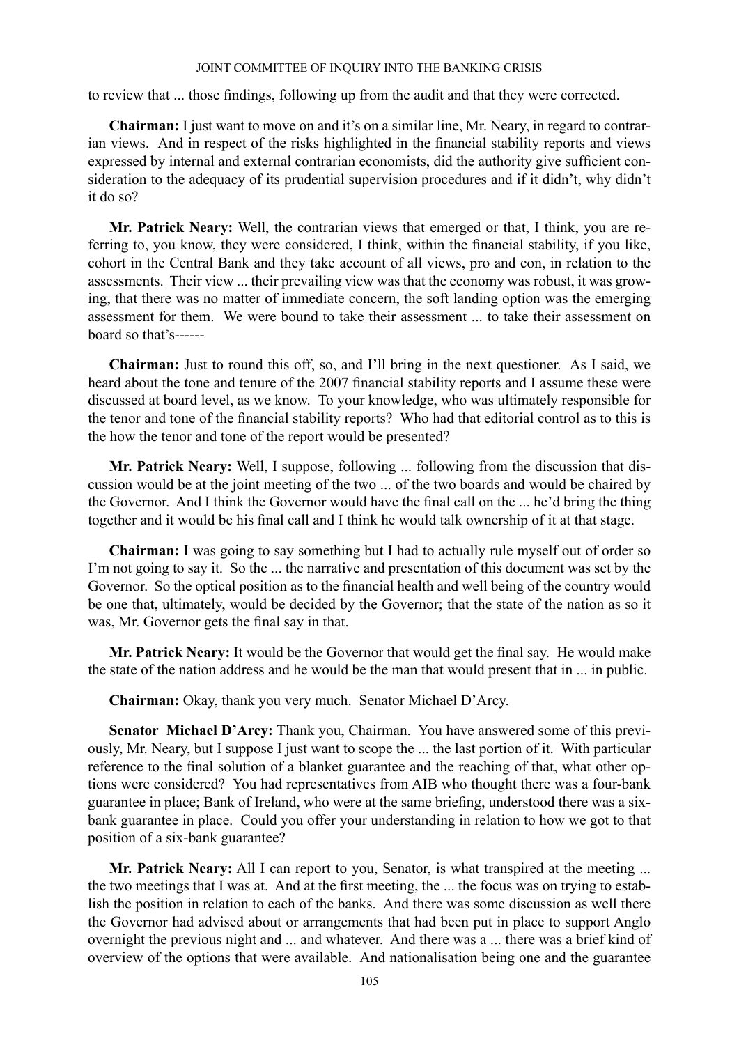to review that ... those findings, following up from the audit and that they were corrected.

**Chairman:** I just want to move on and it's on a similar line, Mr. Neary, in regard to contrarian views. And in respect of the risks highlighted in the financial stability reports and views expressed by internal and external contrarian economists, did the authority give sufficient consideration to the adequacy of its prudential supervision procedures and if it didn't, why didn't it do so?

**Mr. Patrick Neary:** Well, the contrarian views that emerged or that, I think, you are referring to, you know, they were considered, I think, within the financial stability, if you like, cohort in the Central Bank and they take account of all views, pro and con, in relation to the assessments. Their view ... their prevailing view was that the economy was robust, it was growing, that there was no matter of immediate concern, the soft landing option was the emerging assessment for them. We were bound to take their assessment ... to take their assessment on board so that's------

**Chairman:** Just to round this off, so, and I'll bring in the next questioner. As I said, we heard about the tone and tenure of the 2007 financial stability reports and I assume these were discussed at board level, as we know. To your knowledge, who was ultimately responsible for the tenor and tone of the financial stability reports? Who had that editorial control as to this is the how the tenor and tone of the report would be presented?

**Mr. Patrick Neary:** Well, I suppose, following ... following from the discussion that discussion would be at the joint meeting of the two ... of the two boards and would be chaired by the Governor. And I think the Governor would have the final call on the ... he'd bring the thing together and it would be his final call and I think he would talk ownership of it at that stage.

**Chairman:** I was going to say something but I had to actually rule myself out of order so I'm not going to say it. So the ... the narrative and presentation of this document was set by the Governor. So the optical position as to the financial health and well being of the country would be one that, ultimately, would be decided by the Governor; that the state of the nation as so it was, Mr. Governor gets the final say in that.

**Mr. Patrick Neary:** It would be the Governor that would get the final say. He would make the state of the nation address and he would be the man that would present that in ... in public.

**Chairman:** Okay, thank you very much. Senator Michael D'Arcy.

**Senator Michael D'Arcy:** Thank you, Chairman. You have answered some of this previously, Mr. Neary, but I suppose I just want to scope the ... the last portion of it. With particular reference to the final solution of a blanket guarantee and the reaching of that, what other options were considered? You had representatives from AIB who thought there was a four-bank guarantee in place; Bank of Ireland, who were at the same briefing, understood there was a six-bank guarantee in place. Could you offer your understanding in relation to how we got to that position of a six-bank guarantee?

**Mr. Patrick Neary:** All I can report to you, Senator, is what transpired at the meeting ... the two meetings that I was at. And at the first meeting, the ... the focus was on trying to establish the position in relation to each of the banks. And there was some discussion as well there the Governor had advised about or arrangements that had been put in place to support Anglo overnight the previous night and ... and whatever. And there was a ... there was a brief kind of overview of the options that were available. And nationalisation being one and the guarantee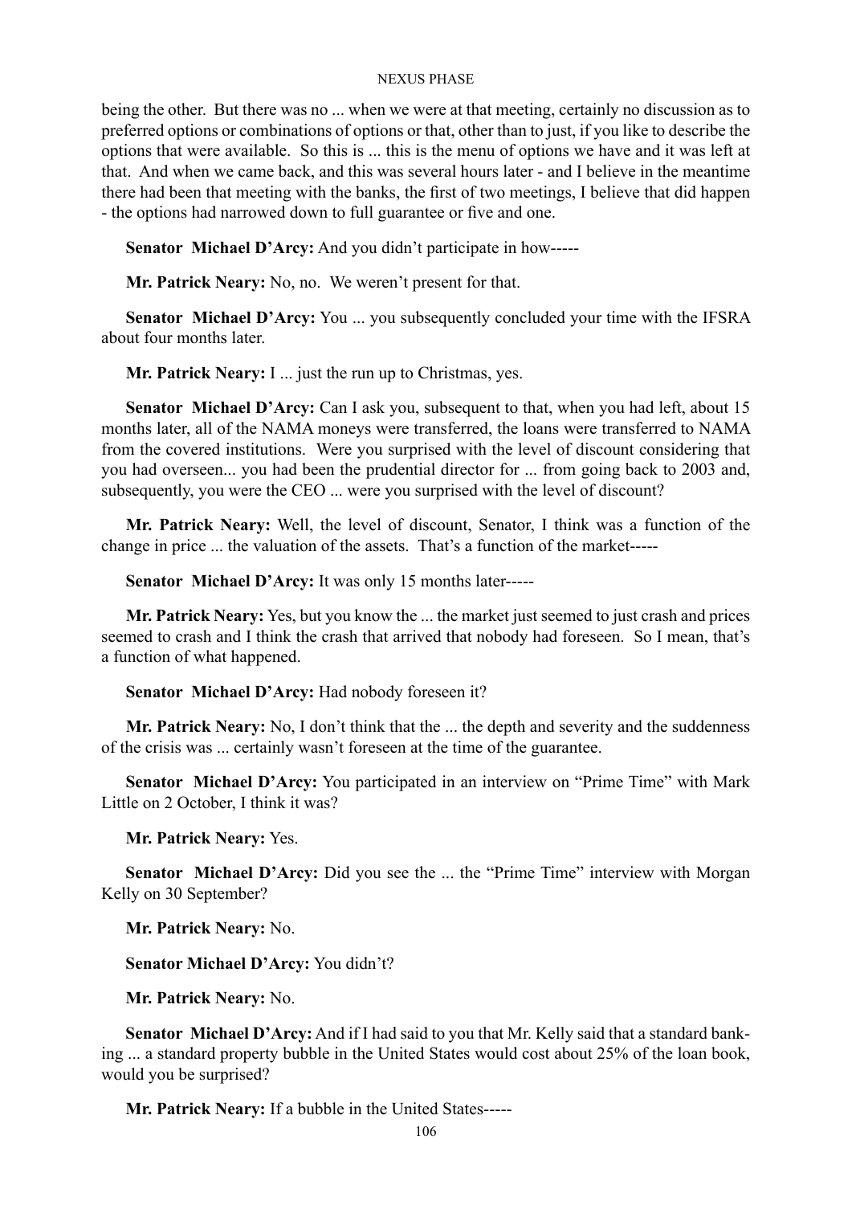being the other. But there was no ... when we were at that meeting, certainly no discussion as to preferred options or combinations of options or that, other than to just, if you like to describe the options that were available. So this is ... this is the menu of options we have and it was left at that. And when we came back, and this was several hours later - and I believe in the meantime there had been that meeting with the banks, the first of two meetings, I believe that did happen - the options had narrowed down to full guarantee or five and one.

**Senator Michael D'Arcy:** And you didn't participate in how-----

**Mr. Patrick Neary:** No, no. We weren't present for that.

**Senator Michael D'Arcy:** You ... you subsequently concluded your time with the IFSRA about four months later.

**Mr. Patrick Neary:** I ... just the run up to Christmas, yes.

**Senator Michael D'Arcy:** Can I ask you, subsequent to that, when you had left, about 15 months later, all of the NAMA moneys were transferred, the loans were transferred to NAMA from the covered institutions. Were you surprised with the level of discount considering that you had overseen... you had been the prudential director for ... from going back to 2003 and, subsequently, you were the CEO ... were you surprised with the level of discount?

**Mr. Patrick Neary:** Well, the level of discount, Senator, I think was a function of the change in price ... the valuation of the assets. That's a function of the market-----

**Senator Michael D'Arcy:** It was only 15 months later-----

**Mr. Patrick Neary:** Yes, but you know the ... the market just seemed to just crash and prices seemed to crash and I think the crash that arrived that nobody had foreseen. So I mean, that's a function of what happened.

**Senator Michael D'Arcy:** Had nobody foreseen it?

**Mr. Patrick Neary:** No, I don't think that the ... the depth and severity and the suddenness of the crisis was ... certainly wasn't foreseen at the time of the guarantee.

**Senator Michael D'Arcy:** You participated in an interview on "Prime Time" with Mark Little on 2 October, I think it was?

**Mr. Patrick Neary:** Yes.

**Senator Michael D'Arcy:** Did you see the ... the "Prime Time" interview with Morgan Kelly on 30 September?

**Mr. Patrick Neary:** No.

**Senator Michael D'Arcy:** You didn't?

**Mr. Patrick Neary:** No.

**Senator Michael D'Arcy:** And if I had said to you that Mr. Kelly said that a standard banking ... a standard property bubble in the United States would cost about 25% of the loan book, would you be surprised?

**Mr. Patrick Neary:** If a bubble in the United States-----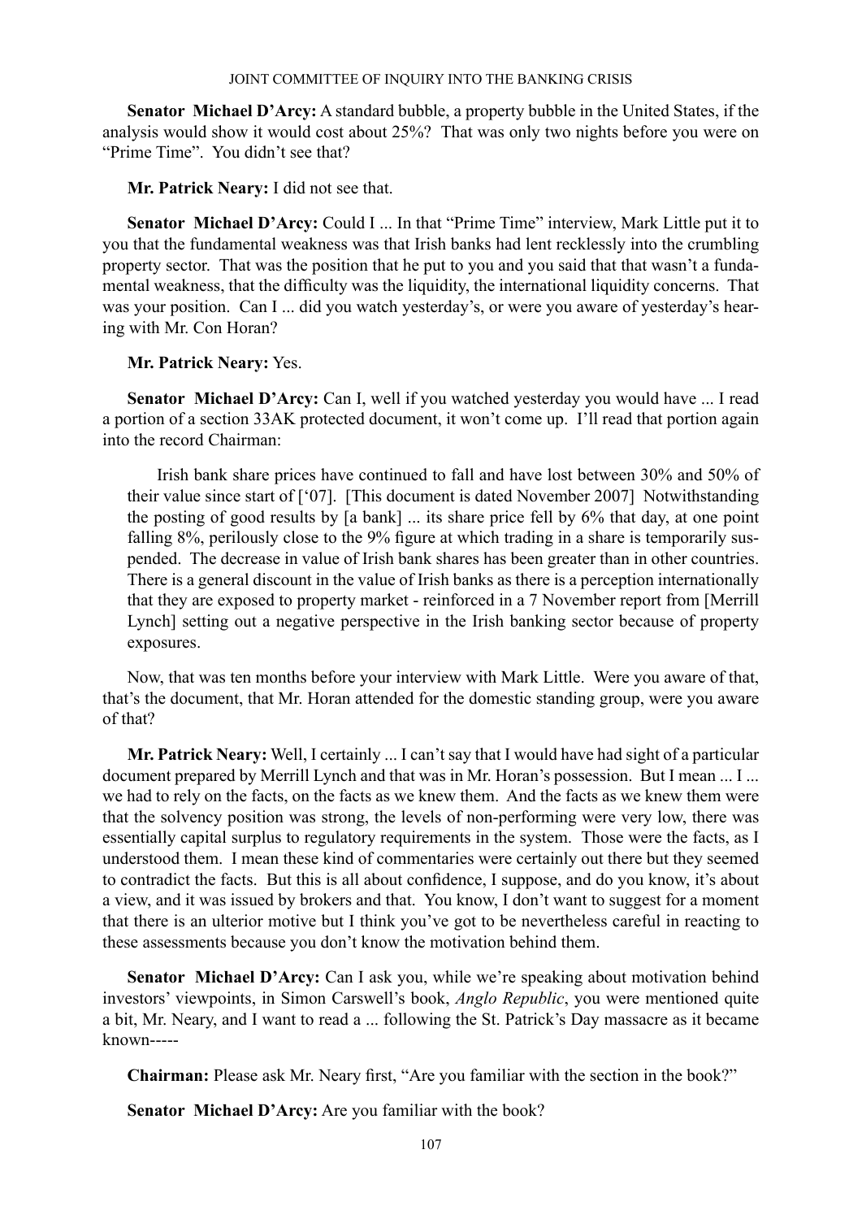**Senator Michael D'Arcy:** A standard bubble, a property bubble in the United States, if the analysis would show it would cost about 25%? That was only two nights before you were on "Prime Time". You didn't see that?

**Mr. Patrick Neary:** I did not see that.

**Senator Michael D'Arcy:** Could I ... In that "Prime Time" interview, Mark Little put it to you that the fundamental weakness was that Irish banks had lent recklessly into the crumbling property sector. That was the position that he put to you and you said that that wasn't a fundamental weakness, that the difficulty was the liquidity, the international liquidity concerns. That was your position. Can I ... did you watch yesterday's, or were you aware of yesterday's hearing with Mr. Con Horan?

**Mr. Patrick Neary:** Yes.

**Senator Michael D'Arcy:** Can I, well if you watched yesterday you would have ... I read a portion of a section 33AK protected document, it won't come up. I'll read that portion again into the record Chairman:

> Irish bank share prices have continued to fall and have lost between 30% and 50% of their value since start of ['07]. [This document is dated November 2007] Notwithstanding the posting of good results by [a bank] ... its share price fell by 6% that day, at one point falling 8%, perilously close to the 9% figure at which trading in a share is temporarily suspended. The decrease in value of Irish bank shares has been greater than in other countries. There is a general discount in the value of Irish banks as there is a perception internationally that they are exposed to property market - reinforced in a 7 November report from [Merrill Lynch] setting out a negative perspective in the Irish banking sector because of property exposures.

Now, that was ten months before your interview with Mark Little. Were you aware of that, that's the document, that Mr. Horan attended for the domestic standing group, were you aware of that?

**Mr. Patrick Neary:** Well, I certainly ... I can't say that I would have had sight of a particular document prepared by Merrill Lynch and that was in Mr. Horan's possession. But I mean ... I ... we had to rely on the facts, on the facts as we knew them. And the facts as we knew them were that the solvency position was strong, the levels of non-performing were very low, there was essentially capital surplus to regulatory requirements in the system. Those were the facts, as I understood them. I mean these kind of commentaries were certainly out there but they seemed to contradict the facts. But this is all about confidence, I suppose, and do you know, it's about a view, and it was issued by brokers and that. You know, I don't want to suggest for a moment that there is an ulterior motive but I think you've got to be nevertheless careful in reacting to these assessments because you don't know the motivation behind them.

**Senator Michael D'Arcy:** Can I ask you, while we're speaking about motivation behind investors' viewpoints, in Simon Carswell's book, *Anglo Republic*, you were mentioned quite a bit, Mr. Neary, and I want to read a ... following the St. Patrick's Day massacre as it became known-----

**Chairman:** Please ask Mr. Neary first, "Are you familiar with the section in the book?"

**Senator Michael D'Arcy:** Are you familiar with the book?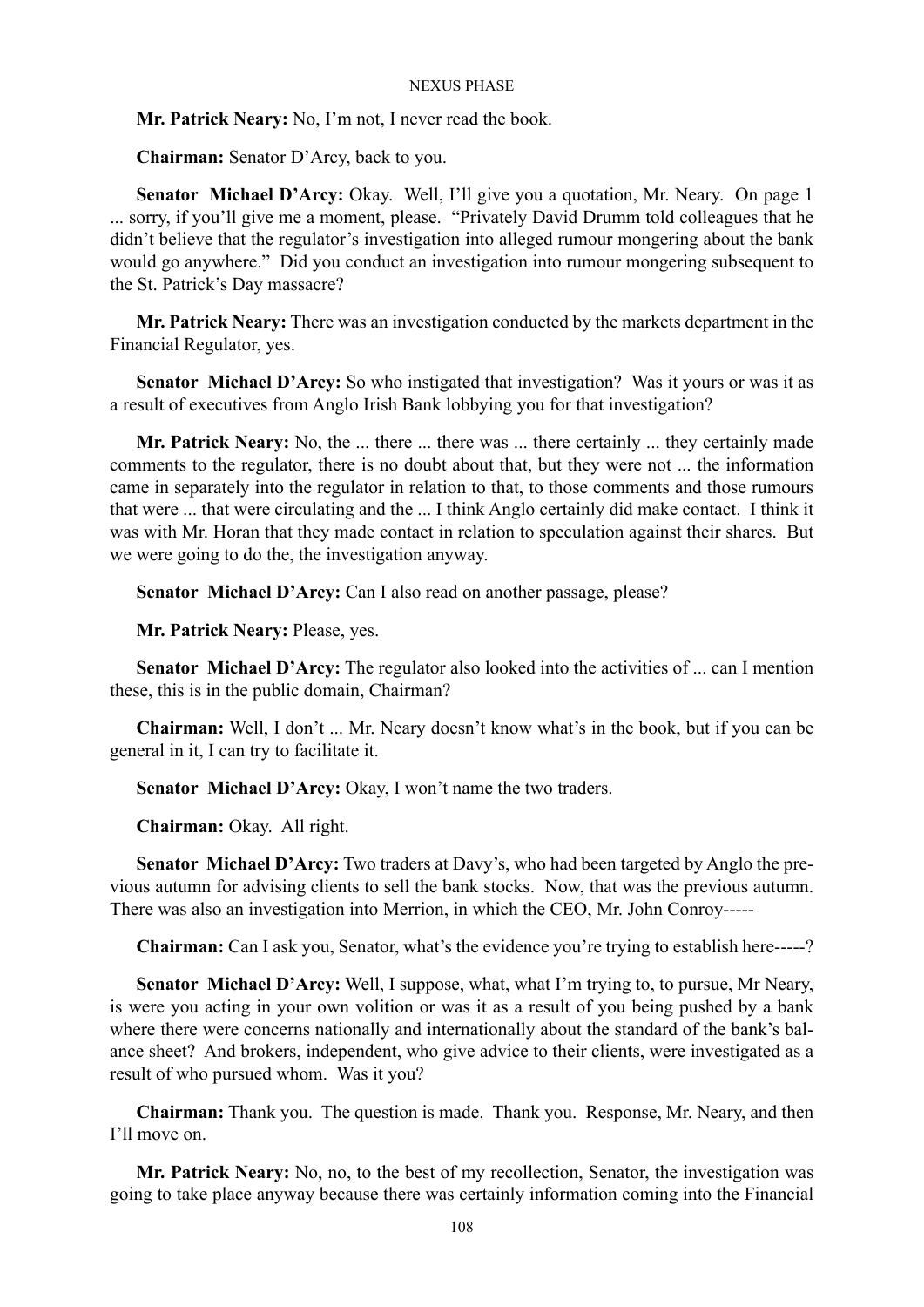**Mr. Patrick Neary:** No, I'm not, I never read the book.

**Chairman:** Senator D'Arcy, back to you.

**Senator Michael D'Arcy:** Okay. Well, I'll give you a quotation, Mr. Neary. On page 1 ... sorry, if you'll give me a moment, please. "Privately David Drumm told colleagues that he didn't believe that the regulator's investigation into alleged rumour mongering about the bank would go anywhere." Did you conduct an investigation into rumour mongering subsequent to the St. Patrick's Day massacre?

**Mr. Patrick Neary:** There was an investigation conducted by the markets department in the Financial Regulator, yes.

**Senator Michael D'Arcy:** So who instigated that investigation? Was it yours or was it as a result of executives from Anglo Irish Bank lobbying you for that investigation?

**Mr. Patrick Neary:** No, the ... there ... there was ... there certainly ... they certainly made comments to the regulator, there is no doubt about that, but they were not ... the information came in separately into the regulator in relation to that, to those comments and those rumours that were ... that were circulating and the ... I think Anglo certainly did make contact. I think it was with Mr. Horan that they made contact in relation to speculation against their shares. But we were going to do the, the investigation anyway.

**Senator Michael D'Arcy:** Can I also read on another passage, please?

**Mr. Patrick Neary:** Please, yes.

**Senator Michael D'Arcy:** The regulator also looked into the activities of ... can I mention these, this is in the public domain, Chairman?

**Chairman:** Well, I don't ... Mr. Neary doesn't know what's in the book, but if you can be general in it, I can try to facilitate it.

**Senator Michael D'Arcy:** Okay, I won't name the two traders.

**Chairman:** Okay. All right.

**Senator Michael D'Arcy:** Two traders at Davy's, who had been targeted by Anglo the previous autumn for advising clients to sell the bank stocks. Now, that was the previous autumn. There was also an investigation into Merrion, in which the CEO, Mr. John Conroy-----

**Chairman:** Can I ask you, Senator, what's the evidence you're trying to establish here-----?

**Senator Michael D'Arcy:** Well, I suppose, what, what I'm trying to, to pursue, Mr Neary, is were you acting in your own volition or was it as a result of you being pushed by a bank where there were concerns nationally and internationally about the standard of the bank's balance sheet? And brokers, independent, who give advice to their clients, were investigated as a result of who pursued whom. Was it you?

**Chairman:** Thank you. The question is made. Thank you. Response, Mr. Neary, and then I'll move on.

**Mr. Patrick Neary:** No, no, to the best of my recollection, Senator, the investigation was going to take place anyway because there was certainly information coming into the Financial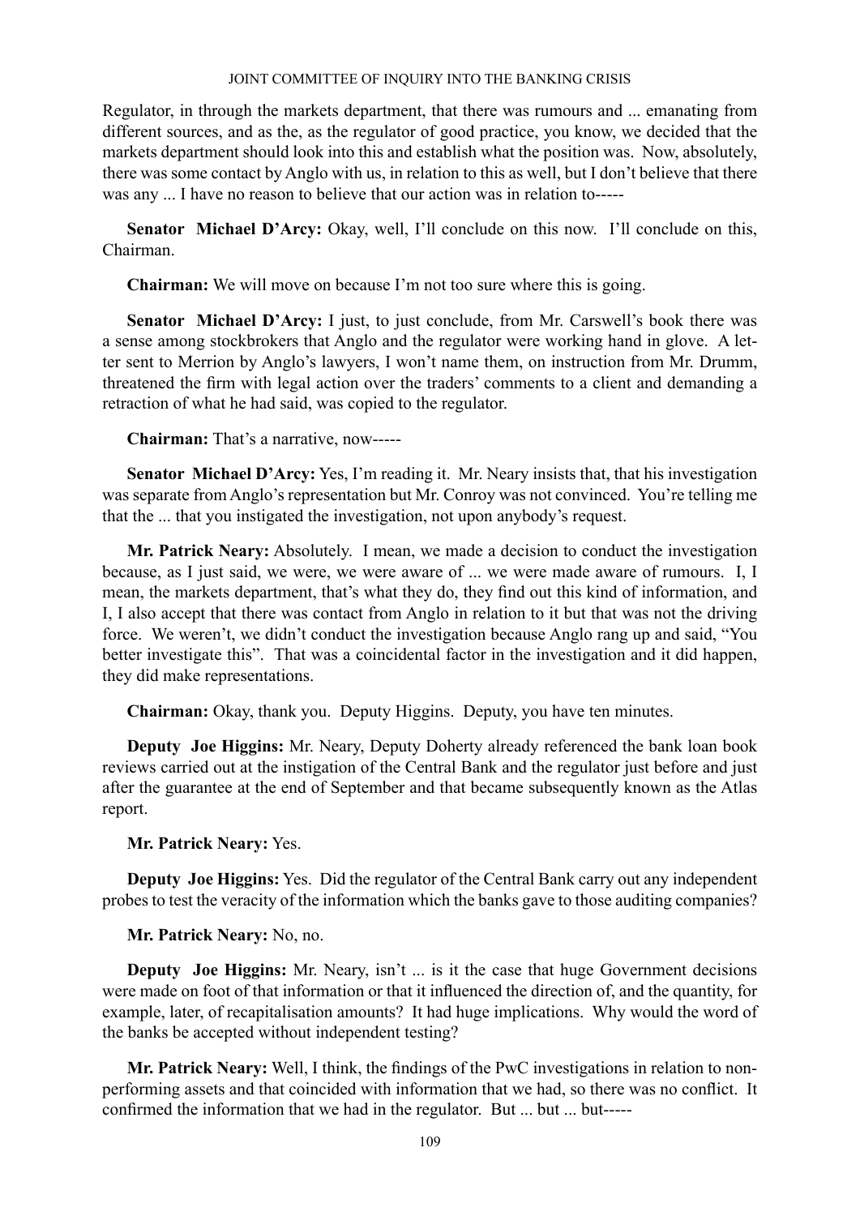Regulator, in through the markets department, that there was rumours and ... emanating from different sources, and as the, as the regulator of good practice, you know, we decided that the markets department should look into this and establish what the position was. Now, absolutely, there was some contact by Anglo with us, in relation to this as well, but I don't believe that there was any ... I have no reason to believe that our action was in relation to-----

**Senator Michael D'Arcy:** Okay, well, I'll conclude on this now. I'll conclude on this, Chairman.

**Chairman:** We will move on because I'm not too sure where this is going.

**Senator Michael D'Arcy:** I just, to just conclude, from Mr. Carswell's book there was a sense among stockbrokers that Anglo and the regulator were working hand in glove. A letter sent to Merrion by Anglo's lawyers, I won't name them, on instruction from Mr. Drumm, threatened the firm with legal action over the traders' comments to a client and demanding a retraction of what he had said, was copied to the regulator.

**Chairman:** That's a narrative, now-----

**Senator Michael D'Arcy:** Yes, I'm reading it. Mr. Neary insists that, that his investigation was separate from Anglo's representation but Mr. Conroy was not convinced. You're telling me that the ... that you instigated the investigation, not upon anybody's request.

**Mr. Patrick Neary:** Absolutely. I mean, we made a decision to conduct the investigation because, as I just said, we were, we were aware of ... we were made aware of rumours. I, I mean, the markets department, that's what they do, they find out this kind of information, and I, I also accept that there was contact from Anglo in relation to it but that was not the driving force. We weren't, we didn't conduct the investigation because Anglo rang up and said, "You better investigate this". That was a coincidental factor in the investigation and it did happen, they did make representations.

**Chairman:** Okay, thank you. Deputy Higgins. Deputy, you have ten minutes.

**Deputy Joe Higgins:** Mr. Neary, Deputy Doherty already referenced the bank loan book reviews carried out at the instigation of the Central Bank and the regulator just before and just after the guarantee at the end of September and that became subsequently known as the Atlas report.

**Mr. Patrick Neary:** Yes.

**Deputy Joe Higgins:** Yes. Did the regulator of the Central Bank carry out any independent probes to test the veracity of the information which the banks gave to those auditing companies?

**Mr. Patrick Neary:** No, no.

**Deputy Joe Higgins:** Mr. Neary, isn't ... is it the case that huge Government decisions were made on foot of that information or that it influenced the direction of, and the quantity, for example, later, of recapitalisation amounts? It had huge implications. Why would the word of the banks be accepted without independent testing?

**Mr. Patrick Neary:** Well, I think, the findings of the PwC investigations in relation to non-performing assets and that coincided with information that we had, so there was no conflict. It confirmed the information that we had in the regulator. But ... but ... but-----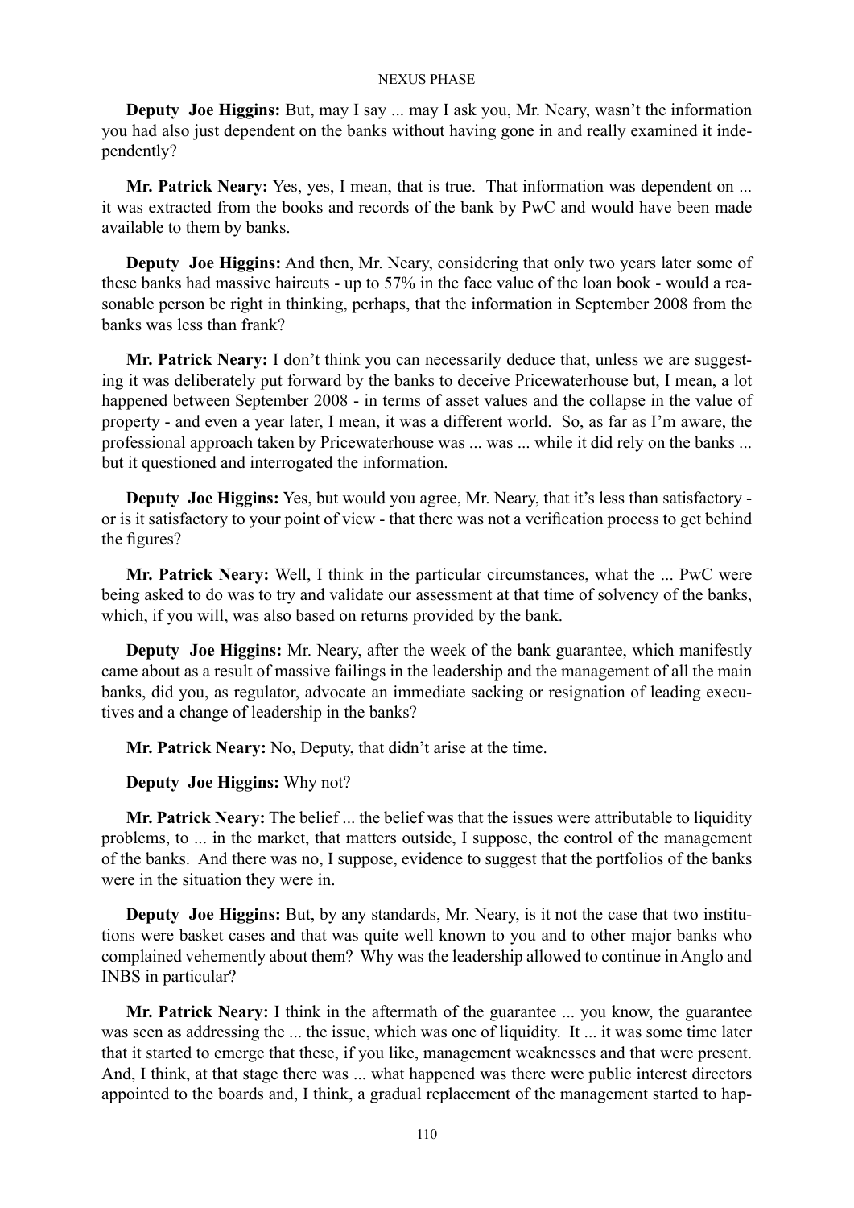**Deputy Joe Higgins:** But, may I say ... may I ask you, Mr. Neary, wasn't the information you had also just dependent on the banks without having gone in and really examined it independently?

**Mr. Patrick Neary:** Yes, yes, I mean, that is true. That information was dependent on ... it was extracted from the books and records of the bank by PwC and would have been made available to them by banks.

**Deputy Joe Higgins:** And then, Mr. Neary, considering that only two years later some of these banks had massive haircuts - up to 57% in the face value of the loan book - would a reasonable person be right in thinking, perhaps, that the information in September 2008 from the banks was less than frank?

**Mr. Patrick Neary:** I don't think you can necessarily deduce that, unless we are suggesting it was deliberately put forward by the banks to deceive Pricewaterhouse but, I mean, a lot happened between September 2008 - in terms of asset values and the collapse in the value of property - and even a year later, I mean, it was a different world. So, as far as I'm aware, the professional approach taken by Pricewaterhouse was ... was ... while it did rely on the banks ... but it questioned and interrogated the information.

**Deputy Joe Higgins:** Yes, but would you agree, Mr. Neary, that it's less than satisfactory - or is it satisfactory to your point of view - that there was not a verification process to get behind the figures?

**Mr. Patrick Neary:** Well, I think in the particular circumstances, what the ... PwC were being asked to do was to try and validate our assessment at that time of solvency of the banks, which, if you will, was also based on returns provided by the bank.

**Deputy Joe Higgins:** Mr. Neary, after the week of the bank guarantee, which manifestly came about as a result of massive failings in the leadership and the management of all the main banks, did you, as regulator, advocate an immediate sacking or resignation of leading executives and a change of leadership in the banks?

**Mr. Patrick Neary:** No, Deputy, that didn't arise at the time.

**Deputy Joe Higgins:** Why not?

**Mr. Patrick Neary:** The belief ... the belief was that the issues were attributable to liquidity problems, to ... in the market, that matters outside, I suppose, the control of the management of the banks. And there was no, I suppose, evidence to suggest that the portfolios of the banks were in the situation they were in.

**Deputy Joe Higgins:** But, by any standards, Mr. Neary, is it not the case that two institutions were basket cases and that was quite well known to you and to other major banks who complained vehemently about them? Why was the leadership allowed to continue in Anglo and INBS in particular?

**Mr. Patrick Neary:** I think in the aftermath of the guarantee ... you know, the guarantee was seen as addressing the ... the issue, which was one of liquidity. It ... it was some time later that it started to emerge that these, if you like, management weaknesses and that were present. And, I think, at that stage there was ... what happened was there were public interest directors appointed to the boards and, I think, a gradual replacement of the management started to hap-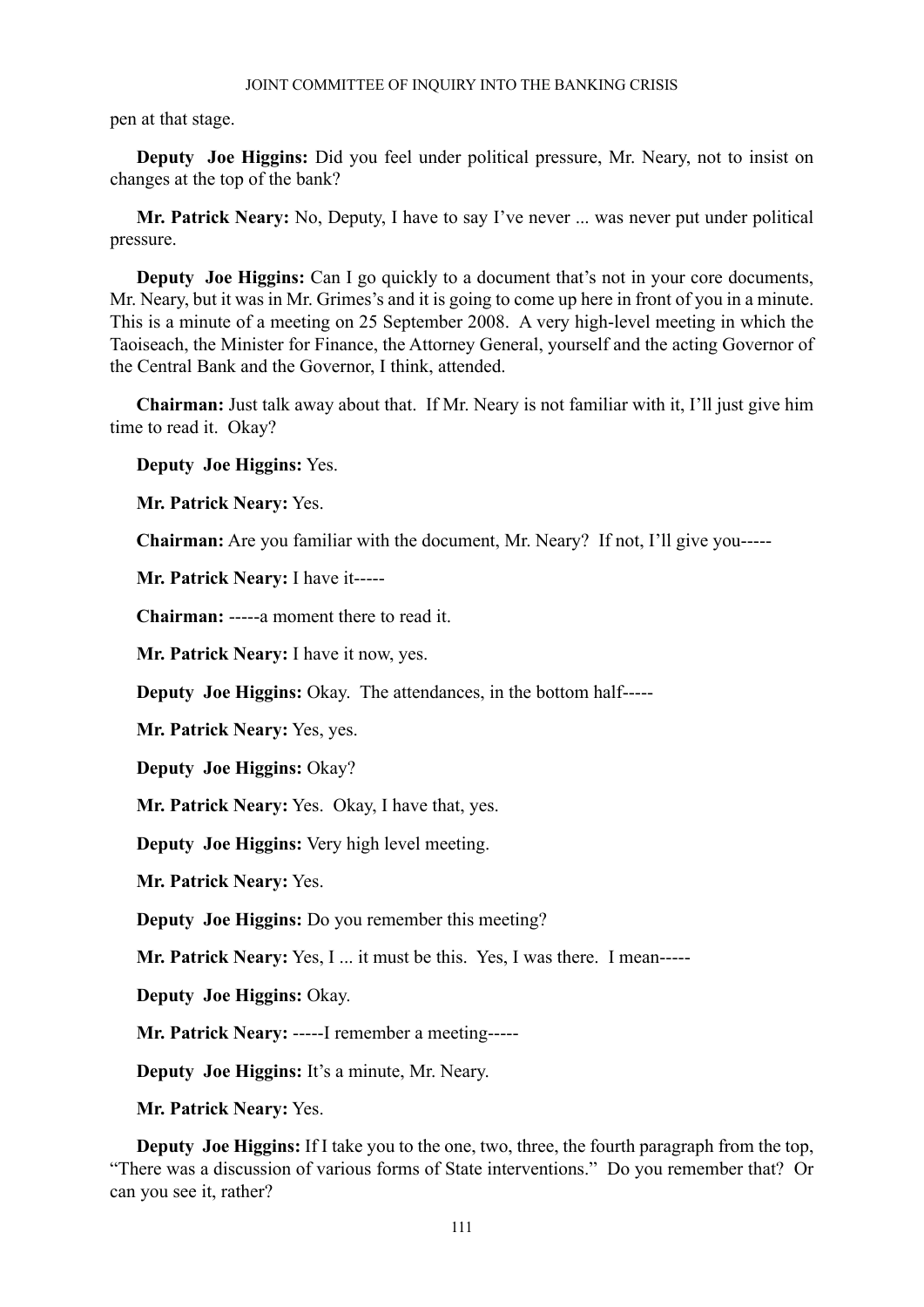pen at that stage.

**Deputy Joe Higgins:** Did you feel under political pressure, Mr. Neary, not to insist on changes at the top of the bank?

**Mr. Patrick Neary:** No, Deputy, I have to say I've never ... was never put under political pressure.

**Deputy Joe Higgins:** Can I go quickly to a document that's not in your core documents, Mr. Neary, but it was in Mr. Grimes's and it is going to come up here in front of you in a minute. This is a minute of a meeting on 25 September 2008. A very high-level meeting in which the Taoiseach, the Minister for Finance, the Attorney General, yourself and the acting Governor of the Central Bank and the Governor, I think, attended.

**Chairman:** Just talk away about that. If Mr. Neary is not familiar with it, I'll just give him time to read it. Okay?

**Deputy Joe Higgins:** Yes.

**Mr. Patrick Neary:** Yes.

**Chairman:** Are you familiar with the document, Mr. Neary? If not, I'll give you-----

**Mr. Patrick Neary:** I have it-----

**Chairman:** -----a moment there to read it.

**Mr. Patrick Neary:** I have it now, yes.

**Deputy Joe Higgins:** Okay. The attendances, in the bottom half-----

**Mr. Patrick Neary:** Yes, yes.

**Deputy Joe Higgins:** Okay?

**Mr. Patrick Neary:** Yes. Okay, I have that, yes.

**Deputy Joe Higgins:** Very high level meeting.

**Mr. Patrick Neary:** Yes.

**Deputy Joe Higgins:** Do you remember this meeting?

**Mr. Patrick Neary:** Yes, I ... it must be this. Yes, I was there. I mean-----

**Deputy Joe Higgins:** Okay.

**Mr. Patrick Neary:** -----I remember a meeting-----

**Deputy Joe Higgins:** It's a minute, Mr. Neary.

**Mr. Patrick Neary:** Yes.

**Deputy Joe Higgins:** If I take you to the one, two, three, the fourth paragraph from the top, "There was a discussion of various forms of State interventions." Do you remember that? Or can you see it, rather?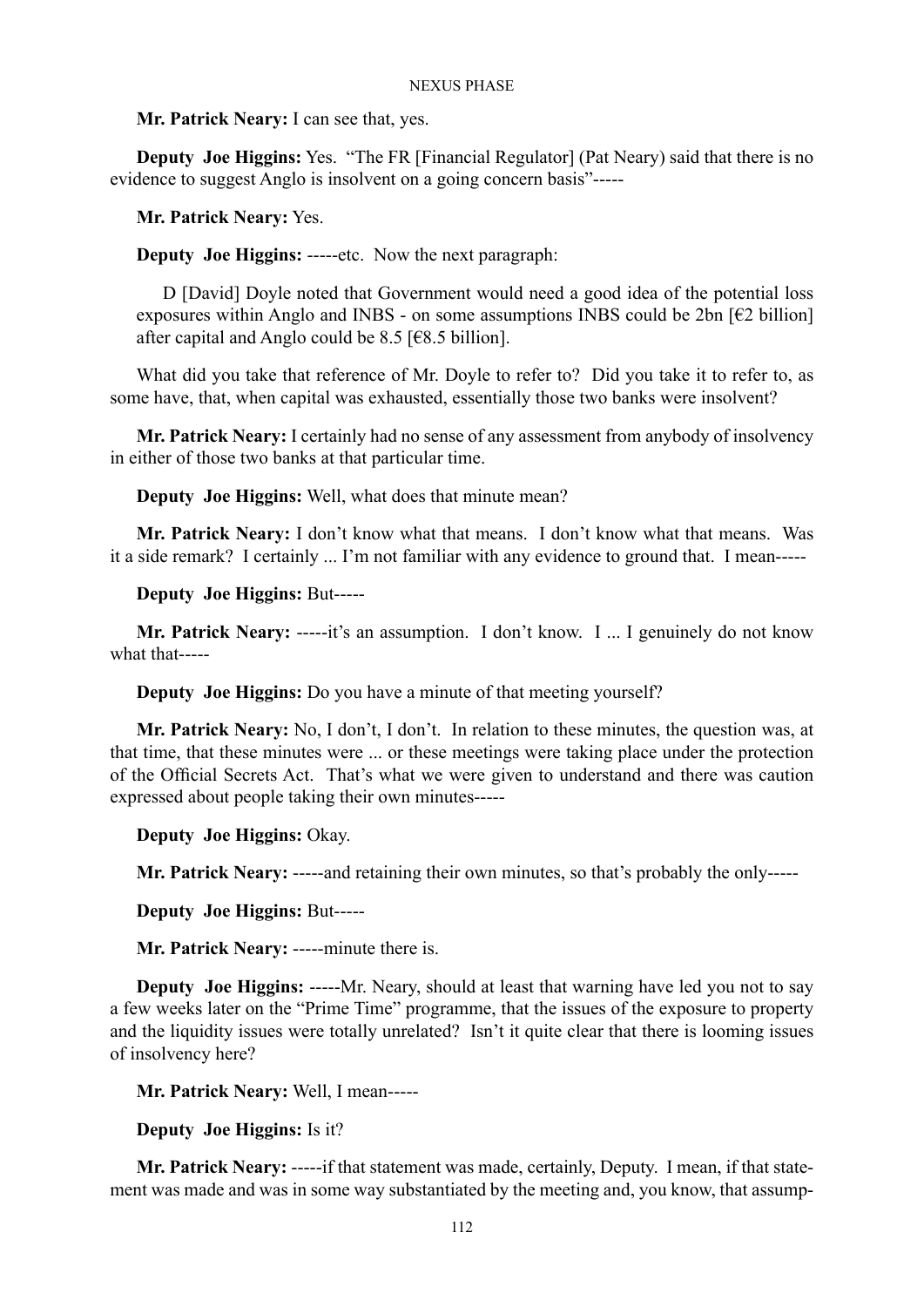**Mr. Patrick Neary:** I can see that, yes.

**Deputy Joe Higgins:** Yes. “The FR [Financial Regulator] (Pat Neary) said that there is no evidence to suggest Anglo is insolvent on a going concern basis”-----

**Mr. Patrick Neary:** Yes.

**Deputy Joe Higgins:** -----etc. Now the next paragraph:

> D [David] Doyle noted that Government would need a good idea of the potential loss exposures within Anglo and INBS - on some assumptions INBS could be 2bn [€2 billion] after capital and Anglo could be 8.5 [€8.5 billion].

What did you take that reference of Mr. Doyle to refer to? Did you take it to refer to, as some have, that, when capital was exhausted, essentially those two banks were insolvent?

**Mr. Patrick Neary:** I certainly had no sense of any assessment from anybody of insolvency in either of those two banks at that particular time.

**Deputy Joe Higgins:** Well, what does that minute mean?

**Mr. Patrick Neary:** I don’t know what that means. I don’t know what that means. Was it a side remark? I certainly ... I’m not familiar with any evidence to ground that. I mean-----

**Deputy Joe Higgins:** But-----

**Mr. Patrick Neary:** -----it’s an assumption. I don’t know. I ... I genuinely do not know what that-----

**Deputy Joe Higgins:** Do you have a minute of that meeting yourself?

**Mr. Patrick Neary:** No, I don’t, I don’t. In relation to these minutes, the question was, at that time, that these minutes were ... or these meetings were taking place under the protection of the Official Secrets Act. That’s what we were given to understand and there was caution expressed about people taking their own minutes-----

**Deputy Joe Higgins:** Okay.

**Mr. Patrick Neary:** -----and retaining their own minutes, so that’s probably the only-----

**Deputy Joe Higgins:** But-----

**Mr. Patrick Neary:** -----minute there is.

**Deputy Joe Higgins:** -----Mr. Neary, should at least that warning have led you not to say a few weeks later on the “Prime Time” programme, that the issues of the exposure to property and the liquidity issues were totally unrelated? Isn’t it quite clear that there is looming issues of insolvency here?

**Mr. Patrick Neary:** Well, I mean-----

**Deputy Joe Higgins:** Is it?

**Mr. Patrick Neary:** -----if that statement was made, certainly, Deputy. I mean, if that statement was made and was in some way substantiated by the meeting and, you know, that assump-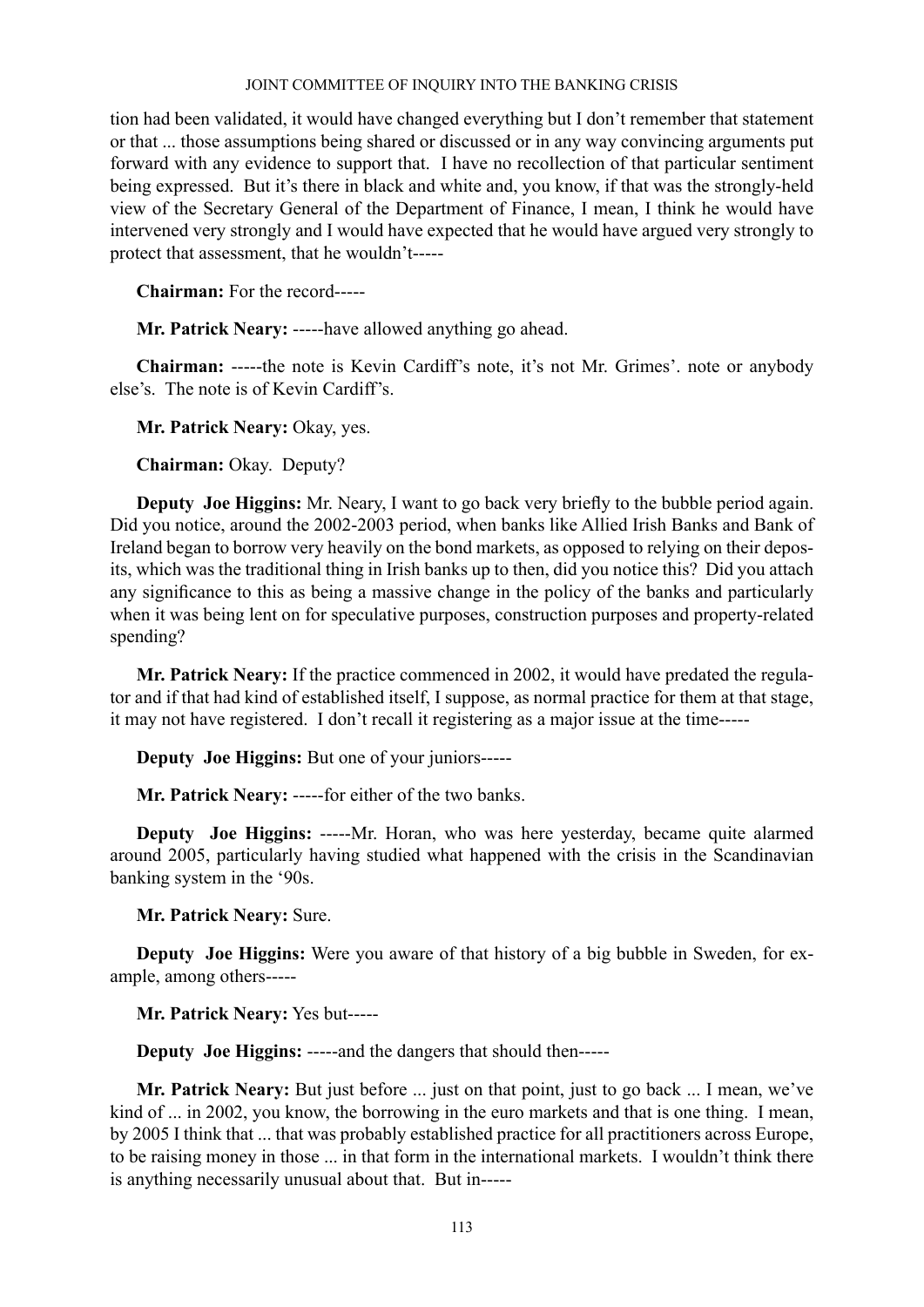tion had been validated, it would have changed everything but I don't remember that statement or that ... those assumptions being shared or discussed or in any way convincing arguments put forward with any evidence to support that. I have no recollection of that particular sentiment being expressed. But it's there in black and white and, you know, if that was the strongly-held view of the Secretary General of the Department of Finance, I mean, I think he would have intervened very strongly and I would have expected that he would have argued very strongly to protect that assessment, that he wouldn't-----

**Chairman:** For the record-----

**Mr. Patrick Neary:** -----have allowed anything go ahead.

**Chairman:** -----the note is Kevin Cardiff's note, it's not Mr. Grimes'. note or anybody else's. The note is of Kevin Cardiff's.

**Mr. Patrick Neary:** Okay, yes.

**Chairman:** Okay. Deputy?

**Deputy Joe Higgins:** Mr. Neary, I want to go back very briefly to the bubble period again. Did you notice, around the 2002-2003 period, when banks like Allied Irish Banks and Bank of Ireland began to borrow very heavily on the bond markets, as opposed to relying on their deposits, which was the traditional thing in Irish banks up to then, did you notice this? Did you attach any significance to this as being a massive change in the policy of the banks and particularly when it was being lent on for speculative purposes, construction purposes and property-related spending?

**Mr. Patrick Neary:** If the practice commenced in 2002, it would have predated the regulator and if that had kind of established itself, I suppose, as normal practice for them at that stage, it may not have registered. I don't recall it registering as a major issue at the time-----

**Deputy Joe Higgins:** But one of your juniors-----

**Mr. Patrick Neary:** -----for either of the two banks.

**Deputy Joe Higgins:** -----Mr. Horan, who was here yesterday, became quite alarmed around 2005, particularly having studied what happened with the crisis in the Scandinavian banking system in the '90s.

**Mr. Patrick Neary:** Sure.

**Deputy Joe Higgins:** Were you aware of that history of a big bubble in Sweden, for example, among others-----

**Mr. Patrick Neary:** Yes but-----

**Deputy Joe Higgins:** -----and the dangers that should then-----

**Mr. Patrick Neary:** But just before ... just on that point, just to go back ... I mean, we've kind of ... in 2002, you know, the borrowing in the euro markets and that is one thing. I mean, by 2005 I think that ... that was probably established practice for all practitioners across Europe, to be raising money in those ... in that form in the international markets. I wouldn't think there is anything necessarily unusual about that. But in-----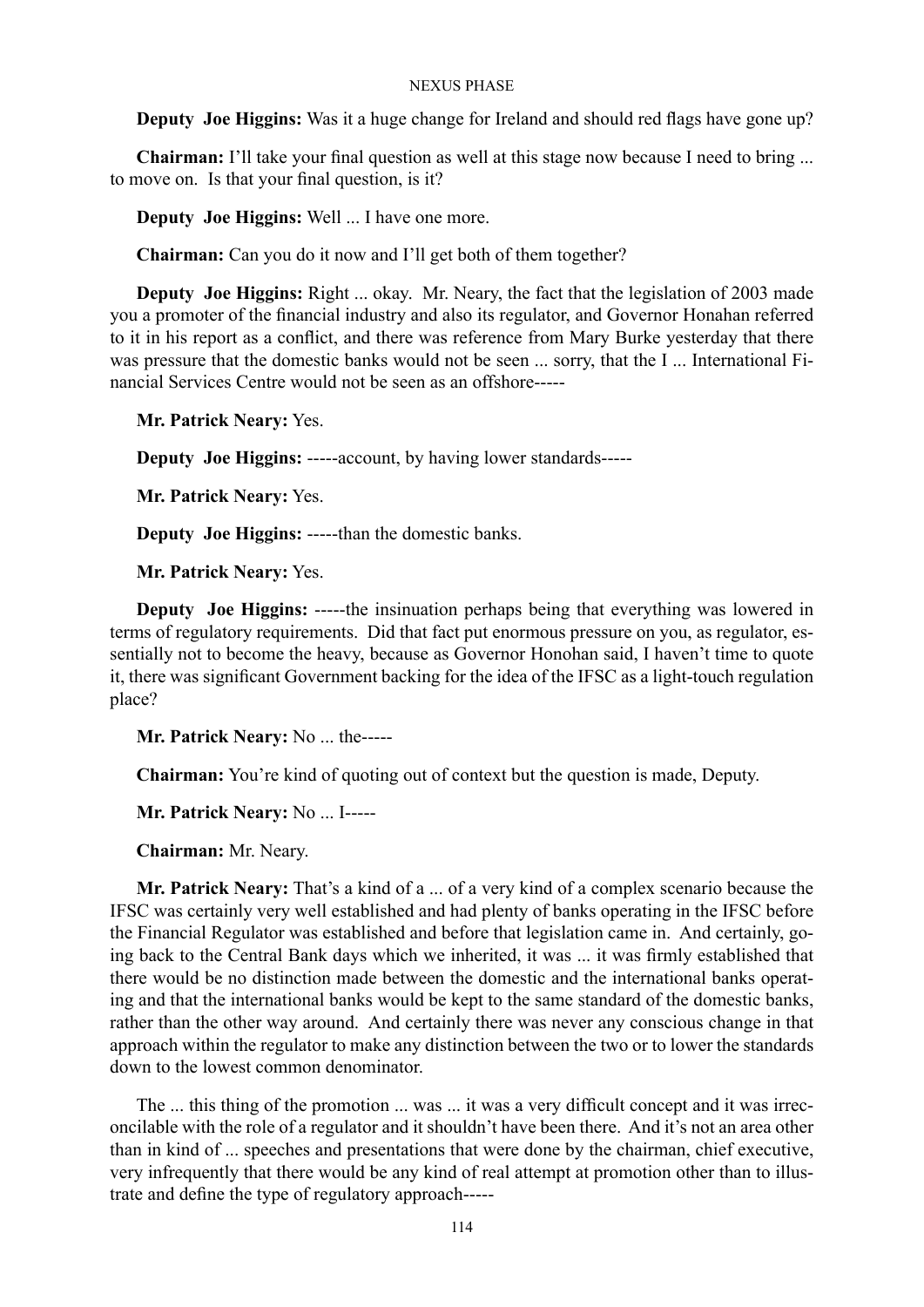**Deputy Joe Higgins:** Was it a huge change for Ireland and should red flags have gone up?

**Chairman:** I'll take your final question as well at this stage now because I need to bring ... to move on. Is that your final question, is it?

**Deputy Joe Higgins:** Well ... I have one more.

**Chairman:** Can you do it now and I'll get both of them together?

**Deputy Joe Higgins:** Right ... okay. Mr. Neary, the fact that the legislation of 2003 made you a promoter of the financial industry and also its regulator, and Governor Honahan referred to it in his report as a conflict, and there was reference from Mary Burke yesterday that there was pressure that the domestic banks would not be seen ... sorry, that the I ... International Financial Services Centre would not be seen as an offshore-----

**Mr. Patrick Neary:** Yes.

**Deputy Joe Higgins:** -----account, by having lower standards-----

**Mr. Patrick Neary:** Yes.

**Deputy Joe Higgins:** -----than the domestic banks.

**Mr. Patrick Neary:** Yes.

**Deputy Joe Higgins:** -----the insinuation perhaps being that everything was lowered in terms of regulatory requirements. Did that fact put enormous pressure on you, as regulator, essentially not to become the heavy, because as Governor Honohan said, I haven't time to quote it, there was significant Government backing for the idea of the IFSC as a light-touch regulation place?

**Mr. Patrick Neary:** No ... the-----

**Chairman:** You're kind of quoting out of context but the question is made, Deputy.

**Mr. Patrick Neary:** No ... I-----

**Chairman:** Mr. Neary.

**Mr. Patrick Neary:** That's a kind of a ... of a very kind of a complex scenario because the IFSC was certainly very well established and had plenty of banks operating in the IFSC before the Financial Regulator was established and before that legislation came in. And certainly, going back to the Central Bank days which we inherited, it was ... it was firmly established that there would be no distinction made between the domestic and the international banks operating and that the international banks would be kept to the same standard of the domestic banks, rather than the other way around. And certainly there was never any conscious change in that approach within the regulator to make any distinction between the two or to lower the standards down to the lowest common denominator.

The ... this thing of the promotion ... was ... it was a very difficult concept and it was irreconcilable with the role of a regulator and it shouldn't have been there. And it's not an area other than in kind of ... speeches and presentations that were done by the chairman, chief executive, very infrequently that there would be any kind of real attempt at promotion other than to illustrate and define the type of regulatory approach-----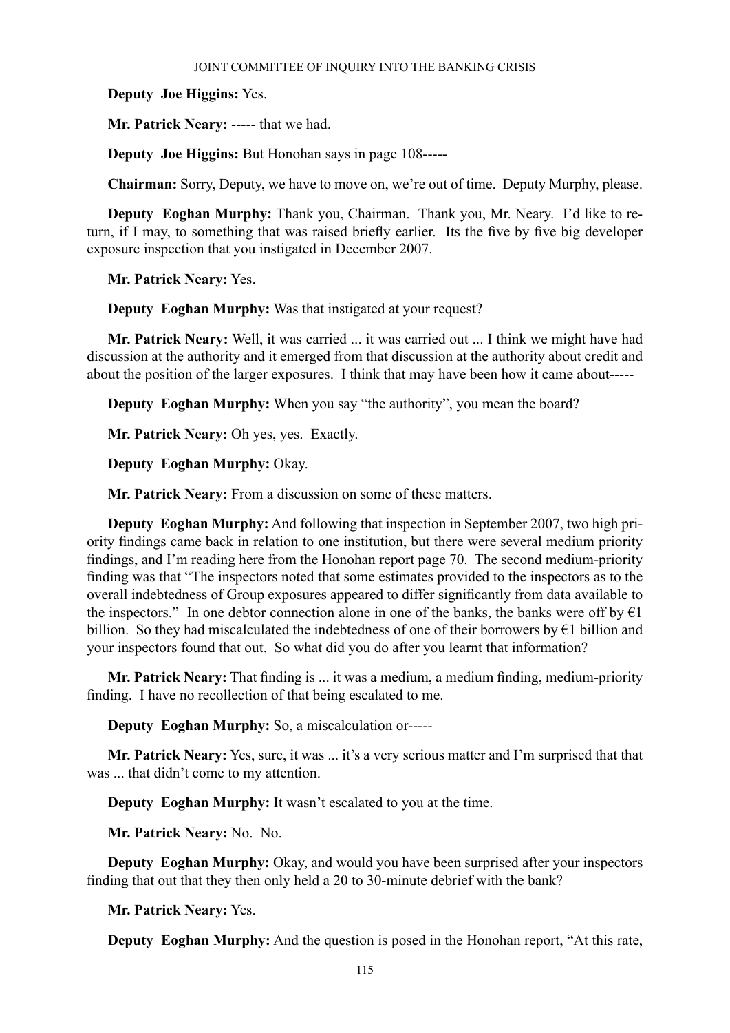**Deputy Joe Higgins:** Yes.

**Mr. Patrick Neary:** ----- that we had.

**Deputy Joe Higgins:** But Honohan says in page 108-----

**Chairman:** Sorry, Deputy, we have to move on, we're out of time. Deputy Murphy, please.

**Deputy Eoghan Murphy:** Thank you, Chairman. Thank you, Mr. Neary. I'd like to return, if I may, to something that was raised briefly earlier. Its the five by five big developer exposure inspection that you instigated in December 2007.

**Mr. Patrick Neary:** Yes.

**Deputy Eoghan Murphy:** Was that instigated at your request?

**Mr. Patrick Neary:** Well, it was carried ... it was carried out ... I think we might have had discussion at the authority and it emerged from that discussion at the authority about credit and about the position of the larger exposures. I think that may have been how it came about-----

**Deputy Eoghan Murphy:** When you say "the authority", you mean the board?

**Mr. Patrick Neary:** Oh yes, yes. Exactly.

**Deputy Eoghan Murphy:** Okay.

**Mr. Patrick Neary:** From a discussion on some of these matters.

**Deputy Eoghan Murphy:** And following that inspection in September 2007, two high priority findings came back in relation to one institution, but there were several medium priority findings, and I'm reading here from the Honohan report page 70. The second medium-priority finding was that "The inspectors noted that some estimates provided to the inspectors as to the overall indebtedness of Group exposures appeared to differ significantly from data available to the inspectors." In one debtor connection alone in one of the banks, the banks were off by €1 billion. So they had miscalculated the indebtedness of one of their borrowers by €1 billion and your inspectors found that out. So what did you do after you learnt that information?

**Mr. Patrick Neary:** That finding is ... it was a medium, a medium finding, medium-priority finding. I have no recollection of that being escalated to me.

**Deputy Eoghan Murphy:** So, a miscalculation or-----

**Mr. Patrick Neary:** Yes, sure, it was ... it's a very serious matter and I'm surprised that that was ... that didn't come to my attention.

**Deputy Eoghan Murphy:** It wasn't escalated to you at the time.

**Mr. Patrick Neary:** No. No.

**Deputy Eoghan Murphy:** Okay, and would you have been surprised after your inspectors finding that out that they then only held a 20 to 30-minute debrief with the bank?

**Mr. Patrick Neary:** Yes.

**Deputy Eoghan Murphy:** And the question is posed in the Honohan report, "At this rate,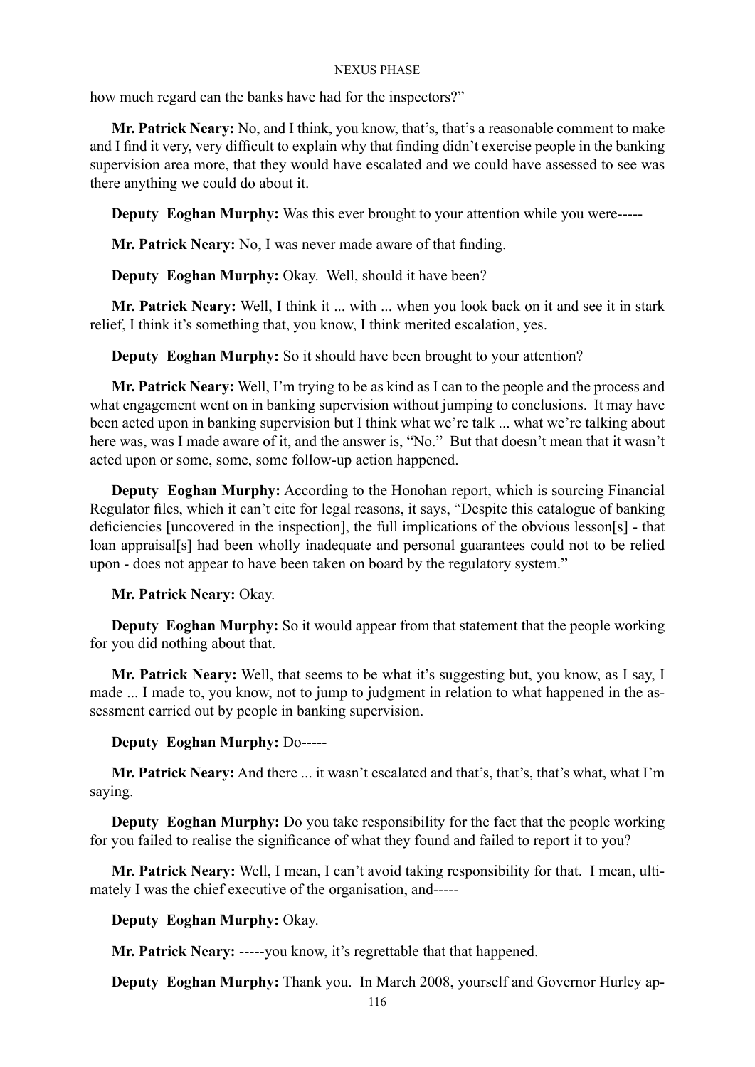how much regard can the banks have had for the inspectors?"

**Mr. Patrick Neary:** No, and I think, you know, that's, that's a reasonable comment to make and I find it very, very difficult to explain why that finding didn't exercise people in the banking supervision area more, that they would have escalated and we could have assessed to see was there anything we could do about it.

**Deputy Eoghan Murphy:** Was this ever brought to your attention while you were-----

**Mr. Patrick Neary:** No, I was never made aware of that finding.

**Deputy Eoghan Murphy:** Okay. Well, should it have been?

**Mr. Patrick Neary:** Well, I think it ... with ... when you look back on it and see it in stark relief, I think it's something that, you know, I think merited escalation, yes.

**Deputy Eoghan Murphy:** So it should have been brought to your attention?

**Mr. Patrick Neary:** Well, I'm trying to be as kind as I can to the people and the process and what engagement went on in banking supervision without jumping to conclusions. It may have been acted upon in banking supervision but I think what we're talk ... what we're talking about here was, was I made aware of it, and the answer is, "No." But that doesn't mean that it wasn't acted upon or some, some, some follow-up action happened.

**Deputy Eoghan Murphy:** According to the Honohan report, which is sourcing Financial Regulator files, which it can't cite for legal reasons, it says, "Despite this catalogue of banking deficiencies [uncovered in the inspection], the full implications of the obvious lesson[s] - that loan appraisal[s] had been wholly inadequate and personal guarantees could not to be relied upon - does not appear to have been taken on board by the regulatory system."

**Mr. Patrick Neary:** Okay.

**Deputy Eoghan Murphy:** So it would appear from that statement that the people working for you did nothing about that.

**Mr. Patrick Neary:** Well, that seems to be what it's suggesting but, you know, as I say, I made ... I made to, you know, not to jump to judgment in relation to what happened in the assessment carried out by people in banking supervision.

**Deputy Eoghan Murphy:** Do-----

**Mr. Patrick Neary:** And there ... it wasn't escalated and that's, that's, that's what, what I'm saying.

**Deputy Eoghan Murphy:** Do you take responsibility for the fact that the people working for you failed to realise the significance of what they found and failed to report it to you?

**Mr. Patrick Neary:** Well, I mean, I can't avoid taking responsibility for that. I mean, ultimately I was the chief executive of the organisation, and-----

**Deputy Eoghan Murphy:** Okay.

**Mr. Patrick Neary:** -----you know, it's regrettable that that happened.

**Deputy Eoghan Murphy:** Thank you. In March 2008, yourself and Governor Hurley ap-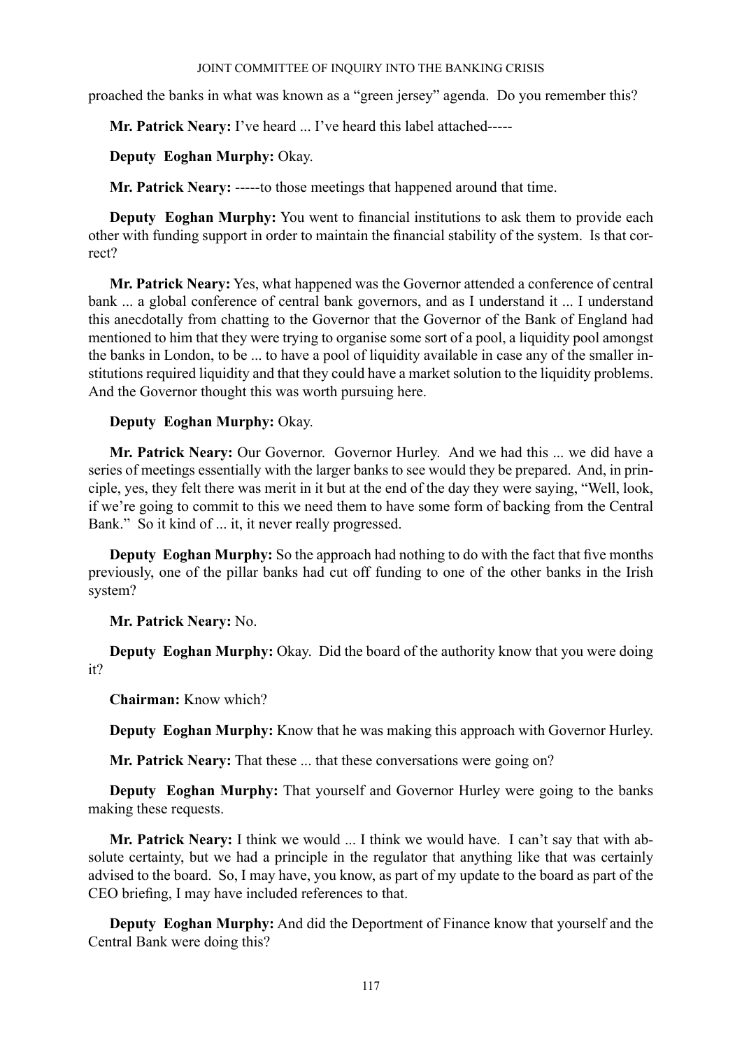proached the banks in what was known as a "green jersey" agenda. Do you remember this?

**Mr. Patrick Neary:** I've heard ... I've heard this label attached-----

**Deputy Eoghan Murphy:** Okay.

**Mr. Patrick Neary:** -----to those meetings that happened around that time.

**Deputy Eoghan Murphy:** You went to financial institutions to ask them to provide each other with funding support in order to maintain the financial stability of the system. Is that correct?

**Mr. Patrick Neary:** Yes, what happened was the Governor attended a conference of central bank ... a global conference of central bank governors, and as I understand it ... I understand this anecdotally from chatting to the Governor that the Governor of the Bank of England had mentioned to him that they were trying to organise some sort of a pool, a liquidity pool amongst the banks in London, to be ... to have a pool of liquidity available in case any of the smaller institutions required liquidity and that they could have a market solution to the liquidity problems. And the Governor thought this was worth pursuing here.

**Deputy Eoghan Murphy:** Okay.

**Mr. Patrick Neary:** Our Governor. Governor Hurley. And we had this ... we did have a series of meetings essentially with the larger banks to see would they be prepared. And, in principle, yes, they felt there was merit in it but at the end of the day they were saying, "Well, look, if we're going to commit to this we need them to have some form of backing from the Central Bank." So it kind of ... it, it never really progressed.

**Deputy Eoghan Murphy:** So the approach had nothing to do with the fact that five months previously, one of the pillar banks had cut off funding to one of the other banks in the Irish system?

**Mr. Patrick Neary:** No.

**Deputy Eoghan Murphy:** Okay. Did the board of the authority know that you were doing it?

**Chairman:** Know which?

**Deputy Eoghan Murphy:** Know that he was making this approach with Governor Hurley.

**Mr. Patrick Neary:** That these ... that these conversations were going on?

**Deputy Eoghan Murphy:** That yourself and Governor Hurley were going to the banks making these requests.

**Mr. Patrick Neary:** I think we would ... I think we would have. I can't say that with absolute certainty, but we had a principle in the regulator that anything like that was certainly advised to the board. So, I may have, you know, as part of my update to the board as part of the CEO briefing, I may have included references to that.

**Deputy Eoghan Murphy:** And did the Deportment of Finance know that yourself and the Central Bank were doing this?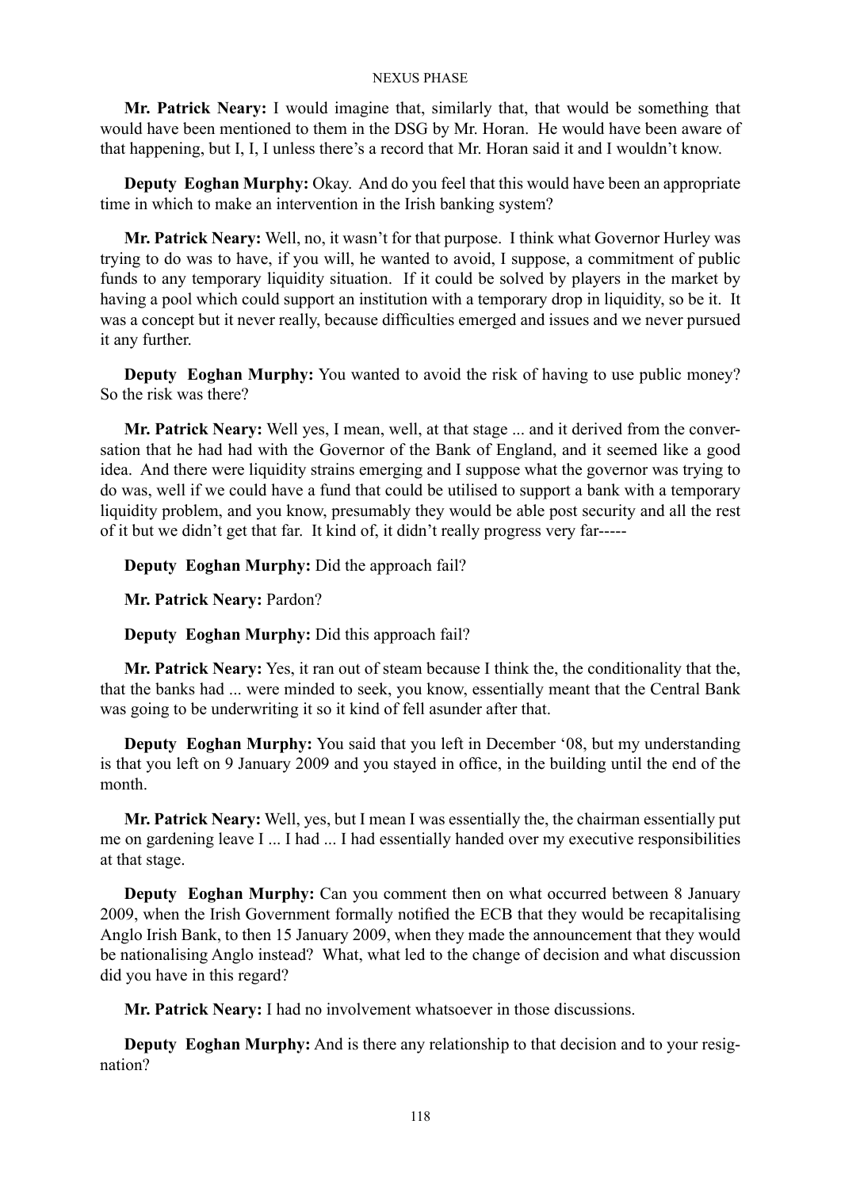**Mr. Patrick Neary:** I would imagine that, similarly that, that would be something that would have been mentioned to them in the DSG by Mr. Horan. He would have been aware of that happening, but I, I, I unless there's a record that Mr. Horan said it and I wouldn't know.

**Deputy Eoghan Murphy:** Okay. And do you feel that this would have been an appropriate time in which to make an intervention in the Irish banking system?

**Mr. Patrick Neary:** Well, no, it wasn't for that purpose. I think what Governor Hurley was trying to do was to have, if you will, he wanted to avoid, I suppose, a commitment of public funds to any temporary liquidity situation. If it could be solved by players in the market by having a pool which could support an institution with a temporary drop in liquidity, so be it. It was a concept but it never really, because difficulties emerged and issues and we never pursued it any further.

**Deputy Eoghan Murphy:** You wanted to avoid the risk of having to use public money? So the risk was there?

**Mr. Patrick Neary:** Well yes, I mean, well, at that stage ... and it derived from the conversation that he had had with the Governor of the Bank of England, and it seemed like a good idea. And there were liquidity strains emerging and I suppose what the governor was trying to do was, well if we could have a fund that could be utilised to support a bank with a temporary liquidity problem, and you know, presumably they would be able post security and all the rest of it but we didn't get that far. It kind of, it didn't really progress very far-----

**Deputy Eoghan Murphy:** Did the approach fail?

**Mr. Patrick Neary:** Pardon?

**Deputy Eoghan Murphy:** Did this approach fail?

**Mr. Patrick Neary:** Yes, it ran out of steam because I think the, the conditionality that the, that the banks had ... were minded to seek, you know, essentially meant that the Central Bank was going to be underwriting it so it kind of fell asunder after that.

**Deputy Eoghan Murphy:** You said that you left in December '08, but my understanding is that you left on 9 January 2009 and you stayed in office, in the building until the end of the month.

**Mr. Patrick Neary:** Well, yes, but I mean I was essentially the, the chairman essentially put me on gardening leave I ... I had ... I had essentially handed over my executive responsibilities at that stage.

**Deputy Eoghan Murphy:** Can you comment then on what occurred between 8 January 2009, when the Irish Government formally notified the ECB that they would be recapitalising Anglo Irish Bank, to then 15 January 2009, when they made the announcement that they would be nationalising Anglo instead? What, what led to the change of decision and what discussion did you have in this regard?

**Mr. Patrick Neary:** I had no involvement whatsoever in those discussions.

**Deputy Eoghan Murphy:** And is there any relationship to that decision and to your resignation?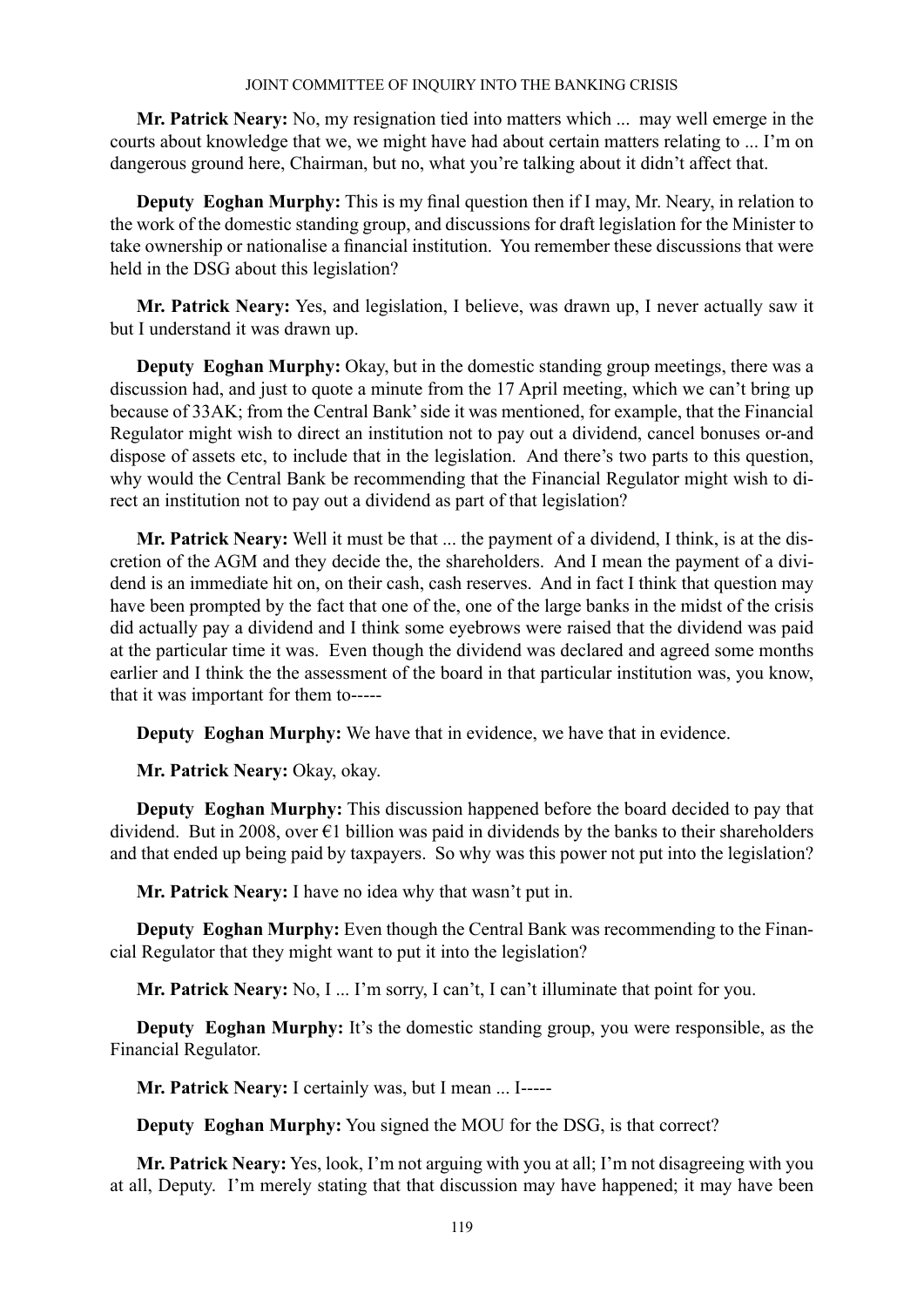**Mr. Patrick Neary:** No, my resignation tied into matters which ... may well emerge in the courts about knowledge that we, we might have had about certain matters relating to ... I'm on dangerous ground here, Chairman, but no, what you're talking about it didn't affect that.

**Deputy Eoghan Murphy:** This is my final question then if I may, Mr. Neary, in relation to the work of the domestic standing group, and discussions for draft legislation for the Minister to take ownership or nationalise a financial institution. You remember these discussions that were held in the DSG about this legislation?

**Mr. Patrick Neary:** Yes, and legislation, I believe, was drawn up, I never actually saw it but I understand it was drawn up.

**Deputy Eoghan Murphy:** Okay, but in the domestic standing group meetings, there was a discussion had, and just to quote a minute from the 17 April meeting, which we can't bring up because of 33AK; from the Central Bank' side it was mentioned, for example, that the Financial Regulator might wish to direct an institution not to pay out a dividend, cancel bonuses or-and dispose of assets etc, to include that in the legislation. And there's two parts to this question, why would the Central Bank be recommending that the Financial Regulator might wish to direct an institution not to pay out a dividend as part of that legislation?

**Mr. Patrick Neary:** Well it must be that ... the payment of a dividend, I think, is at the discretion of the AGM and they decide the, the shareholders. And I mean the payment of a dividend is an immediate hit on, on their cash, cash reserves. And in fact I think that question may have been prompted by the fact that one of the, one of the large banks in the midst of the crisis did actually pay a dividend and I think some eyebrows were raised that the dividend was paid at the particular time it was. Even though the dividend was declared and agreed some months earlier and I think the the assessment of the board in that particular institution was, you know, that it was important for them to-----

**Deputy Eoghan Murphy:** We have that in evidence, we have that in evidence.

**Mr. Patrick Neary:** Okay, okay.

**Deputy Eoghan Murphy:** This discussion happened before the board decided to pay that dividend. But in 2008, over €1 billion was paid in dividends by the banks to their shareholders and that ended up being paid by taxpayers. So why was this power not put into the legislation?

**Mr. Patrick Neary:** I have no idea why that wasn't put in.

**Deputy Eoghan Murphy:** Even though the Central Bank was recommending to the Financial Regulator that they might want to put it into the legislation?

**Mr. Patrick Neary:** No, I ... I'm sorry, I can't, I can't illuminate that point for you.

**Deputy Eoghan Murphy:** It's the domestic standing group, you were responsible, as the Financial Regulator.

**Mr. Patrick Neary:** I certainly was, but I mean ... I-----

**Deputy Eoghan Murphy:** You signed the MOU for the DSG, is that correct?

**Mr. Patrick Neary:** Yes, look, I'm not arguing with you at all; I'm not disagreeing with you at all, Deputy. I'm merely stating that that discussion may have happened; it may have been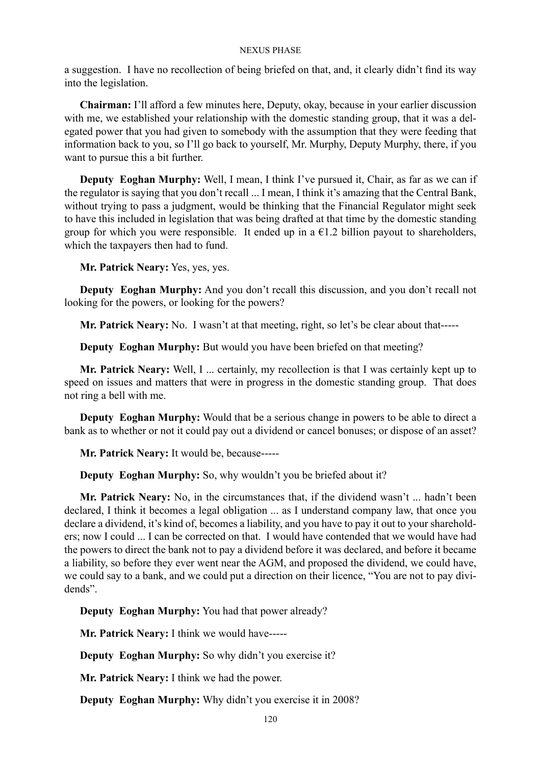a suggestion. I have no recollection of being briefed on that, and, it clearly didn't find its way into the legislation.

**Chairman:** I'll afford a few minutes here, Deputy, okay, because in your earlier discussion with me, we established your relationship with the domestic standing group, that it was a delegated power that you had given to somebody with the assumption that they were feeding that information back to you, so I'll go back to yourself, Mr. Murphy, Deputy Murphy, there, if you want to pursue this a bit further.

**Deputy Eoghan Murphy:** Well, I mean, I think I've pursued it, Chair, as far as we can if the regulator is saying that you don't recall ... I mean, I think it's amazing that the Central Bank, without trying to pass a judgment, would be thinking that the Financial Regulator might seek to have this included in legislation that was being drafted at that time by the domestic standing group for which you were responsible. It ended up in a €1.2 billion payout to shareholders, which the taxpayers then had to fund.

**Mr. Patrick Neary:** Yes, yes, yes.

**Deputy Eoghan Murphy:** And you don't recall this discussion, and you don't recall not looking for the powers, or looking for the powers?

**Mr. Patrick Neary:** No. I wasn't at that meeting, right, so let's be clear about that-----

**Deputy Eoghan Murphy:** But would you have been briefed on that meeting?

**Mr. Patrick Neary:** Well, I ... certainly, my recollection is that I was certainly kept up to speed on issues and matters that were in progress in the domestic standing group. That does not ring a bell with me.

**Deputy Eoghan Murphy:** Would that be a serious change in powers to be able to direct a bank as to whether or not it could pay out a dividend or cancel bonuses; or dispose of an asset?

**Mr. Patrick Neary:** It would be, because-----

**Deputy Eoghan Murphy:** So, why wouldn't you be briefed about it?

**Mr. Patrick Neary:** No, in the circumstances that, if the dividend wasn't ... hadn't been declared, I think it becomes a legal obligation ... as I understand company law, that once you declare a dividend, it's kind of, becomes a liability, and you have to pay it out to your shareholders; now I could ... I can be corrected on that. I would have contended that we would have had the powers to direct the bank not to pay a dividend before it was declared, and before it became a liability, so before they ever went near the AGM, and proposed the dividend, we could have, we could say to a bank, and we could put a direction on their licence, "You are not to pay dividends".

**Deputy Eoghan Murphy:** You had that power already?

**Mr. Patrick Neary:** I think we would have-----

**Deputy Eoghan Murphy:** So why didn't you exercise it?

**Mr. Patrick Neary:** I think we had the power.

**Deputy Eoghan Murphy:** Why didn't you exercise it in 2008?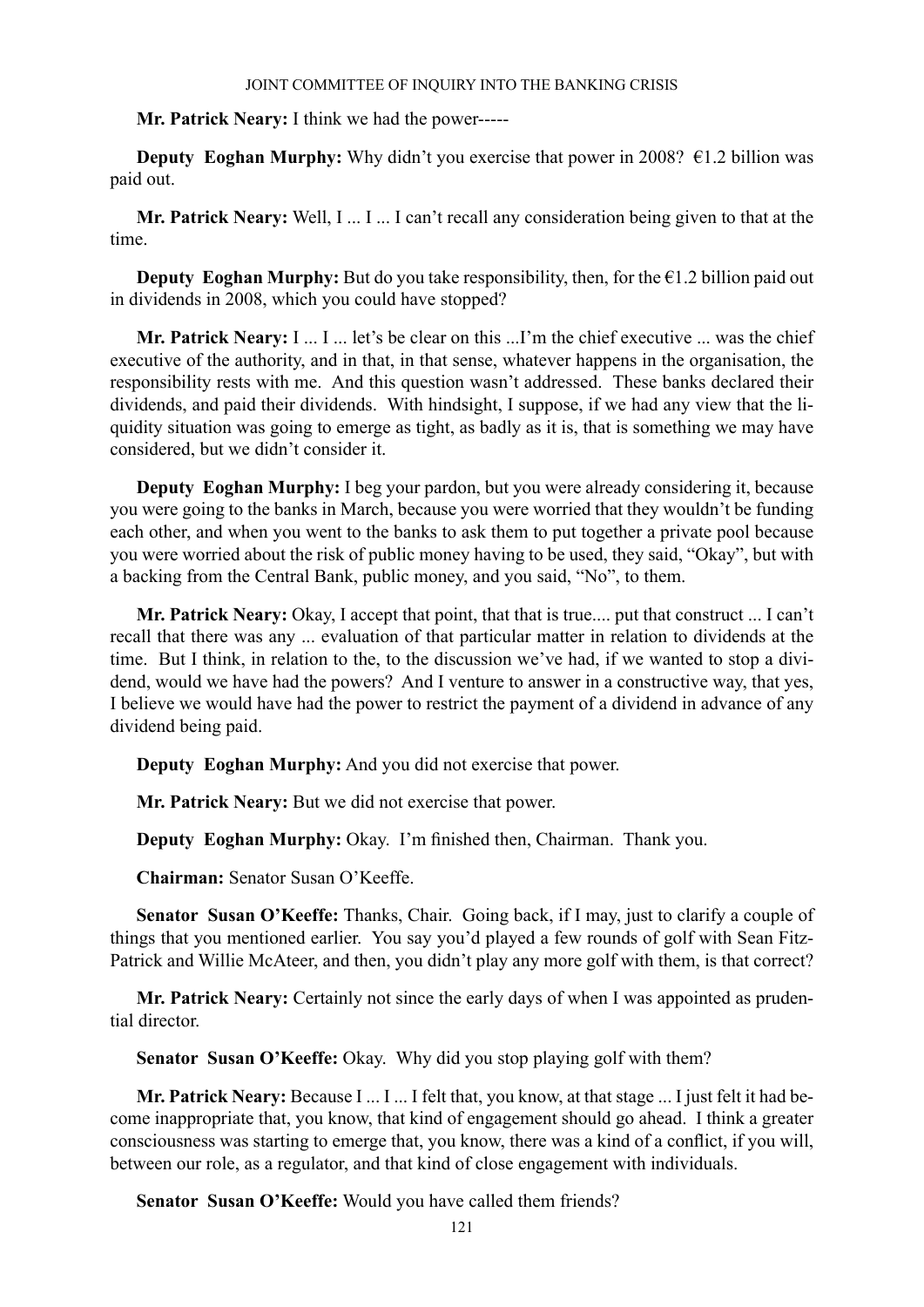**Mr. Patrick Neary:** I think we had the power-----

**Deputy Eoghan Murphy:** Why didn't you exercise that power in 2008? €1.2 billion was paid out.

**Mr. Patrick Neary:** Well, I ... I ... I can't recall any consideration being given to that at the time.

**Deputy Eoghan Murphy:** But do you take responsibility, then, for the €1.2 billion paid out in dividends in 2008, which you could have stopped?

**Mr. Patrick Neary:** I ... I ... let's be clear on this ...I'm the chief executive ... was the chief executive of the authority, and in that, in that sense, whatever happens in the organisation, the responsibility rests with me. And this question wasn't addressed. These banks declared their dividends, and paid their dividends. With hindsight, I suppose, if we had any view that the liquidity situation was going to emerge as tight, as badly as it is, that is something we may have considered, but we didn't consider it.

**Deputy Eoghan Murphy:** I beg your pardon, but you were already considering it, because you were going to the banks in March, because you were worried that they wouldn't be funding each other, and when you went to the banks to ask them to put together a private pool because you were worried about the risk of public money having to be used, they said, "Okay", but with a backing from the Central Bank, public money, and you said, "No", to them.

**Mr. Patrick Neary:** Okay, I accept that point, that that is true.... put that construct ... I can't recall that there was any ... evaluation of that particular matter in relation to dividends at the time. But I think, in relation to the, to the discussion we've had, if we wanted to stop a dividend, would we have had the powers? And I venture to answer in a constructive way, that yes, I believe we would have had the power to restrict the payment of a dividend in advance of any dividend being paid.

**Deputy Eoghan Murphy:** And you did not exercise that power.

**Mr. Patrick Neary:** But we did not exercise that power.

**Deputy Eoghan Murphy:** Okay. I'm finished then, Chairman. Thank you.

**Chairman:** Senator Susan O'Keeffe.

**Senator Susan O'Keeffe:** Thanks, Chair. Going back, if I may, just to clarify a couple of things that you mentioned earlier. You say you'd played a few rounds of golf with Sean FitzPatrick and Willie McAteer, and then, you didn't play any more golf with them, is that correct?

**Mr. Patrick Neary:** Certainly not since the early days of when I was appointed as prudential director.

**Senator Susan O'Keeffe:** Okay. Why did you stop playing golf with them?

**Mr. Patrick Neary:** Because I ... I ... I felt that, you know, at that stage ... I just felt it had become inappropriate that, you know, that kind of engagement should go ahead. I think a greater consciousness was starting to emerge that, you know, there was a kind of a conflict, if you will, between our role, as a regulator, and that kind of close engagement with individuals.

**Senator Susan O'Keeffe:** Would you have called them friends?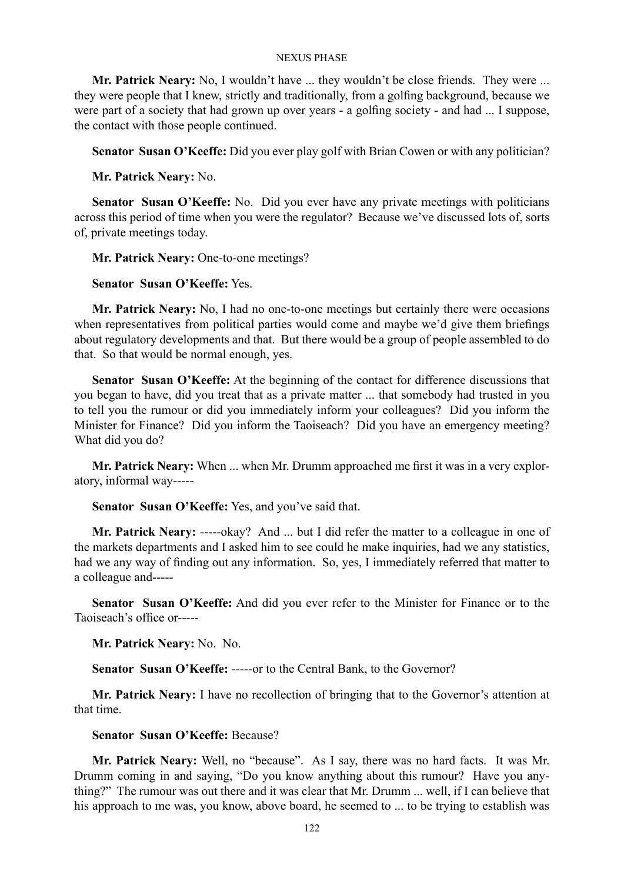**Mr. Patrick Neary:** No, I wouldn't have ... they wouldn't be close friends. They were ... they were people that I knew, strictly and traditionally, from a golfing background, because we were part of a society that had grown up over years - a golfing society - and had ... I suppose, the contact with those people continued.

**Senator Susan O'Keeffe:** Did you ever play golf with Brian Cowen or with any politician?

**Mr. Patrick Neary:** No.

**Senator Susan O'Keeffe:** No. Did you ever have any private meetings with politicians across this period of time when you were the regulator? Because we've discussed lots of, sorts of, private meetings today.

**Mr. Patrick Neary:** One-to-one meetings?

**Senator Susan O'Keeffe:** Yes.

**Mr. Patrick Neary:** No, I had no one-to-one meetings but certainly there were occasions when representatives from political parties would come and maybe we'd give them briefings about regulatory developments and that. But there would be a group of people assembled to do that. So that would be normal enough, yes.

**Senator Susan O'Keeffe:** At the beginning of the contact for difference discussions that you began to have, did you treat that as a private matter ... that somebody had trusted in you to tell you the rumour or did you immediately inform your colleagues? Did you inform the Minister for Finance? Did you inform the Taoiseach? Did you have an emergency meeting? What did you do?

**Mr. Patrick Neary:** When ... when Mr. Drumm approached me first it was in a very exploratory, informal way-----

**Senator Susan O'Keeffe:** Yes, and you've said that.

**Mr. Patrick Neary:** -----okay? And ... but I did refer the matter to a colleague in one of the markets departments and I asked him to see could he make inquiries, had we any statistics, had we any way of finding out any information. So, yes, I immediately referred that matter to a colleague and-----

**Senator Susan O'Keeffe:** And did you ever refer to the Minister for Finance or to the Taoiseach's office or-----

**Mr. Patrick Neary:** No. No.

**Senator Susan O'Keeffe:** -----or to the Central Bank, to the Governor?

**Mr. Patrick Neary:** I have no recollection of bringing that to the Governor's attention at that time.

**Senator Susan O'Keeffe:** Because?

**Mr. Patrick Neary:** Well, no "because". As I say, there was no hard facts. It was Mr. Drumm coming in and saying, "Do you know anything about this rumour? Have you anything?" The rumour was out there and it was clear that Mr. Drumm ... well, if I can believe that his approach to me was, you know, above board, he seemed to ... to be trying to establish was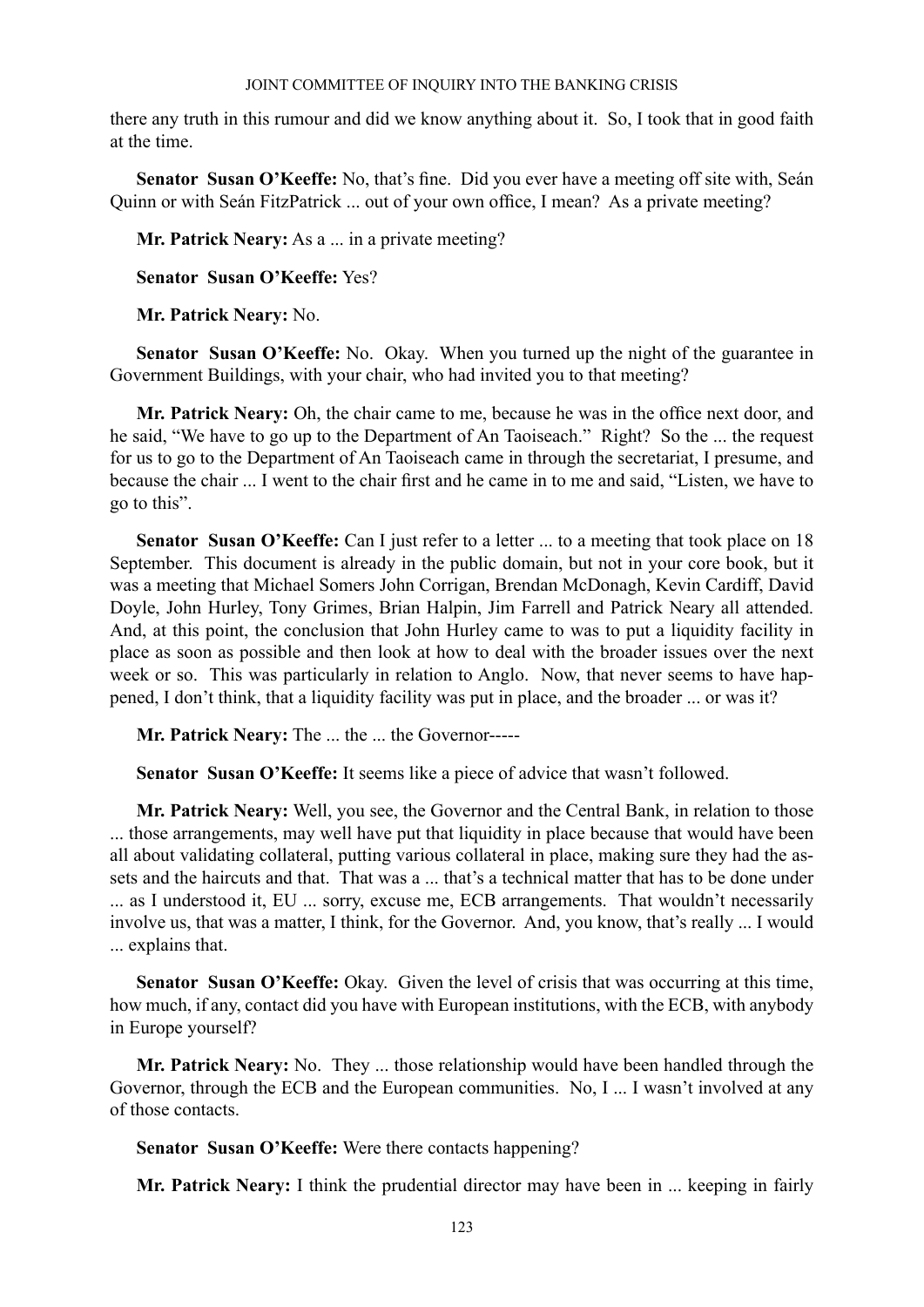there any truth in this rumour and did we know anything about it. So, I took that in good faith at the time.

**Senator Susan O'Keeffe:** No, that's fine. Did you ever have a meeting off site with, Seán Quinn or with Seán FitzPatrick ... out of your own office, I mean? As a private meeting?

**Mr. Patrick Neary:** As a ... in a private meeting?

**Senator Susan O'Keeffe:** Yes?

**Mr. Patrick Neary:** No.

**Senator Susan O'Keeffe:** No. Okay. When you turned up the night of the guarantee in Government Buildings, with your chair, who had invited you to that meeting?

**Mr. Patrick Neary:** Oh, the chair came to me, because he was in the office next door, and he said, "We have to go up to the Department of An Taoiseach." Right? So the ... the request for us to go to the Department of An Taoiseach came in through the secretariat, I presume, and because the chair ... I went to the chair first and he came in to me and said, "Listen, we have to go to this".

**Senator Susan O'Keeffe:** Can I just refer to a letter ... to a meeting that took place on 18 September. This document is already in the public domain, but not in your core book, but it was a meeting that Michael Somers John Corrigan, Brendan McDonagh, Kevin Cardiff, David Doyle, John Hurley, Tony Grimes, Brian Halpin, Jim Farrell and Patrick Neary all attended. And, at this point, the conclusion that John Hurley came to was to put a liquidity facility in place as soon as possible and then look at how to deal with the broader issues over the next week or so. This was particularly in relation to Anglo. Now, that never seems to have happened, I don't think, that a liquidity facility was put in place, and the broader ... or was it?

**Mr. Patrick Neary:** The ... the ... the Governor-----

**Senator Susan O'Keeffe:** It seems like a piece of advice that wasn't followed.

**Mr. Patrick Neary:** Well, you see, the Governor and the Central Bank, in relation to those ... those arrangements, may well have put that liquidity in place because that would have been all about validating collateral, putting various collateral in place, making sure they had the assets and the haircuts and that. That was a ... that's a technical matter that has to be done under ... as I understood it, EU ... sorry, excuse me, ECB arrangements. That wouldn't necessarily involve us, that was a matter, I think, for the Governor. And, you know, that's really ... I would ... explains that.

**Senator Susan O'Keeffe:** Okay. Given the level of crisis that was occurring at this time, how much, if any, contact did you have with European institutions, with the ECB, with anybody in Europe yourself?

**Mr. Patrick Neary:** No. They ... those relationship would have been handled through the Governor, through the ECB and the European communities. No, I ... I wasn't involved at any of those contacts.

**Senator Susan O'Keeffe:** Were there contacts happening?

**Mr. Patrick Neary:** I think the prudential director may have been in ... keeping in fairly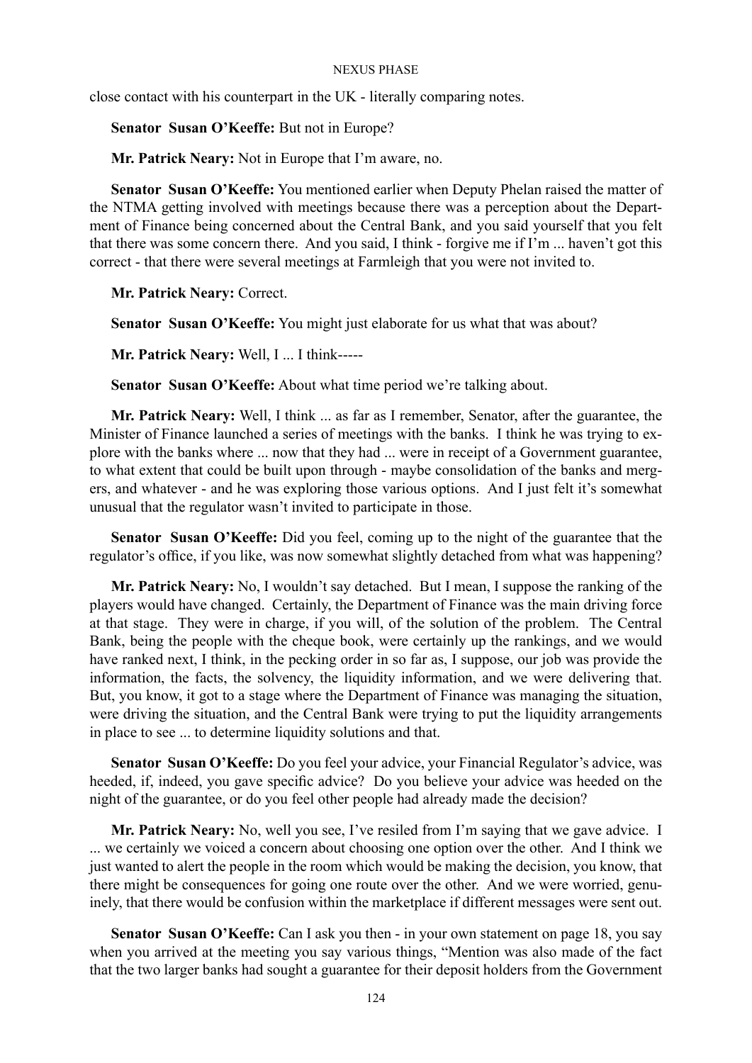close contact with his counterpart in the UK - literally comparing notes.

**Senator Susan O'Keeffe:** But not in Europe?

**Mr. Patrick Neary:** Not in Europe that I'm aware, no.

**Senator Susan O'Keeffe:** You mentioned earlier when Deputy Phelan raised the matter of the NTMA getting involved with meetings because there was a perception about the Department of Finance being concerned about the Central Bank, and you said yourself that you felt that there was some concern there. And you said, I think - forgive me if I'm ... haven't got this correct - that there were several meetings at Farmleigh that you were not invited to.

**Mr. Patrick Neary:** Correct.

**Senator Susan O'Keeffe:** You might just elaborate for us what that was about?

**Mr. Patrick Neary:** Well, I ... I think-----

**Senator Susan O'Keeffe:** About what time period we're talking about.

**Mr. Patrick Neary:** Well, I think ... as far as I remember, Senator, after the guarantee, the Minister of Finance launched a series of meetings with the banks. I think he was trying to explore with the banks where ... now that they had ... were in receipt of a Government guarantee, to what extent that could be built upon through - maybe consolidation of the banks and mergers, and whatever - and he was exploring those various options. And I just felt it's somewhat unusual that the regulator wasn't invited to participate in those.

**Senator Susan O'Keeffe:** Did you feel, coming up to the night of the guarantee that the regulator's office, if you like, was now somewhat slightly detached from what was happening?

**Mr. Patrick Neary:** No, I wouldn't say detached. But I mean, I suppose the ranking of the players would have changed. Certainly, the Department of Finance was the main driving force at that stage. They were in charge, if you will, of the solution of the problem. The Central Bank, being the people with the cheque book, were certainly up the rankings, and we would have ranked next, I think, in the pecking order in so far as, I suppose, our job was provide the information, the facts, the solvency, the liquidity information, and we were delivering that. But, you know, it got to a stage where the Department of Finance was managing the situation, were driving the situation, and the Central Bank were trying to put the liquidity arrangements in place to see ... to determine liquidity solutions and that.

**Senator Susan O'Keeffe:** Do you feel your advice, your Financial Regulator's advice, was heeded, if, indeed, you gave specific advice? Do you believe your advice was heeded on the night of the guarantee, or do you feel other people had already made the decision?

**Mr. Patrick Neary:** No, well you see, I've resiled from I'm saying that we gave advice. I ... we certainly we voiced a concern about choosing one option over the other. And I think we just wanted to alert the people in the room which would be making the decision, you know, that there might be consequences for going one route over the other. And we were worried, genuinely, that there would be confusion within the marketplace if different messages were sent out.

**Senator Susan O'Keeffe:** Can I ask you then - in your own statement on page 18, you say when you arrived at the meeting you say various things, "Mention was also made of the fact that the two larger banks had sought a guarantee for their deposit holders from the Government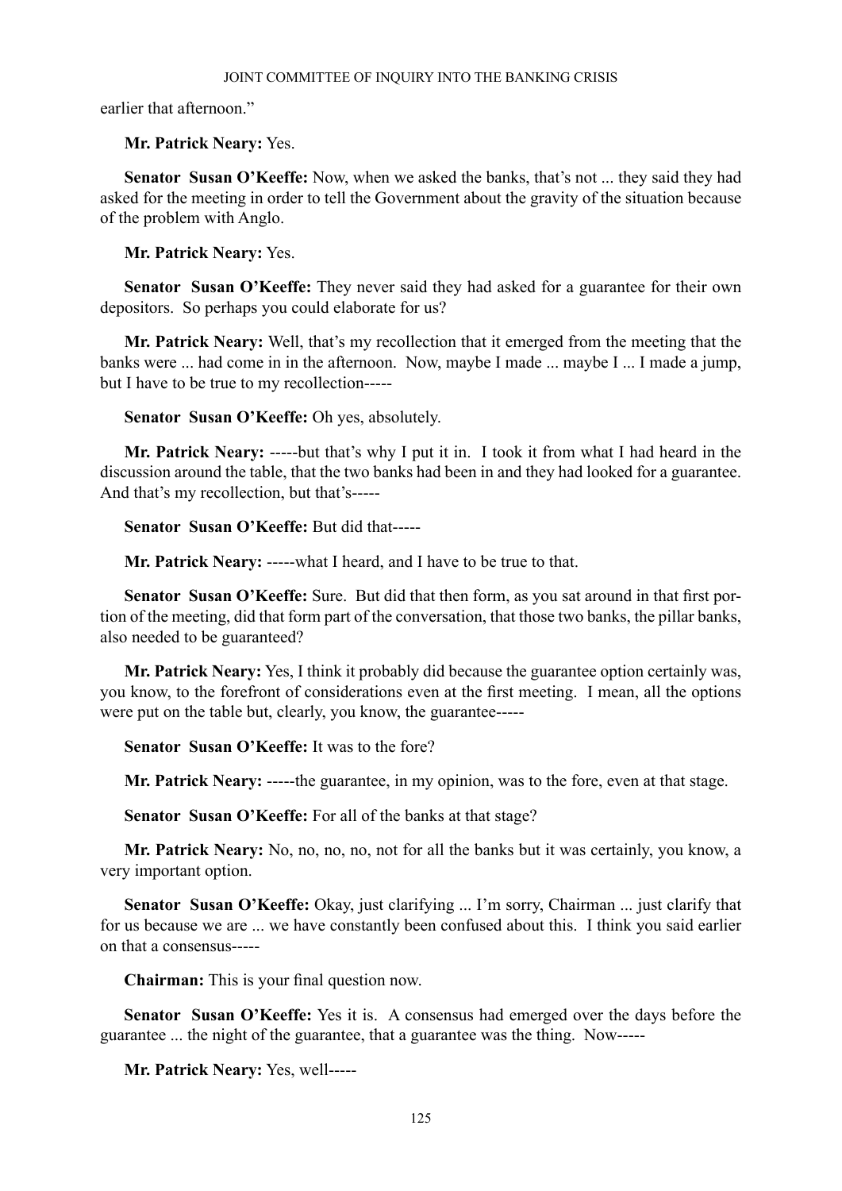earlier that afternoon."

**Mr. Patrick Neary:** Yes.

**Senator Susan O'Keeffe:** Now, when we asked the banks, that's not ... they said they had asked for the meeting in order to tell the Government about the gravity of the situation because of the problem with Anglo.

**Mr. Patrick Neary:** Yes.

**Senator Susan O'Keeffe:** They never said they had asked for a guarantee for their own depositors. So perhaps you could elaborate for us?

**Mr. Patrick Neary:** Well, that's my recollection that it emerged from the meeting that the banks were ... had come in in the afternoon. Now, maybe I made ... maybe I ... I made a jump, but I have to be true to my recollection-----

**Senator Susan O'Keeffe:** Oh yes, absolutely.

**Mr. Patrick Neary:** -----but that's why I put it in. I took it from what I had heard in the discussion around the table, that the two banks had been in and they had looked for a guarantee. And that's my recollection, but that's-----

**Senator Susan O'Keeffe:** But did that-----

**Mr. Patrick Neary:** -----what I heard, and I have to be true to that.

**Senator Susan O'Keeffe:** Sure. But did that then form, as you sat around in that first portion of the meeting, did that form part of the conversation, that those two banks, the pillar banks, also needed to be guaranteed?

**Mr. Patrick Neary:** Yes, I think it probably did because the guarantee option certainly was, you know, to the forefront of considerations even at the first meeting. I mean, all the options were put on the table but, clearly, you know, the guarantee-----

**Senator Susan O'Keeffe:** It was to the fore?

**Mr. Patrick Neary:** -----the guarantee, in my opinion, was to the fore, even at that stage.

**Senator Susan O'Keeffe:** For all of the banks at that stage?

**Mr. Patrick Neary:** No, no, no, no, not for all the banks but it was certainly, you know, a very important option.

**Senator Susan O'Keeffe:** Okay, just clarifying ... I'm sorry, Chairman ... just clarify that for us because we are ... we have constantly been confused about this. I think you said earlier on that a consensus-----

**Chairman:** This is your final question now.

**Senator Susan O'Keeffe:** Yes it is. A consensus had emerged over the days before the guarantee ... the night of the guarantee, that a guarantee was the thing. Now-----

**Mr. Patrick Neary:** Yes, well-----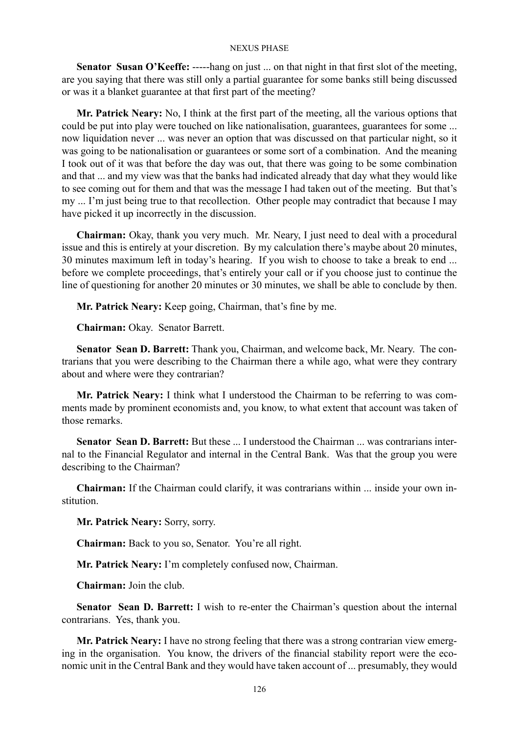**Senator Susan O'Keeffe:** -----hang on just ... on that night in that first slot of the meeting, are you saying that there was still only a partial guarantee for some banks still being discussed or was it a blanket guarantee at that first part of the meeting?

**Mr. Patrick Neary:** No, I think at the first part of the meeting, all the various options that could be put into play were touched on like nationalisation, guarantees, guarantees for some ... now liquidation never ... was never an option that was discussed on that particular night, so it was going to be nationalisation or guarantees or some sort of a combination. And the meaning I took out of it was that before the day was out, that there was going to be some combination and that ... and my view was that the banks had indicated already that day what they would like to see coming out for them and that was the message I had taken out of the meeting. But that's my ... I'm just being true to that recollection. Other people may contradict that because I may have picked it up incorrectly in the discussion.

**Chairman:** Okay, thank you very much. Mr. Neary, I just need to deal with a procedural issue and this is entirely at your discretion. By my calculation there's maybe about 20 minutes, 30 minutes maximum left in today's hearing. If you wish to choose to take a break to end ... before we complete proceedings, that's entirely your call or if you choose just to continue the line of questioning for another 20 minutes or 30 minutes, we shall be able to conclude by then.

**Mr. Patrick Neary:** Keep going, Chairman, that's fine by me.

**Chairman:** Okay. Senator Barrett.

**Senator Sean D. Barrett:** Thank you, Chairman, and welcome back, Mr. Neary. The contrarians that you were describing to the Chairman there a while ago, what were they contrary about and where were they contrarian?

**Mr. Patrick Neary:** I think what I understood the Chairman to be referring to was comments made by prominent economists and, you know, to what extent that account was taken of those remarks.

**Senator Sean D. Barrett:** But these ... I understood the Chairman ... was contrarians internal to the Financial Regulator and internal in the Central Bank. Was that the group you were describing to the Chairman?

**Chairman:** If the Chairman could clarify, it was contrarians within ... inside your own institution.

**Mr. Patrick Neary:** Sorry, sorry.

**Chairman:** Back to you so, Senator. You're all right.

**Mr. Patrick Neary:** I'm completely confused now, Chairman.

**Chairman:** Join the club.

**Senator Sean D. Barrett:** I wish to re-enter the Chairman's question about the internal contrarians. Yes, thank you.

**Mr. Patrick Neary:** I have no strong feeling that there was a strong contrarian view emerging in the organisation. You know, the drivers of the financial stability report were the economic unit in the Central Bank and they would have taken account of ... presumably, they would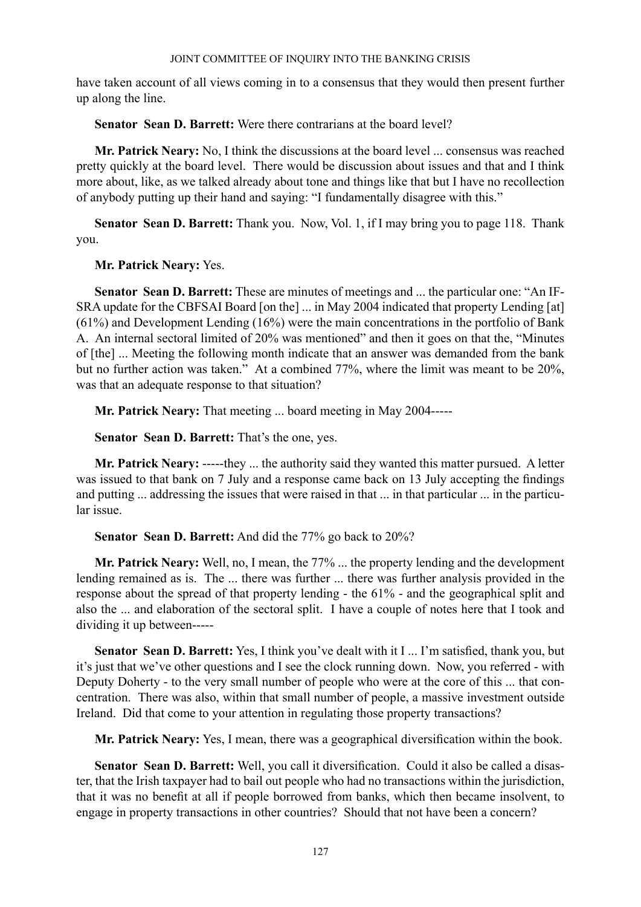have taken account of all views coming in to a consensus that they would then present further up along the line.

**Senator Sean D. Barrett:** Were there contrarians at the board level?

**Mr. Patrick Neary:** No, I think the discussions at the board level ... consensus was reached pretty quickly at the board level. There would be discussion about issues and that and I think more about, like, as we talked already about tone and things like that but I have no recollection of anybody putting up their hand and saying: "I fundamentally disagree with this."

**Senator Sean D. Barrett:** Thank you. Now, Vol. 1, if I may bring you to page 118. Thank you.

**Mr. Patrick Neary:** Yes.

**Senator Sean D. Barrett:** These are minutes of meetings and ... the particular one: "An IFSRA update for the CBFSAI Board [on the] ... in May 2004 indicated that property Lending [at] (61%) and Development Lending (16%) were the main concentrations in the portfolio of Bank A. An internal sectoral limited of 20% was mentioned" and then it goes on that the, "Minutes of [the] ... Meeting the following month indicate that an answer was demanded from the bank but no further action was taken." At a combined 77%, where the limit was meant to be 20%, was that an adequate response to that situation?

**Mr. Patrick Neary:** That meeting ... board meeting in May 2004-----

**Senator Sean D. Barrett:** That's the one, yes.

**Mr. Patrick Neary:** -----they ... the authority said they wanted this matter pursued. A letter was issued to that bank on 7 July and a response came back on 13 July accepting the findings and putting ... addressing the issues that were raised in that ... in that particular ... in the particular issue.

**Senator Sean D. Barrett:** And did the 77% go back to 20%?

**Mr. Patrick Neary:** Well, no, I mean, the 77% ... the property lending and the development lending remained as is. The ... there was further ... there was further analysis provided in the response about the spread of that property lending - the 61% - and the geographical split and also the ... and elaboration of the sectoral split. I have a couple of notes here that I took and dividing it up between-----

**Senator Sean D. Barrett:** Yes, I think you've dealt with it I ... I'm satisfied, thank you, but it's just that we've other questions and I see the clock running down. Now, you referred - with Deputy Doherty - to the very small number of people who were at the core of this ... that concentration. There was also, within that small number of people, a massive investment outside Ireland. Did that come to your attention in regulating those property transactions?

**Mr. Patrick Neary:** Yes, I mean, there was a geographical diversification within the book.

**Senator Sean D. Barrett:** Well, you call it diversification. Could it also be called a disaster, that the Irish taxpayer had to bail out people who had no transactions within the jurisdiction, that it was no benefit at all if people borrowed from banks, which then became insolvent, to engage in property transactions in other countries? Should that not have been a concern?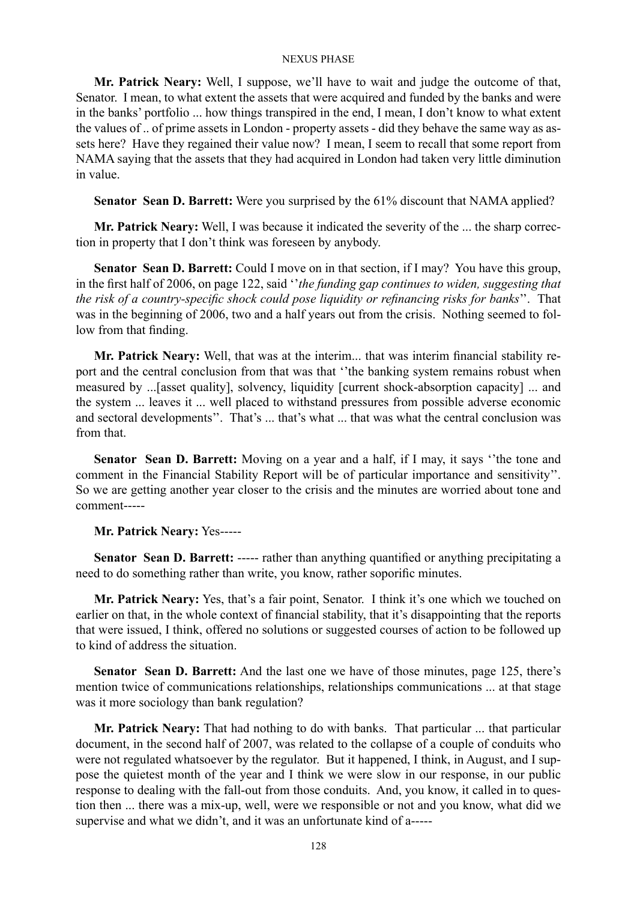**Mr. Patrick Neary:** Well, I suppose, we'll have to wait and judge the outcome of that, Senator. I mean, to what extent the assets that were acquired and funded by the banks and were in the banks' portfolio ... how things transpired in the end, I mean, I don't know to what extent the values of .. of prime assets in London - property assets - did they behave the same way as assets here? Have they regained their value now? I mean, I seem to recall that some report from NAMA saying that the assets that they had acquired in London had taken very little diminution in value.

**Senator Sean D. Barrett:** Were you surprised by the 61% discount that NAMA applied?

**Mr. Patrick Neary:** Well, I was because it indicated the severity of the ... the sharp correction in property that I don't think was foreseen by anybody.

**Senator Sean D. Barrett:** Could I move on in that section, if I may? You have this group, in the first half of 2006, on page 122, said ''*the funding gap continues to widen, suggesting that the risk of a country-specific shock could pose liquidity or refinancing risks for banks*''. That was in the beginning of 2006, two and a half years out from the crisis. Nothing seemed to follow from that finding.

**Mr. Patrick Neary:** Well, that was at the interim... that was interim financial stability report and the central conclusion from that was that ''the banking system remains robust when measured by ...[asset quality], solvency, liquidity [current shock-absorption capacity] ... and the system ... leaves it ... well placed to withstand pressures from possible adverse economic and sectoral developments''. That's ... that's what ... that was what the central conclusion was from that.

**Senator Sean D. Barrett:** Moving on a year and a half, if I may, it says ''the tone and comment in the Financial Stability Report will be of particular importance and sensitivity''. So we are getting another year closer to the crisis and the minutes are worried about tone and comment-----

**Mr. Patrick Neary:** Yes-----

**Senator Sean D. Barrett:** ----- rather than anything quantified or anything precipitating a need to do something rather than write, you know, rather soporific minutes.

**Mr. Patrick Neary:** Yes, that's a fair point, Senator. I think it's one which we touched on earlier on that, in the whole context of financial stability, that it's disappointing that the reports that were issued, I think, offered no solutions or suggested courses of action to be followed up to kind of address the situation.

**Senator Sean D. Barrett:** And the last one we have of those minutes, page 125, there's mention twice of communications relationships, relationships communications ... at that stage was it more sociology than bank regulation?

**Mr. Patrick Neary:** That had nothing to do with banks. That particular ... that particular document, in the second half of 2007, was related to the collapse of a couple of conduits who were not regulated whatsoever by the regulator. But it happened, I think, in August, and I suppose the quietest month of the year and I think we were slow in our response, in our public response to dealing with the fall-out from those conduits. And, you know, it called in to question then ... there was a mix-up, well, were we responsible or not and you know, what did we supervise and what we didn't, and it was an unfortunate kind of a-----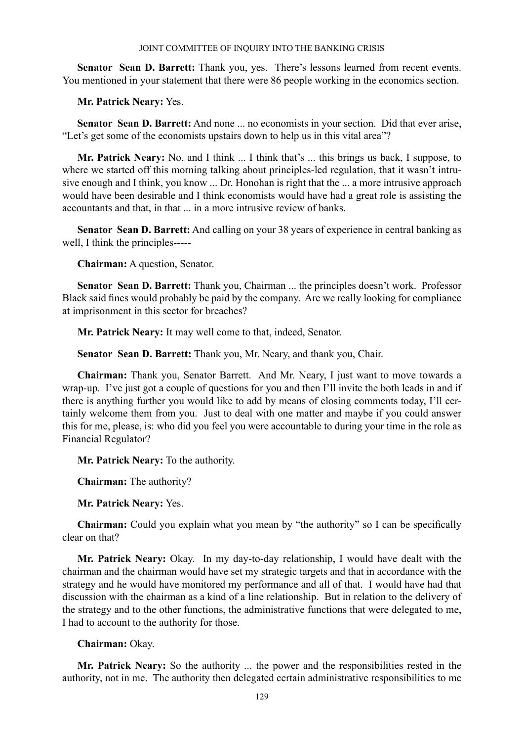**Senator Sean D. Barrett:** Thank you, yes. There's lessons learned from recent events. You mentioned in your statement that there were 86 people working in the economics section.

**Mr. Patrick Neary:** Yes.

**Senator Sean D. Barrett:** And none ... no economists in your section. Did that ever arise, "Let's get some of the economists upstairs down to help us in this vital area"?

**Mr. Patrick Neary:** No, and I think ... I think that's ... this brings us back, I suppose, to where we started off this morning talking about principles-led regulation, that it wasn't intrusive enough and I think, you know ... Dr. Honohan is right that the ... a more intrusive approach would have been desirable and I think economists would have had a great role is assisting the accountants and that, in that ... in a more intrusive review of banks.

**Senator Sean D. Barrett:** And calling on your 38 years of experience in central banking as well, I think the principles-----

**Chairman:** A question, Senator.

**Senator Sean D. Barrett:** Thank you, Chairman ... the principles doesn't work. Professor Black said fines would probably be paid by the company. Are we really looking for compliance at imprisonment in this sector for breaches?

**Mr. Patrick Neary:** It may well come to that, indeed, Senator.

**Senator Sean D. Barrett:** Thank you, Mr. Neary, and thank you, Chair.

**Chairman:** Thank you, Senator Barrett. And Mr. Neary, I just want to move towards a wrap-up. I've just got a couple of questions for you and then I'll invite the both leads in and if there is anything further you would like to add by means of closing comments today, I'll certainly welcome them from you. Just to deal with one matter and maybe if you could answer this for me, please, is: who did you feel you were accountable to during your time in the role as Financial Regulator?

**Mr. Patrick Neary:** To the authority.

**Chairman:** The authority?

**Mr. Patrick Neary:** Yes.

**Chairman:** Could you explain what you mean by "the authority" so I can be specifically clear on that?

**Mr. Patrick Neary:** Okay. In my day-to-day relationship, I would have dealt with the chairman and the chairman would have set my strategic targets and that in accordance with the strategy and he would have monitored my performance and all of that. I would have had that discussion with the chairman as a kind of a line relationship. But in relation to the delivery of the strategy and to the other functions, the administrative functions that were delegated to me, I had to account to the authority for those.

**Chairman:** Okay.

**Mr. Patrick Neary:** So the authority ... the power and the responsibilities rested in the authority, not in me. The authority then delegated certain administrative responsibilities to me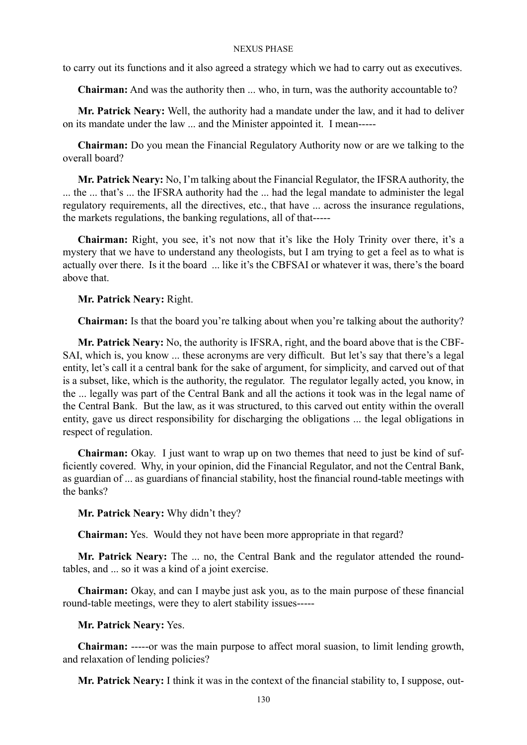to carry out its functions and it also agreed a strategy which we had to carry out as executives.

**Chairman:** And was the authority then ... who, in turn, was the authority accountable to?

**Mr. Patrick Neary:** Well, the authority had a mandate under the law, and it had to deliver on its mandate under the law ... and the Minister appointed it. I mean-----

**Chairman:** Do you mean the Financial Regulatory Authority now or are we talking to the overall board?

**Mr. Patrick Neary:** No, I'm talking about the Financial Regulator, the IFSRA authority, the ... the ... that's ... the IFSRA authority had the ... had the legal mandate to administer the legal regulatory requirements, all the directives, etc., that have ... across the insurance regulations, the markets regulations, the banking regulations, all of that-----

**Chairman:** Right, you see, it's not now that it's like the Holy Trinity over there, it's a mystery that we have to understand any theologists, but I am trying to get a feel as to what is actually over there. Is it the board ... like it's the CBFSAI or whatever it was, there's the board above that.

**Mr. Patrick Neary:** Right.

**Chairman:** Is that the board you're talking about when you're talking about the authority?

**Mr. Patrick Neary:** No, the authority is IFSRA, right, and the board above that is the CBFSAI, which is, you know ... these acronyms are very difficult. But let's say that there's a legal entity, let's call it a central bank for the sake of argument, for simplicity, and carved out of that is a subset, like, which is the authority, the regulator. The regulator legally acted, you know, in the ... legally was part of the Central Bank and all the actions it took was in the legal name of the Central Bank. But the law, as it was structured, to this carved out entity within the overall entity, gave us direct responsibility for discharging the obligations ... the legal obligations in respect of regulation.

**Chairman:** Okay. I just want to wrap up on two themes that need to just be kind of sufficiently covered. Why, in your opinion, did the Financial Regulator, and not the Central Bank, as guardian of ... as guardians of financial stability, host the financial round-table meetings with the banks?

**Mr. Patrick Neary:** Why didn't they?

**Chairman:** Yes. Would they not have been more appropriate in that regard?

**Mr. Patrick Neary:** The ... no, the Central Bank and the regulator attended the round-tables, and ... so it was a kind of a joint exercise.

**Chairman:** Okay, and can I maybe just ask you, as to the main purpose of these financial round-table meetings, were they to alert stability issues-----

**Mr. Patrick Neary:** Yes.

**Chairman:** -----or was the main purpose to affect moral suasion, to limit lending growth, and relaxation of lending policies?

**Mr. Patrick Neary:** I think it was in the context of the financial stability to, I suppose, out-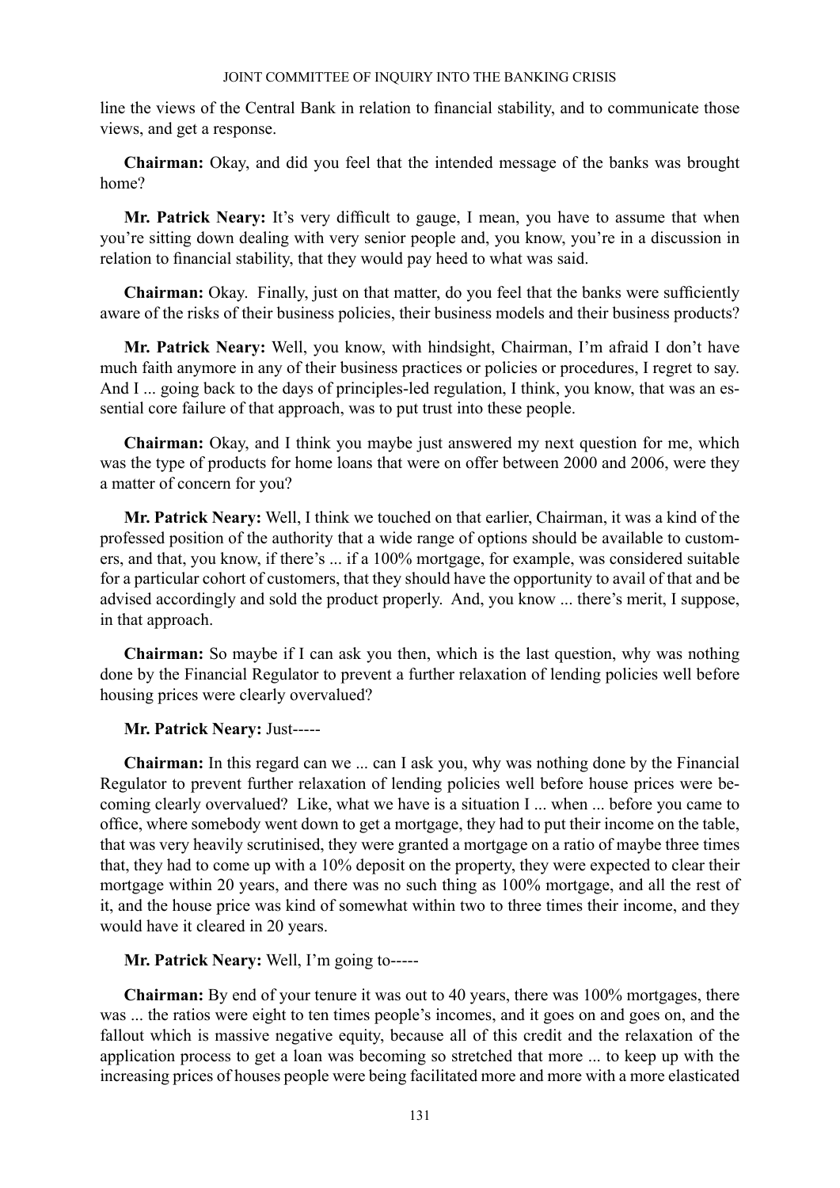line the views of the Central Bank in relation to financial stability, and to communicate those views, and get a response.

**Chairman:** Okay, and did you feel that the intended message of the banks was brought home?

**Mr. Patrick Neary:** It's very difficult to gauge, I mean, you have to assume that when you're sitting down dealing with very senior people and, you know, you're in a discussion in relation to financial stability, that they would pay heed to what was said.

**Chairman:** Okay. Finally, just on that matter, do you feel that the banks were sufficiently aware of the risks of their business policies, their business models and their business products?

**Mr. Patrick Neary:** Well, you know, with hindsight, Chairman, I'm afraid I don't have much faith anymore in any of their business practices or policies or procedures, I regret to say. And I ... going back to the days of principles-led regulation, I think, you know, that was an essential core failure of that approach, was to put trust into these people.

**Chairman:** Okay, and I think you maybe just answered my next question for me, which was the type of products for home loans that were on offer between 2000 and 2006, were they a matter of concern for you?

**Mr. Patrick Neary:** Well, I think we touched on that earlier, Chairman, it was a kind of the professed position of the authority that a wide range of options should be available to customers, and that, you know, if there's ... if a 100% mortgage, for example, was considered suitable for a particular cohort of customers, that they should have the opportunity to avail of that and be advised accordingly and sold the product properly. And, you know ... there's merit, I suppose, in that approach.

**Chairman:** So maybe if I can ask you then, which is the last question, why was nothing done by the Financial Regulator to prevent a further relaxation of lending policies well before housing prices were clearly overvalued?

**Mr. Patrick Neary:** Just-----

**Chairman:** In this regard can we ... can I ask you, why was nothing done by the Financial Regulator to prevent further relaxation of lending policies well before house prices were becoming clearly overvalued? Like, what we have is a situation I ... when ... before you came to office, where somebody went down to get a mortgage, they had to put their income on the table, that was very heavily scrutinised, they were granted a mortgage on a ratio of maybe three times that, they had to come up with a 10% deposit on the property, they were expected to clear their mortgage within 20 years, and there was no such thing as 100% mortgage, and all the rest of it, and the house price was kind of somewhat within two to three times their income, and they would have it cleared in 20 years.

**Mr. Patrick Neary:** Well, I'm going to-----

**Chairman:** By end of your tenure it was out to 40 years, there was 100% mortgages, there was ... the ratios were eight to ten times people's incomes, and it goes on and goes on, and the fallout which is massive negative equity, because all of this credit and the relaxation of the application process to get a loan was becoming so stretched that more ... to keep up with the increasing prices of houses people were being facilitated more and more with a more elasticated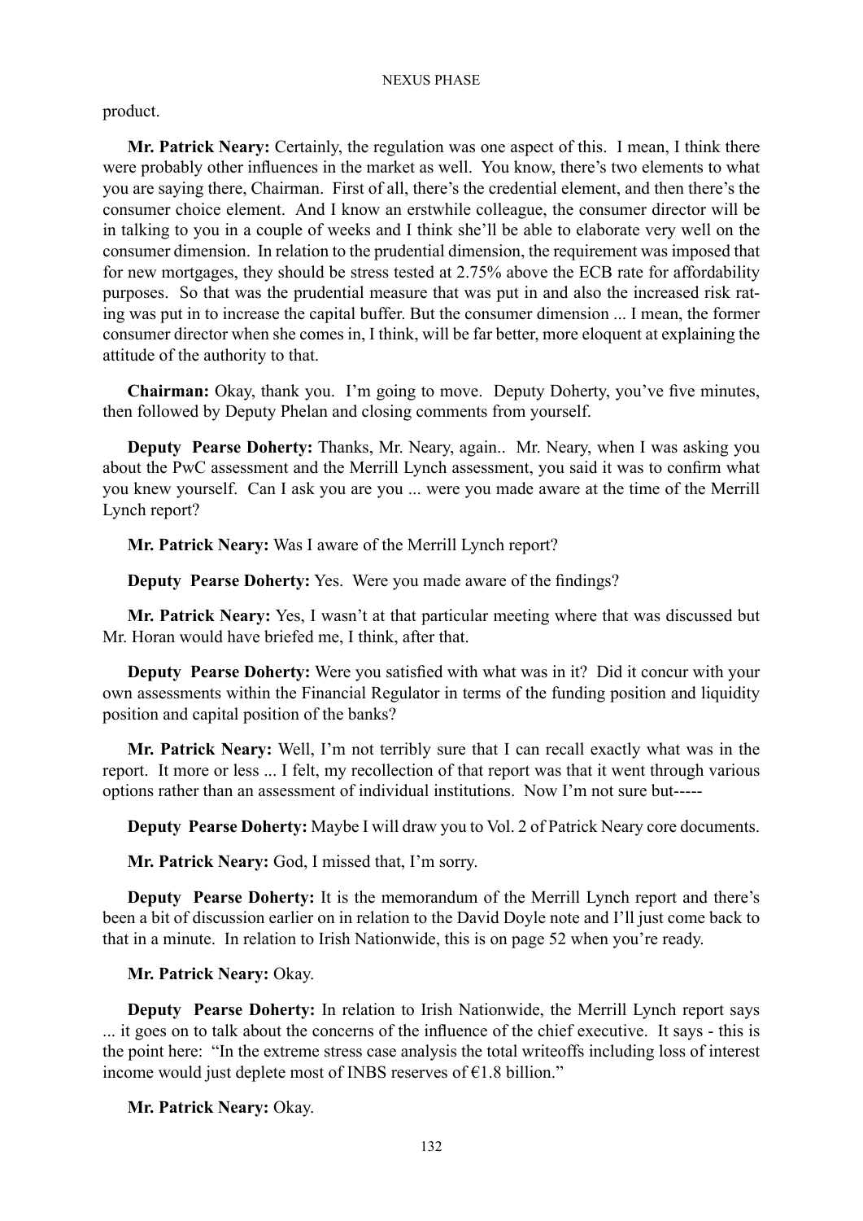product.

**Mr. Patrick Neary:** Certainly, the regulation was one aspect of this. I mean, I think there were probably other influences in the market as well. You know, there's two elements to what you are saying there, Chairman. First of all, there's the credential element, and then there's the consumer choice element. And I know an erstwhile colleague, the consumer director will be in talking to you in a couple of weeks and I think she'll be able to elaborate very well on the consumer dimension. In relation to the prudential dimension, the requirement was imposed that for new mortgages, they should be stress tested at 2.75% above the ECB rate for affordability purposes. So that was the prudential measure that was put in and also the increased risk rating was put in to increase the capital buffer. But the consumer dimension ... I mean, the former consumer director when she comes in, I think, will be far better, more eloquent at explaining the attitude of the authority to that.

**Chairman:** Okay, thank you. I'm going to move. Deputy Doherty, you've five minutes, then followed by Deputy Phelan and closing comments from yourself.

**Deputy Pearse Doherty:** Thanks, Mr. Neary, again.. Mr. Neary, when I was asking you about the PwC assessment and the Merrill Lynch assessment, you said it was to confirm what you knew yourself. Can I ask you are you ... were you made aware at the time of the Merrill Lynch report?

**Mr. Patrick Neary:** Was I aware of the Merrill Lynch report?

**Deputy Pearse Doherty:** Yes. Were you made aware of the findings?

**Mr. Patrick Neary:** Yes, I wasn't at that particular meeting where that was discussed but Mr. Horan would have briefed me, I think, after that.

**Deputy Pearse Doherty:** Were you satisfied with what was in it? Did it concur with your own assessments within the Financial Regulator in terms of the funding position and liquidity position and capital position of the banks?

**Mr. Patrick Neary:** Well, I'm not terribly sure that I can recall exactly what was in the report. It more or less ... I felt, my recollection of that report was that it went through various options rather than an assessment of individual institutions. Now I'm not sure but-----

**Deputy Pearse Doherty:** Maybe I will draw you to Vol. 2 of Patrick Neary core documents.

**Mr. Patrick Neary:** God, I missed that, I'm sorry.

**Deputy Pearse Doherty:** It is the memorandum of the Merrill Lynch report and there's been a bit of discussion earlier on in relation to the David Doyle note and I'll just come back to that in a minute. In relation to Irish Nationwide, this is on page 52 when you're ready.

**Mr. Patrick Neary:** Okay.

**Deputy Pearse Doherty:** In relation to Irish Nationwide, the Merrill Lynch report says ... it goes on to talk about the concerns of the influence of the chief executive. It says - this is the point here: "In the extreme stress case analysis the total writeoffs including loss of interest income would just deplete most of INBS reserves of €1.8 billion."

**Mr. Patrick Neary:** Okay.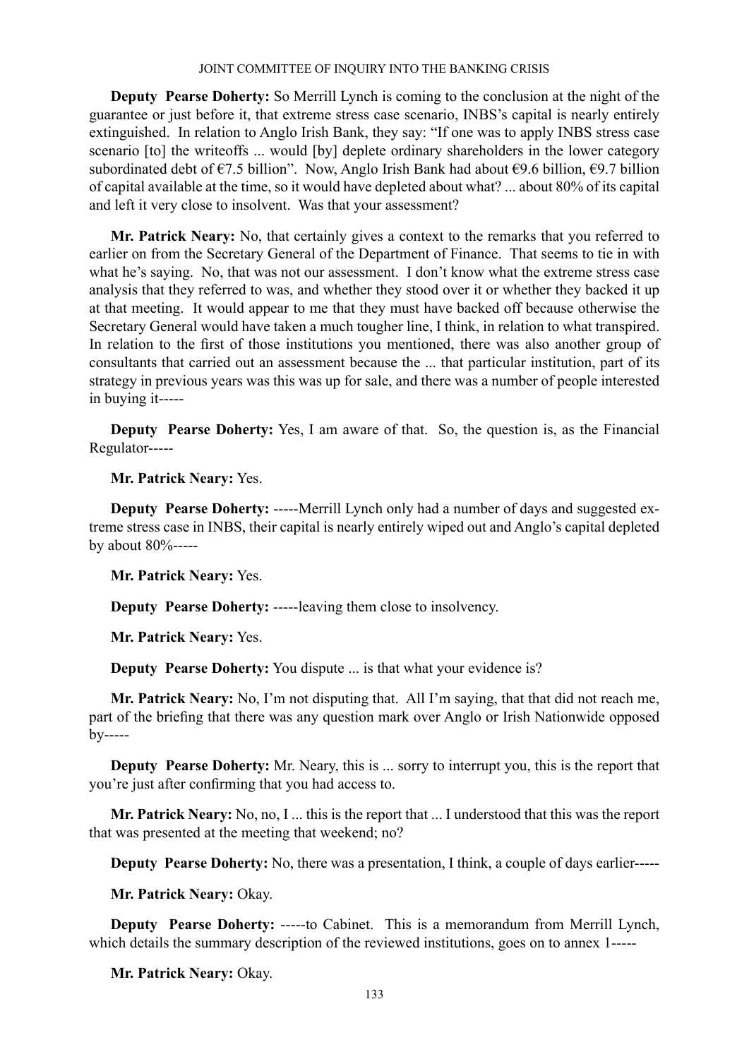**Deputy Pearse Doherty:** So Merrill Lynch is coming to the conclusion at the night of the guarantee or just before it, that extreme stress case scenario, INBS's capital is nearly entirely extinguished. In relation to Anglo Irish Bank, they say: "If one was to apply INBS stress case scenario [to] the writeoffs ... would [by] deplete ordinary shareholders in the lower category subordinated debt of €7.5 billion". Now, Anglo Irish Bank had about €9.6 billion, €9.7 billion of capital available at the time, so it would have depleted about what? ... about 80% of its capital and left it very close to insolvent. Was that your assessment?

**Mr. Patrick Neary:** No, that certainly gives a context to the remarks that you referred to earlier on from the Secretary General of the Department of Finance. That seems to tie in with what he's saying. No, that was not our assessment. I don't know what the extreme stress case analysis that they referred to was, and whether they stood over it or whether they backed it up at that meeting. It would appear to me that they must have backed off because otherwise the Secretary General would have taken a much tougher line, I think, in relation to what transpired. In relation to the first of those institutions you mentioned, there was also another group of consultants that carried out an assessment because the ... that particular institution, part of its strategy in previous years was this was up for sale, and there was a number of people interested in buying it-----

**Deputy Pearse Doherty:** Yes, I am aware of that. So, the question is, as the Financial Regulator-----

**Mr. Patrick Neary:** Yes.

**Deputy Pearse Doherty:** -----Merrill Lynch only had a number of days and suggested extreme stress case in INBS, their capital is nearly entirely wiped out and Anglo's capital depleted by about 80%-----

**Mr. Patrick Neary:** Yes.

**Deputy Pearse Doherty:** -----leaving them close to insolvency.

**Mr. Patrick Neary:** Yes.

**Deputy Pearse Doherty:** You dispute ... is that what your evidence is?

**Mr. Patrick Neary:** No, I'm not disputing that. All I'm saying, that that did not reach me, part of the briefing that there was any question mark over Anglo or Irish Nationwide opposed by-----

**Deputy Pearse Doherty:** Mr. Neary, this is ... sorry to interrupt you, this is the report that you're just after confirming that you had access to.

**Mr. Patrick Neary:** No, no, I ... this is the report that ... I understood that this was the report that was presented at the meeting that weekend; no?

**Deputy Pearse Doherty:** No, there was a presentation, I think, a couple of days earlier-----

**Mr. Patrick Neary:** Okay.

**Deputy Pearse Doherty:** -----to Cabinet. This is a memorandum from Merrill Lynch, which details the summary description of the reviewed institutions, goes on to annex 1-----

**Mr. Patrick Neary:** Okay.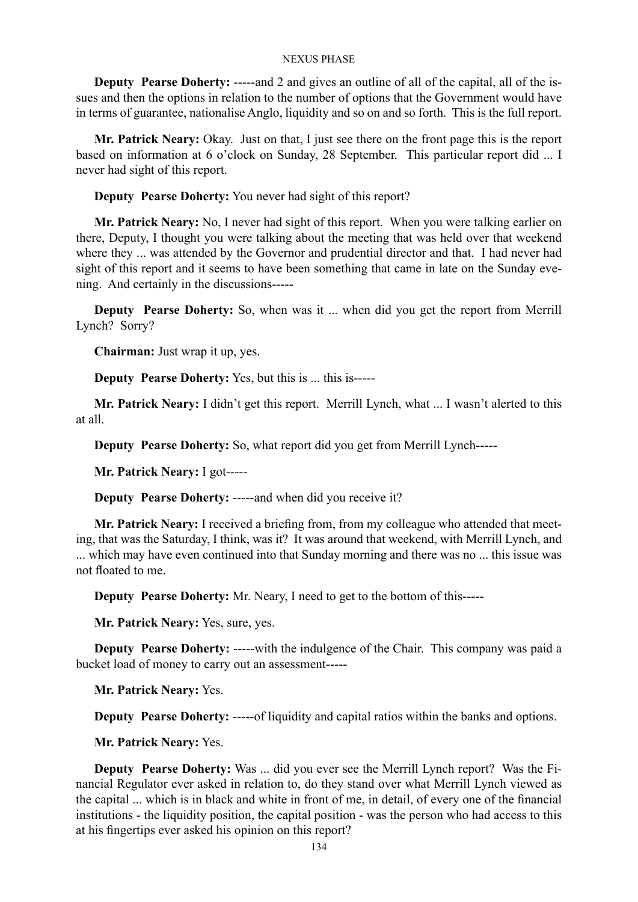**Deputy Pearse Doherty:** -----and 2 and gives an outline of all of the capital, all of the issues and then the options in relation to the number of options that the Government would have in terms of guarantee, nationalise Anglo, liquidity and so on and so forth. This is the full report.

**Mr. Patrick Neary:** Okay. Just on that, I just see there on the front page this is the report based on information at 6 o'clock on Sunday, 28 September. This particular report did ... I never had sight of this report.

**Deputy Pearse Doherty:** You never had sight of this report?

**Mr. Patrick Neary:** No, I never had sight of this report. When you were talking earlier on there, Deputy, I thought you were talking about the meeting that was held over that weekend where they ... was attended by the Governor and prudential director and that. I had never had sight of this report and it seems to have been something that came in late on the Sunday evening. And certainly in the discussions-----

**Deputy Pearse Doherty:** So, when was it ... when did you get the report from Merrill Lynch? Sorry?

**Chairman:** Just wrap it up, yes.

**Deputy Pearse Doherty:** Yes, but this is ... this is-----

**Mr. Patrick Neary:** I didn't get this report. Merrill Lynch, what ... I wasn't alerted to this at all.

**Deputy Pearse Doherty:** So, what report did you get from Merrill Lynch-----

**Mr. Patrick Neary:** I got-----

**Deputy Pearse Doherty:** -----and when did you receive it?

**Mr. Patrick Neary:** I received a briefing from, from my colleague who attended that meeting, that was the Saturday, I think, was it? It was around that weekend, with Merrill Lynch, and ... which may have even continued into that Sunday morning and there was no ... this issue was not floated to me.

**Deputy Pearse Doherty:** Mr. Neary, I need to get to the bottom of this-----

**Mr. Patrick Neary:** Yes, sure, yes.

**Deputy Pearse Doherty:** -----with the indulgence of the Chair. This company was paid a bucket load of money to carry out an assessment-----

**Mr. Patrick Neary:** Yes.

**Deputy Pearse Doherty:** -----of liquidity and capital ratios within the banks and options.

**Mr. Patrick Neary:** Yes.

**Deputy Pearse Doherty:** Was ... did you ever see the Merrill Lynch report? Was the Financial Regulator ever asked in relation to, do they stand over what Merrill Lynch viewed as the capital ... which is in black and white in front of me, in detail, of every one of the financial institutions - the liquidity position, the capital position - was the person who had access to this at his fingertips ever asked his opinion on this report?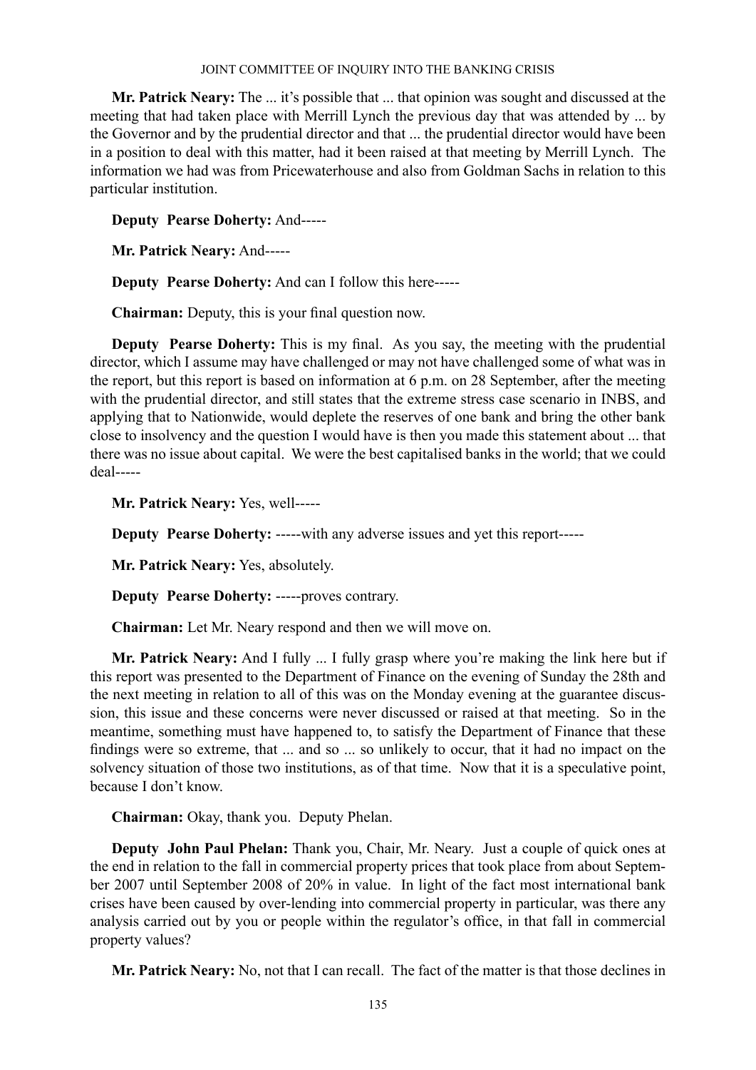**Mr. Patrick Neary:** The ... it's possible that ... that opinion was sought and discussed at the meeting that had taken place with Merrill Lynch the previous day that was attended by ... by the Governor and by the prudential director and that ... the prudential director would have been in a position to deal with this matter, had it been raised at that meeting by Merrill Lynch. The information we had was from Pricewaterhouse and also from Goldman Sachs in relation to this particular institution.

**Deputy Pearse Doherty:** And-----

**Mr. Patrick Neary:** And-----

**Deputy Pearse Doherty:** And can I follow this here-----

**Chairman:** Deputy, this is your final question now.

**Deputy Pearse Doherty:** This is my final. As you say, the meeting with the prudential director, which I assume may have challenged or may not have challenged some of what was in the report, but this report is based on information at 6 p.m. on 28 September, after the meeting with the prudential director, and still states that the extreme stress case scenario in INBS, and applying that to Nationwide, would deplete the reserves of one bank and bring the other bank close to insolvency and the question I would have is then you made this statement about ... that there was no issue about capital. We were the best capitalised banks in the world; that we could deal-----

**Mr. Patrick Neary:** Yes, well-----

**Deputy Pearse Doherty:** -----with any adverse issues and yet this report-----

**Mr. Patrick Neary:** Yes, absolutely.

**Deputy Pearse Doherty:** -----proves contrary.

**Chairman:** Let Mr. Neary respond and then we will move on.

**Mr. Patrick Neary:** And I fully ... I fully grasp where you're making the link here but if this report was presented to the Department of Finance on the evening of Sunday the 28th and the next meeting in relation to all of this was on the Monday evening at the guarantee discussion, this issue and these concerns were never discussed or raised at that meeting. So in the meantime, something must have happened to, to satisfy the Department of Finance that these findings were so extreme, that ... and so ... so unlikely to occur, that it had no impact on the solvency situation of those two institutions, as of that time. Now that it is a speculative point, because I don't know.

**Chairman:** Okay, thank you. Deputy Phelan.

**Deputy John Paul Phelan:** Thank you, Chair, Mr. Neary. Just a couple of quick ones at the end in relation to the fall in commercial property prices that took place from about September 2007 until September 2008 of 20% in value. In light of the fact most international bank crises have been caused by over-lending into commercial property in particular, was there any analysis carried out by you or people within the regulator's office, in that fall in commercial property values?

**Mr. Patrick Neary:** No, not that I can recall. The fact of the matter is that those declines in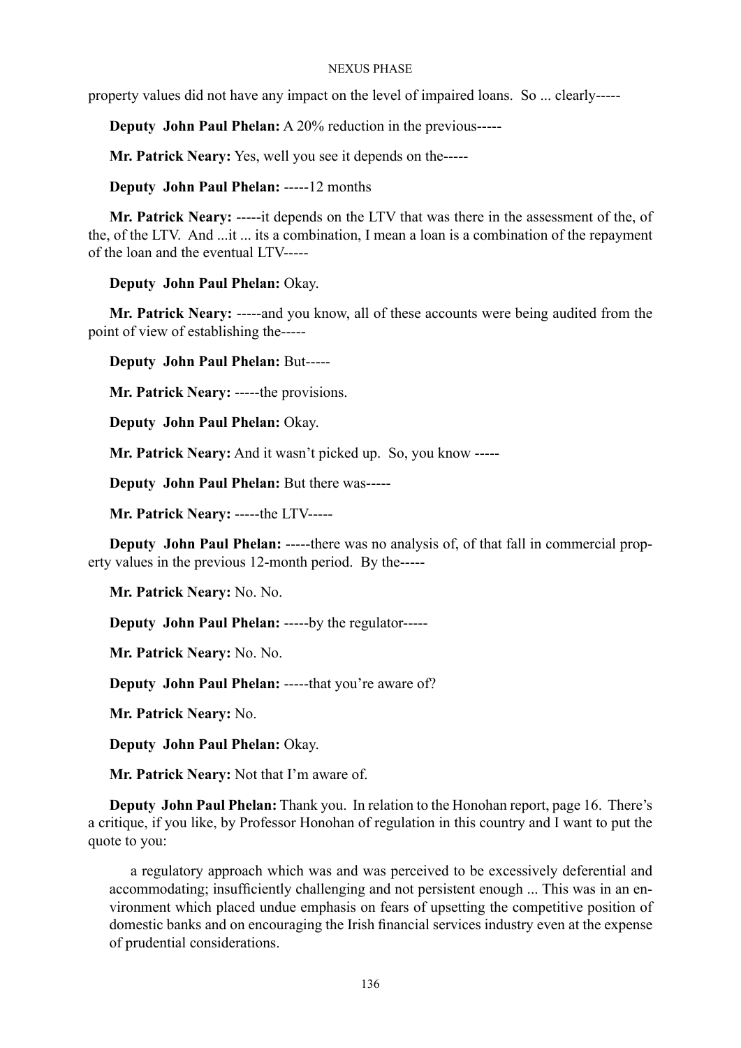property values did not have any impact on the level of impaired loans. So ... clearly-----

**Deputy John Paul Phelan:** A 20% reduction in the previous-----

**Mr. Patrick Neary:** Yes, well you see it depends on the-----

**Deputy John Paul Phelan:** -----12 months

**Mr. Patrick Neary:** -----it depends on the LTV that was there in the assessment of the, of the, of the LTV. And ...it ... its a combination, I mean a loan is a combination of the repayment of the loan and the eventual LTV-----

**Deputy John Paul Phelan:** Okay.

**Mr. Patrick Neary:** -----and you know, all of these accounts were being audited from the point of view of establishing the-----

**Deputy John Paul Phelan:** But-----

**Mr. Patrick Neary:** -----the provisions.

**Deputy John Paul Phelan:** Okay.

**Mr. Patrick Neary:** And it wasn't picked up. So, you know -----

**Deputy John Paul Phelan:** But there was-----

**Mr. Patrick Neary:** -----the LTV-----

**Deputy John Paul Phelan:** -----there was no analysis of, of that fall in commercial property values in the previous 12-month period. By the-----

**Mr. Patrick Neary:** No. No.

**Deputy John Paul Phelan:** -----by the regulator-----

**Mr. Patrick Neary:** No. No.

**Deputy John Paul Phelan:** -----that you're aware of?

**Mr. Patrick Neary:** No.

**Deputy John Paul Phelan:** Okay.

**Mr. Patrick Neary:** Not that I'm aware of.

**Deputy John Paul Phelan:** Thank you. In relation to the Honohan report, page 16. There's a critique, if you like, by Professor Honohan of regulation in this country and I want to put the quote to you:

> a regulatory approach which was and was perceived to be excessively deferential and accommodating; insufficiently challenging and not persistent enough ... This was in an environment which placed undue emphasis on fears of upsetting the competitive position of domestic banks and on encouraging the Irish financial services industry even at the expense of prudential considerations.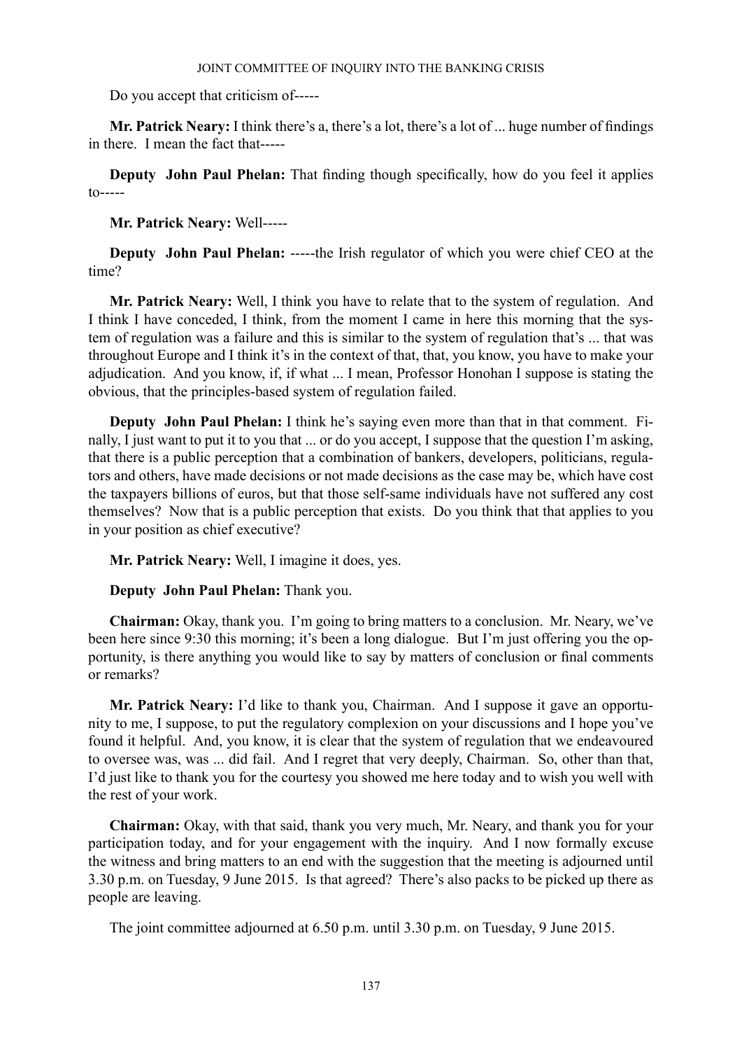Do you accept that criticism of-----

**Mr. Patrick Neary:** I think there's a, there's a lot, there's a lot of ... huge number of findings in there. I mean the fact that-----

**Deputy John Paul Phelan:** That finding though specifically, how do you feel it applies to-----

**Mr. Patrick Neary:** Well-----

**Deputy John Paul Phelan:** -----the Irish regulator of which you were chief CEO at the time?

**Mr. Patrick Neary:** Well, I think you have to relate that to the system of regulation. And I think I have conceded, I think, from the moment I came in here this morning that the system of regulation was a failure and this is similar to the system of regulation that's ... that was throughout Europe and I think it's in the context of that, that, you know, you have to make your adjudication. And you know, if, if what ... I mean, Professor Honohan I suppose is stating the obvious, that the principles-based system of regulation failed.

**Deputy John Paul Phelan:** I think he's saying even more than that in that comment. Finally, I just want to put it to you that ... or do you accept, I suppose that the question I'm asking, that there is a public perception that a combination of bankers, developers, politicians, regulators and others, have made decisions or not made decisions as the case may be, which have cost the taxpayers billions of euros, but that those self-same individuals have not suffered any cost themselves? Now that is a public perception that exists. Do you think that that applies to you in your position as chief executive?

**Mr. Patrick Neary:** Well, I imagine it does, yes.

**Deputy John Paul Phelan:** Thank you.

**Chairman:** Okay, thank you. I'm going to bring matters to a conclusion. Mr. Neary, we've been here since 9:30 this morning; it's been a long dialogue. But I'm just offering you the opportunity, is there anything you would like to say by matters of conclusion or final comments or remarks?

**Mr. Patrick Neary:** I'd like to thank you, Chairman. And I suppose it gave an opportunity to me, I suppose, to put the regulatory complexion on your discussions and I hope you've found it helpful. And, you know, it is clear that the system of regulation that we endeavoured to oversee was, was ... did fail. And I regret that very deeply, Chairman. So, other than that, I'd just like to thank you for the courtesy you showed me here today and to wish you well with the rest of your work.

**Chairman:** Okay, with that said, thank you very much, Mr. Neary, and thank you for your participation today, and for your engagement with the inquiry. And I now formally excuse the witness and bring matters to an end with the suggestion that the meeting is adjourned until 3.30 p.m. on Tuesday, 9 June 2015. Is that agreed? There's also packs to be picked up there as people are leaving.

The joint committee adjourned at 6.50 p.m. until 3.30 p.m. on Tuesday, 9 June 2015.